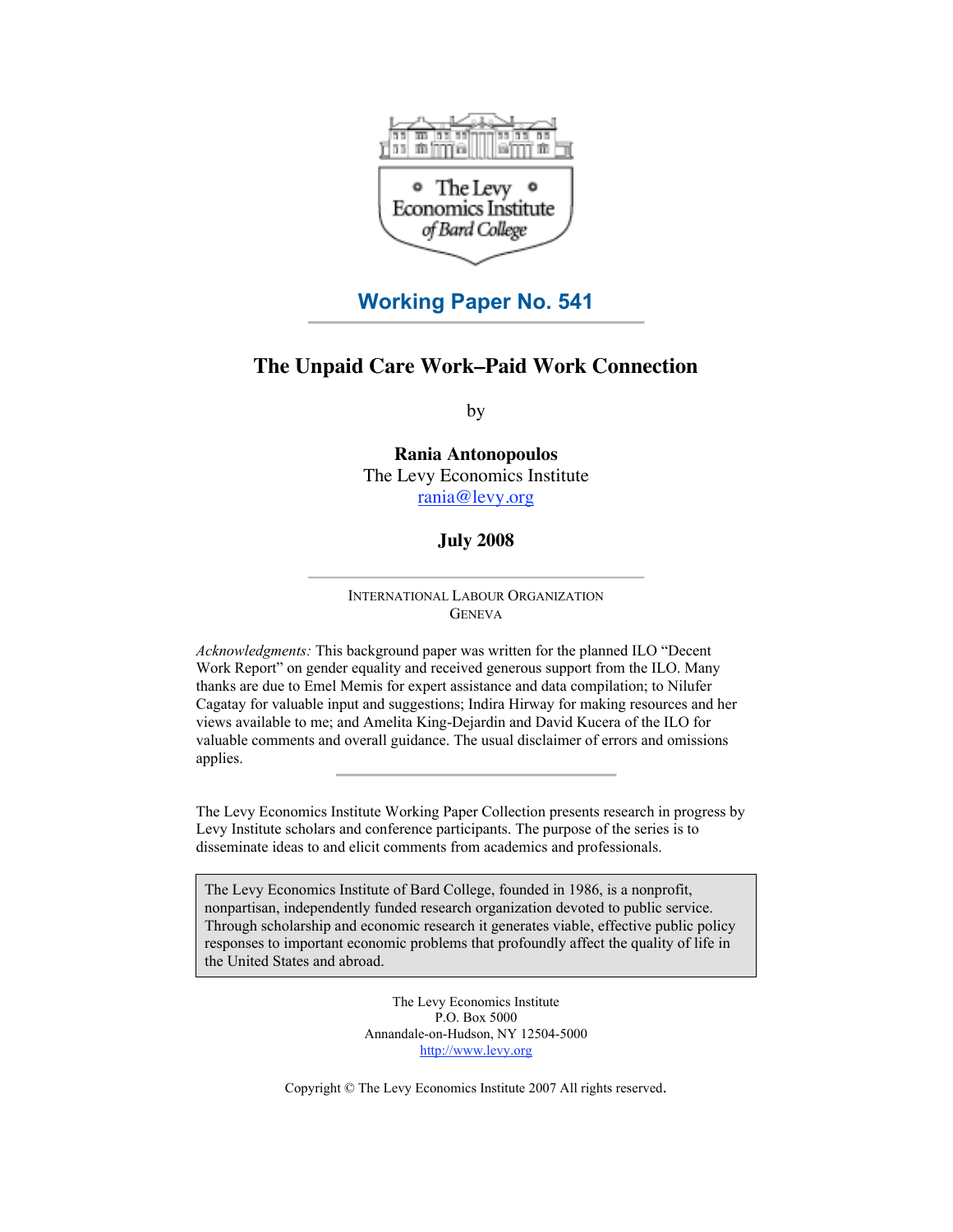The Levy Economics Institute of Bard College

# Working Paper No. 541

## The Unpaid Care Work–Paid Work Connection

by

**Rania Antonopoulos**
The Levy Economics Institute
rania@levy.org

**July 2008**

INTERNATIONAL LABOUR ORGANIZATION
GENEVA

*Acknowledgments:* This background paper was written for the planned ILO "Decent Work Report" on gender equality and received generous support from the ILO. Many thanks are due to Emel Memis for expert assistance and data compilation; to Nilufer Cagatay for valuable input and suggestions; Indira Hirway for making resources and her views available to me; and Amelita King-Dejardin and David Kucera of the ILO for valuable comments and overall guidance. The usual disclaimer of errors and omissions applies.

The Levy Economics Institute Working Paper Collection presents research in progress by Levy Institute scholars and conference participants. The purpose of the series is to disseminate ideas to and elicit comments from academics and professionals.

The Levy Economics Institute of Bard College, founded in 1986, is a nonprofit, nonpartisan, independently funded research organization devoted to public service. Through scholarship and economic research it generates viable, effective public policy responses to important economic problems that profoundly affect the quality of life in the United States and abroad.

The Levy Economics Institute
P.O. Box 5000
Annandale-on-Hudson, NY 12504-5000
http://www.levy.org

Copyright © The Levy Economics Institute 2007 All rights reserved.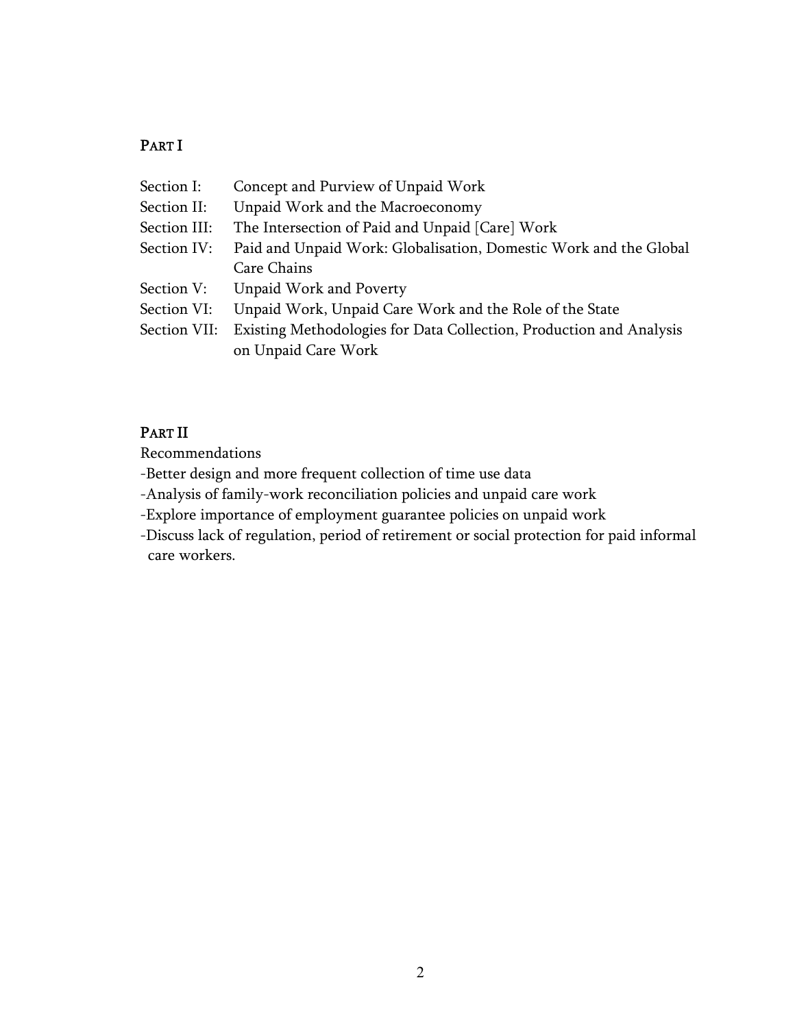## PART I

| | |
|---|---|
| Section I: | Concept and Purview of Unpaid Work |
| Section II: | Unpaid Work and the Macroeconomy |
| Section III: | The Intersection of Paid and Unpaid [Care] Work |
| Section IV: | Paid and Unpaid Work: Globalisation, Domestic Work and the Global Care Chains |
| Section V: | Unpaid Work and Poverty |
| Section VI: | Unpaid Work, Unpaid Care Work and the Role of the State |
| Section VII: | Existing Methodologies for Data Collection, Production and Analysis on Unpaid Care Work |

## PART II

Recommendations

- Better design and more frequent collection of time use data
- Analysis of family-work reconciliation policies and unpaid care work
- Explore importance of employment guarantee policies on unpaid work
- Discuss lack of regulation, period of retirement or social protection for paid informal care workers.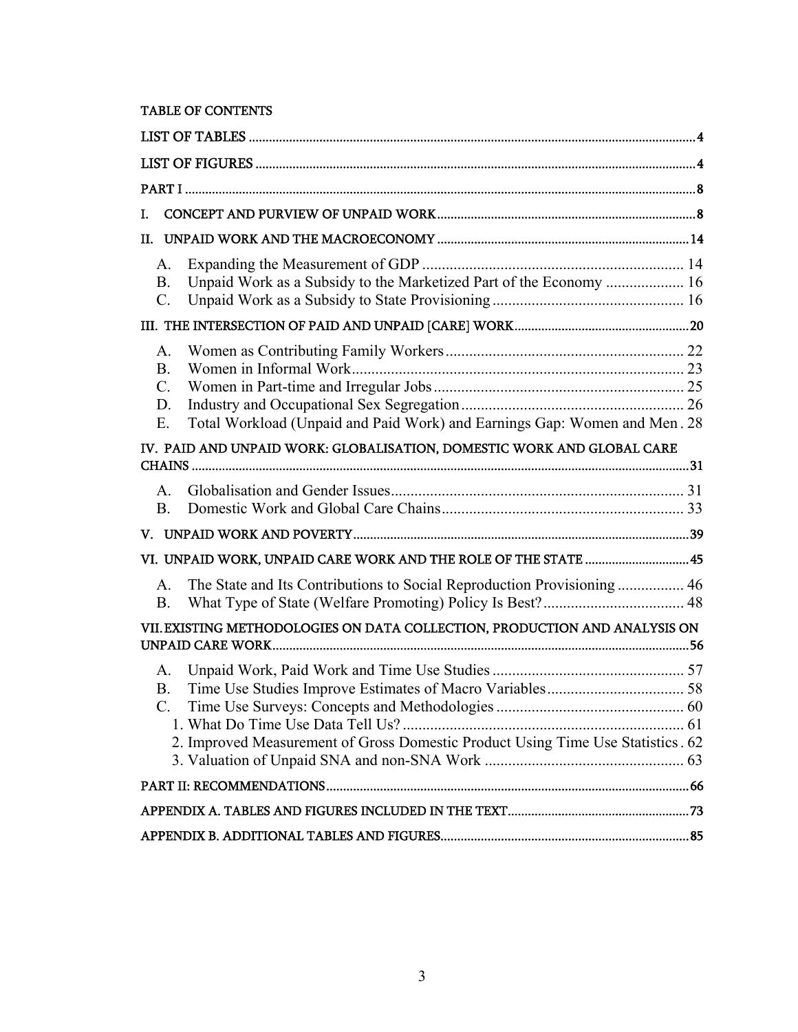TABLE OF CONTENTS

LIST OF TABLES .......... 4

LIST OF FIGURES .......... 4

PART I .......... 8

I. CONCEPT AND PURVIEW OF UNPAID WORK .......... 8

II. UNPAID WORK AND THE MACROECONOMY .......... 14

- A. Expanding the Measurement of GDP .......... 14
- B. Unpaid Work as a Subsidy to the Marketized Part of the Economy .......... 16
- C. Unpaid Work as a Subsidy to State Provisioning .......... 16

III. THE INTERSECTION OF PAID AND UNPAID [CARE] WORK .......... 20

- A. Women as Contributing Family Workers .......... 22
- B. Women in Informal Work .......... 23
- C. Women in Part-time and Irregular Jobs .......... 25
- D. Industry and Occupational Sex Segregation .......... 26
- E. Total Workload (Unpaid and Paid Work) and Earnings Gap: Women and Men .......... 28

IV. PAID AND UNPAID WORK: GLOBALISATION, DOMESTIC WORK AND GLOBAL CARE CHAINS .......... 31

- A. Globalisation and Gender Issues .......... 31
- B. Domestic Work and Global Care Chains .......... 33

V. UNPAID WORK AND POVERTY .......... 39

VI. UNPAID WORK, UNPAID CARE WORK AND THE ROLE OF THE STATE .......... 45

- A. The State and Its Contributions to Social Reproduction Provisioning .......... 46
- B. What Type of State (Welfare Promoting) Policy Is Best? .......... 48

VII. EXISTING METHODOLOGIES ON DATA COLLECTION, PRODUCTION AND ANALYSIS ON UNPAID CARE WORK .......... 56

- A. Unpaid Work, Paid Work and Time Use Studies .......... 57
- B. Time Use Studies Improve Estimates of Macro Variables .......... 58
- C. Time Use Surveys: Concepts and Methodologies .......... 60
  - 1. What Do Time Use Data Tell Us? .......... 61
  - 2. Improved Measurement of Gross Domestic Product Using Time Use Statistics .......... 62
  - 3. Valuation of Unpaid SNA and non-SNA Work .......... 63

PART II: RECOMMENDATIONS .......... 66

APPENDIX A. TABLES AND FIGURES INCLUDED IN THE TEXT .......... 73

APPENDIX B. ADDITIONAL TABLES AND FIGURES .......... 85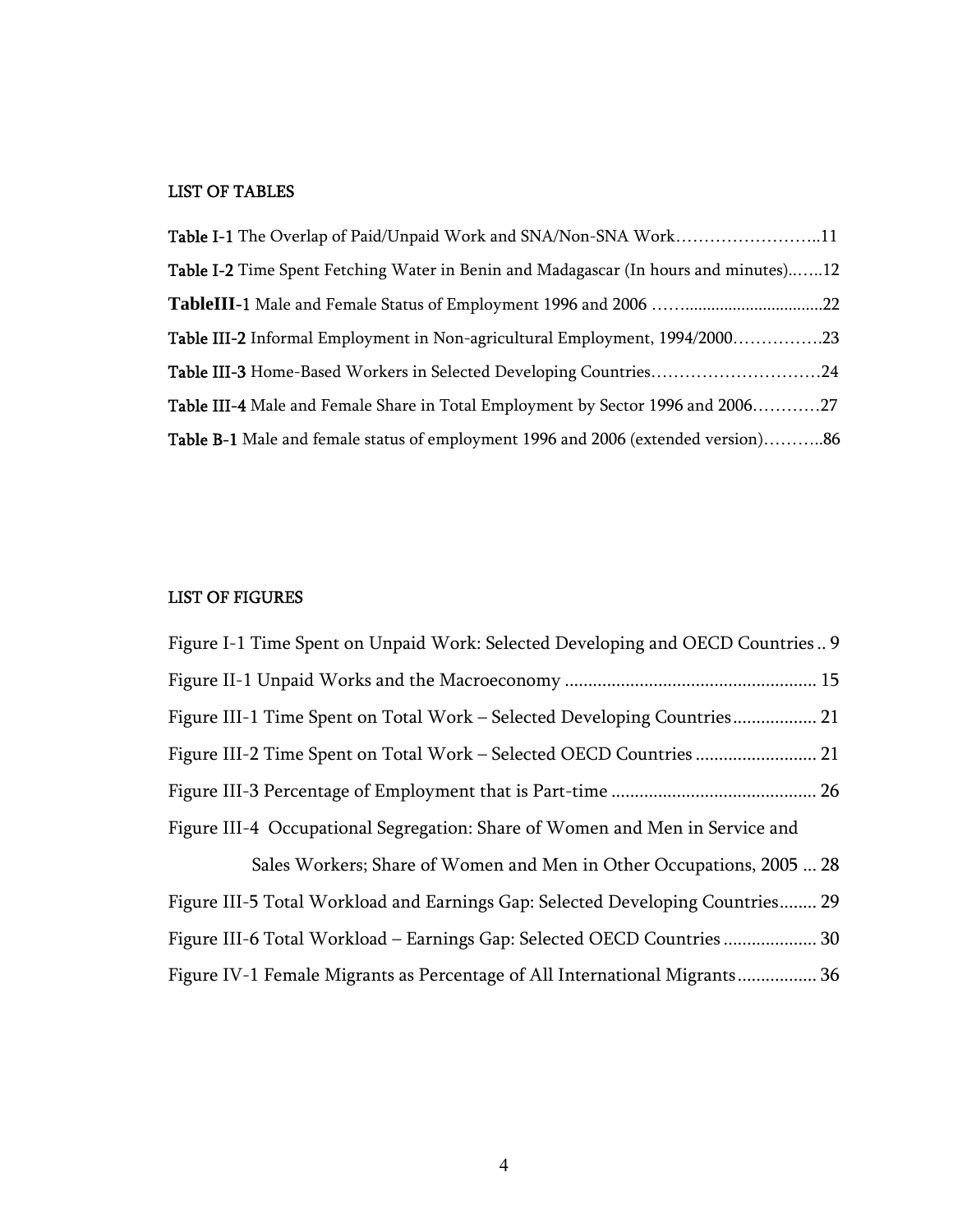## LIST OF TABLES

**Table I-1** The Overlap of Paid/Unpaid Work and SNA/Non-SNA Work……………………..11

**Table I-2** Time Spent Fetching Water in Benin and Madagascar (In hours and minutes)..…..12

**TableIII-1** Male and Female Status of Employment 1996 and 2006 ……...............................22

**Table III-2** Informal Employment in Non-agricultural Employment, 1994/2000…………….23

**Table III-3** Home-Based Workers in Selected Developing Countries…………………………24

**Table III-4** Male and Female Share in Total Employment by Sector 1996 and 2006…………27

**Table B-1** Male and female status of employment 1996 and 2006 (extended version)………..86

## LIST OF FIGURES

Figure I-1 Time Spent on Unpaid Work: Selected Developing and OECD Countries .. 9

Figure II-1 Unpaid Works and the Macroeconomy ...................................................... 15

Figure III-1 Time Spent on Total Work – Selected Developing Countries.................. 21

Figure III-2 Time Spent on Total Work – Selected OECD Countries .......................... 21

Figure III-3 Percentage of Employment that is Part-time ............................................ 26

Figure III-4 Occupational Segregation: Share of Women and Men in Service and Sales Workers; Share of Women and Men in Other Occupations, 2005 ... 28

Figure III-5 Total Workload and Earnings Gap: Selected Developing Countries........ 29

Figure III-6 Total Workload – Earnings Gap: Selected OECD Countries .................... 30

Figure IV-1 Female Migrants as Percentage of All International Migrants................. 36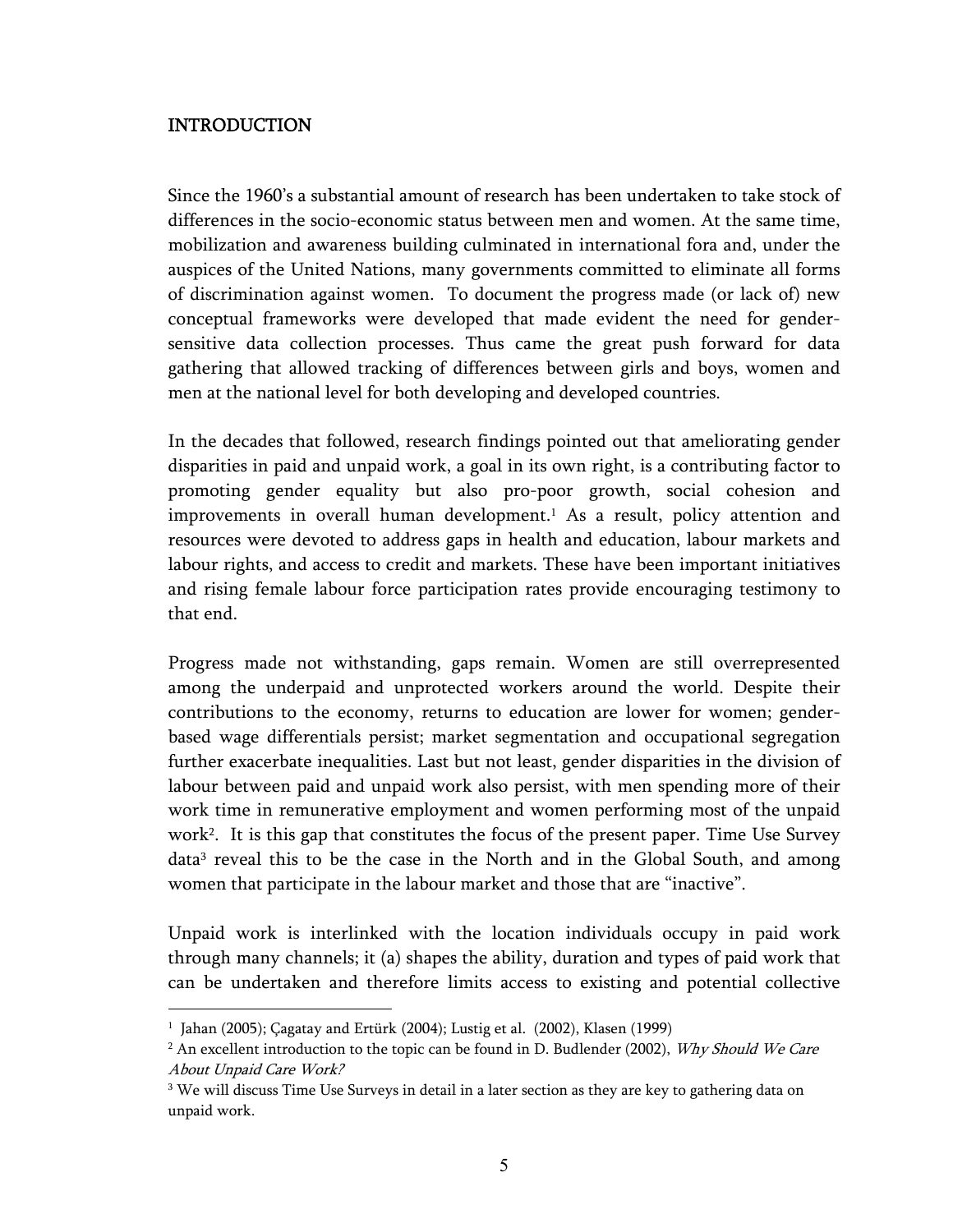## INTRODUCTION

Since the 1960's a substantial amount of research has been undertaken to take stock of differences in the socio-economic status between men and women. At the same time, mobilization and awareness building culminated in international fora and, under the auspices of the United Nations, many governments committed to eliminate all forms of discrimination against women. To document the progress made (or lack of) new conceptual frameworks were developed that made evident the need for gender-sensitive data collection processes. Thus came the great push forward for data gathering that allowed tracking of differences between girls and boys, women and men at the national level for both developing and developed countries.

In the decades that followed, research findings pointed out that ameliorating gender disparities in paid and unpaid work, a goal in its own right, is a contributing factor to promoting gender equality but also pro-poor growth, social cohesion and improvements in overall human development.[1] As a result, policy attention and resources were devoted to address gaps in health and education, labour markets and labour rights, and access to credit and markets. These have been important initiatives and rising female labour force participation rates provide encouraging testimony to that end.

Progress made not withstanding, gaps remain. Women are still overrepresented among the underpaid and unprotected workers around the world. Despite their contributions to the economy, returns to education are lower for women; gender-based wage differentials persist; market segmentation and occupational segregation further exacerbate inequalities. Last but not least, gender disparities in the division of labour between paid and unpaid work also persist, with men spending more of their work time in remunerative employment and women performing most of the unpaid work[2]. It is this gap that constitutes the focus of the present paper. Time Use Survey data[3] reveal this to be the case in the North and in the Global South, and among women that participate in the labour market and those that are "inactive".

Unpaid work is interlinked with the location individuals occupy in paid work through many channels; it (a) shapes the ability, duration and types of paid work that can be undertaken and therefore limits access to existing and potential collective

---

[1] Jahan (2005); Çagatay and Ertürk (2004); Lustig et al. (2002), Klasen (1999)

[2] An excellent introduction to the topic can be found in D. Budlender (2002), *Why Should We Care About Unpaid Care Work?*

[3] We will discuss Time Use Surveys in detail in a later section as they are key to gathering data on unpaid work.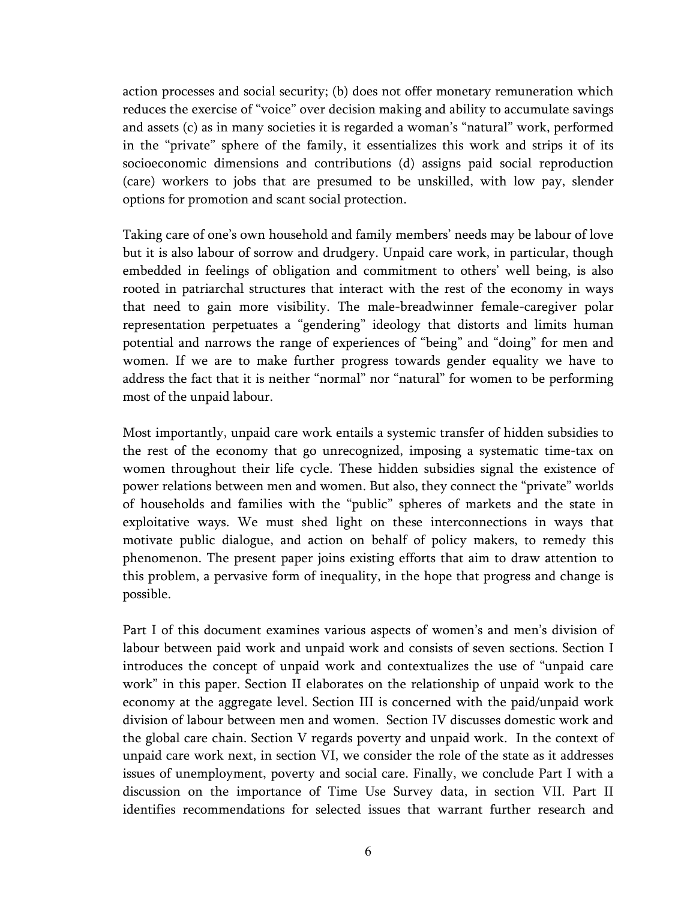action processes and social security; (b) does not offer monetary remuneration which reduces the exercise of "voice" over decision making and ability to accumulate savings and assets (c) as in many societies it is regarded a woman's "natural" work, performed in the "private" sphere of the family, it essentializes this work and strips it of its socioeconomic dimensions and contributions (d) assigns paid social reproduction (care) workers to jobs that are presumed to be unskilled, with low pay, slender options for promotion and scant social protection.

Taking care of one's own household and family members' needs may be labour of love but it is also labour of sorrow and drudgery. Unpaid care work, in particular, though embedded in feelings of obligation and commitment to others' well being, is also rooted in patriarchal structures that interact with the rest of the economy in ways that need to gain more visibility. The male-breadwinner female-caregiver polar representation perpetuates a "gendering" ideology that distorts and limits human potential and narrows the range of experiences of "being" and "doing" for men and women. If we are to make further progress towards gender equality we have to address the fact that it is neither "normal" nor "natural" for women to be performing most of the unpaid labour.

Most importantly, unpaid care work entails a systemic transfer of hidden subsidies to the rest of the economy that go unrecognized, imposing a systematic time-tax on women throughout their life cycle. These hidden subsidies signal the existence of power relations between men and women. But also, they connect the "private" worlds of households and families with the "public" spheres of markets and the state in exploitative ways. We must shed light on these interconnections in ways that motivate public dialogue, and action on behalf of policy makers, to remedy this phenomenon. The present paper joins existing efforts that aim to draw attention to this problem, a pervasive form of inequality, in the hope that progress and change is possible.

Part I of this document examines various aspects of women's and men's division of labour between paid work and unpaid work and consists of seven sections. Section I introduces the concept of unpaid work and contextualizes the use of "unpaid care work" in this paper. Section II elaborates on the relationship of unpaid work to the economy at the aggregate level. Section III is concerned with the paid/unpaid work division of labour between men and women. Section IV discusses domestic work and the global care chain. Section V regards poverty and unpaid work. In the context of unpaid care work next, in section VI, we consider the role of the state as it addresses issues of unemployment, poverty and social care. Finally, we conclude Part I with a discussion on the importance of Time Use Survey data, in section VII. Part II identifies recommendations for selected issues that warrant further research and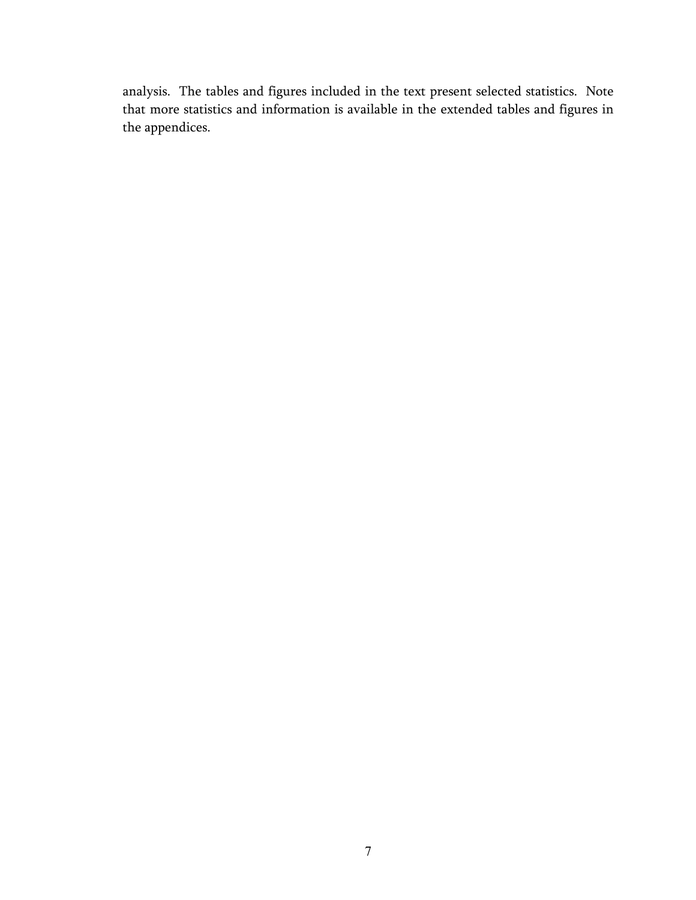analysis. The tables and figures included in the text present selected statistics. Note that more statistics and information is available in the extended tables and figures in the appendices.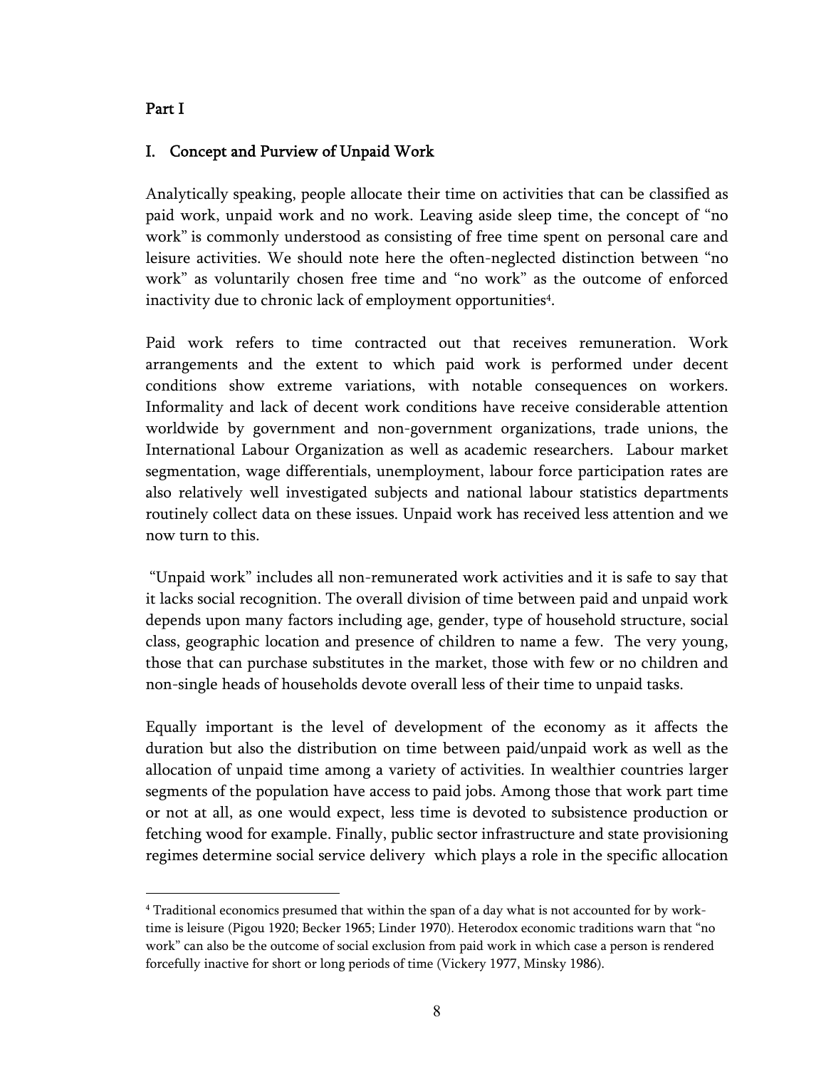Part I

## I. Concept and Purview of Unpaid Work

Analytically speaking, people allocate their time on activities that can be classified as paid work, unpaid work and no work. Leaving aside sleep time, the concept of "no work" is commonly understood as consisting of free time spent on personal care and leisure activities. We should note here the often-neglected distinction between "no work" as voluntarily chosen free time and "no work" as the outcome of enforced inactivity due to chronic lack of employment opportunities[4].

Paid work refers to time contracted out that receives remuneration. Work arrangements and the extent to which paid work is performed under decent conditions show extreme variations, with notable consequences on workers. Informality and lack of decent work conditions have receive considerable attention worldwide by government and non-government organizations, trade unions, the International Labour Organization as well as academic researchers. Labour market segmentation, wage differentials, unemployment, labour force participation rates are also relatively well investigated subjects and national labour statistics departments routinely collect data on these issues. Unpaid work has received less attention and we now turn to this.

"Unpaid work" includes all non-remunerated work activities and it is safe to say that it lacks social recognition. The overall division of time between paid and unpaid work depends upon many factors including age, gender, type of household structure, social class, geographic location and presence of children to name a few. The very young, those that can purchase substitutes in the market, those with few or no children and non-single heads of households devote overall less of their time to unpaid tasks.

Equally important is the level of development of the economy as it affects the duration but also the distribution on time between paid/unpaid work as well as the allocation of unpaid time among a variety of activities. In wealthier countries larger segments of the population have access to paid jobs. Among those that work part time or not at all, as one would expect, less time is devoted to subsistence production or fetching wood for example. Finally, public sector infrastructure and state provisioning regimes determine social service delivery which plays a role in the specific allocation

[4] Traditional economics presumed that within the span of a day what is not accounted for by work-time is leisure (Pigou 1920; Becker 1965; Linder 1970). Heterodox economic traditions warn that "no work" can also be the outcome of social exclusion from paid work in which case a person is rendered forcefully inactive for short or long periods of time (Vickery 1977, Minsky 1986).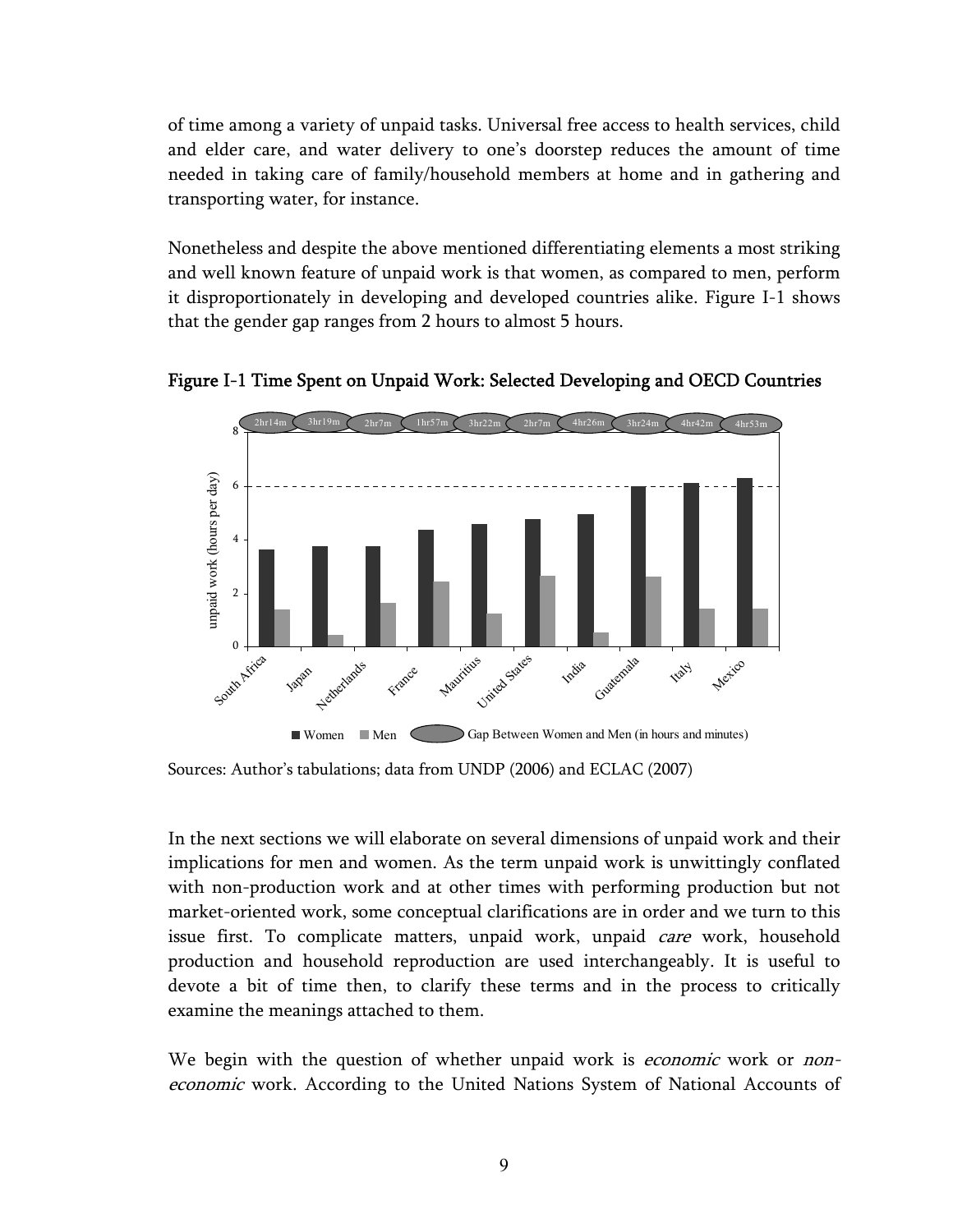of time among a variety of unpaid tasks. Universal free access to health services, child and elder care, and water delivery to one's doorstep reduces the amount of time needed in taking care of family/household members at home and in gathering and transporting water, for instance.

Nonetheless and despite the above mentioned differentiating elements a most striking and well known feature of unpaid work is that women, as compared to men, perform it disproportionately in developing and developed countries alike. Figure I-1 shows that the gender gap ranges from 2 hours to almost 5 hours.

**Figure I-1 Time Spent on Unpaid Work: Selected Developing and OECD Countries**

Sources: Author's tabulations; data from UNDP (2006) and ECLAC (2007)

In the next sections we will elaborate on several dimensions of unpaid work and their implications for men and women. As the term unpaid work is unwittingly conflated with non-production work and at other times with performing production but not market-oriented work, some conceptual clarifications are in order and we turn to this issue first. To complicate matters, unpaid work, unpaid *care* work, household production and household reproduction are used interchangeably. It is useful to devote a bit of time then, to clarify these terms and in the process to critically examine the meanings attached to them.

We begin with the question of whether unpaid work is *economic* work or *non-economic* work. According to the United Nations System of National Accounts of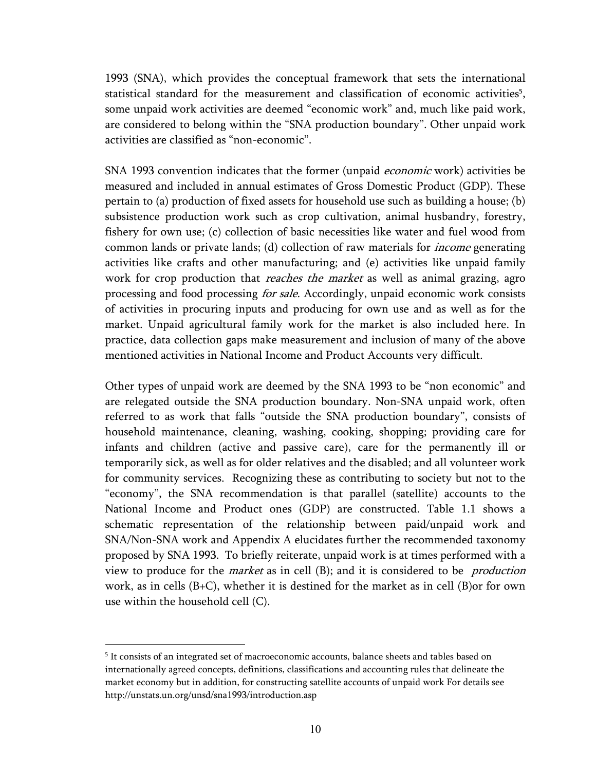1993 (SNA), which provides the conceptual framework that sets the international statistical standard for the measurement and classification of economic activities[5], some unpaid work activities are deemed "economic work" and, much like paid work, are considered to belong within the "SNA production boundary". Other unpaid work activities are classified as "non-economic".

SNA 1993 convention indicates that the former (unpaid *economic* work) activities be measured and included in annual estimates of Gross Domestic Product (GDP). These pertain to (a) production of fixed assets for household use such as building a house; (b) subsistence production work such as crop cultivation, animal husbandry, forestry, fishery for own use; (c) collection of basic necessities like water and fuel wood from common lands or private lands; (d) collection of raw materials for *income* generating activities like crafts and other manufacturing; and (e) activities like unpaid family work for crop production that *reaches the market* as well as animal grazing, agro processing and food processing *for sale*. Accordingly, unpaid economic work consists of activities in procuring inputs and producing for own use and as well as for the market. Unpaid agricultural family work for the market is also included here. In practice, data collection gaps make measurement and inclusion of many of the above mentioned activities in National Income and Product Accounts very difficult.

Other types of unpaid work are deemed by the SNA 1993 to be "non economic" and are relegated outside the SNA production boundary. Non-SNA unpaid work, often referred to as work that falls "outside the SNA production boundary", consists of household maintenance, cleaning, washing, cooking, shopping; providing care for infants and children (active and passive care), care for the permanently ill or temporarily sick, as well as for older relatives and the disabled; and all volunteer work for community services. Recognizing these as contributing to society but not to the "economy", the SNA recommendation is that parallel (satellite) accounts to the National Income and Product ones (GDP) are constructed. Table 1.1 shows a schematic representation of the relationship between paid/unpaid work and SNA/Non-SNA work and Appendix A elucidates further the recommended taxonomy proposed by SNA 1993. To briefly reiterate, unpaid work is at times performed with a view to produce for the *market* as in cell (B); and it is considered to be *production* work, as in cells (B+C), whether it is destined for the market as in cell (B)or for own use within the household cell (C).

---

[5] It consists of an integrated set of macroeconomic accounts, balance sheets and tables based on internationally agreed concepts, definitions, classifications and accounting rules that delineate the market economy but in addition, for constructing satellite accounts of unpaid work For details see http://unstats.un.org/unsd/sna1993/introduction.asp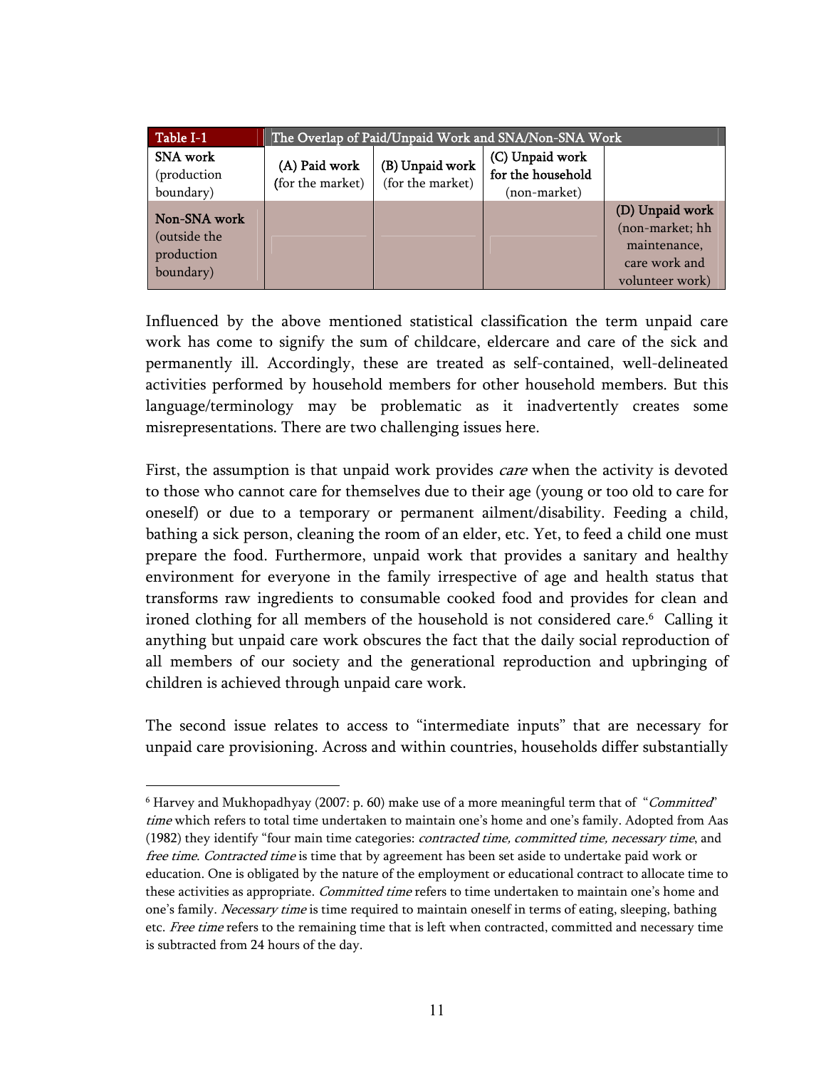| Table I-1 | The Overlap of Paid/Unpaid Work and SNA/Non-SNA Work | | | |
|---|---|---|---|---|
| **SNA work** (production boundary) | **(A) Paid work** (for the market) | **(B) Unpaid work** (for the market) | **(C) Unpaid work for the household** (non-market) | |
| **Non-SNA work** (outside the production boundary) | | | | **(D) Unpaid work** (non-market; hh maintenance, care work and volunteer work) |

Influenced by the above mentioned statistical classification the term unpaid care work has come to signify the sum of childcare, eldercare and care of the sick and permanently ill. Accordingly, these are treated as self-contained, well-delineated activities performed by household members for other household members. But this language/terminology may be problematic as it inadvertently creates some misrepresentations. There are two challenging issues here.

First, the assumption is that unpaid work provides *care* when the activity is devoted to those who cannot care for themselves due to their age (young or too old to care for oneself) or due to a temporary or permanent ailment/disability. Feeding a child, bathing a sick person, cleaning the room of an elder, etc. Yet, to feed a child one must prepare the food. Furthermore, unpaid work that provides a sanitary and healthy environment for everyone in the family irrespective of age and health status that transforms raw ingredients to consumable cooked food and provides for clean and ironed clothing for all members of the household is not considered care.[6] Calling it anything but unpaid care work obscures the fact that the daily social reproduction of all members of our society and the generational reproduction and upbringing of children is achieved through unpaid care work.

The second issue relates to access to "intermediate inputs" that are necessary for unpaid care provisioning. Across and within countries, households differ substantially

---

[6] Harvey and Mukhopadhyay (2007: p. 60) make use of a more meaningful term that of "*Committed*" *time* which refers to total time undertaken to maintain one's home and one's family. Adopted from Aas (1982) they identify "four main time categories: *contracted time, committed time, necessary time*, and *free time*. *Contracted time* is time that by agreement has been set aside to undertake paid work or education. One is obligated by the nature of the employment or educational contract to allocate time to these activities as appropriate. *Committed time* refers to time undertaken to maintain one's home and one's family. *Necessary time* is time required to maintain oneself in terms of eating, sleeping, bathing etc. *Free time* refers to the remaining time that is left when contracted, committed and necessary time is subtracted from 24 hours of the day.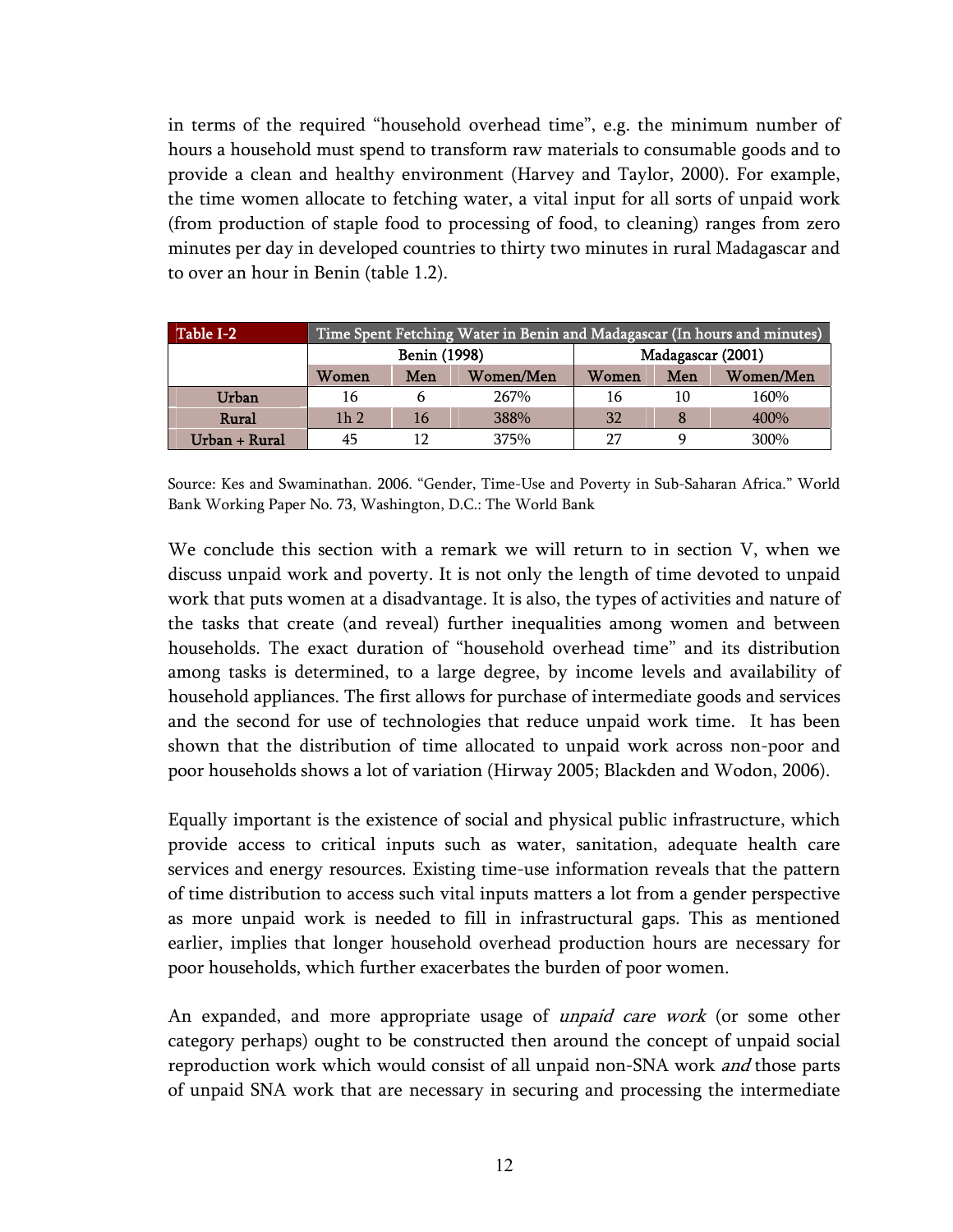in terms of the required "household overhead time", e.g. the minimum number of hours a household must spend to transform raw materials to consumable goods and to provide a clean and healthy environment (Harvey and Taylor, 2000). For example, the time women allocate to fetching water, a vital input for all sorts of unpaid work (from production of staple food to processing of food, to cleaning) ranges from zero minutes per day in developed countries to thirty two minutes in rural Madagascar and to over an hour in Benin (table 1.2).

| Table I-2 | Time Spent Fetching Water in Benin and Madagascar (In hours and minutes) | | | | | |
|---|---|---|---|---|---|---|
| | Benin (1998) | | | Madagascar (2001) | | |
| | Women | Men | Women/Men | Women | Men | Women/Men |
| Urban | 16 | 6 | 267% | 16 | 10 | 160% |
| Rural | 1h 2 | 16 | 388% | 32 | 8 | 400% |
| Urban + Rural | 45 | 12 | 375% | 27 | 9 | 300% |

Source: Kes and Swaminathan. 2006. "Gender, Time-Use and Poverty in Sub-Saharan Africa." World Bank Working Paper No. 73, Washington, D.C.: The World Bank

We conclude this section with a remark we will return to in section V, when we discuss unpaid work and poverty. It is not only the length of time devoted to unpaid work that puts women at a disadvantage. It is also, the types of activities and nature of the tasks that create (and reveal) further inequalities among women and between households. The exact duration of "household overhead time" and its distribution among tasks is determined, to a large degree, by income levels and availability of household appliances. The first allows for purchase of intermediate goods and services and the second for use of technologies that reduce unpaid work time. It has been shown that the distribution of time allocated to unpaid work across non-poor and poor households shows a lot of variation (Hirway 2005; Blackden and Wodon, 2006).

Equally important is the existence of social and physical public infrastructure, which provide access to critical inputs such as water, sanitation, adequate health care services and energy resources. Existing time-use information reveals that the pattern of time distribution to access such vital inputs matters a lot from a gender perspective as more unpaid work is needed to fill in infrastructural gaps. This as mentioned earlier, implies that longer household overhead production hours are necessary for poor households, which further exacerbates the burden of poor women.

An expanded, and more appropriate usage of *unpaid care work* (or some other category perhaps) ought to be constructed then around the concept of unpaid social reproduction work which would consist of all unpaid non-SNA work *and* those parts of unpaid SNA work that are necessary in securing and processing the intermediate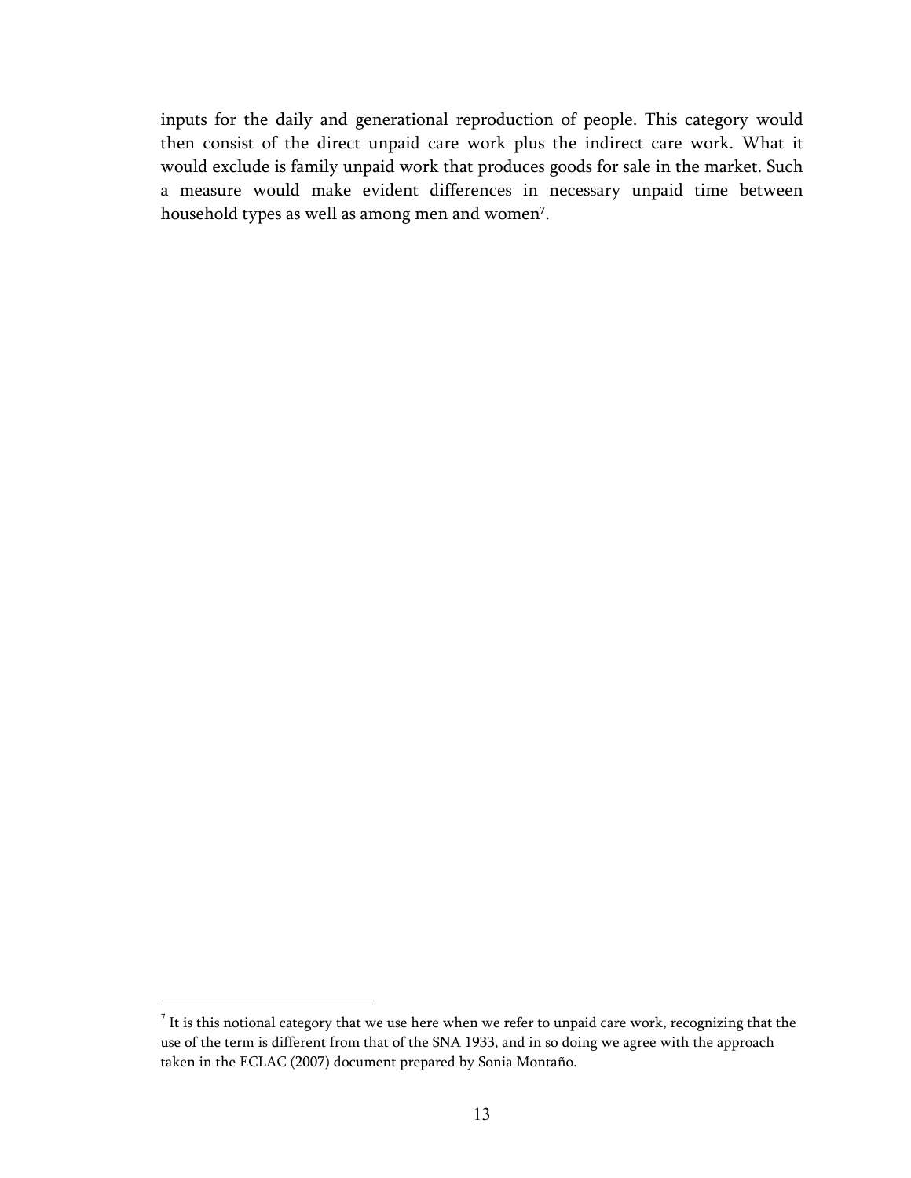inputs for the daily and generational reproduction of people. This category would then consist of the direct unpaid care work plus the indirect care work. What it would exclude is family unpaid work that produces goods for sale in the market. Such a measure would make evident differences in necessary unpaid time between household types as well as among men and women[7].

[7] It is this notional category that we use here when we refer to unpaid care work, recognizing that the use of the term is different from that of the SNA 1933, and in so doing we agree with the approach taken in the ECLAC (2007) document prepared by Sonia Montaño.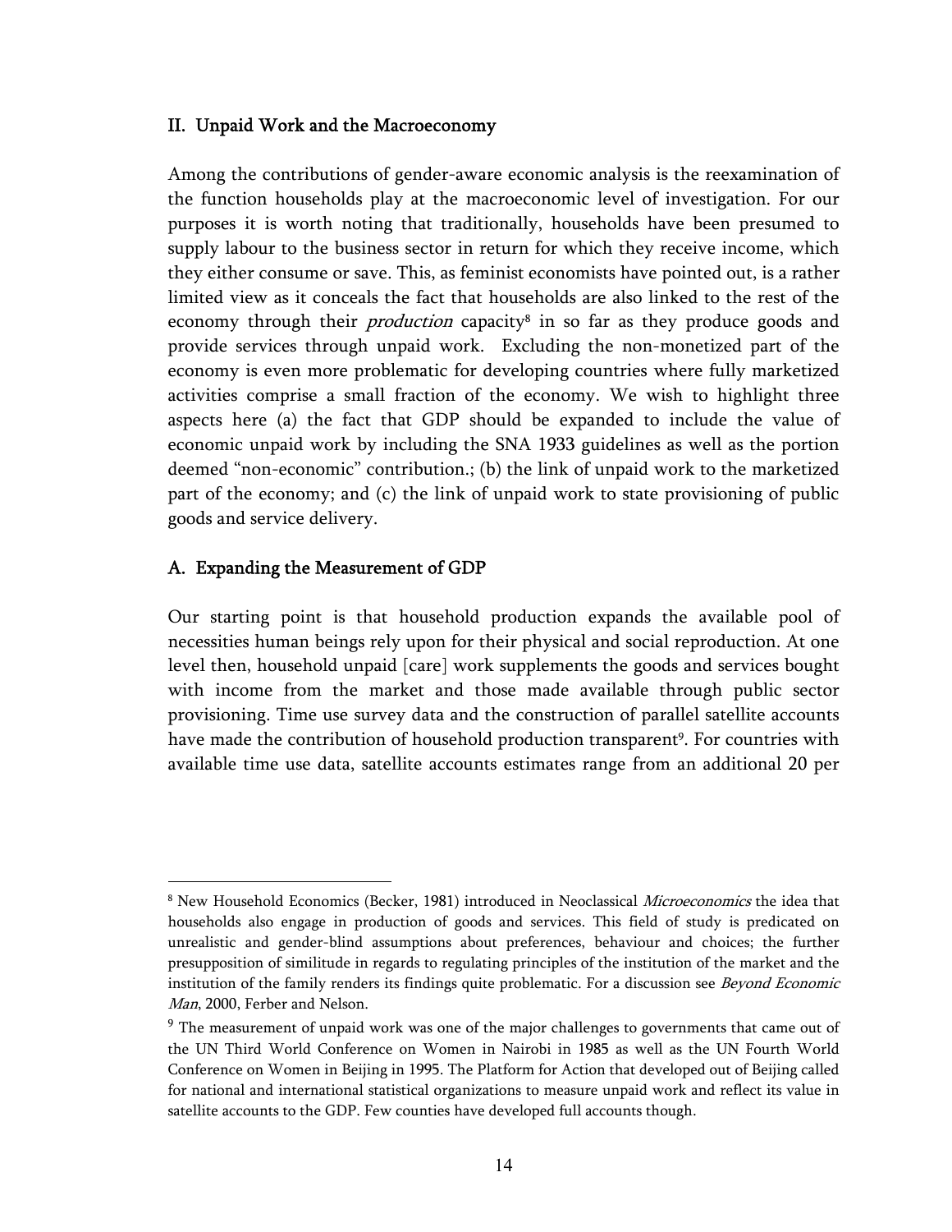## II. Unpaid Work and the Macroeconomy

Among the contributions of gender-aware economic analysis is the reexamination of the function households play at the macroeconomic level of investigation. For our purposes it is worth noting that traditionally, households have been presumed to supply labour to the business sector in return for which they receive income, which they either consume or save. This, as feminist economists have pointed out, is a rather limited view as it conceals the fact that households are also linked to the rest of the economy through their *production* capacity[8] in so far as they produce goods and provide services through unpaid work. Excluding the non-monetized part of the economy is even more problematic for developing countries where fully marketized activities comprise a small fraction of the economy. We wish to highlight three aspects here (a) the fact that GDP should be expanded to include the value of economic unpaid work by including the SNA 1933 guidelines as well as the portion deemed "non-economic" contribution.; (b) the link of unpaid work to the marketized part of the economy; and (c) the link of unpaid work to state provisioning of public goods and service delivery.

### A. Expanding the Measurement of GDP

Our starting point is that household production expands the available pool of necessities human beings rely upon for their physical and social reproduction. At one level then, household unpaid [care] work supplements the goods and services bought with income from the market and those made available through public sector provisioning. Time use survey data and the construction of parallel satellite accounts have made the contribution of household production transparent[9]. For countries with available time use data, satellite accounts estimates range from an additional 20 per

---

[8] New Household Economics (Becker, 1981) introduced in Neoclassical *Microeconomics* the idea that households also engage in production of goods and services. This field of study is predicated on unrealistic and gender-blind assumptions about preferences, behaviour and choices; the further presupposition of similitude in regards to regulating principles of the institution of the market and the institution of the family renders its findings quite problematic. For a discussion see *Beyond Economic Man*, 2000, Ferber and Nelson.

[9] The measurement of unpaid work was one of the major challenges to governments that came out of the UN Third World Conference on Women in Nairobi in 1985 as well as the UN Fourth World Conference on Women in Beijing in 1995. The Platform for Action that developed out of Beijing called for national and international statistical organizations to measure unpaid work and reflect its value in satellite accounts to the GDP. Few counties have developed full accounts though.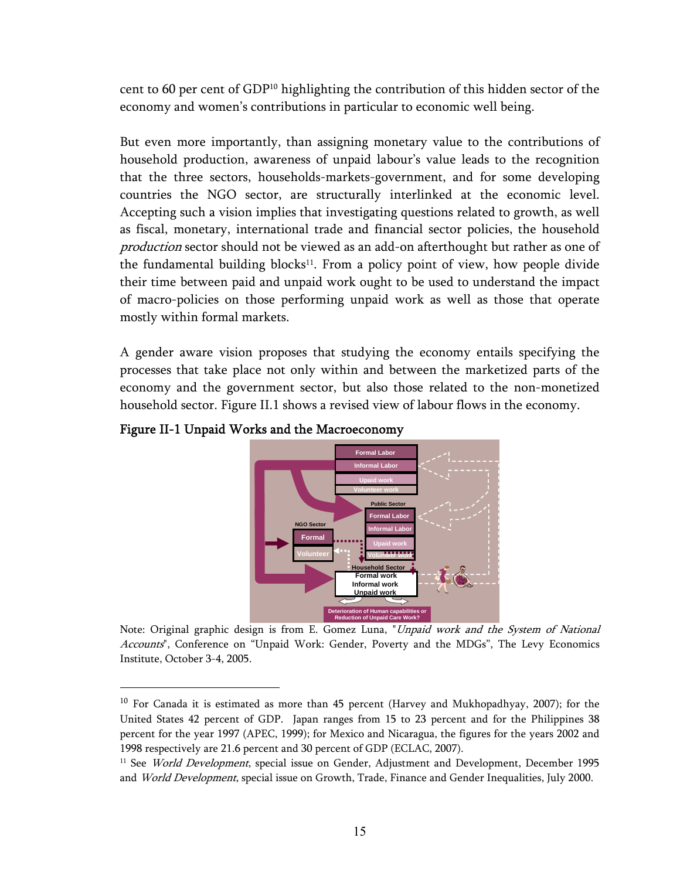cent to 60 per cent of GDP[10] highlighting the contribution of this hidden sector of the economy and women's contributions in particular to economic well being.

But even more importantly, than assigning monetary value to the contributions of household production, awareness of unpaid labour's value leads to the recognition that the three sectors, households-markets-government, and for some developing countries the NGO sector, are structurally interlinked at the economic level. Accepting such a vision implies that investigating questions related to growth, as well as fiscal, monetary, international trade and financial sector policies, the household *production* sector should not be viewed as an add-on afterthought but rather as one of the fundamental building blocks[11]. From a policy point of view, how people divide their time between paid and unpaid work ought to be used to understand the impact of macro-policies on those performing unpaid work as well as those that operate mostly within formal markets.

A gender aware vision proposes that studying the economy entails specifying the processes that take place not only within and between the marketized parts of the economy and the government sector, but also those related to the non-monetized household sector. Figure II.1 shows a revised view of labour flows in the economy.

**Figure II-1 Unpaid Works and the Macroeconomy**

Formal Labor
Informal Labor
Upaid work
Volunteer work

Public Sector
Formal Labor
Informal Labor
Upaid work
Volunteer work

NGO Sector
Formal
Volunteer

Household Sector
Formal work
Informal work
Unpaid work

Deterioration of Human capabilities or Reduction of Unpaid Care Work?

Note: Original graphic design is from E. Gomez Luna, "*Unpaid work and the System of National Accounts*", Conference on "Unpaid Work: Gender, Poverty and the MDGs", The Levy Economics Institute, October 3-4, 2005.

---

[10] For Canada it is estimated as more than 45 percent (Harvey and Mukhopadhyay, 2007); for the United States 42 percent of GDP. Japan ranges from 15 to 23 percent and for the Philippines 38 percent for the year 1997 (APEC, 1999); for Mexico and Nicaragua, the figures for the years 2002 and 1998 respectively are 21.6 percent and 30 percent of GDP (ECLAC, 2007).

[11] See *World Development*, special issue on Gender, Adjustment and Development, December 1995 and *World Development*, special issue on Growth, Trade, Finance and Gender Inequalities, July 2000.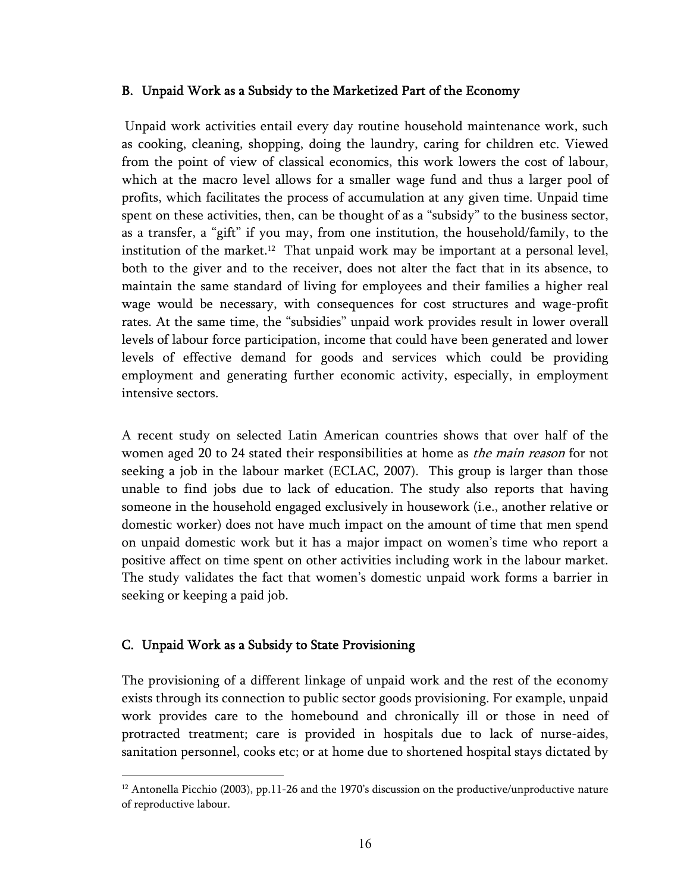### B. Unpaid Work as a Subsidy to the Marketized Part of the Economy

Unpaid work activities entail every day routine household maintenance work, such as cooking, cleaning, shopping, doing the laundry, caring for children etc. Viewed from the point of view of classical economics, this work lowers the cost of labour, which at the macro level allows for a smaller wage fund and thus a larger pool of profits, which facilitates the process of accumulation at any given time. Unpaid time spent on these activities, then, can be thought of as a "subsidy" to the business sector, as a transfer, a "gift" if you may, from one institution, the household/family, to the institution of the market.[12] That unpaid work may be important at a personal level, both to the giver and to the receiver, does not alter the fact that in its absence, to maintain the same standard of living for employees and their families a higher real wage would be necessary, with consequences for cost structures and wage-profit rates. At the same time, the "subsidies" unpaid work provides result in lower overall levels of labour force participation, income that could have been generated and lower levels of effective demand for goods and services which could be providing employment and generating further economic activity, especially, in employment intensive sectors.

A recent study on selected Latin American countries shows that over half of the women aged 20 to 24 stated their responsibilities at home as *the main reason* for not seeking a job in the labour market (ECLAC, 2007). This group is larger than those unable to find jobs due to lack of education. The study also reports that having someone in the household engaged exclusively in housework (i.e., another relative or domestic worker) does not have much impact on the amount of time that men spend on unpaid domestic work but it has a major impact on women's time who report a positive affect on time spent on other activities including work in the labour market. The study validates the fact that women's domestic unpaid work forms a barrier in seeking or keeping a paid job.

### C. Unpaid Work as a Subsidy to State Provisioning

The provisioning of a different linkage of unpaid work and the rest of the economy exists through its connection to public sector goods provisioning. For example, unpaid work provides care to the homebound and chronically ill or those in need of protracted treatment; care is provided in hospitals due to lack of nurse-aides, sanitation personnel, cooks etc; or at home due to shortened hospital stays dictated by

---

[12] Antonella Picchio (2003), pp.11-26 and the 1970's discussion on the productive/unproductive nature of reproductive labour.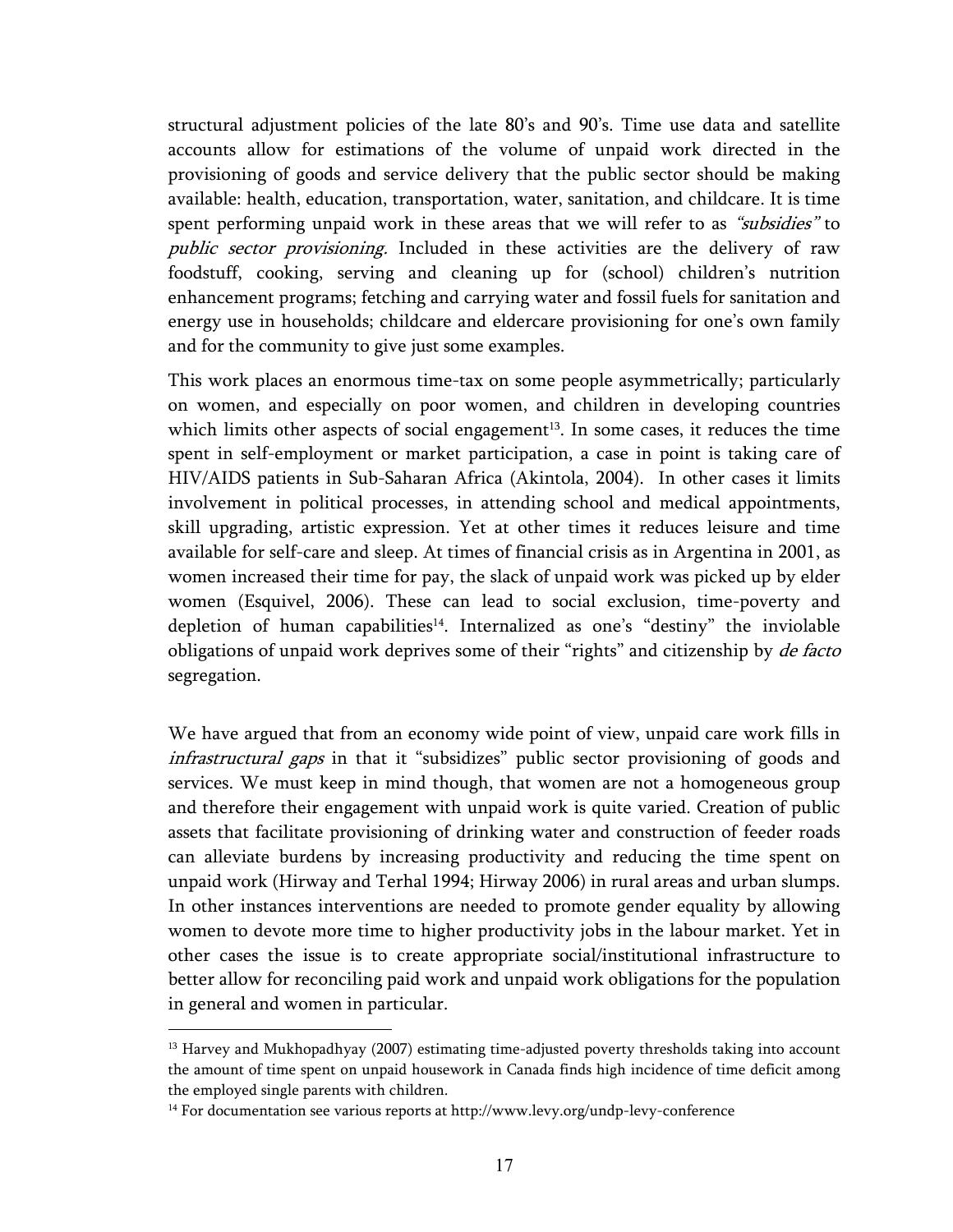structural adjustment policies of the late 80's and 90's. Time use data and satellite accounts allow for estimations of the volume of unpaid work directed in the provisioning of goods and service delivery that the public sector should be making available: health, education, transportation, water, sanitation, and childcare. It is time spent performing unpaid work in these areas that we will refer to as *"subsidies"* to *public sector provisioning.* Included in these activities are the delivery of raw foodstuff, cooking, serving and cleaning up for (school) children's nutrition enhancement programs; fetching and carrying water and fossil fuels for sanitation and energy use in households; childcare and eldercare provisioning for one's own family and for the community to give just some examples.

This work places an enormous time-tax on some people asymmetrically; particularly on women, and especially on poor women, and children in developing countries which limits other aspects of social engagement[13]. In some cases, it reduces the time spent in self-employment or market participation, a case in point is taking care of HIV/AIDS patients in Sub-Saharan Africa (Akintola, 2004). In other cases it limits involvement in political processes, in attending school and medical appointments, skill upgrading, artistic expression. Yet at other times it reduces leisure and time available for self-care and sleep. At times of financial crisis as in Argentina in 2001, as women increased their time for pay, the slack of unpaid work was picked up by elder women (Esquivel, 2006). These can lead to social exclusion, time-poverty and depletion of human capabilities[14]. Internalized as one's "destiny" the inviolable obligations of unpaid work deprives some of their "rights" and citizenship by *de facto* segregation.

We have argued that from an economy wide point of view, unpaid care work fills in *infrastructural gaps* in that it "subsidizes" public sector provisioning of goods and services. We must keep in mind though, that women are not a homogeneous group and therefore their engagement with unpaid work is quite varied. Creation of public assets that facilitate provisioning of drinking water and construction of feeder roads can alleviate burdens by increasing productivity and reducing the time spent on unpaid work (Hirway and Terhal 1994; Hirway 2006) in rural areas and urban slumps. In other instances interventions are needed to promote gender equality by allowing women to devote more time to higher productivity jobs in the labour market. Yet in other cases the issue is to create appropriate social/institutional infrastructure to better allow for reconciling paid work and unpaid work obligations for the population in general and women in particular.

---

[13] Harvey and Mukhopadhyay (2007) estimating time-adjusted poverty thresholds taking into account the amount of time spent on unpaid housework in Canada finds high incidence of time deficit among the employed single parents with children.

[14] For documentation see various reports at http://www.levy.org/undp-levy-conference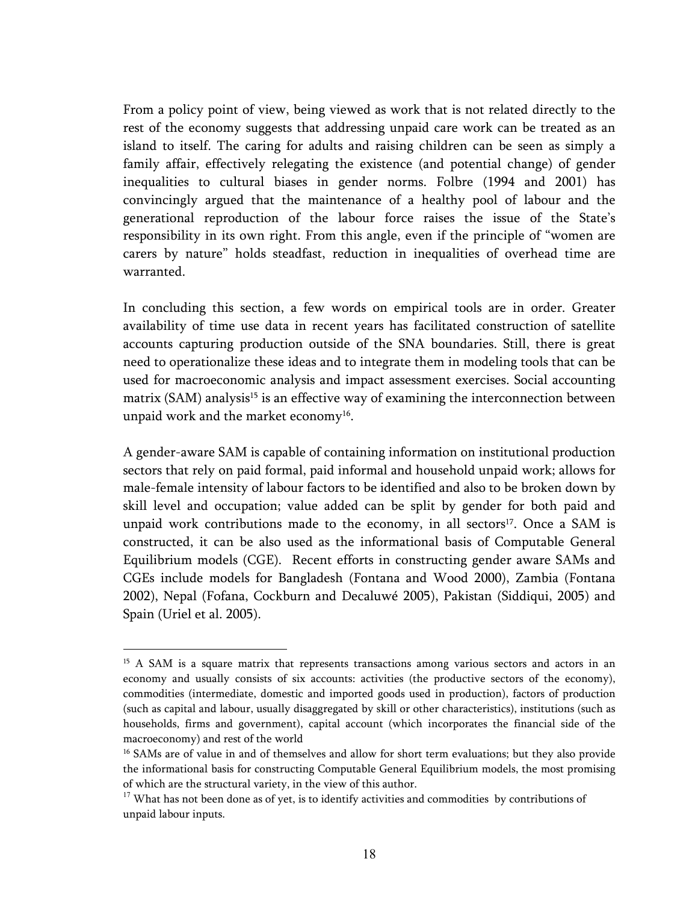From a policy point of view, being viewed as work that is not related directly to the rest of the economy suggests that addressing unpaid care work can be treated as an island to itself. The caring for adults and raising children can be seen as simply a family affair, effectively relegating the existence (and potential change) of gender inequalities to cultural biases in gender norms. Folbre (1994 and 2001) has convincingly argued that the maintenance of a healthy pool of labour and the generational reproduction of the labour force raises the issue of the State's responsibility in its own right. From this angle, even if the principle of "women are carers by nature" holds steadfast, reduction in inequalities of overhead time are warranted.

In concluding this section, a few words on empirical tools are in order. Greater availability of time use data in recent years has facilitated construction of satellite accounts capturing production outside of the SNA boundaries. Still, there is great need to operationalize these ideas and to integrate them in modeling tools that can be used for macroeconomic analysis and impact assessment exercises. Social accounting matrix (SAM) analysis[15] is an effective way of examining the interconnection between unpaid work and the market economy[16].

A gender-aware SAM is capable of containing information on institutional production sectors that rely on paid formal, paid informal and household unpaid work; allows for male-female intensity of labour factors to be identified and also to be broken down by skill level and occupation; value added can be split by gender for both paid and unpaid work contributions made to the economy, in all sectors[17]. Once a SAM is constructed, it can be also used as the informational basis of Computable General Equilibrium models (CGE). Recent efforts in constructing gender aware SAMs and CGEs include models for Bangladesh (Fontana and Wood 2000), Zambia (Fontana 2002), Nepal (Fofana, Cockburn and Decaluwé 2005), Pakistan (Siddiqui, 2005) and Spain (Uriel et al. 2005).

---

[15] A SAM is a square matrix that represents transactions among various sectors and actors in an economy and usually consists of six accounts: activities (the productive sectors of the economy), commodities (intermediate, domestic and imported goods used in production), factors of production (such as capital and labour, usually disaggregated by skill or other characteristics), institutions (such as households, firms and government), capital account (which incorporates the financial side of the macroeconomy) and rest of the world

[16] SAMs are of value in and of themselves and allow for short term evaluations; but they also provide the informational basis for constructing Computable General Equilibrium models, the most promising of which are the structural variety, in the view of this author.

[17] What has not been done as of yet, is to identify activities and commodities by contributions of unpaid labour inputs.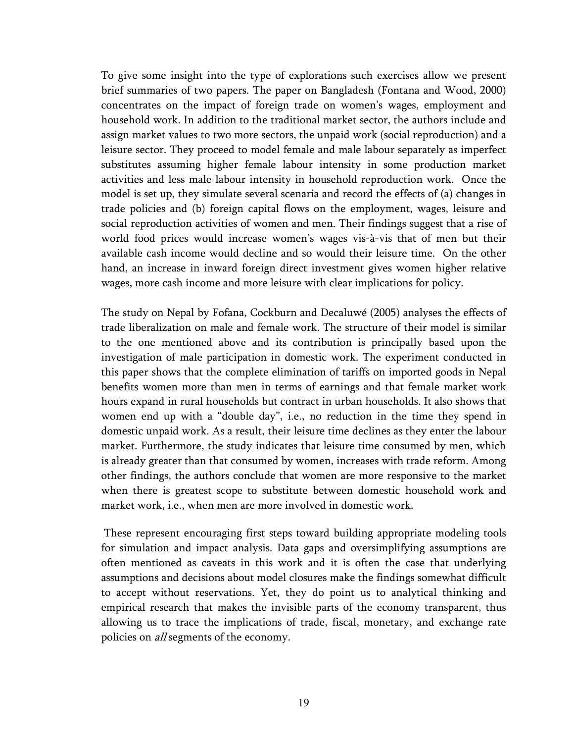To give some insight into the type of explorations such exercises allow we present brief summaries of two papers. The paper on Bangladesh (Fontana and Wood, 2000) concentrates on the impact of foreign trade on women's wages, employment and household work. In addition to the traditional market sector, the authors include and assign market values to two more sectors, the unpaid work (social reproduction) and a leisure sector. They proceed to model female and male labour separately as imperfect substitutes assuming higher female labour intensity in some production market activities and less male labour intensity in household reproduction work. Once the model is set up, they simulate several scenaria and record the effects of (a) changes in trade policies and (b) foreign capital flows on the employment, wages, leisure and social reproduction activities of women and men. Their findings suggest that a rise of world food prices would increase women's wages vis-à-vis that of men but their available cash income would decline and so would their leisure time. On the other hand, an increase in inward foreign direct investment gives women higher relative wages, more cash income and more leisure with clear implications for policy.

The study on Nepal by Fofana, Cockburn and Decaluwé (2005) analyses the effects of trade liberalization on male and female work. The structure of their model is similar to the one mentioned above and its contribution is principally based upon the investigation of male participation in domestic work. The experiment conducted in this paper shows that the complete elimination of tariffs on imported goods in Nepal benefits women more than men in terms of earnings and that female market work hours expand in rural households but contract in urban households. It also shows that women end up with a "double day", i.e., no reduction in the time they spend in domestic unpaid work. As a result, their leisure time declines as they enter the labour market. Furthermore, the study indicates that leisure time consumed by men, which is already greater than that consumed by women, increases with trade reform. Among other findings, the authors conclude that women are more responsive to the market when there is greatest scope to substitute between domestic household work and market work, i.e., when men are more involved in domestic work.

These represent encouraging first steps toward building appropriate modeling tools for simulation and impact analysis. Data gaps and oversimplifying assumptions are often mentioned as caveats in this work and it is often the case that underlying assumptions and decisions about model closures make the findings somewhat difficult to accept without reservations. Yet, they do point us to analytical thinking and empirical research that makes the invisible parts of the economy transparent, thus allowing us to trace the implications of trade, fiscal, monetary, and exchange rate policies on *all* segments of the economy.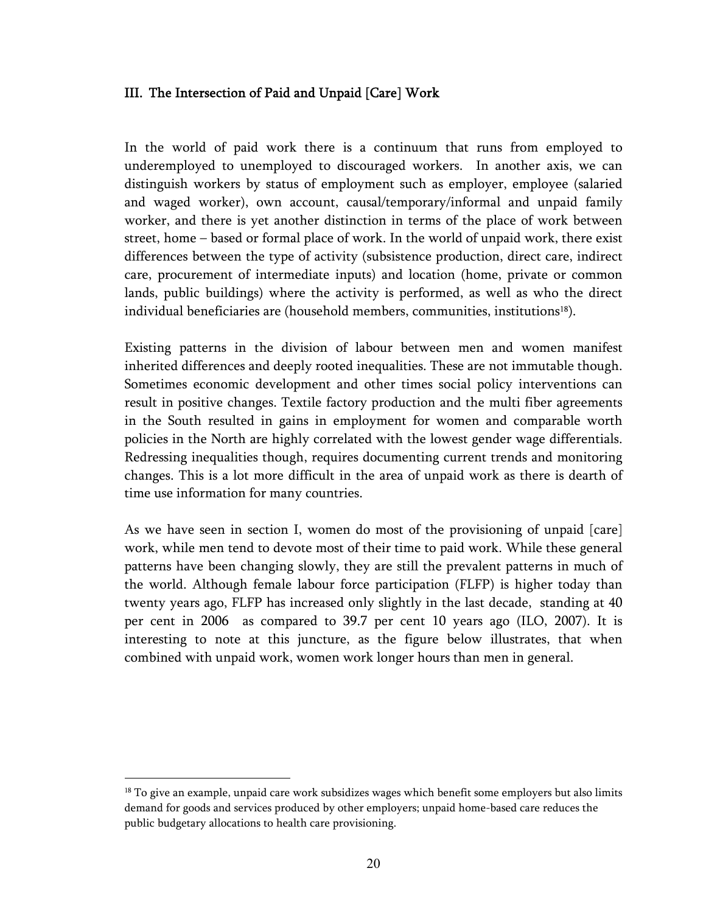### III. The Intersection of Paid and Unpaid [Care] Work

In the world of paid work there is a continuum that runs from employed to underemployed to unemployed to discouraged workers. In another axis, we can distinguish workers by status of employment such as employer, employee (salaried and waged worker), own account, causal/temporary/informal and unpaid family worker, and there is yet another distinction in terms of the place of work between street, home – based or formal place of work. In the world of unpaid work, there exist differences between the type of activity (subsistence production, direct care, indirect care, procurement of intermediate inputs) and location (home, private or common lands, public buildings) where the activity is performed, as well as who the direct individual beneficiaries are (household members, communities, institutions[18]).

Existing patterns in the division of labour between men and women manifest inherited differences and deeply rooted inequalities. These are not immutable though. Sometimes economic development and other times social policy interventions can result in positive changes. Textile factory production and the multi fiber agreements in the South resulted in gains in employment for women and comparable worth policies in the North are highly correlated with the lowest gender wage differentials. Redressing inequalities though, requires documenting current trends and monitoring changes. This is a lot more difficult in the area of unpaid work as there is dearth of time use information for many countries.

As we have seen in section I, women do most of the provisioning of unpaid [care] work, while men tend to devote most of their time to paid work. While these general patterns have been changing slowly, they are still the prevalent patterns in much of the world. Although female labour force participation (FLFP) is higher today than twenty years ago, FLFP has increased only slightly in the last decade, standing at 40 per cent in 2006 as compared to 39.7 per cent 10 years ago (ILO, 2007). It is interesting to note at this juncture, as the figure below illustrates, that when combined with unpaid work, women work longer hours than men in general.

---

[18] To give an example, unpaid care work subsidizes wages which benefit some employers but also limits demand for goods and services produced by other employers; unpaid home-based care reduces the public budgetary allocations to health care provisioning.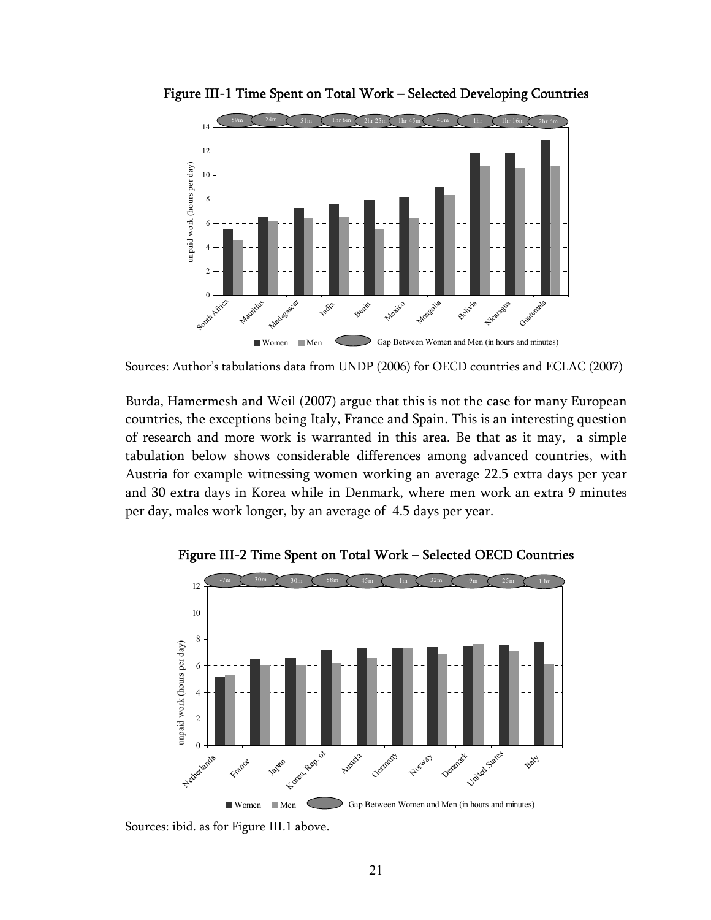### Figure III-1 Time Spent on Total Work – Selected Developing Countries

Sources: Author's tabulations data from UNDP (2006) for OECD countries and ECLAC (2007)

Burda, Hamermesh and Weil (2007) argue that this is not the case for many European countries, the exceptions being Italy, France and Spain. This is an interesting question of research and more work is warranted in this area. Be that as it may, a simple tabulation below shows considerable differences among advanced countries, with Austria for example witnessing women working an average 22.5 extra days per year and 30 extra days in Korea while in Denmark, where men work an extra 9 minutes per day, males work longer, by an average of 4.5 days per year.

### Figure III-2 Time Spent on Total Work – Selected OECD Countries

Sources: ibid. as for Figure III.1 above.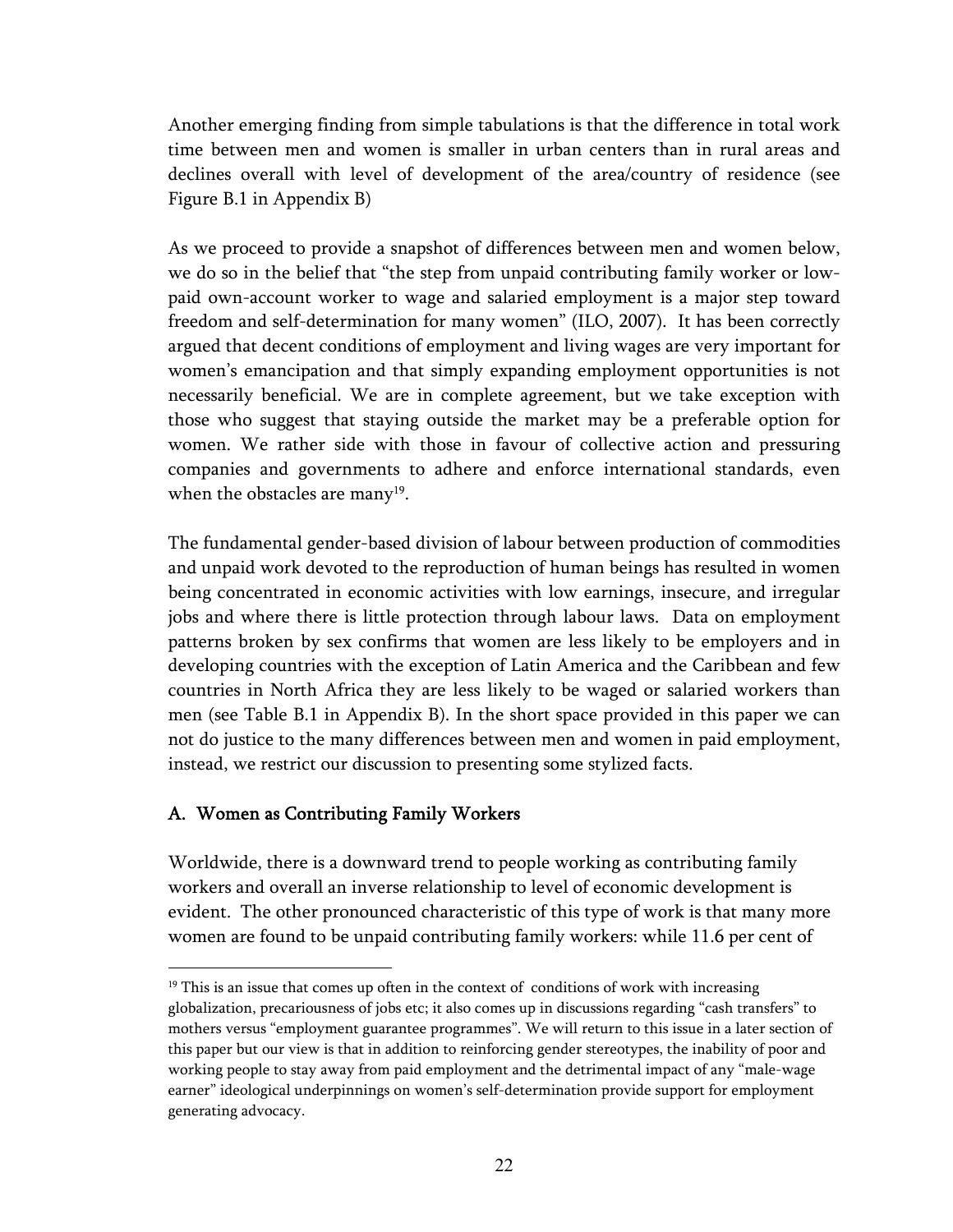Another emerging finding from simple tabulations is that the difference in total work time between men and women is smaller in urban centers than in rural areas and declines overall with level of development of the area/country of residence (see Figure B.1 in Appendix B)

As we proceed to provide a snapshot of differences between men and women below, we do so in the belief that "the step from unpaid contributing family worker or low-paid own-account worker to wage and salaried employment is a major step toward freedom and self-determination for many women" (ILO, 2007). It has been correctly argued that decent conditions of employment and living wages are very important for women's emancipation and that simply expanding employment opportunities is not necessarily beneficial. We are in complete agreement, but we take exception with those who suggest that staying outside the market may be a preferable option for women. We rather side with those in favour of collective action and pressuring companies and governments to adhere and enforce international standards, even when the obstacles are many[19].

The fundamental gender-based division of labour between production of commodities and unpaid work devoted to the reproduction of human beings has resulted in women being concentrated in economic activities with low earnings, insecure, and irregular jobs and where there is little protection through labour laws. Data on employment patterns broken by sex confirms that women are less likely to be employers and in developing countries with the exception of Latin America and the Caribbean and few countries in North Africa they are less likely to be waged or salaried workers than men (see Table B.1 in Appendix B). In the short space provided in this paper we can not do justice to the many differences between men and women in paid employment, instead, we restrict our discussion to presenting some stylized facts.

### A. Women as Contributing Family Workers

Worldwide, there is a downward trend to people working as contributing family workers and overall an inverse relationship to level of economic development is evident. The other pronounced characteristic of this type of work is that many more women are found to be unpaid contributing family workers: while 11.6 per cent of

---

[19] This is an issue that comes up often in the context of conditions of work with increasing globalization, precariousness of jobs etc; it also comes up in discussions regarding "cash transfers" to mothers versus "employment guarantee programmes". We will return to this issue in a later section of this paper but our view is that in addition to reinforcing gender stereotypes, the inability of poor and working people to stay away from paid employment and the detrimental impact of any "male-wage earner" ideological underpinnings on women's self-determination provide support for employment generating advocacy.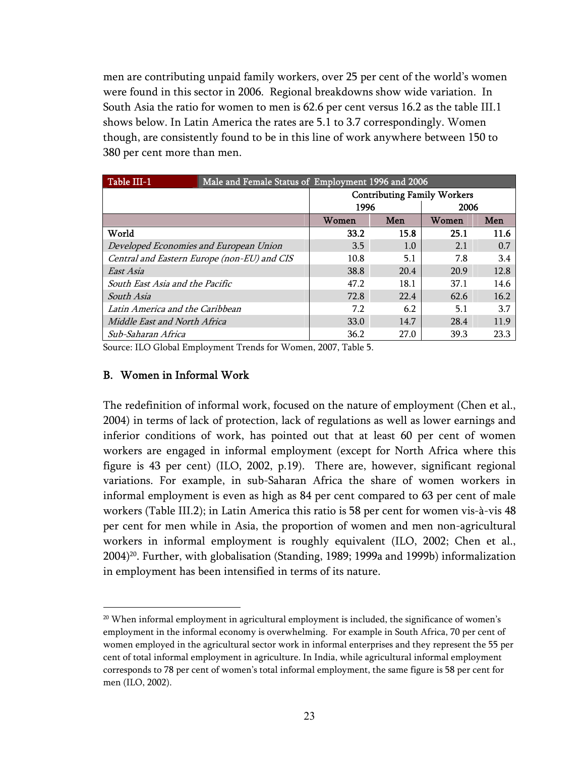men are contributing unpaid family workers, over 25 per cent of the world's women were found in this sector in 2006. Regional breakdowns show wide variation. In South Asia the ratio for women to men is 62.6 per cent versus 16.2 as the table III.1 shows below. In Latin America the rates are 5.1 to 3.7 correspondingly. Women though, are consistently found to be in this line of work anywhere between 150 to 380 per cent more than men.

| Table III-1 | Male and Female Status of Employment 1996 and 2006 | | | |
|---|---|---|---|---|
| | Contributing Family Workers | | | |
| | 1996 | | 2006 | |
| | Women | Men | Women | Men |
| **World** | **33.2** | **15.8** | **25.1** | **11.6** |
| *Developed Economies and European Union* | 3.5 | 1.0 | 2.1 | 0.7 |
| *Central and Eastern Europe (non-EU) and CIS* | 10.8 | 5.1 | 7.8 | 3.4 |
| *East Asia* | 38.8 | 20.4 | 20.9 | 12.8 |
| *South East Asia and the Pacific* | 47.2 | 18.1 | 37.1 | 14.6 |
| *South Asia* | 72.8 | 22.4 | 62.6 | 16.2 |
| *Latin America and the Caribbean* | 7.2 | 6.2 | 5.1 | 3.7 |
| *Middle East and North Africa* | 33.0 | 14.7 | 28.4 | 11.9 |
| *Sub-Saharan Africa* | 36.2 | 27.0 | 39.3 | 23.3 |

Source: ILO Global Employment Trends for Women, 2007, Table 5.

### B. Women in Informal Work

The redefinition of informal work, focused on the nature of employment (Chen et al., 2004) in terms of lack of protection, lack of regulations as well as lower earnings and inferior conditions of work, has pointed out that at least 60 per cent of women workers are engaged in informal employment (except for North Africa where this figure is 43 per cent) (ILO, 2002, p.19). There are, however, significant regional variations. For example, in sub-Saharan Africa the share of women workers in informal employment is even as high as 84 per cent compared to 63 per cent of male workers (Table III.2); in Latin America this ratio is 58 per cent for women vis-à-vis 48 per cent for men while in Asia, the proportion of women and men non-agricultural workers in informal employment is roughly equivalent (ILO, 2002; Chen et al., 2004)[20]. Further, with globalisation (Standing, 1989; 1999a and 1999b) informalization in employment has been intensified in terms of its nature.

---

[20] When informal employment in agricultural employment is included, the significance of women's employment in the informal economy is overwhelming. For example in South Africa, 70 per cent of women employed in the agricultural sector work in informal enterprises and they represent the 55 per cent of total informal employment in agriculture. In India, while agricultural informal employment corresponds to 78 per cent of women's total informal employment, the same figure is 58 per cent for men (ILO, 2002).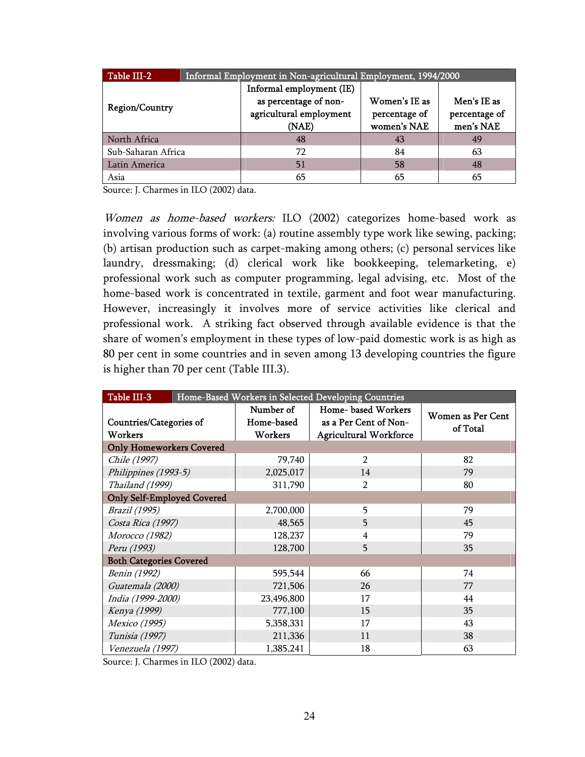**Table III-2** Informal Employment in Non-agricultural Employment, 1994/2000

| Region/Country | Informal employment (IE) as percentage of non-agricultural employment (NAE) | Women's IE as percentage of women's NAE | Men's IE as percentage of men's NAE |
|---|---|---|---|
| North Africa | 48 | 43 | 49 |
| Sub-Saharan Africa | 72 | 84 | 63 |
| Latin America | 51 | 58 | 48 |
| Asia | 65 | 65 | 65 |

Source: J. Charmes in ILO (2002) data.

*Women as home-based workers:* ILO (2002) categorizes home-based work as involving various forms of work: (a) routine assembly type work like sewing, packing; (b) artisan production such as carpet-making among others; (c) personal services like laundry, dressmaking; (d) clerical work like bookkeeping, telemarketing, e) professional work such as computer programming, legal advising, etc. Most of the home-based work is concentrated in textile, garment and foot wear manufacturing. However, increasingly it involves more of service activities like clerical and professional work. A striking fact observed through available evidence is that the share of women's employment in these types of low-paid domestic work is as high as 80 per cent in some countries and in seven among 13 developing countries the figure is higher than 70 per cent (Table III.3).

**Table III-3** Home-Based Workers in Selected Developing Countries

| Countries/Categories of Workers | Number of Home-based Workers | Home- based Workers as a Per Cent of Non-Agricultural Workforce | Women as Per Cent of Total |
|---|---|---|---|
| **Only Homeworkers Covered** | | | |
| *Chile (1997)* | 79,740 | 2 | 82 |
| *Philippines (1993-5)* | 2,025,017 | 14 | 79 |
| *Thailand (1999)* | 311,790 | 2 | 80 |
| **Only Self-Employed Covered** | | | |
| *Brazil (1995)* | 2,700,000 | 5 | 79 |
| *Costa Rica (1997)* | 48,565 | 5 | 45 |
| *Morocco (1982)* | 128,237 | 4 | 79 |
| *Peru (1993)* | 128,700 | 5 | 35 |
| **Both Categories Covered** | | | |
| *Benin (1992)* | 595,544 | 66 | 74 |
| *Guatemala (2000)* | 721,506 | 26 | 77 |
| *India (1999-2000)* | 23,496,800 | 17 | 44 |
| *Kenya (1999)* | 777,100 | 15 | 35 |
| *Mexico (1995)* | 5,358,331 | 17 | 43 |
| *Tunisia (1997)* | 211,336 | 11 | 38 |
| *Venezuela (1997)* | 1,385,241 | 18 | 63 |

Source: J. Charmes in ILO (2002) data.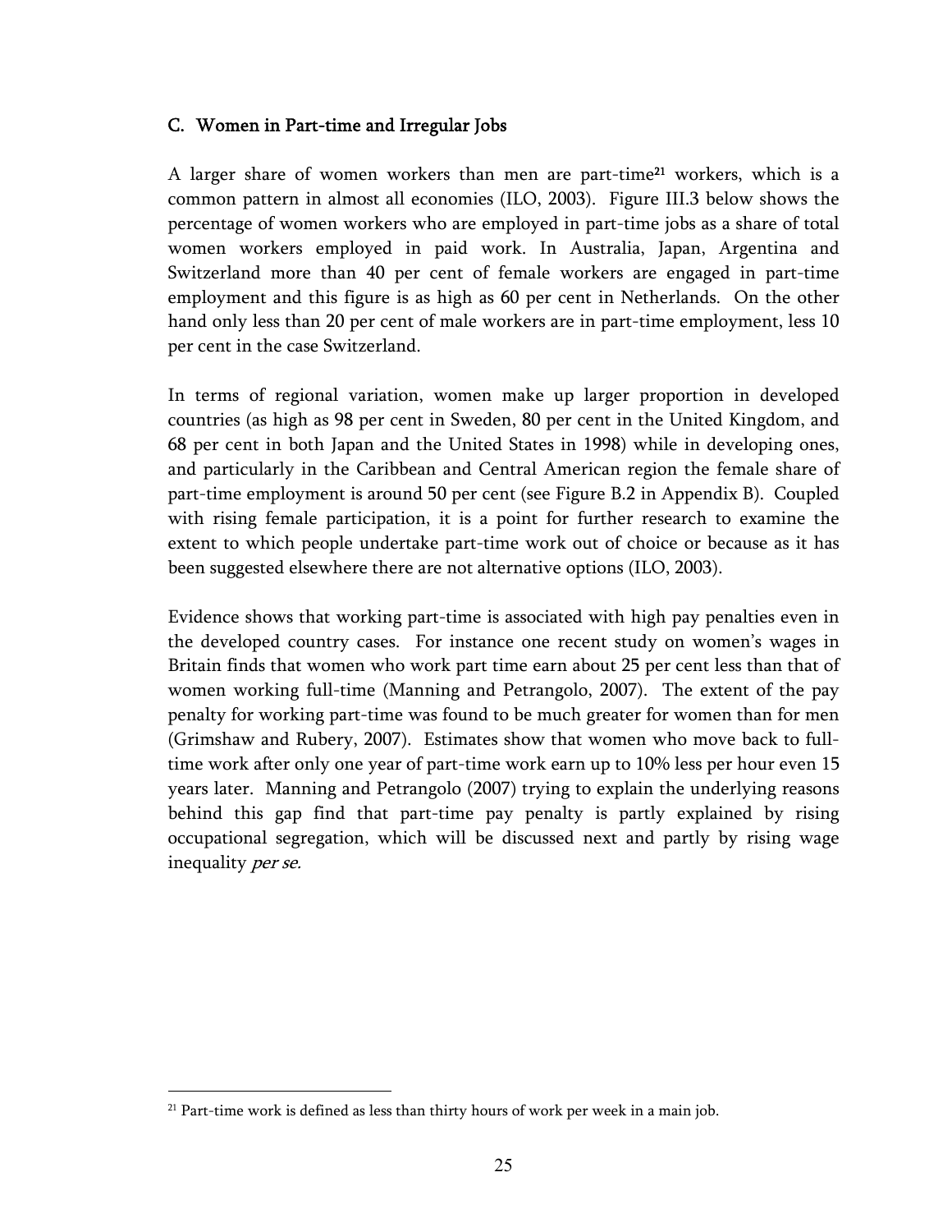### C. Women in Part-time and Irregular Jobs

A larger share of women workers than men are part-time[21] workers, which is a common pattern in almost all economies (ILO, 2003). Figure III.3 below shows the percentage of women workers who are employed in part-time jobs as a share of total women workers employed in paid work. In Australia, Japan, Argentina and Switzerland more than 40 per cent of female workers are engaged in part-time employment and this figure is as high as 60 per cent in Netherlands. On the other hand only less than 20 per cent of male workers are in part-time employment, less 10 per cent in the case Switzerland.

In terms of regional variation, women make up larger proportion in developed countries (as high as 98 per cent in Sweden, 80 per cent in the United Kingdom, and 68 per cent in both Japan and the United States in 1998) while in developing ones, and particularly in the Caribbean and Central American region the female share of part-time employment is around 50 per cent (see Figure B.2 in Appendix B). Coupled with rising female participation, it is a point for further research to examine the extent to which people undertake part-time work out of choice or because as it has been suggested elsewhere there are not alternative options (ILO, 2003).

Evidence shows that working part-time is associated with high pay penalties even in the developed country cases. For instance one recent study on women's wages in Britain finds that women who work part time earn about 25 per cent less than that of women working full-time (Manning and Petrangolo, 2007). The extent of the pay penalty for working part-time was found to be much greater for women than for men (Grimshaw and Rubery, 2007). Estimates show that women who move back to full-time work after only one year of part-time work earn up to 10% less per hour even 15 years later. Manning and Petrangolo (2007) trying to explain the underlying reasons behind this gap find that part-time pay penalty is partly explained by rising occupational segregation, which will be discussed next and partly by rising wage inequality *per se.*

---

[21] Part-time work is defined as less than thirty hours of work per week in a main job.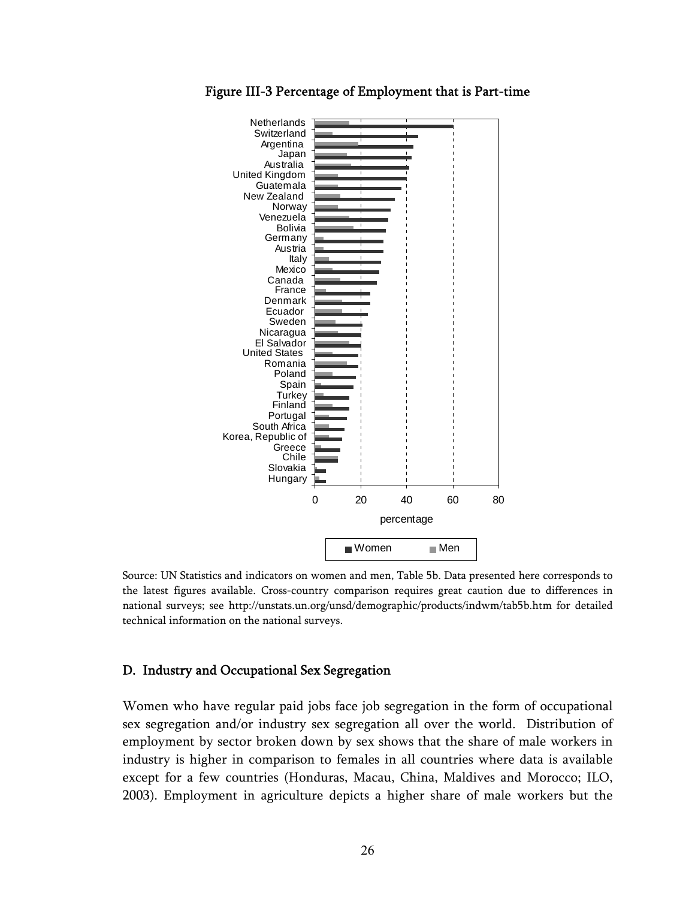**Figure III-3 Percentage of Employment that is Part-time**

Source: UN Statistics and indicators on women and men, Table 5b. Data presented here corresponds to the latest figures available. Cross-country comparison requires great caution due to differences in national surveys; see http://unstats.un.org/unsd/demographic/products/indwm/tab5b.htm for detailed technical information on the national surveys.

## D. Industry and Occupational Sex Segregation

Women who have regular paid jobs face job segregation in the form of occupational sex segregation and/or industry sex segregation all over the world. Distribution of employment by sector broken down by sex shows that the share of male workers in industry is higher in comparison to females in all countries where data is available except for a few countries (Honduras, Macau, China, Maldives and Morocco; ILO, 2003). Employment in agriculture depicts a higher share of male workers but the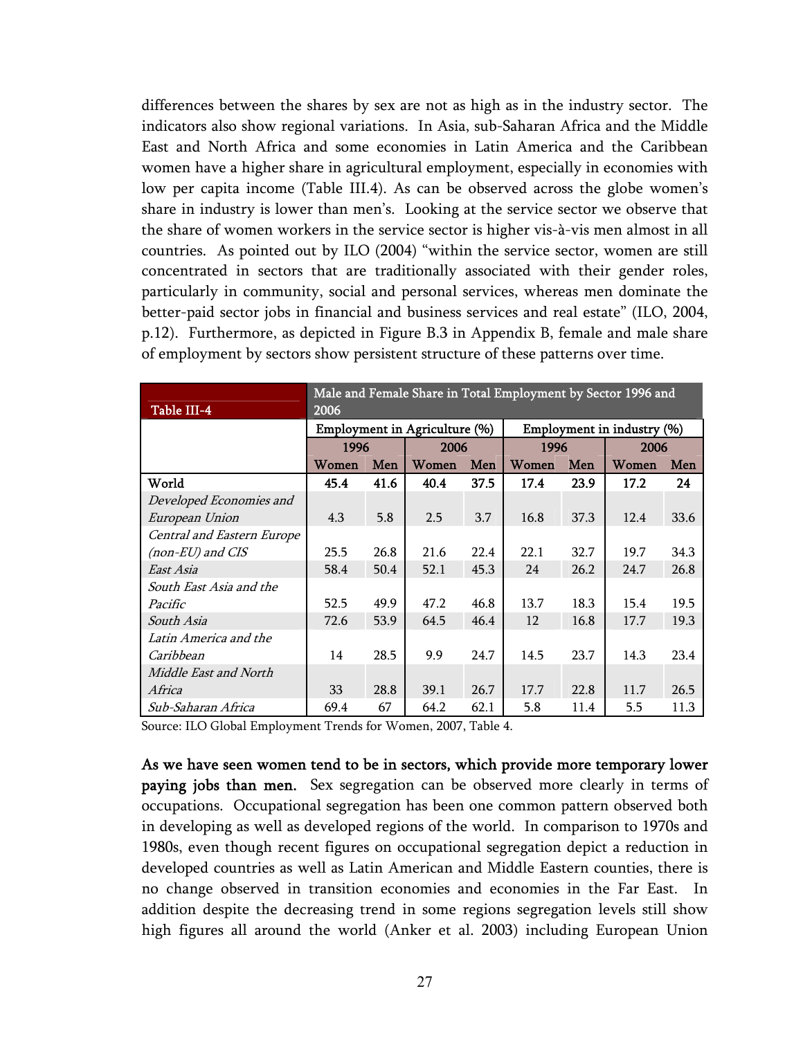differences between the shares by sex are not as high as in the industry sector. The indicators also show regional variations. In Asia, sub-Saharan Africa and the Middle East and North Africa and some economies in Latin America and the Caribbean women have a higher share in agricultural employment, especially in economies with low per capita income (Table III.4). As can be observed across the globe women's share in industry is lower than men's. Looking at the service sector we observe that the share of women workers in the service sector is higher vis-à-vis men almost in all countries. As pointed out by ILO (2004) "within the service sector, women are still concentrated in sectors that are traditionally associated with their gender roles, particularly in community, social and personal services, whereas men dominate the better-paid sector jobs in financial and business services and real estate" (ILO, 2004, p.12). Furthermore, as depicted in Figure B.3 in Appendix B, female and male share of employment by sectors show persistent structure of these patterns over time.

| Table III-4 | Male and Female Share in Total Employment by Sector 1996 and 2006 | | | | | | | |
|---|---|---|---|---|---|---|---|---|
| | Employment in Agriculture (%) | | | | Employment in industry (%) | | | |
| | 1996 | | 2006 | | 1996 | | 2006 | |
| | Women | Men | Women | Men | Women | Men | Women | Men |
| **World** | **45.4** | **41.6** | **40.4** | **37.5** | **17.4** | **23.9** | **17.2** | **24** |
| *Developed Economies and European Union* | 4.3 | 5.8 | 2.5 | 3.7 | 16.8 | 37.3 | 12.4 | 33.6 |
| *Central and Eastern Europe (non-EU) and CIS* | 25.5 | 26.8 | 21.6 | 22.4 | 22.1 | 32.7 | 19.7 | 34.3 |
| *East Asia* | 58.4 | 50.4 | 52.1 | 45.3 | 24 | 26.2 | 24.7 | 26.8 |
| *South East Asia and the Pacific* | 52.5 | 49.9 | 47.2 | 46.8 | 13.7 | 18.3 | 15.4 | 19.5 |
| *South Asia* | 72.6 | 53.9 | 64.5 | 46.4 | 12 | 16.8 | 17.7 | 19.3 |
| *Latin America and the Caribbean* | 14 | 28.5 | 9.9 | 24.7 | 14.5 | 23.7 | 14.3 | 23.4 |
| *Middle East and North Africa* | 33 | 28.8 | 39.1 | 26.7 | 17.7 | 22.8 | 11.7 | 26.5 |
| *Sub-Saharan Africa* | 69.4 | 67 | 64.2 | 62.1 | 5.8 | 11.4 | 5.5 | 11.3 |

Source: ILO Global Employment Trends for Women, 2007, Table 4.

**As we have seen women tend to be in sectors, which provide more temporary lower paying jobs than men.** Sex segregation can be observed more clearly in terms of occupations. Occupational segregation has been one common pattern observed both in developing as well as developed regions of the world. In comparison to 1970s and 1980s, even though recent figures on occupational segregation depict a reduction in developed countries as well as Latin American and Middle Eastern counties, there is no change observed in transition economies and economies in the Far East. In addition despite the decreasing trend in some regions segregation levels still show high figures all around the world (Anker et al. 2003) including European Union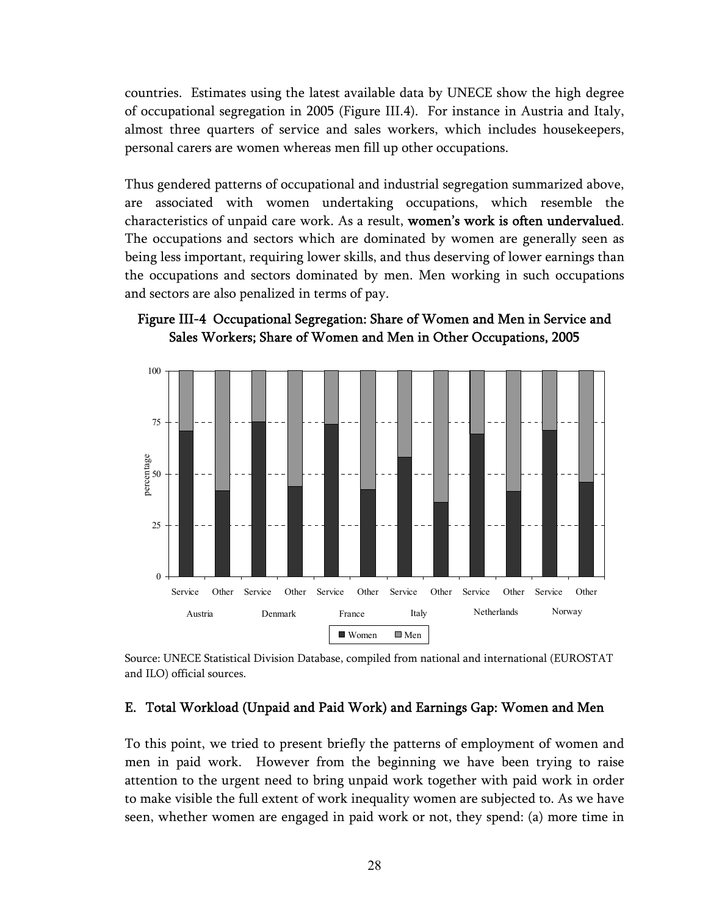countries. Estimates using the latest available data by UNECE show the high degree of occupational segregation in 2005 (Figure III.4). For instance in Austria and Italy, almost three quarters of service and sales workers, which includes housekeepers, personal carers are women whereas men fill up other occupations.

Thus gendered patterns of occupational and industrial segregation summarized above, are associated with women undertaking occupations, which resemble the characteristics of unpaid care work. As a result, **women's work is often undervalued**. The occupations and sectors which are dominated by women are generally seen as being less important, requiring lower skills, and thus deserving of lower earnings than the occupations and sectors dominated by men. Men working in such occupations and sectors are also penalized in terms of pay.

**Figure III-4 Occupational Segregation: Share of Women and Men in Service and Sales Workers; Share of Women and Men in Other Occupations, 2005**

Source: UNECE Statistical Division Database, compiled from national and international (EUROSTAT and ILO) official sources.

### E. Total Workload (Unpaid and Paid Work) and Earnings Gap: Women and Men

To this point, we tried to present briefly the patterns of employment of women and men in paid work. However from the beginning we have been trying to raise attention to the urgent need to bring unpaid work together with paid work in order to make visible the full extent of work inequality women are subjected to. As we have seen, whether women are engaged in paid work or not, they spend: (a) more time in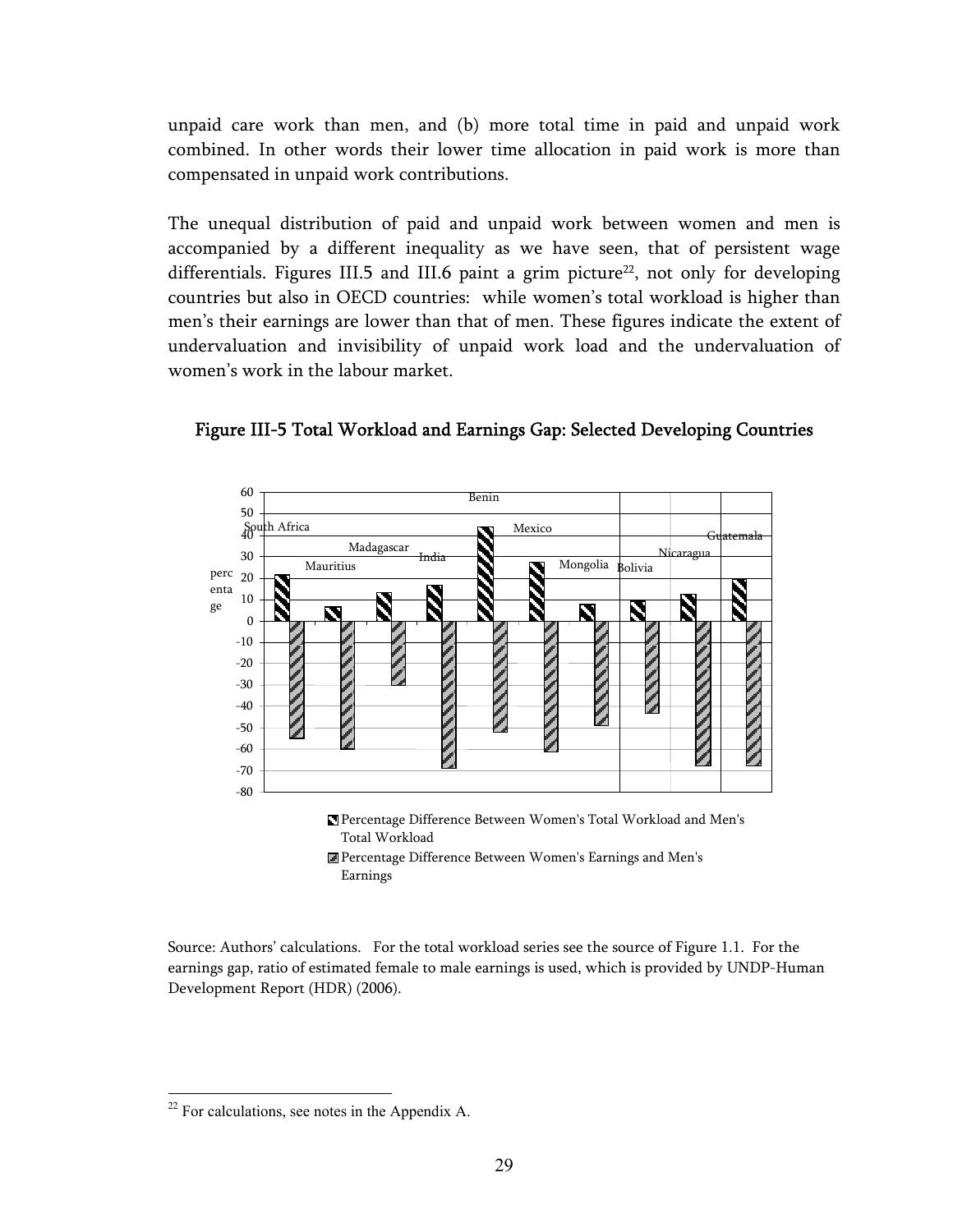unpaid care work than men, and (b) more total time in paid and unpaid work combined. In other words their lower time allocation in paid work is more than compensated in unpaid work contributions.

The unequal distribution of paid and unpaid work between women and men is accompanied by a different inequality as we have seen, that of persistent wage differentials. Figures III.5 and III.6 paint a grim picture[22], not only for developing countries but also in OECD countries: while women's total workload is higher than men's their earnings are lower than that of men. These figures indicate the extent of undervaluation and invisibility of unpaid work load and the undervaluation of women's work in the labour market.

**Figure III-5 Total Workload and Earnings Gap: Selected Developing Countries**

Source: Authors' calculations. For the total workload series see the source of Figure 1.1. For the earnings gap, ratio of estimated female to male earnings is used, which is provided by UNDP-Human Development Report (HDR) (2006).

[22] For calculations, see notes in the Appendix A.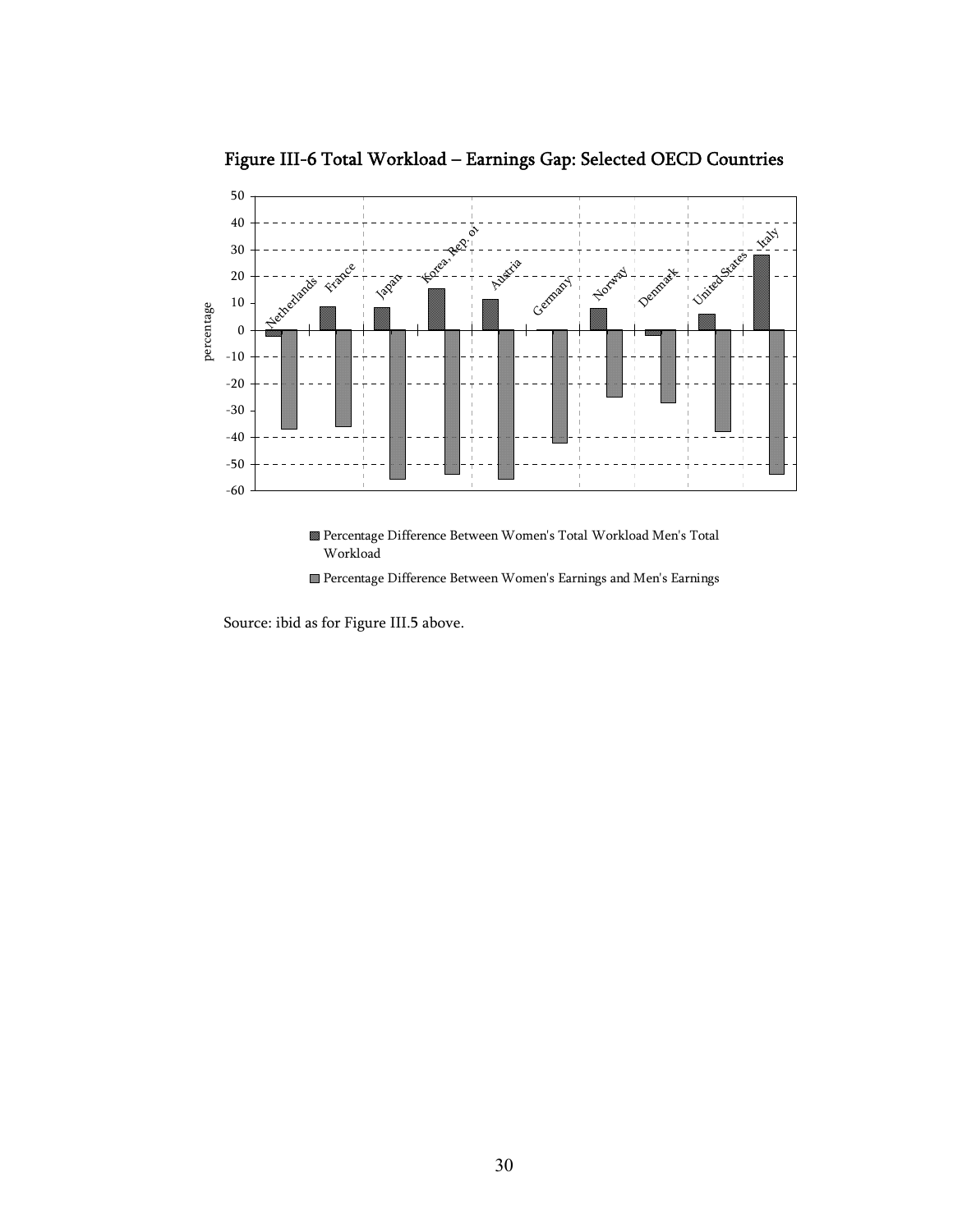**Figure III-6 Total Workload – Earnings Gap: Selected OECD Countries**

Source: ibid as for Figure III.5 above.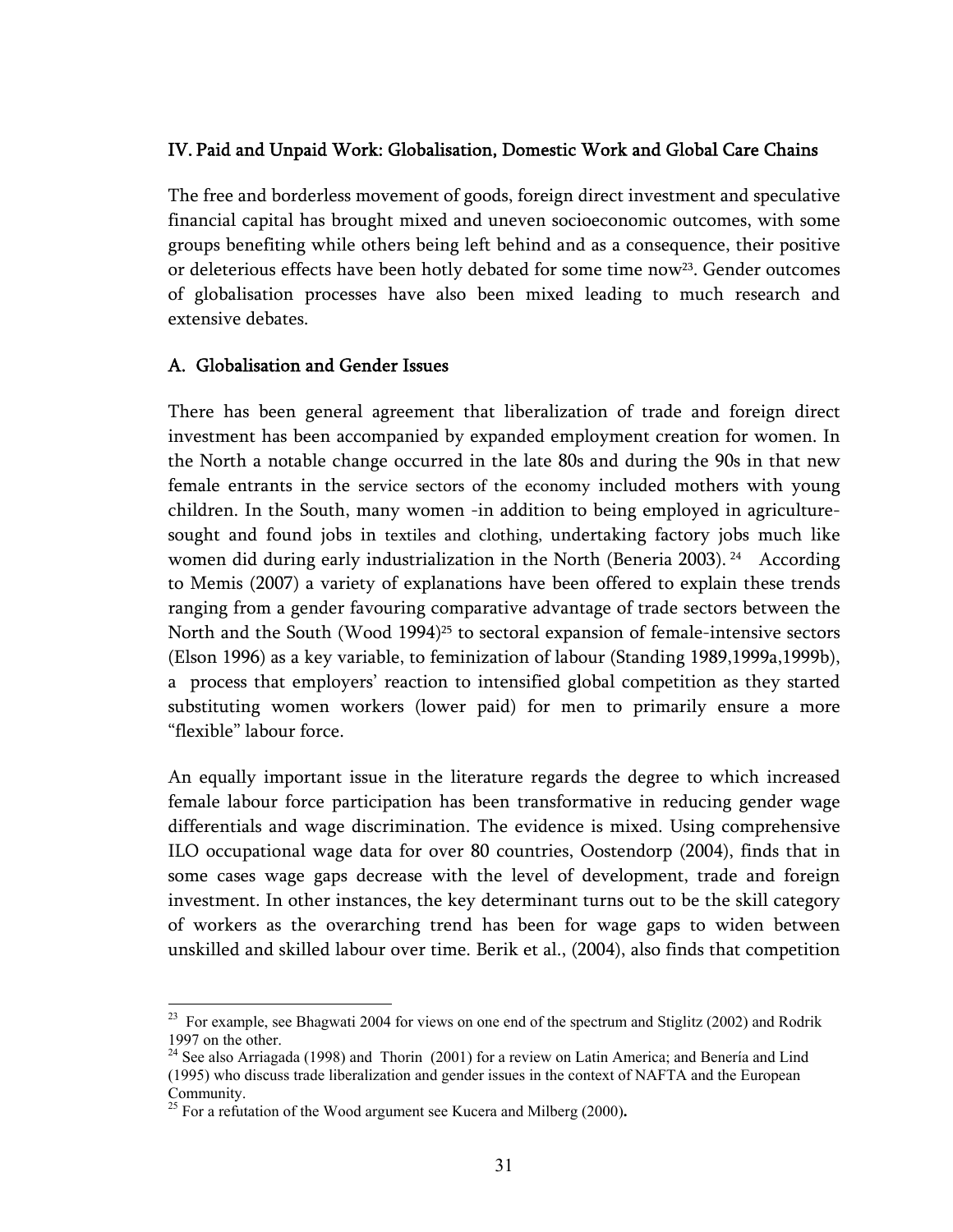## IV. Paid and Unpaid Work: Globalisation, Domestic Work and Global Care Chains

The free and borderless movement of goods, foreign direct investment and speculative financial capital has brought mixed and uneven socioeconomic outcomes, with some groups benefiting while others being left behind and as a consequence, their positive or deleterious effects have been hotly debated for some time now[23]. Gender outcomes of globalisation processes have also been mixed leading to much research and extensive debates.

### A. Globalisation and Gender Issues

There has been general agreement that liberalization of trade and foreign direct investment has been accompanied by expanded employment creation for women. In the North a notable change occurred in the late 80s and during the 90s in that new female entrants in the service sectors of the economy included mothers with young children. In the South, many women -in addition to being employed in agriculture- sought and found jobs in textiles and clothing, undertaking factory jobs much like women did during early industrialization in the North (Beneria 2003). [24] According to Memis (2007) a variety of explanations have been offered to explain these trends ranging from a gender favouring comparative advantage of trade sectors between the North and the South (Wood 1994)[25] to sectoral expansion of female-intensive sectors (Elson 1996) as a key variable, to feminization of labour (Standing 1989,1999a,1999b), a process that employers' reaction to intensified global competition as they started substituting women workers (lower paid) for men to primarily ensure a more "flexible" labour force.

An equally important issue in the literature regards the degree to which increased female labour force participation has been transformative in reducing gender wage differentials and wage discrimination. The evidence is mixed. Using comprehensive ILO occupational wage data for over 80 countries, Oostendorp (2004), finds that in some cases wage gaps decrease with the level of development, trade and foreign investment. In other instances, the key determinant turns out to be the skill category of workers as the overarching trend has been for wage gaps to widen between unskilled and skilled labour over time. Berik et al., (2004), also finds that competition

---

[23] For example, see Bhagwati 2004 for views on one end of the spectrum and Stiglitz (2002) and Rodrik 1997 on the other.

[24] See also Arriagada (1998) and Thorin (2001) for a review on Latin America; and Benería and Lind (1995) who discuss trade liberalization and gender issues in the context of NAFTA and the European Community.

[25] For a refutation of the Wood argument see Kucera and Milberg (2000).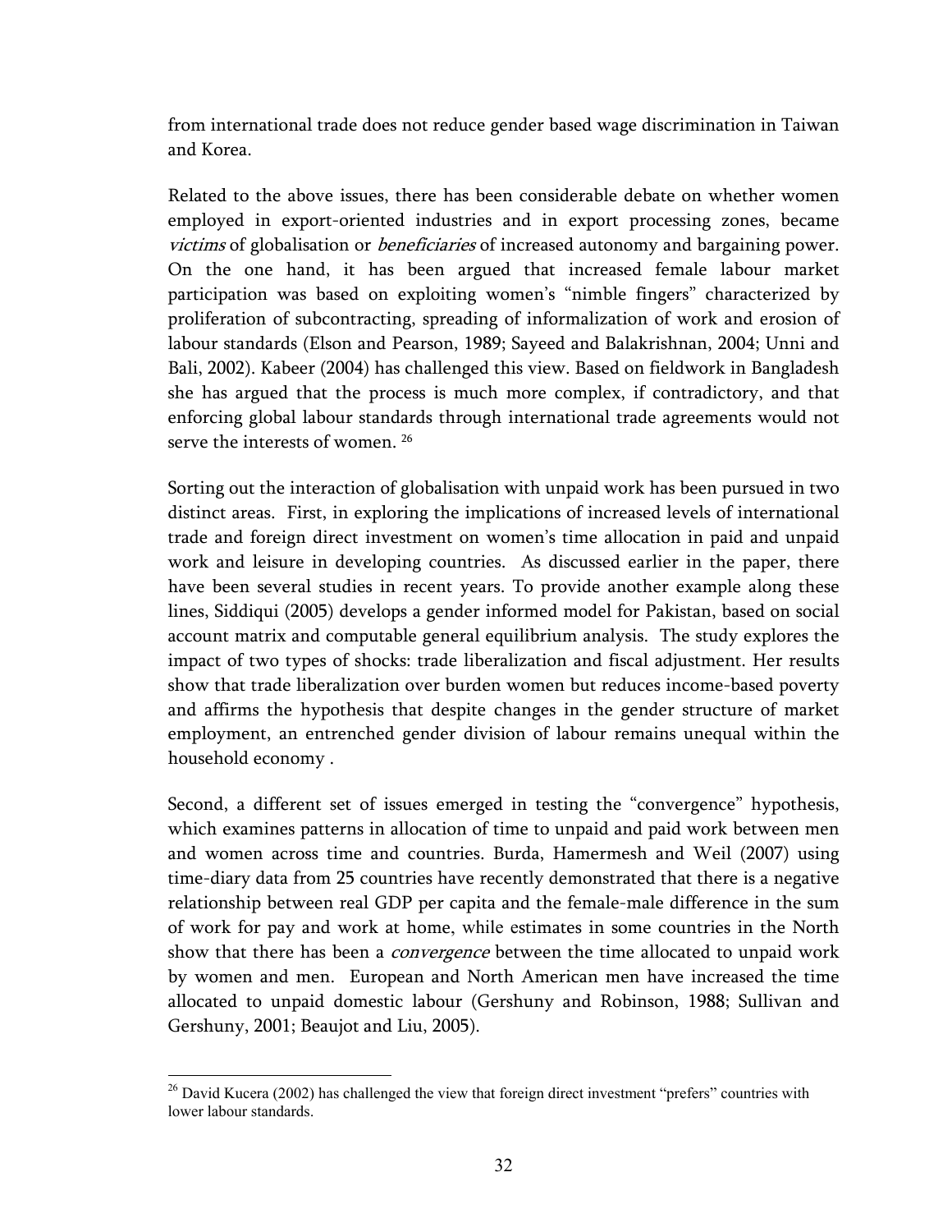from international trade does not reduce gender based wage discrimination in Taiwan and Korea.

Related to the above issues, there has been considerable debate on whether women employed in export-oriented industries and in export processing zones, became *victims* of globalisation or *beneficiaries* of increased autonomy and bargaining power. On the one hand, it has been argued that increased female labour market participation was based on exploiting women's "nimble fingers" characterized by proliferation of subcontracting, spreading of informalization of work and erosion of labour standards (Elson and Pearson, 1989; Sayeed and Balakrishnan, 2004; Unni and Bali, 2002). Kabeer (2004) has challenged this view. Based on fieldwork in Bangladesh she has argued that the process is much more complex, if contradictory, and that enforcing global labour standards through international trade agreements would not serve the interests of women. [26]

Sorting out the interaction of globalisation with unpaid work has been pursued in two distinct areas. First, in exploring the implications of increased levels of international trade and foreign direct investment on women's time allocation in paid and unpaid work and leisure in developing countries. As discussed earlier in the paper, there have been several studies in recent years. To provide another example along these lines, Siddiqui (2005) develops a gender informed model for Pakistan, based on social account matrix and computable general equilibrium analysis. The study explores the impact of two types of shocks: trade liberalization and fiscal adjustment. Her results show that trade liberalization over burden women but reduces income-based poverty and affirms the hypothesis that despite changes in the gender structure of market employment, an entrenched gender division of labour remains unequal within the household economy .

Second, a different set of issues emerged in testing the "convergence" hypothesis, which examines patterns in allocation of time to unpaid and paid work between men and women across time and countries. Burda, Hamermesh and Weil (2007) using time-diary data from 25 countries have recently demonstrated that there is a negative relationship between real GDP per capita and the female-male difference in the sum of work for pay and work at home, while estimates in some countries in the North show that there has been a *convergence* between the time allocated to unpaid work by women and men. European and North American men have increased the time allocated to unpaid domestic labour (Gershuny and Robinson, 1988; Sullivan and Gershuny, 2001; Beaujot and Liu, 2005).

[26] David Kucera (2002) has challenged the view that foreign direct investment "prefers" countries with lower labour standards.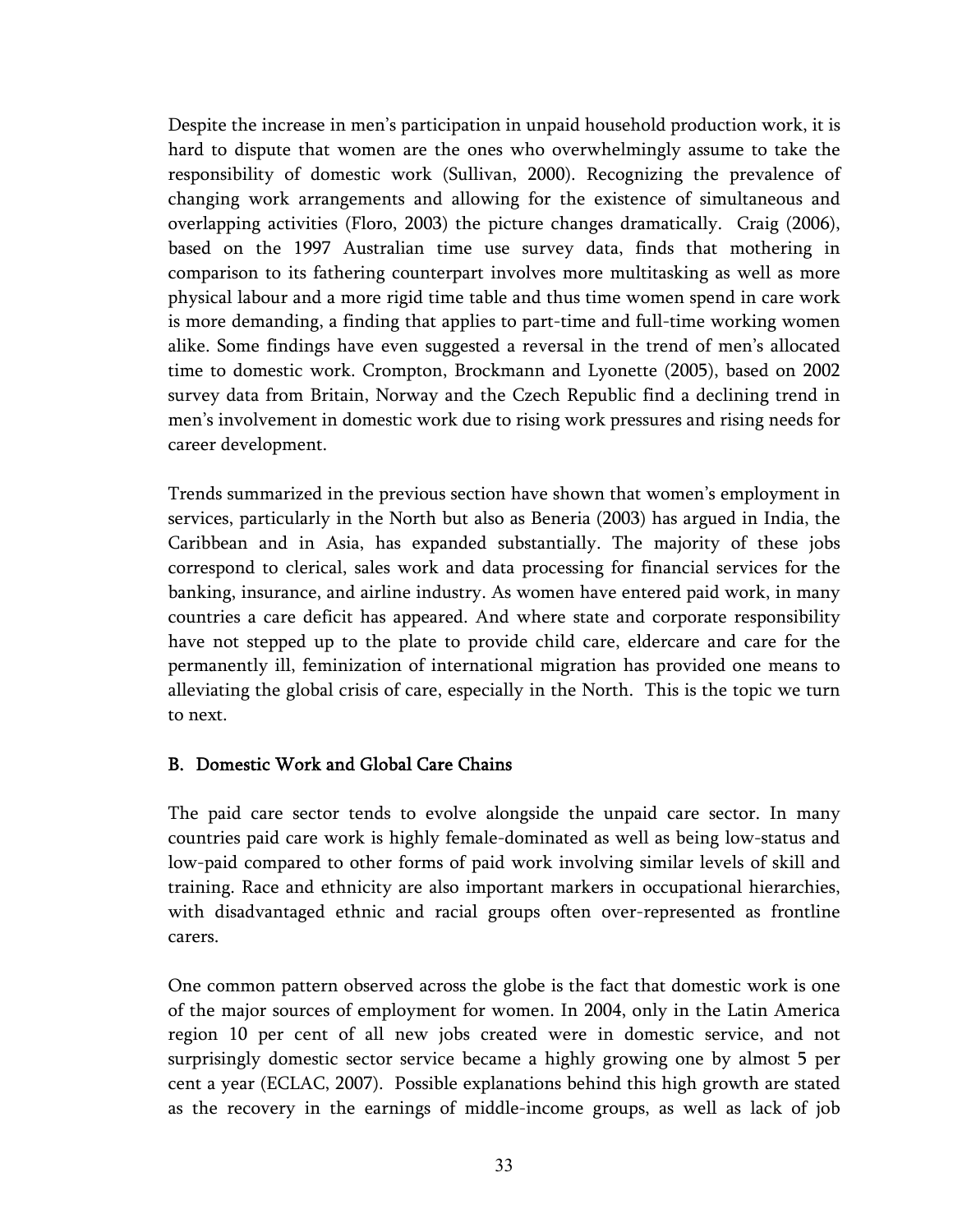Despite the increase in men's participation in unpaid household production work, it is hard to dispute that women are the ones who overwhelmingly assume to take the responsibility of domestic work (Sullivan, 2000). Recognizing the prevalence of changing work arrangements and allowing for the existence of simultaneous and overlapping activities (Floro, 2003) the picture changes dramatically. Craig (2006), based on the 1997 Australian time use survey data, finds that mothering in comparison to its fathering counterpart involves more multitasking as well as more physical labour and a more rigid time table and thus time women spend in care work is more demanding, a finding that applies to part-time and full-time working women alike. Some findings have even suggested a reversal in the trend of men's allocated time to domestic work. Crompton, Brockmann and Lyonette (2005), based on 2002 survey data from Britain, Norway and the Czech Republic find a declining trend in men's involvement in domestic work due to rising work pressures and rising needs for career development.

Trends summarized in the previous section have shown that women's employment in services, particularly in the North but also as Beneria (2003) has argued in India, the Caribbean and in Asia, has expanded substantially. The majority of these jobs correspond to clerical, sales work and data processing for financial services for the banking, insurance, and airline industry. As women have entered paid work, in many countries a care deficit has appeared. And where state and corporate responsibility have not stepped up to the plate to provide child care, eldercare and care for the permanently ill, feminization of international migration has provided one means to alleviating the global crisis of care, especially in the North. This is the topic we turn to next.

### B. Domestic Work and Global Care Chains

The paid care sector tends to evolve alongside the unpaid care sector. In many countries paid care work is highly female-dominated as well as being low-status and low-paid compared to other forms of paid work involving similar levels of skill and training. Race and ethnicity are also important markers in occupational hierarchies, with disadvantaged ethnic and racial groups often over-represented as frontline carers.

One common pattern observed across the globe is the fact that domestic work is one of the major sources of employment for women. In 2004, only in the Latin America region 10 per cent of all new jobs created were in domestic service, and not surprisingly domestic sector service became a highly growing one by almost 5 per cent a year (ECLAC, 2007). Possible explanations behind this high growth are stated as the recovery in the earnings of middle-income groups, as well as lack of job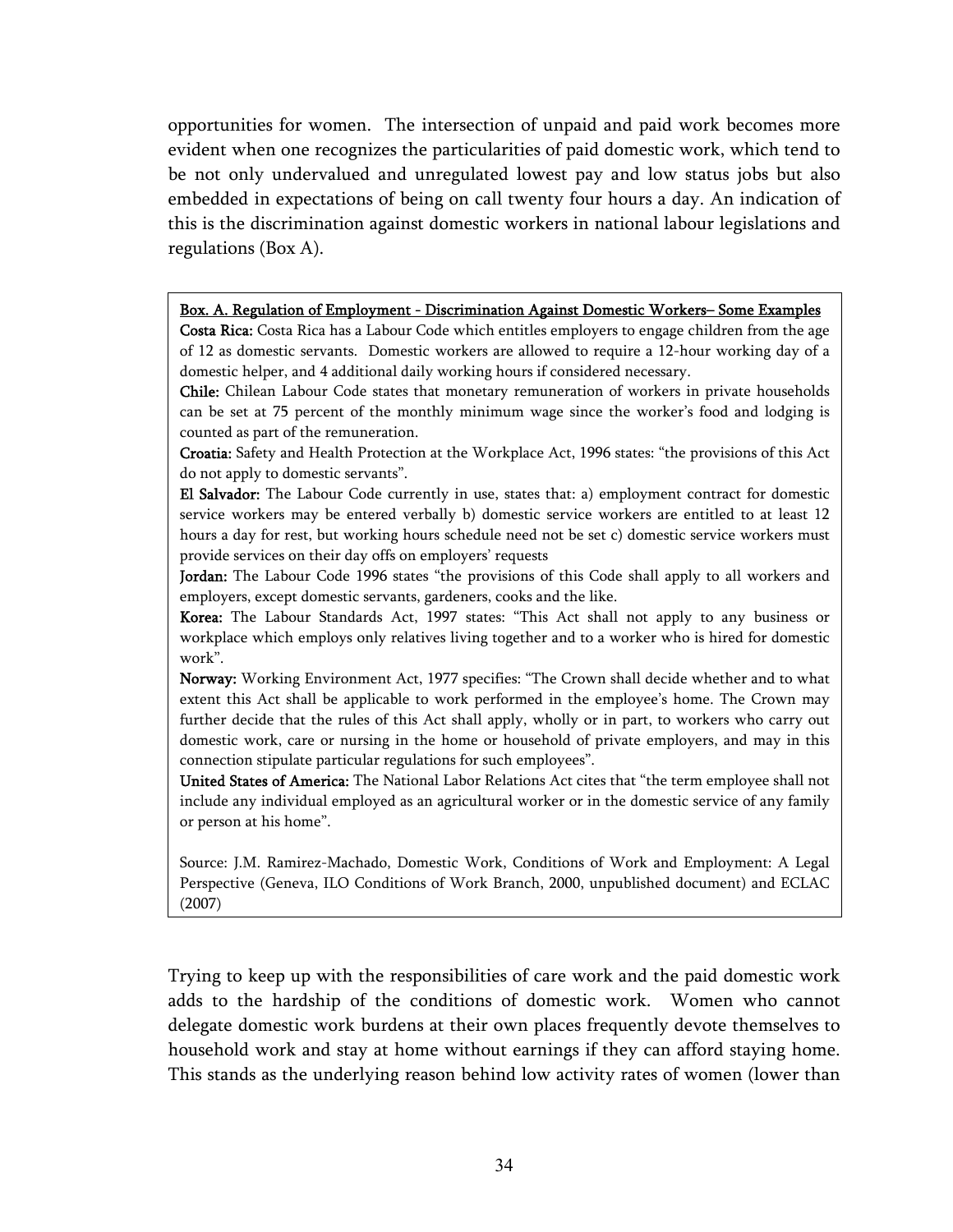opportunities for women. The intersection of unpaid and paid work becomes more evident when one recognizes the particularities of paid domestic work, which tend to be not only undervalued and unregulated lowest pay and low status jobs but also embedded in expectations of being on call twenty four hours a day. An indication of this is the discrimination against domestic workers in national labour legislations and regulations (Box A).

> **Box. A. Regulation of Employment - Discrimination Against Domestic Workers– Some Examples**
>
> **Costa Rica:** Costa Rica has a Labour Code which entitles employers to engage children from the age of 12 as domestic servants. Domestic workers are allowed to require a 12-hour working day of a domestic helper, and 4 additional daily working hours if considered necessary.
>
> **Chile:** Chilean Labour Code states that monetary remuneration of workers in private households can be set at 75 percent of the monthly minimum wage since the worker's food and lodging is counted as part of the remuneration.
>
> **Croatia:** Safety and Health Protection at the Workplace Act, 1996 states: "the provisions of this Act do not apply to domestic servants".
>
> **El Salvador:** The Labour Code currently in use, states that: a) employment contract for domestic service workers may be entered verbally b) domestic service workers are entitled to at least 12 hours a day for rest, but working hours schedule need not be set c) domestic service workers must provide services on their day offs on employers' requests
>
> **Jordan:** The Labour Code 1996 states "the provisions of this Code shall apply to all workers and employers, except domestic servants, gardeners, cooks and the like.
>
> **Korea:** The Labour Standards Act, 1997 states: "This Act shall not apply to any business or workplace which employs only relatives living together and to a worker who is hired for domestic work".
>
> **Norway:** Working Environment Act, 1977 specifies: "The Crown shall decide whether and to what extent this Act shall be applicable to work performed in the employee's home. The Crown may further decide that the rules of this Act shall apply, wholly or in part, to workers who carry out domestic work, care or nursing in the home or household of private employers, and may in this connection stipulate particular regulations for such employees".
>
> **United States of America:** The National Labor Relations Act cites that "the term employee shall not include any individual employed as an agricultural worker or in the domestic service of any family or person at his home".
>
> Source: J.M. Ramirez-Machado, Domestic Work, Conditions of Work and Employment: A Legal Perspective (Geneva, ILO Conditions of Work Branch, 2000, unpublished document) and ECLAC (2007)

Trying to keep up with the responsibilities of care work and the paid domestic work adds to the hardship of the conditions of domestic work. Women who cannot delegate domestic work burdens at their own places frequently devote themselves to household work and stay at home without earnings if they can afford staying home. This stands as the underlying reason behind low activity rates of women (lower than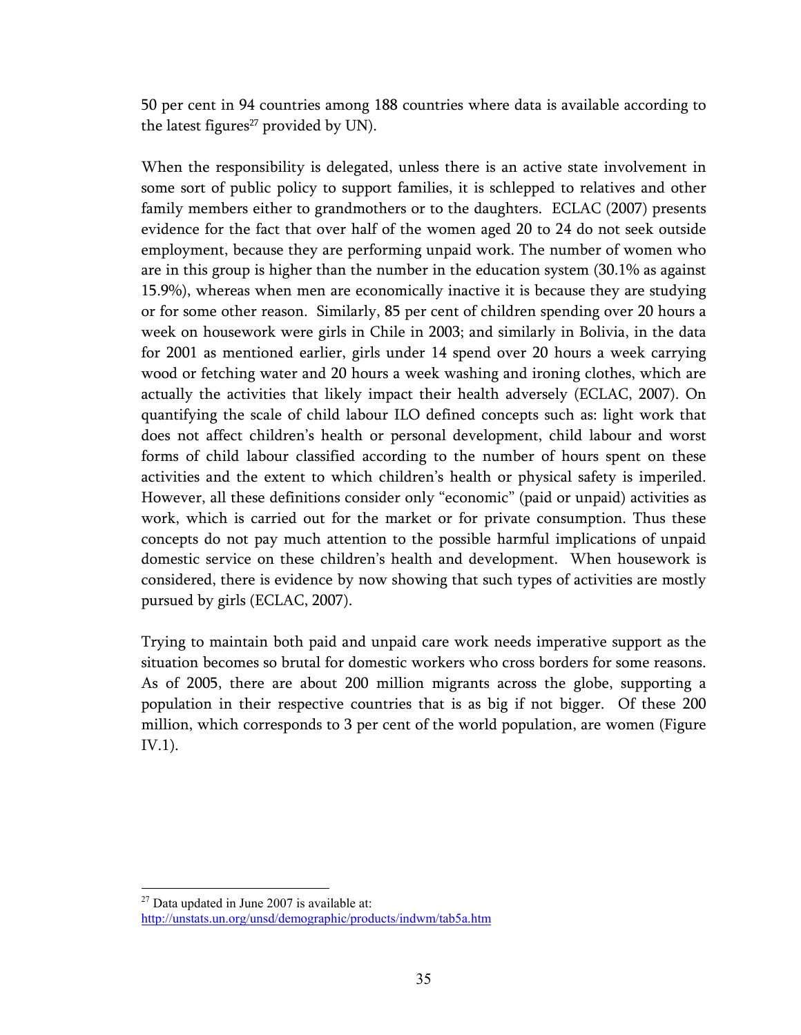50 per cent in 94 countries among 188 countries where data is available according to the latest figures[27] provided by UN).

When the responsibility is delegated, unless there is an active state involvement in some sort of public policy to support families, it is schlepped to relatives and other family members either to grandmothers or to the daughters. ECLAC (2007) presents evidence for the fact that over half of the women aged 20 to 24 do not seek outside employment, because they are performing unpaid work. The number of women who are in this group is higher than the number in the education system (30.1% as against 15.9%), whereas when men are economically inactive it is because they are studying or for some other reason. Similarly, 85 per cent of children spending over 20 hours a week on housework were girls in Chile in 2003; and similarly in Bolivia, in the data for 2001 as mentioned earlier, girls under 14 spend over 20 hours a week carrying wood or fetching water and 20 hours a week washing and ironing clothes, which are actually the activities that likely impact their health adversely (ECLAC, 2007). On quantifying the scale of child labour ILO defined concepts such as: light work that does not affect children's health or personal development, child labour and worst forms of child labour classified according to the number of hours spent on these activities and the extent to which children's health or physical safety is imperiled. However, all these definitions consider only "economic" (paid or unpaid) activities as work, which is carried out for the market or for private consumption. Thus these concepts do not pay much attention to the possible harmful implications of unpaid domestic service on these children's health and development. When housework is considered, there is evidence by now showing that such types of activities are mostly pursued by girls (ECLAC, 2007).

Trying to maintain both paid and unpaid care work needs imperative support as the situation becomes so brutal for domestic workers who cross borders for some reasons. As of 2005, there are about 200 million migrants across the globe, supporting a population in their respective countries that is as big if not bigger. Of these 200 million, which corresponds to 3 per cent of the world population, are women (Figure IV.1).

---

[27] Data updated in June 2007 is available at: http://unstats.un.org/unsd/demographic/products/indwm/tab5a.htm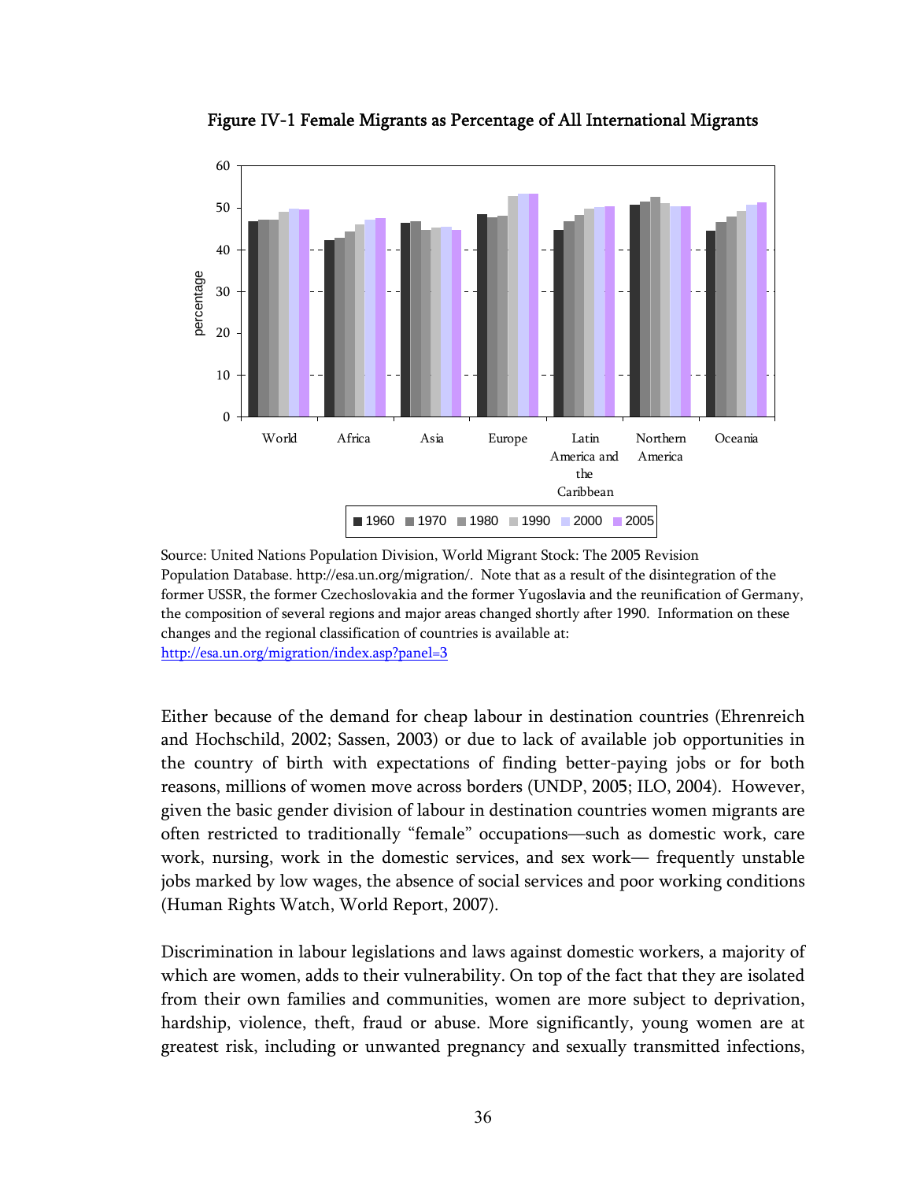**Figure IV-1 Female Migrants as Percentage of All International Migrants**

Source: United Nations Population Division, World Migrant Stock: The 2005 Revision Population Database. http://esa.un.org/migration/. Note that as a result of the disintegration of the former USSR, the former Czechoslovakia and the former Yugoslavia and the reunification of Germany, the composition of several regions and major areas changed shortly after 1990. Information on these changes and the regional classification of countries is available at: http://esa.un.org/migration/index.asp?panel=3

Either because of the demand for cheap labour in destination countries (Ehrenreich and Hochschild, 2002; Sassen, 2003) or due to lack of available job opportunities in the country of birth with expectations of finding better-paying jobs or for both reasons, millions of women move across borders (UNDP, 2005; ILO, 2004). However, given the basic gender division of labour in destination countries women migrants are often restricted to traditionally "female" occupations—such as domestic work, care work, nursing, work in the domestic services, and sex work— frequently unstable jobs marked by low wages, the absence of social services and poor working conditions (Human Rights Watch, World Report, 2007).

Discrimination in labour legislations and laws against domestic workers, a majority of which are women, adds to their vulnerability. On top of the fact that they are isolated from their own families and communities, women are more subject to deprivation, hardship, violence, theft, fraud or abuse. More significantly, young women are at greatest risk, including or unwanted pregnancy and sexually transmitted infections,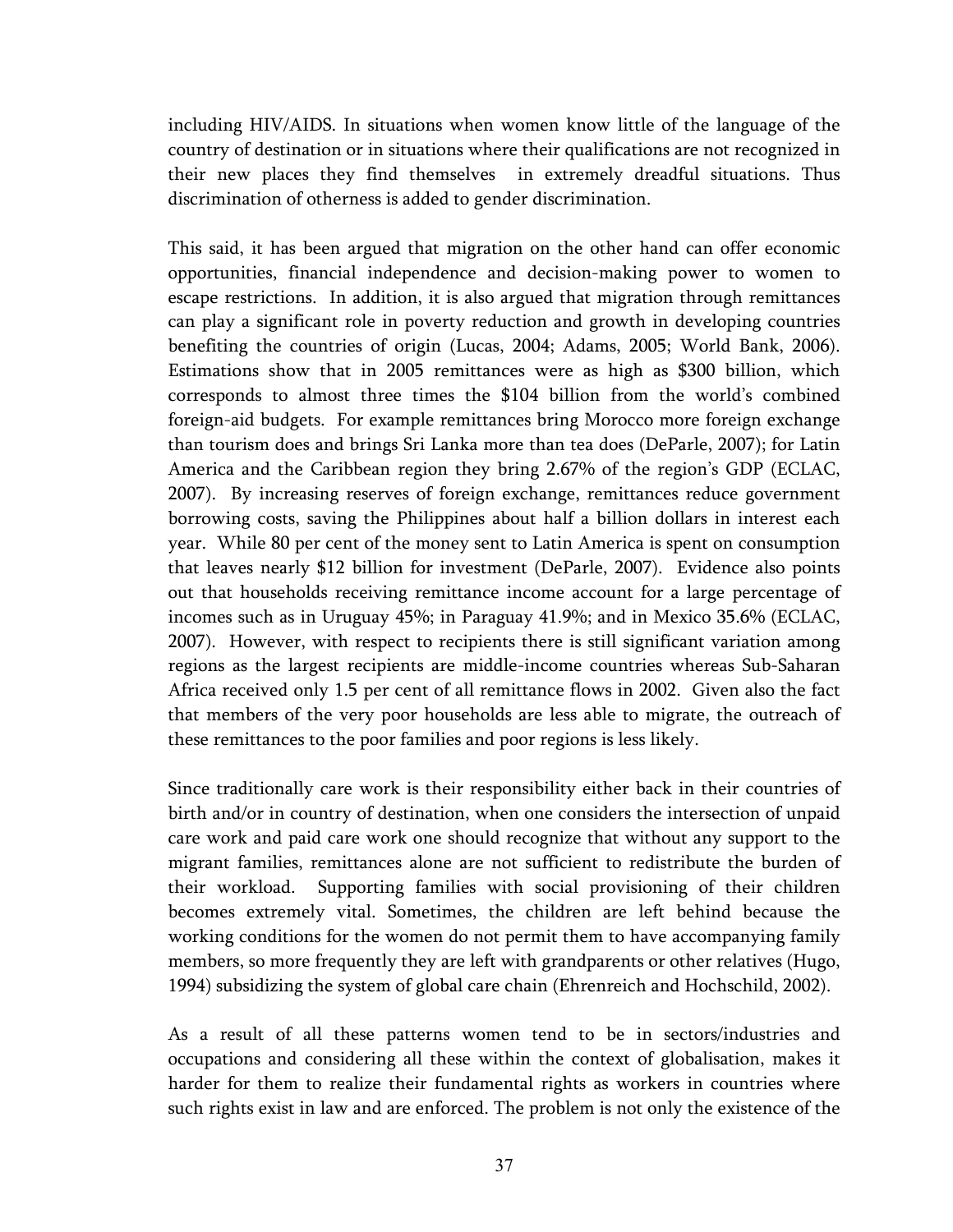including HIV/AIDS. In situations when women know little of the language of the country of destination or in situations where their qualifications are not recognized in their new places they find themselves in extremely dreadful situations. Thus discrimination of otherness is added to gender discrimination.

This said, it has been argued that migration on the other hand can offer economic opportunities, financial independence and decision-making power to women to escape restrictions. In addition, it is also argued that migration through remittances can play a significant role in poverty reduction and growth in developing countries benefiting the countries of origin (Lucas, 2004; Adams, 2005; World Bank, 2006). Estimations show that in 2005 remittances were as high as $300 billion, which corresponds to almost three times the $104 billion from the world's combined foreign-aid budgets. For example remittances bring Morocco more foreign exchange than tourism does and brings Sri Lanka more than tea does (DeParle, 2007); for Latin America and the Caribbean region they bring 2.67% of the region's GDP (ECLAC, 2007). By increasing reserves of foreign exchange, remittances reduce government borrowing costs, saving the Philippines about half a billion dollars in interest each year. While 80 per cent of the money sent to Latin America is spent on consumption that leaves nearly $12 billion for investment (DeParle, 2007). Evidence also points out that households receiving remittance income account for a large percentage of incomes such as in Uruguay 45%; in Paraguay 41.9%; and in Mexico 35.6% (ECLAC, 2007). However, with respect to recipients there is still significant variation among regions as the largest recipients are middle-income countries whereas Sub-Saharan Africa received only 1.5 per cent of all remittance flows in 2002. Given also the fact that members of the very poor households are less able to migrate, the outreach of these remittances to the poor families and poor regions is less likely.

Since traditionally care work is their responsibility either back in their countries of birth and/or in country of destination, when one considers the intersection of unpaid care work and paid care work one should recognize that without any support to the migrant families, remittances alone are not sufficient to redistribute the burden of their workload. Supporting families with social provisioning of their children becomes extremely vital. Sometimes, the children are left behind because the working conditions for the women do not permit them to have accompanying family members, so more frequently they are left with grandparents or other relatives (Hugo, 1994) subsidizing the system of global care chain (Ehrenreich and Hochschild, 2002).

As a result of all these patterns women tend to be in sectors/industries and occupations and considering all these within the context of globalisation, makes it harder for them to realize their fundamental rights as workers in countries where such rights exist in law and are enforced. The problem is not only the existence of the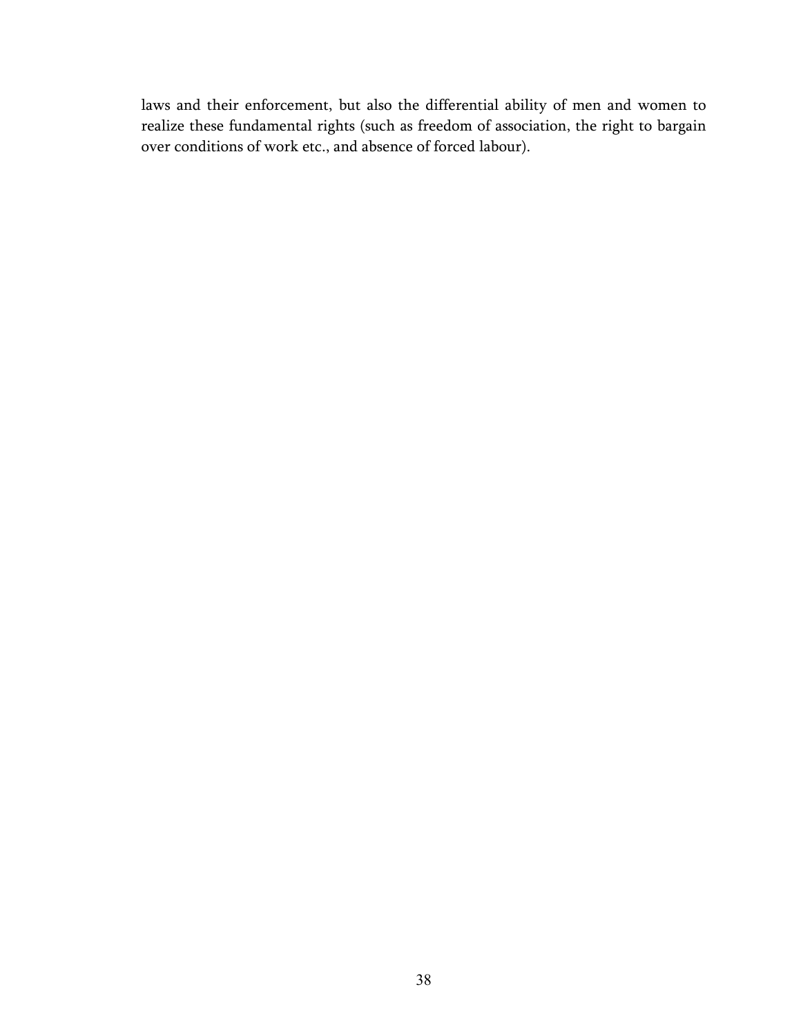laws and their enforcement, but also the differential ability of men and women to realize these fundamental rights (such as freedom of association, the right to bargain over conditions of work etc., and absence of forced labour).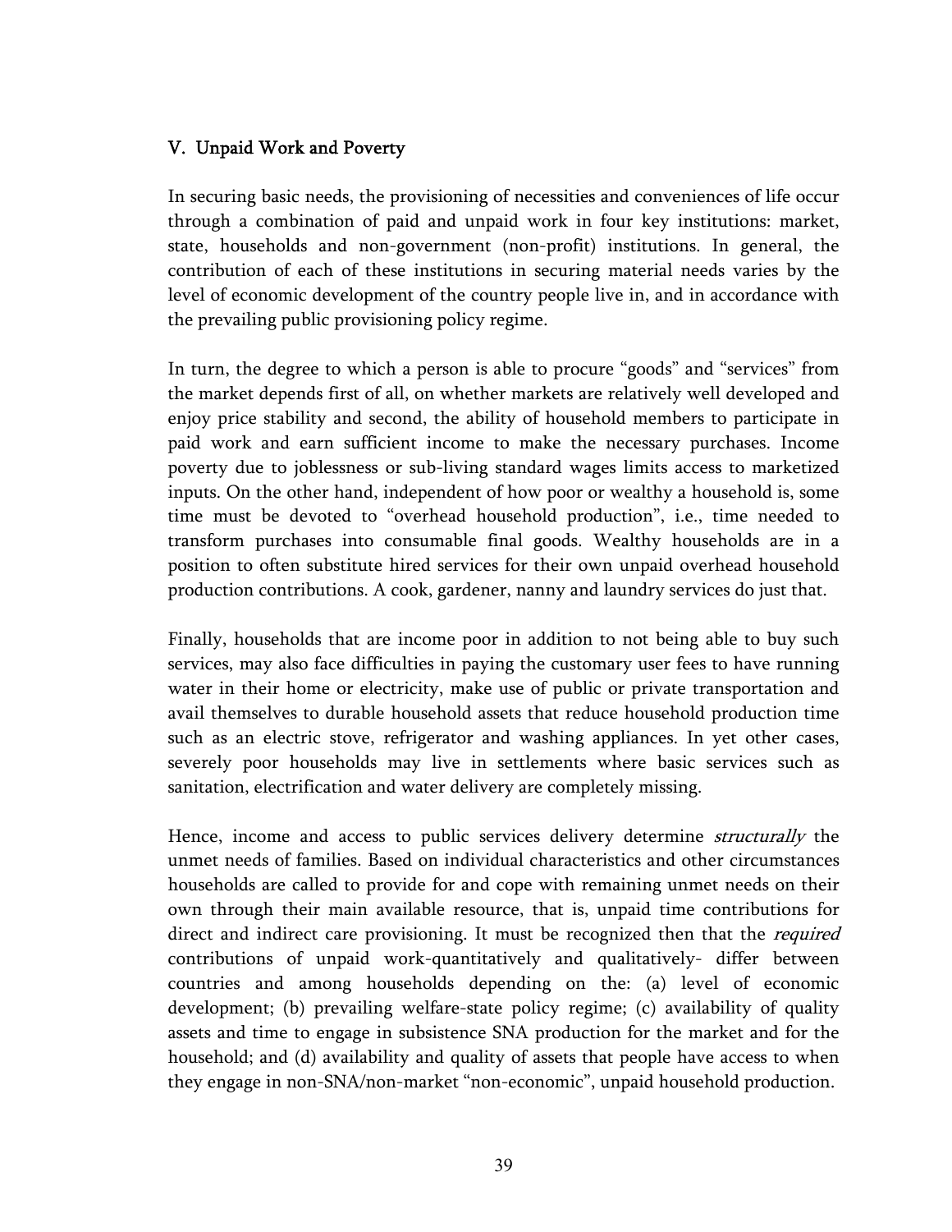## V. Unpaid Work and Poverty

In securing basic needs, the provisioning of necessities and conveniences of life occur through a combination of paid and unpaid work in four key institutions: market, state, households and non-government (non-profit) institutions. In general, the contribution of each of these institutions in securing material needs varies by the level of economic development of the country people live in, and in accordance with the prevailing public provisioning policy regime.

In turn, the degree to which a person is able to procure "goods" and "services" from the market depends first of all, on whether markets are relatively well developed and enjoy price stability and second, the ability of household members to participate in paid work and earn sufficient income to make the necessary purchases. Income poverty due to joblessness or sub-living standard wages limits access to marketized inputs. On the other hand, independent of how poor or wealthy a household is, some time must be devoted to "overhead household production", i.e., time needed to transform purchases into consumable final goods. Wealthy households are in a position to often substitute hired services for their own unpaid overhead household production contributions. A cook, gardener, nanny and laundry services do just that.

Finally, households that are income poor in addition to not being able to buy such services, may also face difficulties in paying the customary user fees to have running water in their home or electricity, make use of public or private transportation and avail themselves to durable household assets that reduce household production time such as an electric stove, refrigerator and washing appliances. In yet other cases, severely poor households may live in settlements where basic services such as sanitation, electrification and water delivery are completely missing.

Hence, income and access to public services delivery determine *structurally* the unmet needs of families. Based on individual characteristics and other circumstances households are called to provide for and cope with remaining unmet needs on their own through their main available resource, that is, unpaid time contributions for direct and indirect care provisioning. It must be recognized then that the *required* contributions of unpaid work-quantitatively and qualitatively- differ between countries and among households depending on the: (a) level of economic development; (b) prevailing welfare-state policy regime; (c) availability of quality assets and time to engage in subsistence SNA production for the market and for the household; and (d) availability and quality of assets that people have access to when they engage in non-SNA/non-market "non-economic", unpaid household production.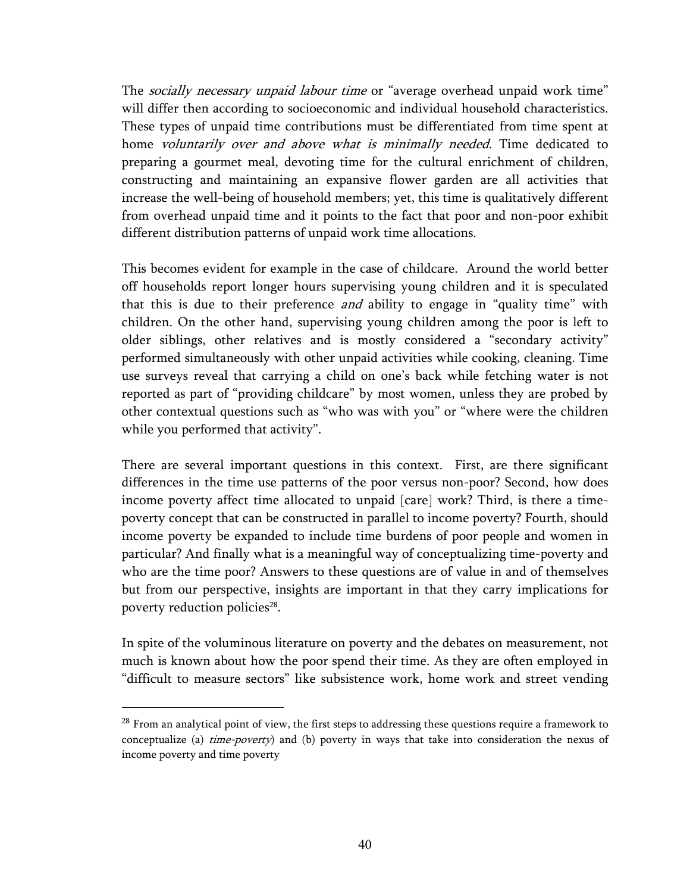The *socially necessary unpaid labour time* or "average overhead unpaid work time" will differ then according to socioeconomic and individual household characteristics. These types of unpaid time contributions must be differentiated from time spent at home *voluntarily over and above what is minimally needed*. Time dedicated to preparing a gourmet meal, devoting time for the cultural enrichment of children, constructing and maintaining an expansive flower garden are all activities that increase the well-being of household members; yet, this time is qualitatively different from overhead unpaid time and it points to the fact that poor and non-poor exhibit different distribution patterns of unpaid work time allocations.

This becomes evident for example in the case of childcare. Around the world better off households report longer hours supervising young children and it is speculated that this is due to their preference *and* ability to engage in "quality time" with children. On the other hand, supervising young children among the poor is left to older siblings, other relatives and is mostly considered a "secondary activity" performed simultaneously with other unpaid activities while cooking, cleaning. Time use surveys reveal that carrying a child on one's back while fetching water is not reported as part of "providing childcare" by most women, unless they are probed by other contextual questions such as "who was with you" or "where were the children while you performed that activity".

There are several important questions in this context. First, are there significant differences in the time use patterns of the poor versus non-poor? Second, how does income poverty affect time allocated to unpaid [care] work? Third, is there a time-poverty concept that can be constructed in parallel to income poverty? Fourth, should income poverty be expanded to include time burdens of poor people and women in particular? And finally what is a meaningful way of conceptualizing time-poverty and who are the time poor? Answers to these questions are of value in and of themselves but from our perspective, insights are important in that they carry implications for poverty reduction policies[28].

In spite of the voluminous literature on poverty and the debates on measurement, not much is known about how the poor spend their time. As they are often employed in "difficult to measure sectors" like subsistence work, home work and street vending

[28] From an analytical point of view, the first steps to addressing these questions require a framework to conceptualize (a) *time-poverty*) and (b) poverty in ways that take into consideration the nexus of income poverty and time poverty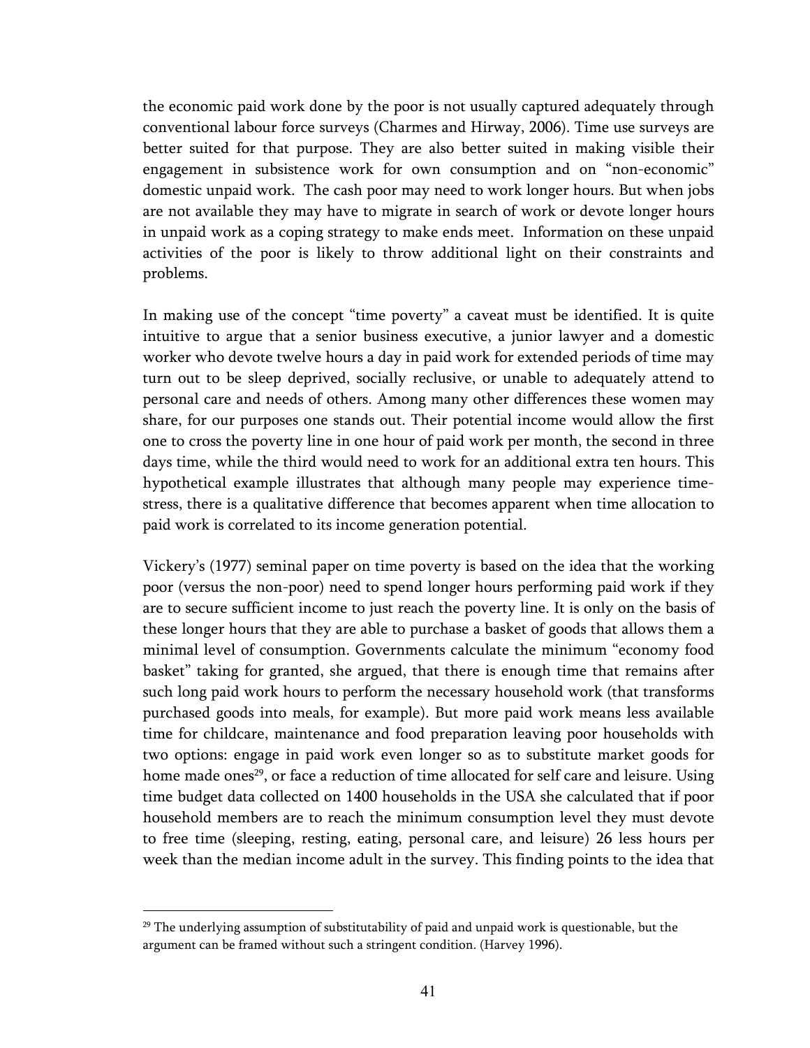the economic paid work done by the poor is not usually captured adequately through conventional labour force surveys (Charmes and Hirway, 2006). Time use surveys are better suited for that purpose. They are also better suited in making visible their engagement in subsistence work for own consumption and on "non-economic" domestic unpaid work. The cash poor may need to work longer hours. But when jobs are not available they may have to migrate in search of work or devote longer hours in unpaid work as a coping strategy to make ends meet. Information on these unpaid activities of the poor is likely to throw additional light on their constraints and problems.

In making use of the concept "time poverty" a caveat must be identified. It is quite intuitive to argue that a senior business executive, a junior lawyer and a domestic worker who devote twelve hours a day in paid work for extended periods of time may turn out to be sleep deprived, socially reclusive, or unable to adequately attend to personal care and needs of others. Among many other differences these women may share, for our purposes one stands out. Their potential income would allow the first one to cross the poverty line in one hour of paid work per month, the second in three days time, while the third would need to work for an additional extra ten hours. This hypothetical example illustrates that although many people may experience time-stress, there is a qualitative difference that becomes apparent when time allocation to paid work is correlated to its income generation potential.

Vickery's (1977) seminal paper on time poverty is based on the idea that the working poor (versus the non-poor) need to spend longer hours performing paid work if they are to secure sufficient income to just reach the poverty line. It is only on the basis of these longer hours that they are able to purchase a basket of goods that allows them a minimal level of consumption. Governments calculate the minimum "economy food basket" taking for granted, she argued, that there is enough time that remains after such long paid work hours to perform the necessary household work (that transforms purchased goods into meals, for example). But more paid work means less available time for childcare, maintenance and food preparation leaving poor households with two options: engage in paid work even longer so as to substitute market goods for home made ones[29], or face a reduction of time allocated for self care and leisure. Using time budget data collected on 1400 households in the USA she calculated that if poor household members are to reach the minimum consumption level they must devote to free time (sleeping, resting, eating, personal care, and leisure) 26 less hours per week than the median income adult in the survey. This finding points to the idea that

[29] The underlying assumption of substitutability of paid and unpaid work is questionable, but the argument can be framed without such a stringent condition. (Harvey 1996).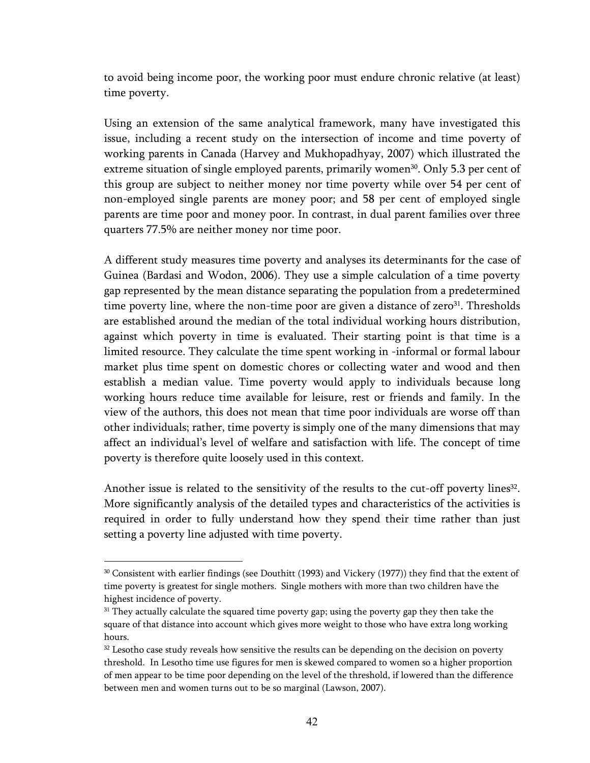to avoid being income poor, the working poor must endure chronic relative (at least) time poverty.

Using an extension of the same analytical framework, many have investigated this issue, including a recent study on the intersection of income and time poverty of working parents in Canada (Harvey and Mukhopadhyay, 2007) which illustrated the extreme situation of single employed parents, primarily women[30]. Only 5.3 per cent of this group are subject to neither money nor time poverty while over 54 per cent of non-employed single parents are money poor; and 58 per cent of employed single parents are time poor and money poor. In contrast, in dual parent families over three quarters 77.5% are neither money nor time poor.

A different study measures time poverty and analyses its determinants for the case of Guinea (Bardasi and Wodon, 2006). They use a simple calculation of a time poverty gap represented by the mean distance separating the population from a predetermined time poverty line, where the non-time poor are given a distance of zero[31]. Thresholds are established around the median of the total individual working hours distribution, against which poverty in time is evaluated. Their starting point is that time is a limited resource. They calculate the time spent working in -informal or formal labour market plus time spent on domestic chores or collecting water and wood and then establish a median value. Time poverty would apply to individuals because long working hours reduce time available for leisure, rest or friends and family. In the view of the authors, this does not mean that time poor individuals are worse off than other individuals; rather, time poverty is simply one of the many dimensions that may affect an individual's level of welfare and satisfaction with life. The concept of time poverty is therefore quite loosely used in this context.

Another issue is related to the sensitivity of the results to the cut-off poverty lines[32]. More significantly analysis of the detailed types and characteristics of the activities is required in order to fully understand how they spend their time rather than just setting a poverty line adjusted with time poverty.

---

[30] Consistent with earlier findings (see Douthitt (1993) and Vickery (1977)) they find that the extent of time poverty is greatest for single mothers. Single mothers with more than two children have the highest incidence of poverty.

[31] They actually calculate the squared time poverty gap; using the poverty gap they then take the square of that distance into account which gives more weight to those who have extra long working hours.

[32] Lesotho case study reveals how sensitive the results can be depending on the decision on poverty threshold. In Lesotho time use figures for men is skewed compared to women so a higher proportion of men appear to be time poor depending on the level of the threshold, if lowered than the difference between men and women turns out to be so marginal (Lawson, 2007).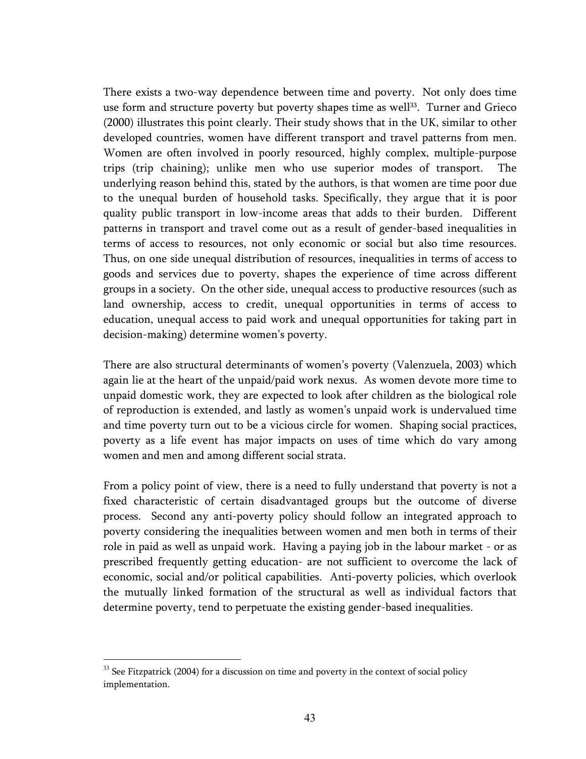There exists a two-way dependence between time and poverty. Not only does time use form and structure poverty but poverty shapes time as well[33]. Turner and Grieco (2000) illustrates this point clearly. Their study shows that in the UK, similar to other developed countries, women have different transport and travel patterns from men. Women are often involved in poorly resourced, highly complex, multiple-purpose trips (trip chaining); unlike men who use superior modes of transport. The underlying reason behind this, stated by the authors, is that women are time poor due to the unequal burden of household tasks. Specifically, they argue that it is poor quality public transport in low-income areas that adds to their burden. Different patterns in transport and travel come out as a result of gender-based inequalities in terms of access to resources, not only economic or social but also time resources. Thus, on one side unequal distribution of resources, inequalities in terms of access to goods and services due to poverty, shapes the experience of time across different groups in a society. On the other side, unequal access to productive resources (such as land ownership, access to credit, unequal opportunities in terms of access to education, unequal access to paid work and unequal opportunities for taking part in decision-making) determine women's poverty.

There are also structural determinants of women's poverty (Valenzuela, 2003) which again lie at the heart of the unpaid/paid work nexus. As women devote more time to unpaid domestic work, they are expected to look after children as the biological role of reproduction is extended, and lastly as women's unpaid work is undervalued time and time poverty turn out to be a vicious circle for women. Shaping social practices, poverty as a life event has major impacts on uses of time which do vary among women and men and among different social strata.

From a policy point of view, there is a need to fully understand that poverty is not a fixed characteristic of certain disadvantaged groups but the outcome of diverse process. Second any anti-poverty policy should follow an integrated approach to poverty considering the inequalities between women and men both in terms of their role in paid as well as unpaid work. Having a paying job in the labour market - or as prescribed frequently getting education- are not sufficient to overcome the lack of economic, social and/or political capabilities. Anti-poverty policies, which overlook the mutually linked formation of the structural as well as individual factors that determine poverty, tend to perpetuate the existing gender-based inequalities.

[33] See Fitzpatrick (2004) for a discussion on time and poverty in the context of social policy implementation.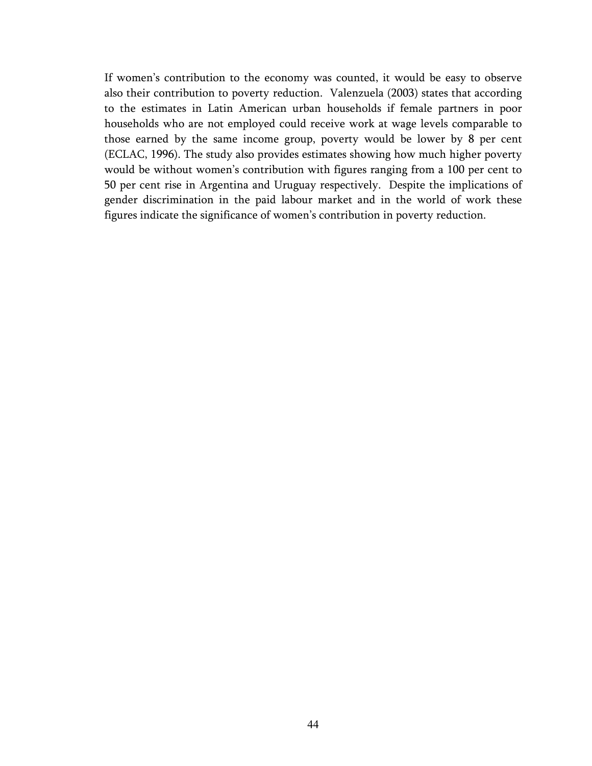If women's contribution to the economy was counted, it would be easy to observe also their contribution to poverty reduction. Valenzuela (2003) states that according to the estimates in Latin American urban households if female partners in poor households who are not employed could receive work at wage levels comparable to those earned by the same income group, poverty would be lower by 8 per cent (ECLAC, 1996). The study also provides estimates showing how much higher poverty would be without women's contribution with figures ranging from a 100 per cent to 50 per cent rise in Argentina and Uruguay respectively. Despite the implications of gender discrimination in the paid labour market and in the world of work these figures indicate the significance of women's contribution in poverty reduction.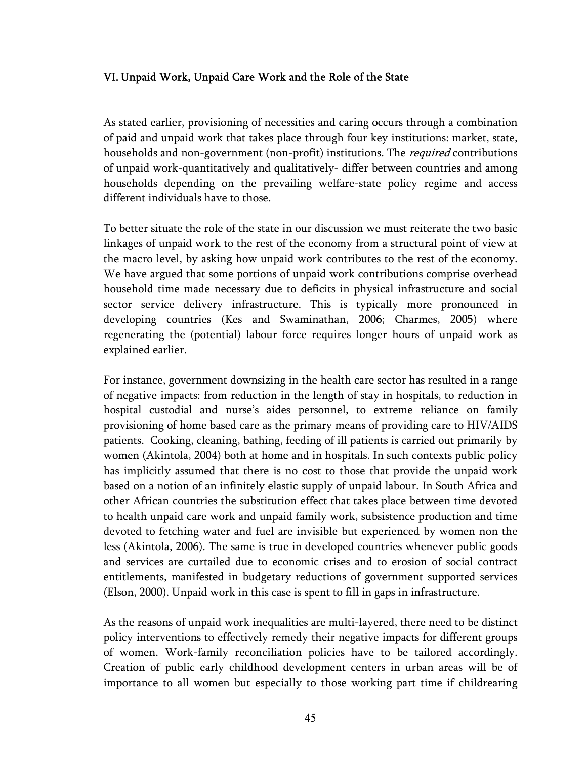## VI. Unpaid Work, Unpaid Care Work and the Role of the State

As stated earlier, provisioning of necessities and caring occurs through a combination of paid and unpaid work that takes place through four key institutions: market, state, households and non-government (non-profit) institutions. The *required* contributions of unpaid work-quantitatively and qualitatively- differ between countries and among households depending on the prevailing welfare-state policy regime and access different individuals have to those.

To better situate the role of the state in our discussion we must reiterate the two basic linkages of unpaid work to the rest of the economy from a structural point of view at the macro level, by asking how unpaid work contributes to the rest of the economy. We have argued that some portions of unpaid work contributions comprise overhead household time made necessary due to deficits in physical infrastructure and social sector service delivery infrastructure. This is typically more pronounced in developing countries (Kes and Swaminathan, 2006; Charmes, 2005) where regenerating the (potential) labour force requires longer hours of unpaid work as explained earlier.

For instance, government downsizing in the health care sector has resulted in a range of negative impacts: from reduction in the length of stay in hospitals, to reduction in hospital custodial and nurse's aides personnel, to extreme reliance on family provisioning of home based care as the primary means of providing care to HIV/AIDS patients. Cooking, cleaning, bathing, feeding of ill patients is carried out primarily by women (Akintola, 2004) both at home and in hospitals. In such contexts public policy has implicitly assumed that there is no cost to those that provide the unpaid work based on a notion of an infinitely elastic supply of unpaid labour. In South Africa and other African countries the substitution effect that takes place between time devoted to health unpaid care work and unpaid family work, subsistence production and time devoted to fetching water and fuel are invisible but experienced by women non the less (Akintola, 2006). The same is true in developed countries whenever public goods and services are curtailed due to economic crises and to erosion of social contract entitlements, manifested in budgetary reductions of government supported services (Elson, 2000). Unpaid work in this case is spent to fill in gaps in infrastructure.

As the reasons of unpaid work inequalities are multi-layered, there need to be distinct policy interventions to effectively remedy their negative impacts for different groups of women. Work-family reconciliation policies have to be tailored accordingly. Creation of public early childhood development centers in urban areas will be of importance to all women but especially to those working part time if childrearing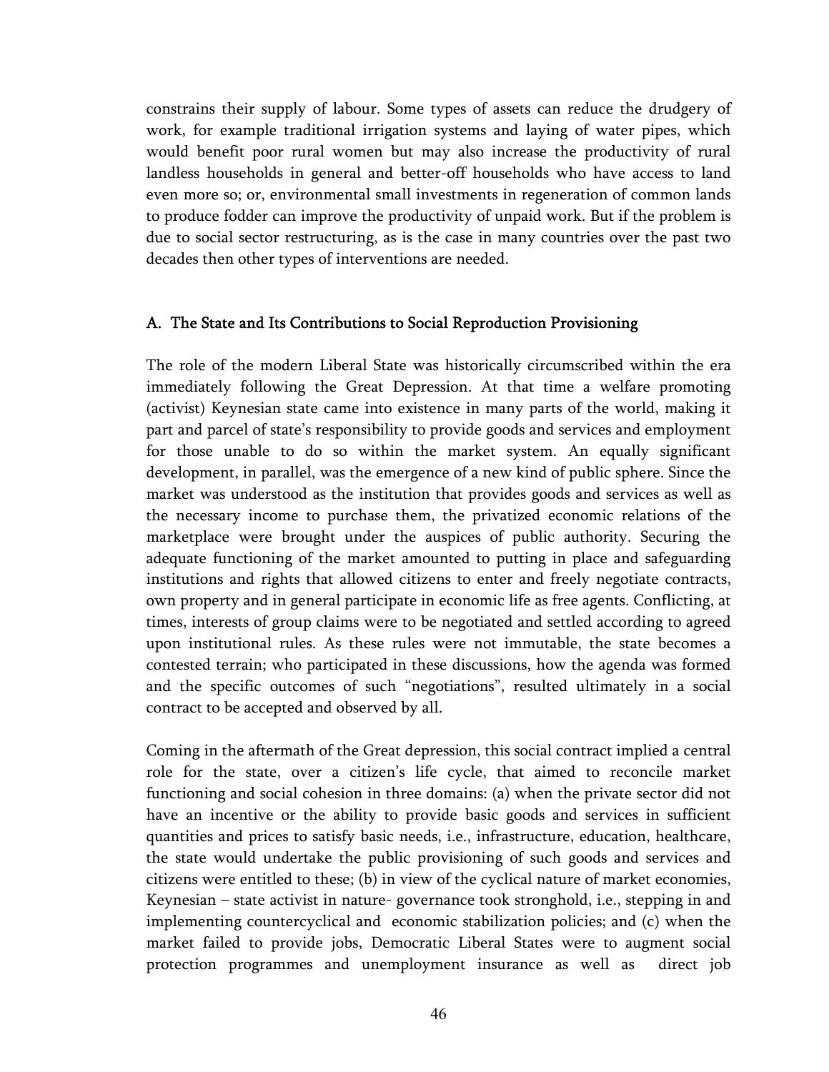constrains their supply of labour. Some types of assets can reduce the drudgery of work, for example traditional irrigation systems and laying of water pipes, which would benefit poor rural women but may also increase the productivity of rural landless households in general and better-off households who have access to land even more so; or, environmental small investments in regeneration of common lands to produce fodder can improve the productivity of unpaid work. But if the problem is due to social sector restructuring, as is the case in many countries over the past two decades then other types of interventions are needed.

## A. The State and Its Contributions to Social Reproduction Provisioning

The role of the modern Liberal State was historically circumscribed within the era immediately following the Great Depression. At that time a welfare promoting (activist) Keynesian state came into existence in many parts of the world, making it part and parcel of state's responsibility to provide goods and services and employment for those unable to do so within the market system. An equally significant development, in parallel, was the emergence of a new kind of public sphere. Since the market was understood as the institution that provides goods and services as well as the necessary income to purchase them, the privatized economic relations of the marketplace were brought under the auspices of public authority. Securing the adequate functioning of the market amounted to putting in place and safeguarding institutions and rights that allowed citizens to enter and freely negotiate contracts, own property and in general participate in economic life as free agents. Conflicting, at times, interests of group claims were to be negotiated and settled according to agreed upon institutional rules. As these rules were not immutable, the state becomes a contested terrain; who participated in these discussions, how the agenda was formed and the specific outcomes of such "negotiations", resulted ultimately in a social contract to be accepted and observed by all.

Coming in the aftermath of the Great depression, this social contract implied a central role for the state, over a citizen's life cycle, that aimed to reconcile market functioning and social cohesion in three domains: (a) when the private sector did not have an incentive or the ability to provide basic goods and services in sufficient quantities and prices to satisfy basic needs, i.e., infrastructure, education, healthcare, the state would undertake the public provisioning of such goods and services and citizens were entitled to these; (b) in view of the cyclical nature of market economies, Keynesian – state activist in nature- governance took stronghold, i.e., stepping in and implementing countercyclical and economic stabilization policies; and (c) when the market failed to provide jobs, Democratic Liberal States were to augment social protection programmes and unemployment insurance as well as direct job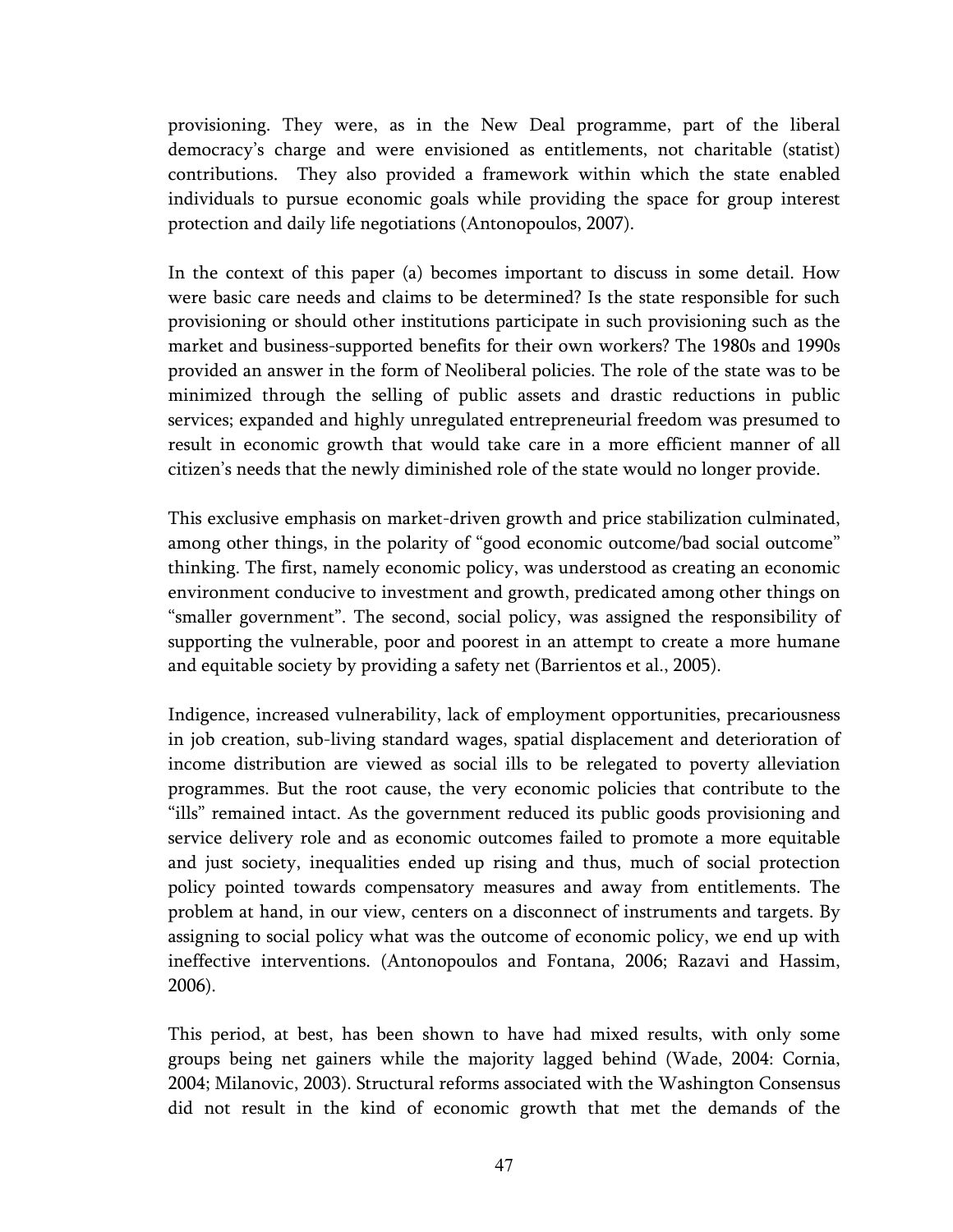provisioning. They were, as in the New Deal programme, part of the liberal democracy's charge and were envisioned as entitlements, not charitable (statist) contributions. They also provided a framework within which the state enabled individuals to pursue economic goals while providing the space for group interest protection and daily life negotiations (Antonopoulos, 2007).

In the context of this paper (a) becomes important to discuss in some detail. How were basic care needs and claims to be determined? Is the state responsible for such provisioning or should other institutions participate in such provisioning such as the market and business-supported benefits for their own workers? The 1980s and 1990s provided an answer in the form of Neoliberal policies. The role of the state was to be minimized through the selling of public assets and drastic reductions in public services; expanded and highly unregulated entrepreneurial freedom was presumed to result in economic growth that would take care in a more efficient manner of all citizen's needs that the newly diminished role of the state would no longer provide.

This exclusive emphasis on market-driven growth and price stabilization culminated, among other things, in the polarity of "good economic outcome/bad social outcome" thinking. The first, namely economic policy, was understood as creating an economic environment conducive to investment and growth, predicated among other things on "smaller government". The second, social policy, was assigned the responsibility of supporting the vulnerable, poor and poorest in an attempt to create a more humane and equitable society by providing a safety net (Barrientos et al., 2005).

Indigence, increased vulnerability, lack of employment opportunities, precariousness in job creation, sub-living standard wages, spatial displacement and deterioration of income distribution are viewed as social ills to be relegated to poverty alleviation programmes. But the root cause, the very economic policies that contribute to the "ills" remained intact. As the government reduced its public goods provisioning and service delivery role and as economic outcomes failed to promote a more equitable and just society, inequalities ended up rising and thus, much of social protection policy pointed towards compensatory measures and away from entitlements. The problem at hand, in our view, centers on a disconnect of instruments and targets. By assigning to social policy what was the outcome of economic policy, we end up with ineffective interventions. (Antonopoulos and Fontana, 2006; Razavi and Hassim, 2006).

This period, at best, has been shown to have had mixed results, with only some groups being net gainers while the majority lagged behind (Wade, 2004: Cornia, 2004; Milanovic, 2003). Structural reforms associated with the Washington Consensus did not result in the kind of economic growth that met the demands of the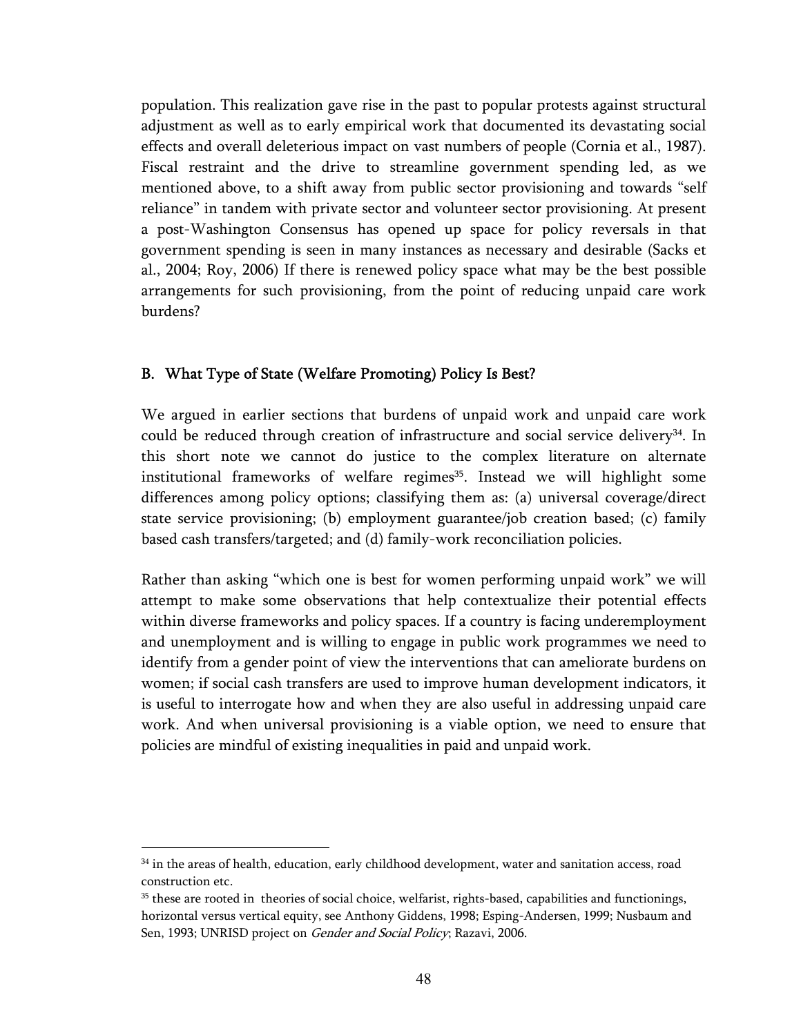population. This realization gave rise in the past to popular protests against structural adjustment as well as to early empirical work that documented its devastating social effects and overall deleterious impact on vast numbers of people (Cornia et al., 1987). Fiscal restraint and the drive to streamline government spending led, as we mentioned above, to a shift away from public sector provisioning and towards "self reliance" in tandem with private sector and volunteer sector provisioning. At present a post-Washington Consensus has opened up space for policy reversals in that government spending is seen in many instances as necessary and desirable (Sacks et al., 2004; Roy, 2006) If there is renewed policy space what may be the best possible arrangements for such provisioning, from the point of reducing unpaid care work burdens?

## B. What Type of State (Welfare Promoting) Policy Is Best?

We argued in earlier sections that burdens of unpaid work and unpaid care work could be reduced through creation of infrastructure and social service delivery[34]. In this short note we cannot do justice to the complex literature on alternate institutional frameworks of welfare regimes[35]. Instead we will highlight some differences among policy options; classifying them as: (a) universal coverage/direct state service provisioning; (b) employment guarantee/job creation based; (c) family based cash transfers/targeted; and (d) family-work reconciliation policies.

Rather than asking "which one is best for women performing unpaid work" we will attempt to make some observations that help contextualize their potential effects within diverse frameworks and policy spaces. If a country is facing underemployment and unemployment and is willing to engage in public work programmes we need to identify from a gender point of view the interventions that can ameliorate burdens on women; if social cash transfers are used to improve human development indicators, it is useful to interrogate how and when they are also useful in addressing unpaid care work. And when universal provisioning is a viable option, we need to ensure that policies are mindful of existing inequalities in paid and unpaid work.

---

[34] in the areas of health, education, early childhood development, water and sanitation access, road construction etc.

[35] these are rooted in theories of social choice, welfarist, rights-based, capabilities and functionings, horizontal versus vertical equity, see Anthony Giddens, 1998; Esping-Andersen, 1999; Nusbaum and Sen, 1993; UNRISD project on *Gender and Social Policy*; Razavi, 2006.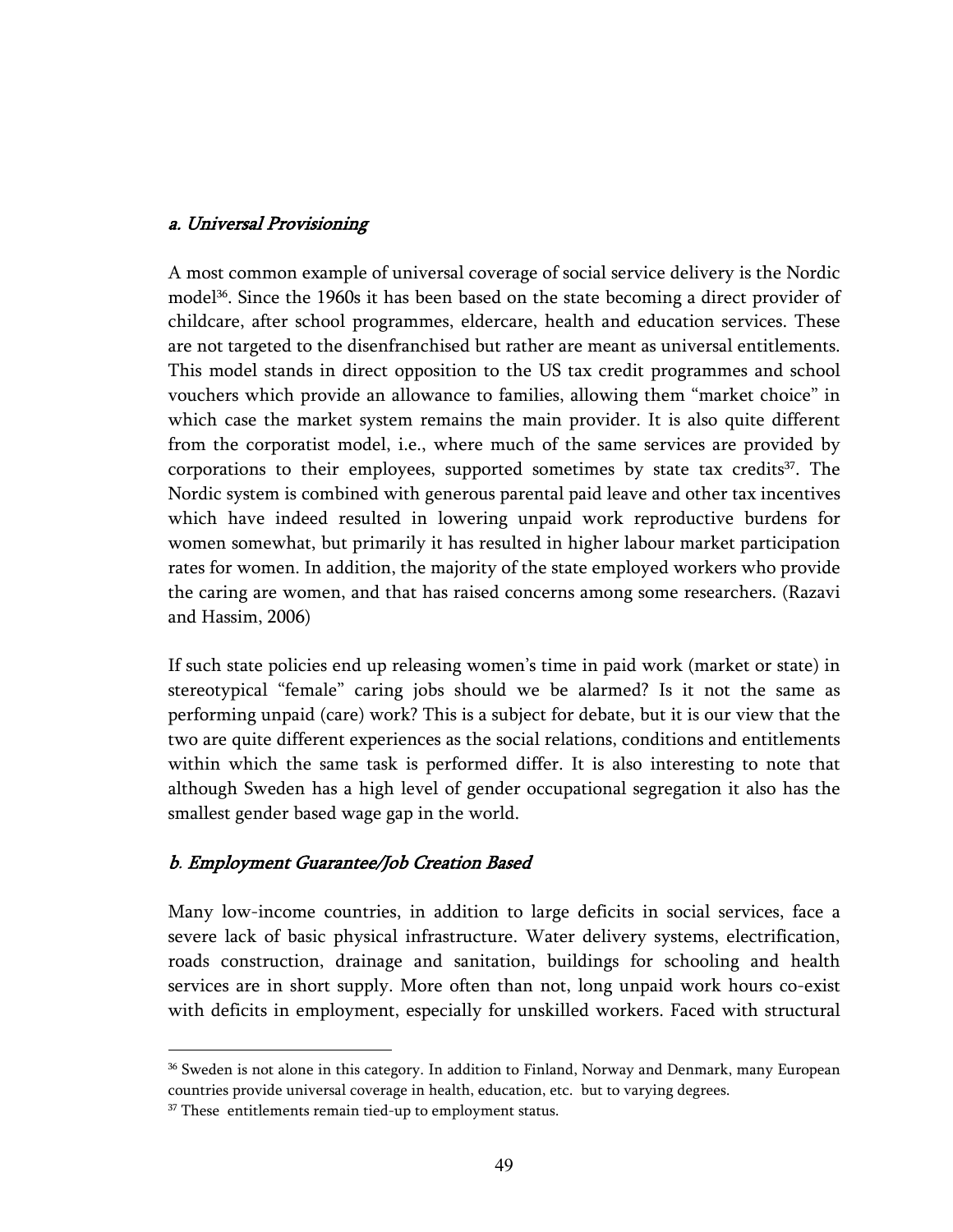### *a. Universal Provisioning*

A most common example of universal coverage of social service delivery is the Nordic model[36]. Since the 1960s it has been based on the state becoming a direct provider of childcare, after school programmes, eldercare, health and education services. These are not targeted to the disenfranchised but rather are meant as universal entitlements. This model stands in direct opposition to the US tax credit programmes and school vouchers which provide an allowance to families, allowing them "market choice" in which case the market system remains the main provider. It is also quite different from the corporatist model, i.e., where much of the same services are provided by corporations to their employees, supported sometimes by state tax credits[37]. The Nordic system is combined with generous parental paid leave and other tax incentives which have indeed resulted in lowering unpaid work reproductive burdens for women somewhat, but primarily it has resulted in higher labour market participation rates for women. In addition, the majority of the state employed workers who provide the caring are women, and that has raised concerns among some researchers. (Razavi and Hassim, 2006)

If such state policies end up releasing women's time in paid work (market or state) in stereotypical "female" caring jobs should we be alarmed? Is it not the same as performing unpaid (care) work? This is a subject for debate, but it is our view that the two are quite different experiences as the social relations, conditions and entitlements within which the same task is performed differ. It is also interesting to note that although Sweden has a high level of gender occupational segregation it also has the smallest gender based wage gap in the world.

### *b. Employment Guarantee/Job Creation Based*

Many low-income countries, in addition to large deficits in social services, face a severe lack of basic physical infrastructure. Water delivery systems, electrification, roads construction, drainage and sanitation, buildings for schooling and health services are in short supply. More often than not, long unpaid work hours co-exist with deficits in employment, especially for unskilled workers. Faced with structural

---

[36] Sweden is not alone in this category. In addition to Finland, Norway and Denmark, many European countries provide universal coverage in health, education, etc. but to varying degrees.

[37] These entitlements remain tied-up to employment status.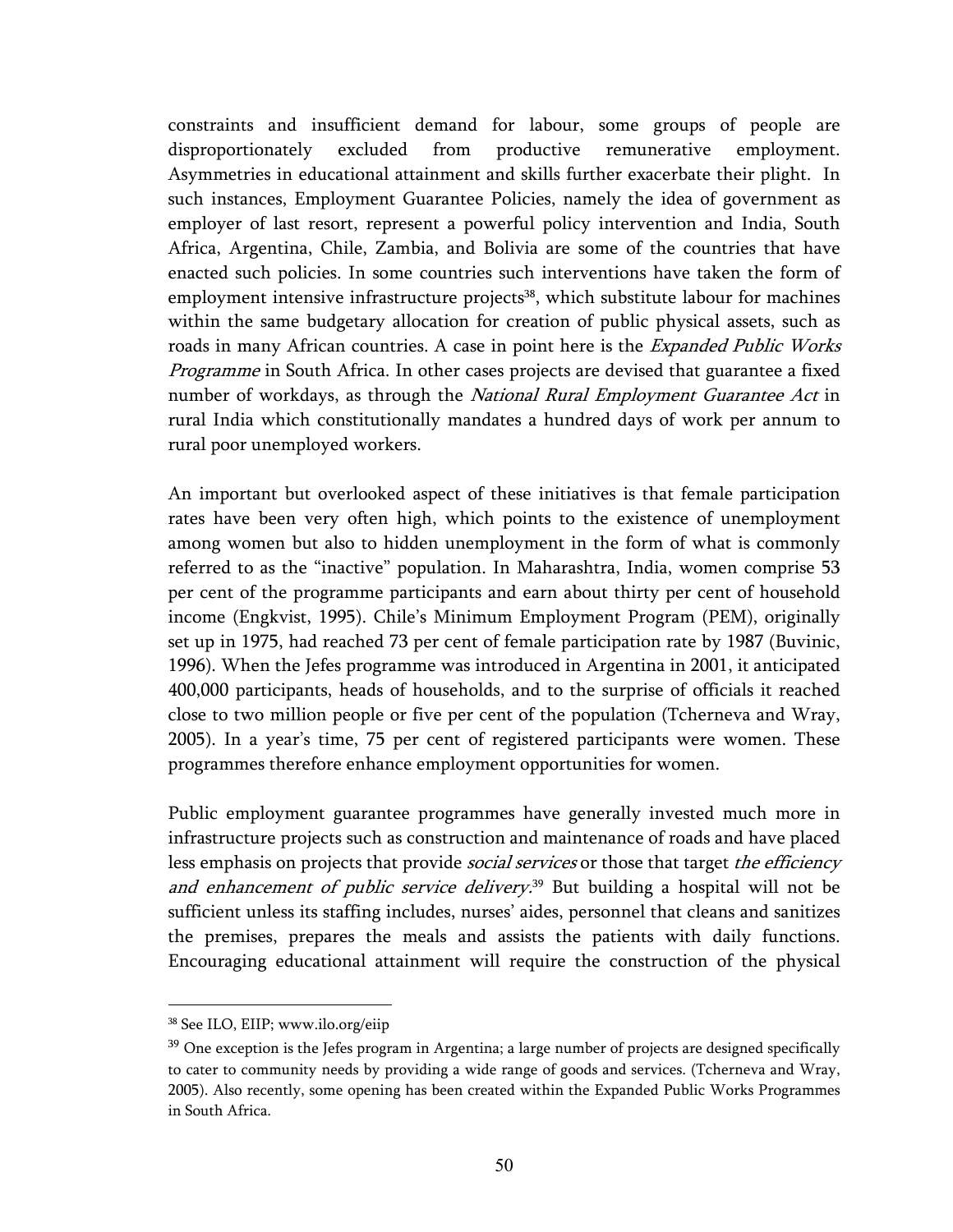constraints and insufficient demand for labour, some groups of people are disproportionately excluded from productive remunerative employment. Asymmetries in educational attainment and skills further exacerbate their plight. In such instances, Employment Guarantee Policies, namely the idea of government as employer of last resort, represent a powerful policy intervention and India, South Africa, Argentina, Chile, Zambia, and Bolivia are some of the countries that have enacted such policies. In some countries such interventions have taken the form of employment intensive infrastructure projects[38], which substitute labour for machines within the same budgetary allocation for creation of public physical assets, such as roads in many African countries. A case in point here is the *Expanded Public Works Programme* in South Africa. In other cases projects are devised that guarantee a fixed number of workdays, as through the *National Rural Employment Guarantee Act* in rural India which constitutionally mandates a hundred days of work per annum to rural poor unemployed workers.

An important but overlooked aspect of these initiatives is that female participation rates have been very often high, which points to the existence of unemployment among women but also to hidden unemployment in the form of what is commonly referred to as the "inactive" population. In Maharashtra, India, women comprise 53 per cent of the programme participants and earn about thirty per cent of household income (Engkvist, 1995). Chile's Minimum Employment Program (PEM), originally set up in 1975, had reached 73 per cent of female participation rate by 1987 (Buvinic, 1996). When the Jefes programme was introduced in Argentina in 2001, it anticipated 400,000 participants, heads of households, and to the surprise of officials it reached close to two million people or five per cent of the population (Tcherneva and Wray, 2005). In a year's time, 75 per cent of registered participants were women. These programmes therefore enhance employment opportunities for women.

Public employment guarantee programmes have generally invested much more in infrastructure projects such as construction and maintenance of roads and have placed less emphasis on projects that provide *social services* or those that target *the efficiency and enhancement of public service delivery.*[39] But building a hospital will not be sufficient unless its staffing includes, nurses' aides, personnel that cleans and sanitizes the premises, prepares the meals and assists the patients with daily functions. Encouraging educational attainment will require the construction of the physical

---

[38] See ILO, EIIP; www.ilo.org/eiip

[39] One exception is the Jefes program in Argentina; a large number of projects are designed specifically to cater to community needs by providing a wide range of goods and services. (Tcherneva and Wray, 2005). Also recently, some opening has been created within the Expanded Public Works Programmes in South Africa.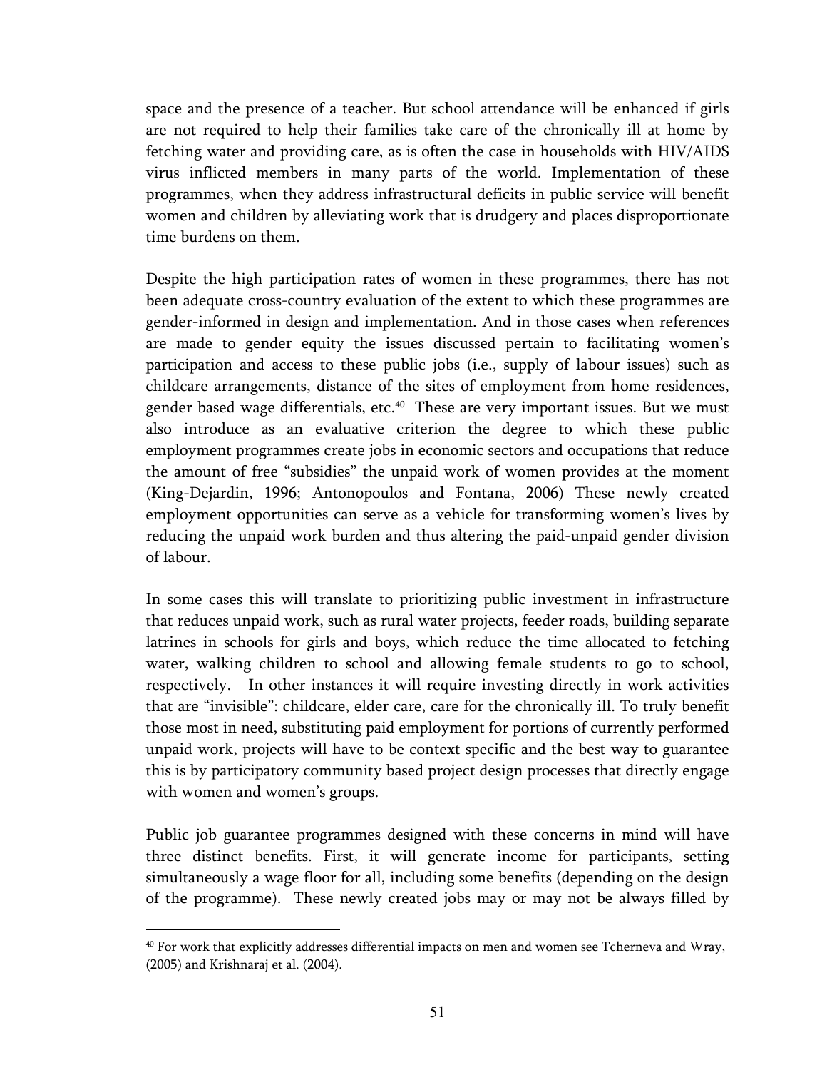space and the presence of a teacher. But school attendance will be enhanced if girls are not required to help their families take care of the chronically ill at home by fetching water and providing care, as is often the case in households with HIV/AIDS virus inflicted members in many parts of the world. Implementation of these programmes, when they address infrastructural deficits in public service will benefit women and children by alleviating work that is drudgery and places disproportionate time burdens on them.

Despite the high participation rates of women in these programmes, there has not been adequate cross-country evaluation of the extent to which these programmes are gender-informed in design and implementation. And in those cases when references are made to gender equity the issues discussed pertain to facilitating women's participation and access to these public jobs (i.e., supply of labour issues) such as childcare arrangements, distance of the sites of employment from home residences, gender based wage differentials, etc.[40] These are very important issues. But we must also introduce as an evaluative criterion the degree to which these public employment programmes create jobs in economic sectors and occupations that reduce the amount of free "subsidies" the unpaid work of women provides at the moment (King-Dejardin, 1996; Antonopoulos and Fontana, 2006) These newly created employment opportunities can serve as a vehicle for transforming women's lives by reducing the unpaid work burden and thus altering the paid-unpaid gender division of labour.

In some cases this will translate to prioritizing public investment in infrastructure that reduces unpaid work, such as rural water projects, feeder roads, building separate latrines in schools for girls and boys, which reduce the time allocated to fetching water, walking children to school and allowing female students to go to school, respectively. In other instances it will require investing directly in work activities that are "invisible": childcare, elder care, care for the chronically ill. To truly benefit those most in need, substituting paid employment for portions of currently performed unpaid work, projects will have to be context specific and the best way to guarantee this is by participatory community based project design processes that directly engage with women and women's groups.

Public job guarantee programmes designed with these concerns in mind will have three distinct benefits. First, it will generate income for participants, setting simultaneously a wage floor for all, including some benefits (depending on the design of the programme). These newly created jobs may or may not be always filled by

[40] For work that explicitly addresses differential impacts on men and women see Tcherneva and Wray, (2005) and Krishnaraj et al. (2004).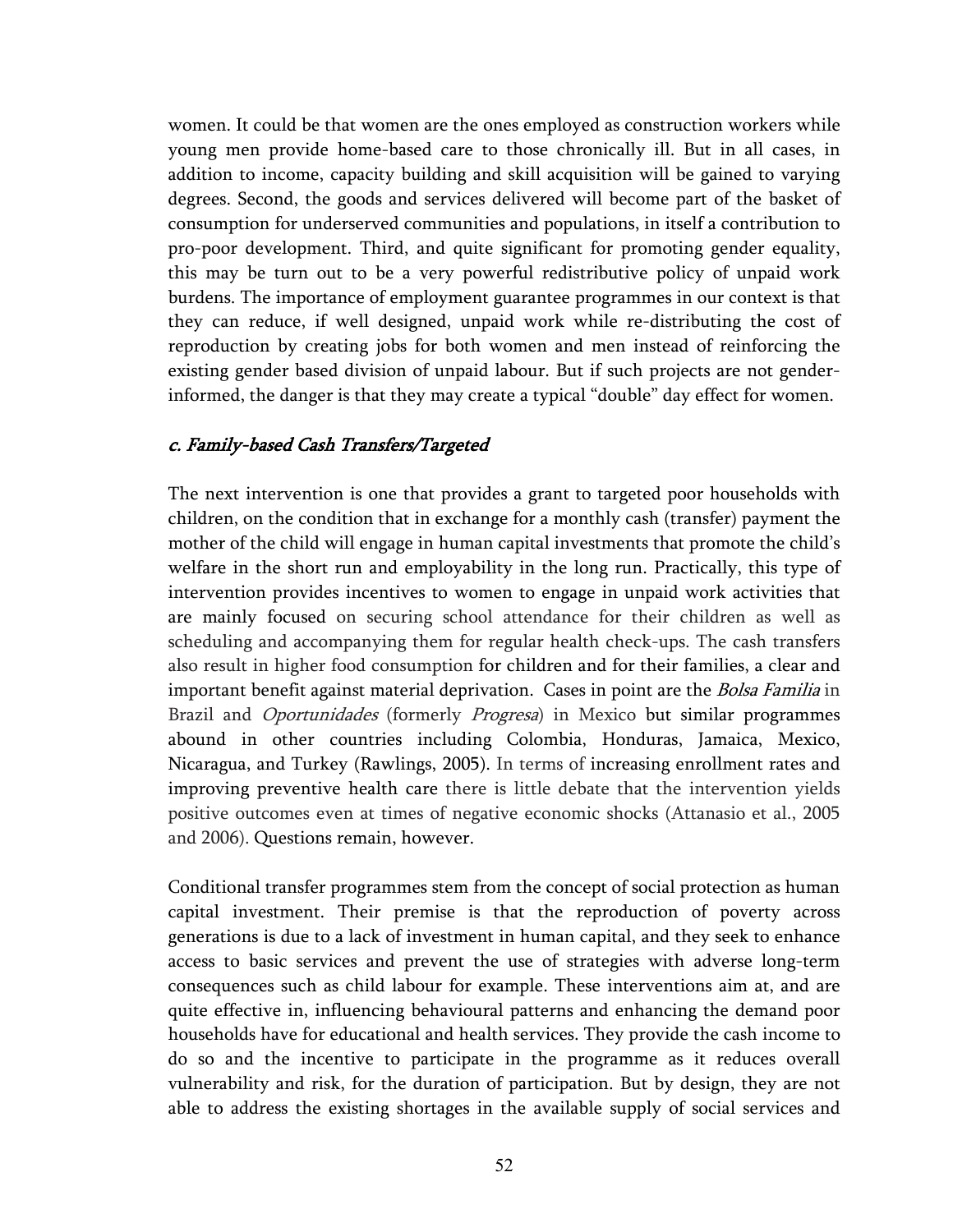women. It could be that women are the ones employed as construction workers while young men provide home-based care to those chronically ill. But in all cases, in addition to income, capacity building and skill acquisition will be gained to varying degrees. Second, the goods and services delivered will become part of the basket of consumption for underserved communities and populations, in itself a contribution to pro-poor development. Third, and quite significant for promoting gender equality, this may be turn out to be a very powerful redistributive policy of unpaid work burdens. The importance of employment guarantee programmes in our context is that they can reduce, if well designed, unpaid work while re-distributing the cost of reproduction by creating jobs for both women and men instead of reinforcing the existing gender based division of unpaid labour. But if such projects are not gender-informed, the danger is that they may create a typical "double" day effect for women.

### *c. Family-based Cash Transfers/Targeted*

The next intervention is one that provides a grant to targeted poor households with children, on the condition that in exchange for a monthly cash (transfer) payment the mother of the child will engage in human capital investments that promote the child's welfare in the short run and employability in the long run. Practically, this type of intervention provides incentives to women to engage in unpaid work activities that are mainly focused on securing school attendance for their children as well as scheduling and accompanying them for regular health check-ups. The cash transfers also result in higher food consumption for children and for their families, a clear and important benefit against material deprivation. Cases in point are the *Bolsa Familia* in Brazil and *Oportunidades* (formerly *Progresa*) in Mexico but similar programmes abound in other countries including Colombia, Honduras, Jamaica, Mexico, Nicaragua, and Turkey (Rawlings, 2005). In terms of increasing enrollment rates and improving preventive health care there is little debate that the intervention yields positive outcomes even at times of negative economic shocks (Attanasio et al., 2005 and 2006). Questions remain, however.

Conditional transfer programmes stem from the concept of social protection as human capital investment. Their premise is that the reproduction of poverty across generations is due to a lack of investment in human capital, and they seek to enhance access to basic services and prevent the use of strategies with adverse long-term consequences such as child labour for example. These interventions aim at, and are quite effective in, influencing behavioural patterns and enhancing the demand poor households have for educational and health services. They provide the cash income to do so and the incentive to participate in the programme as it reduces overall vulnerability and risk, for the duration of participation. But by design, they are not able to address the existing shortages in the available supply of social services and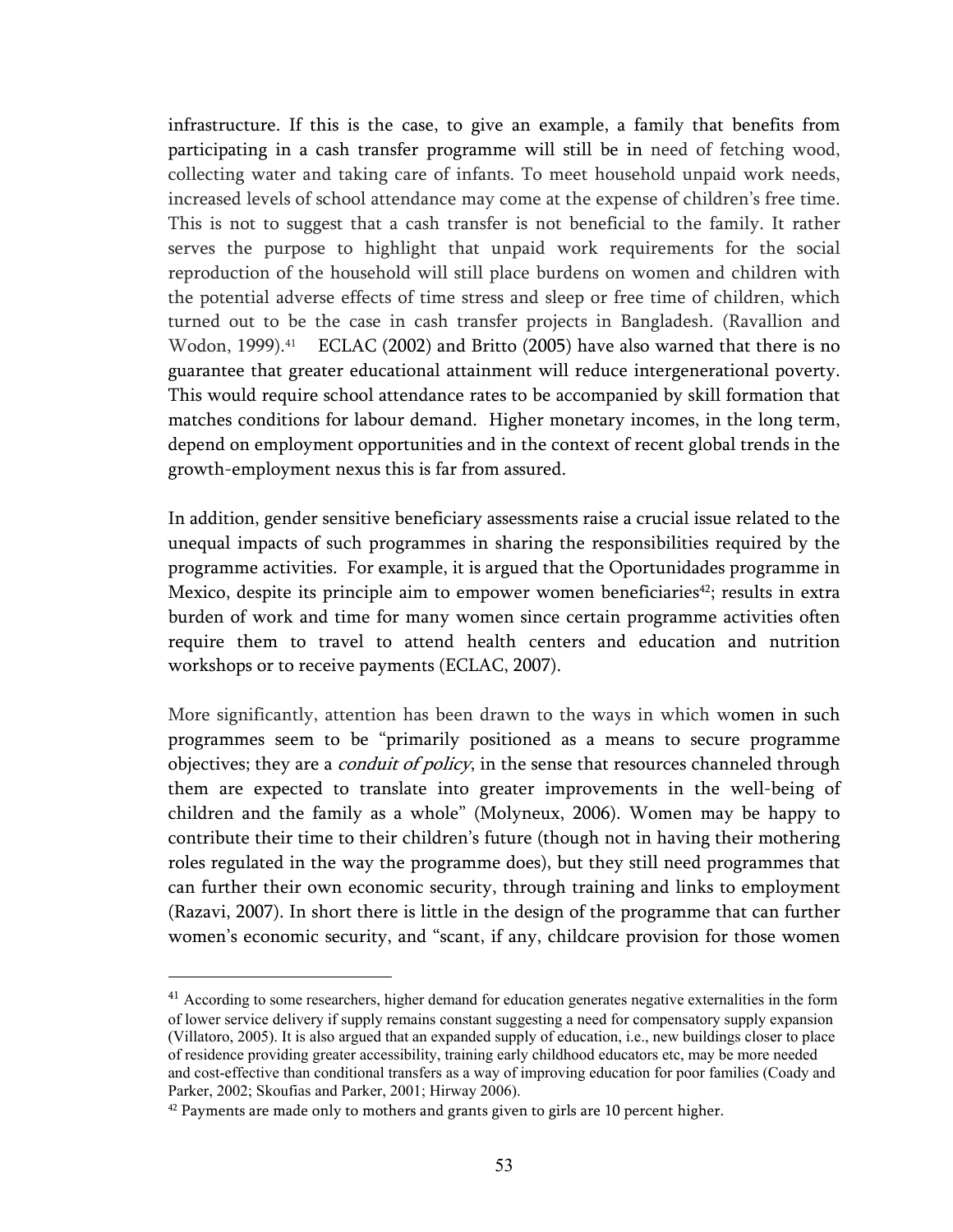infrastructure. If this is the case, to give an example, a family that benefits from participating in a cash transfer programme will still be in need of fetching wood, collecting water and taking care of infants. To meet household unpaid work needs, increased levels of school attendance may come at the expense of children's free time. This is not to suggest that a cash transfer is not beneficial to the family. It rather serves the purpose to highlight that unpaid work requirements for the social reproduction of the household will still place burdens on women and children with the potential adverse effects of time stress and sleep or free time of children, which turned out to be the case in cash transfer projects in Bangladesh. (Ravallion and Wodon, 1999).[41] ECLAC (2002) and Britto (2005) have also warned that there is no guarantee that greater educational attainment will reduce intergenerational poverty. This would require school attendance rates to be accompanied by skill formation that matches conditions for labour demand. Higher monetary incomes, in the long term, depend on employment opportunities and in the context of recent global trends in the growth-employment nexus this is far from assured.

In addition, gender sensitive beneficiary assessments raise a crucial issue related to the unequal impacts of such programmes in sharing the responsibilities required by the programme activities. For example, it is argued that the Oportunidades programme in Mexico, despite its principle aim to empower women beneficiaries[42]; results in extra burden of work and time for many women since certain programme activities often require them to travel to attend health centers and education and nutrition workshops or to receive payments (ECLAC, 2007).

More significantly, attention has been drawn to the ways in which women in such programmes seem to be "primarily positioned as a means to secure programme objectives; they are a *conduit of policy*, in the sense that resources channeled through them are expected to translate into greater improvements in the well-being of children and the family as a whole" (Molyneux, 2006). Women may be happy to contribute their time to their children's future (though not in having their mothering roles regulated in the way the programme does), but they still need programmes that can further their own economic security, through training and links to employment (Razavi, 2007). In short there is little in the design of the programme that can further women's economic security, and "scant, if any, childcare provision for those women

---

[41] According to some researchers, higher demand for education generates negative externalities in the form of lower service delivery if supply remains constant suggesting a need for compensatory supply expansion (Villatoro, 2005). It is also argued that an expanded supply of education, i.e., new buildings closer to place of residence providing greater accessibility, training early childhood educators etc, may be more needed and cost-effective than conditional transfers as a way of improving education for poor families (Coady and Parker, 2002; Skoufias and Parker, 2001; Hirway 2006).

[42] Payments are made only to mothers and grants given to girls are 10 percent higher.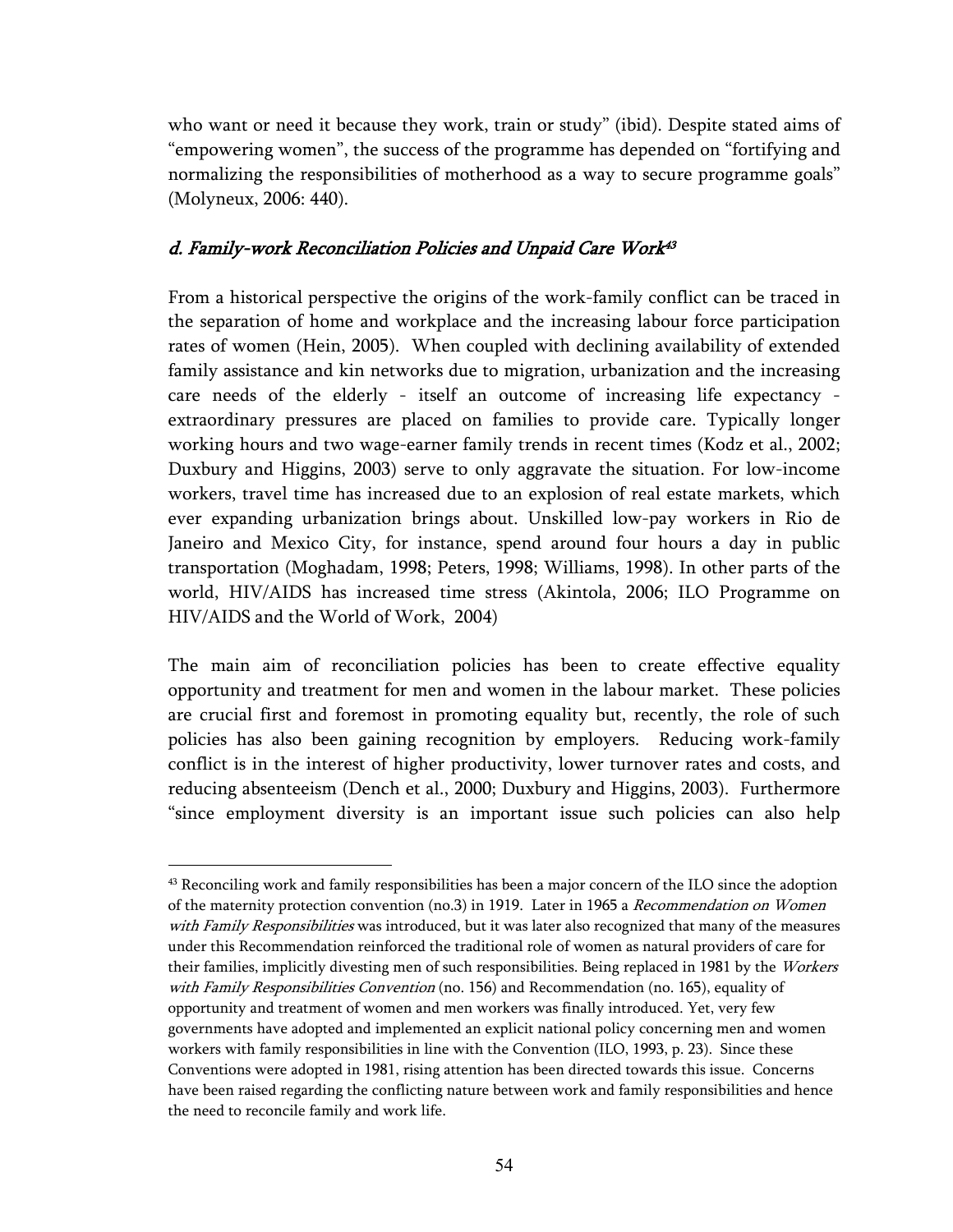who want or need it because they work, train or study" (ibid). Despite stated aims of "empowering women", the success of the programme has depended on "fortifying and normalizing the responsibilities of motherhood as a way to secure programme goals" (Molyneux, 2006: 440).

### *d. Family-work Reconciliation Policies and Unpaid Care Work*[43]

From a historical perspective the origins of the work-family conflict can be traced in the separation of home and workplace and the increasing labour force participation rates of women (Hein, 2005). When coupled with declining availability of extended family assistance and kin networks due to migration, urbanization and the increasing care needs of the elderly - itself an outcome of increasing life expectancy - extraordinary pressures are placed on families to provide care. Typically longer working hours and two wage-earner family trends in recent times (Kodz et al., 2002; Duxbury and Higgins, 2003) serve to only aggravate the situation. For low-income workers, travel time has increased due to an explosion of real estate markets, which ever expanding urbanization brings about. Unskilled low-pay workers in Rio de Janeiro and Mexico City, for instance, spend around four hours a day in public transportation (Moghadam, 1998; Peters, 1998; Williams, 1998). In other parts of the world, HIV/AIDS has increased time stress (Akintola, 2006; ILO Programme on HIV/AIDS and the World of Work, 2004)

The main aim of reconciliation policies has been to create effective equality opportunity and treatment for men and women in the labour market. These policies are crucial first and foremost in promoting equality but, recently, the role of such policies has also been gaining recognition by employers. Reducing work-family conflict is in the interest of higher productivity, lower turnover rates and costs, and reducing absenteeism (Dench et al., 2000; Duxbury and Higgins, 2003). Furthermore "since employment diversity is an important issue such policies can also help

---

[43] Reconciling work and family responsibilities has been a major concern of the ILO since the adoption of the maternity protection convention (no.3) in 1919. Later in 1965 a *Recommendation on Women with Family Responsibilities* was introduced, but it was later also recognized that many of the measures under this Recommendation reinforced the traditional role of women as natural providers of care for their families, implicitly divesting men of such responsibilities. Being replaced in 1981 by the *Workers with Family Responsibilities Convention* (no. 156) and Recommendation (no. 165), equality of opportunity and treatment of women and men workers was finally introduced. Yet, very few governments have adopted and implemented an explicit national policy concerning men and women workers with family responsibilities in line with the Convention (ILO, 1993, p. 23). Since these Conventions were adopted in 1981, rising attention has been directed towards this issue. Concerns have been raised regarding the conflicting nature between work and family responsibilities and hence the need to reconcile family and work life.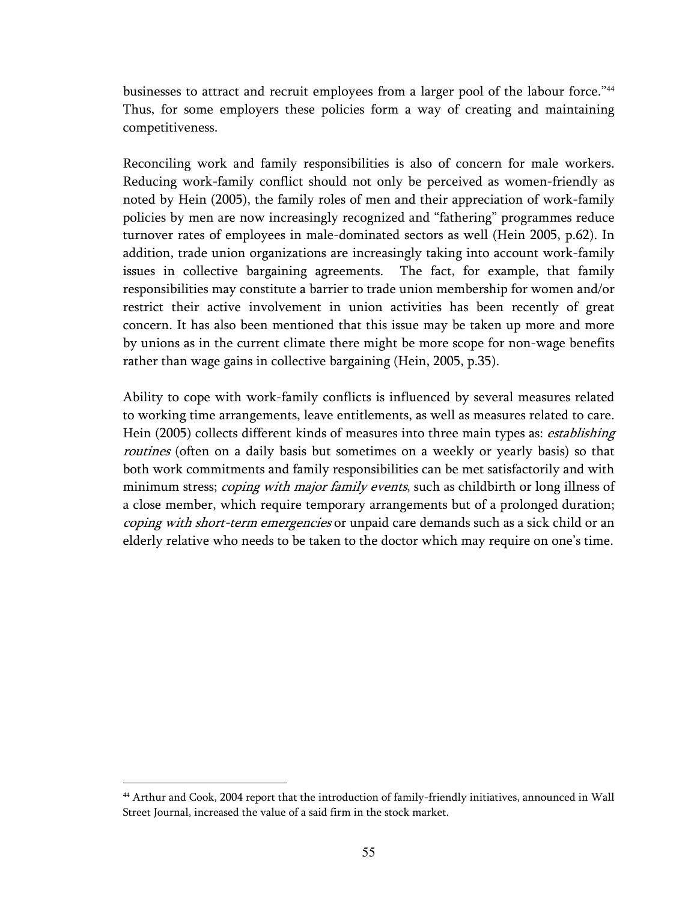businesses to attract and recruit employees from a larger pool of the labour force."[44] Thus, for some employers these policies form a way of creating and maintaining competitiveness.

Reconciling work and family responsibilities is also of concern for male workers. Reducing work-family conflict should not only be perceived as women-friendly as noted by Hein (2005), the family roles of men and their appreciation of work-family policies by men are now increasingly recognized and "fathering" programmes reduce turnover rates of employees in male-dominated sectors as well (Hein 2005, p.62). In addition, trade union organizations are increasingly taking into account work-family issues in collective bargaining agreements. The fact, for example, that family responsibilities may constitute a barrier to trade union membership for women and/or restrict their active involvement in union activities has been recently of great concern. It has also been mentioned that this issue may be taken up more and more by unions as in the current climate there might be more scope for non-wage benefits rather than wage gains in collective bargaining (Hein, 2005, p.35).

Ability to cope with work-family conflicts is influenced by several measures related to working time arrangements, leave entitlements, as well as measures related to care. Hein (2005) collects different kinds of measures into three main types as: *establishing routines* (often on a daily basis but sometimes on a weekly or yearly basis) so that both work commitments and family responsibilities can be met satisfactorily and with minimum stress; *coping with major family events*, such as childbirth or long illness of a close member, which require temporary arrangements but of a prolonged duration; *coping with short-term emergencies* or unpaid care demands such as a sick child or an elderly relative who needs to be taken to the doctor which may require on one's time.

[44] Arthur and Cook, 2004 report that the introduction of family-friendly initiatives, announced in Wall Street Journal, increased the value of a said firm in the stock market.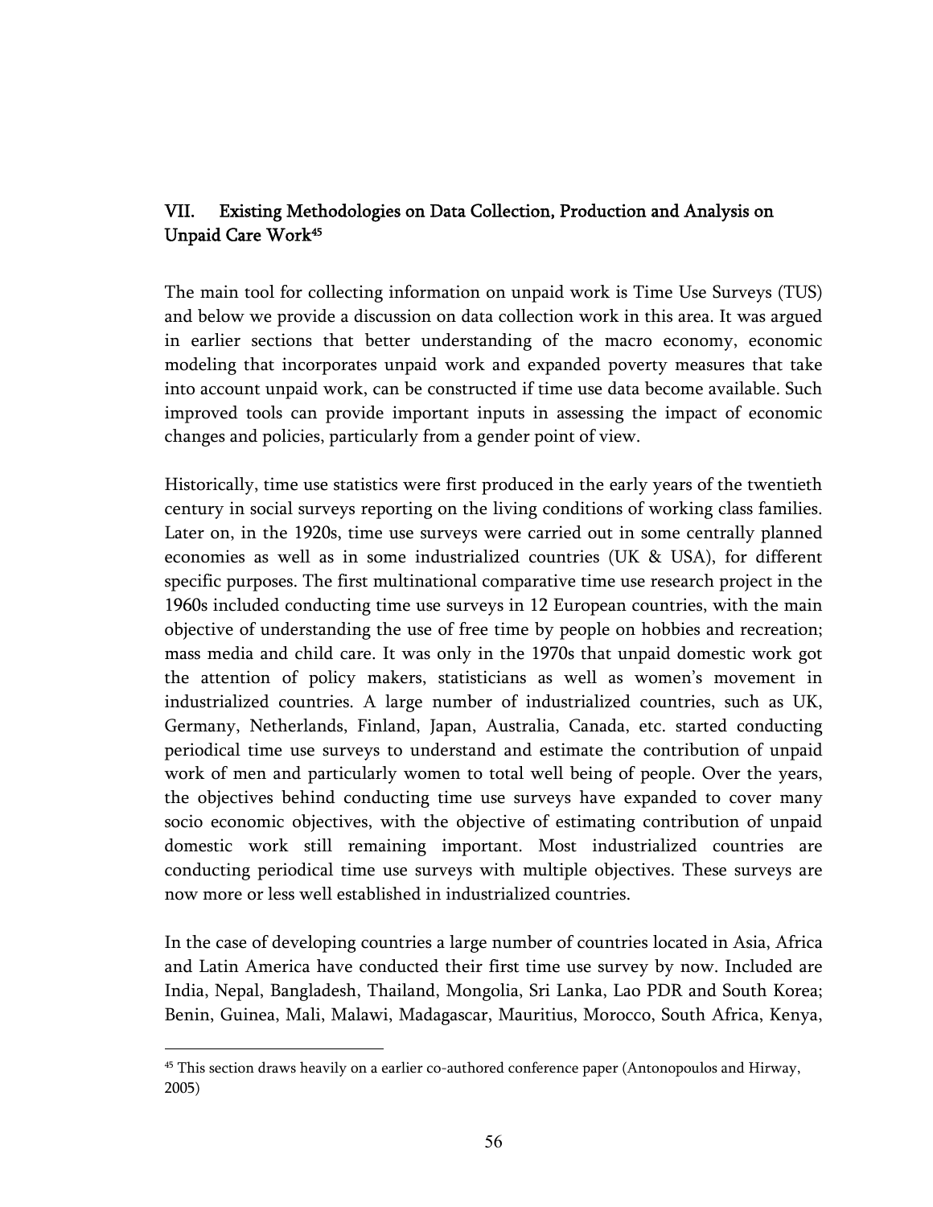## VII. Existing Methodologies on Data Collection, Production and Analysis on Unpaid Care Work[45]

The main tool for collecting information on unpaid work is Time Use Surveys (TUS) and below we provide a discussion on data collection work in this area. It was argued in earlier sections that better understanding of the macro economy, economic modeling that incorporates unpaid work and expanded poverty measures that take into account unpaid work, can be constructed if time use data become available. Such improved tools can provide important inputs in assessing the impact of economic changes and policies, particularly from a gender point of view.

Historically, time use statistics were first produced in the early years of the twentieth century in social surveys reporting on the living conditions of working class families. Later on, in the 1920s, time use surveys were carried out in some centrally planned economies as well as in some industrialized countries (UK & USA), for different specific purposes. The first multinational comparative time use research project in the 1960s included conducting time use surveys in 12 European countries, with the main objective of understanding the use of free time by people on hobbies and recreation; mass media and child care. It was only in the 1970s that unpaid domestic work got the attention of policy makers, statisticians as well as women's movement in industrialized countries. A large number of industrialized countries, such as UK, Germany, Netherlands, Finland, Japan, Australia, Canada, etc. started conducting periodical time use surveys to understand and estimate the contribution of unpaid work of men and particularly women to total well being of people. Over the years, the objectives behind conducting time use surveys have expanded to cover many socio economic objectives, with the objective of estimating contribution of unpaid domestic work still remaining important. Most industrialized countries are conducting periodical time use surveys with multiple objectives. These surveys are now more or less well established in industrialized countries.

In the case of developing countries a large number of countries located in Asia, Africa and Latin America have conducted their first time use survey by now. Included are India, Nepal, Bangladesh, Thailand, Mongolia, Sri Lanka, Lao PDR and South Korea; Benin, Guinea, Mali, Malawi, Madagascar, Mauritius, Morocco, South Africa, Kenya,

---

[45] This section draws heavily on a earlier co-authored conference paper (Antonopoulos and Hirway, 2005)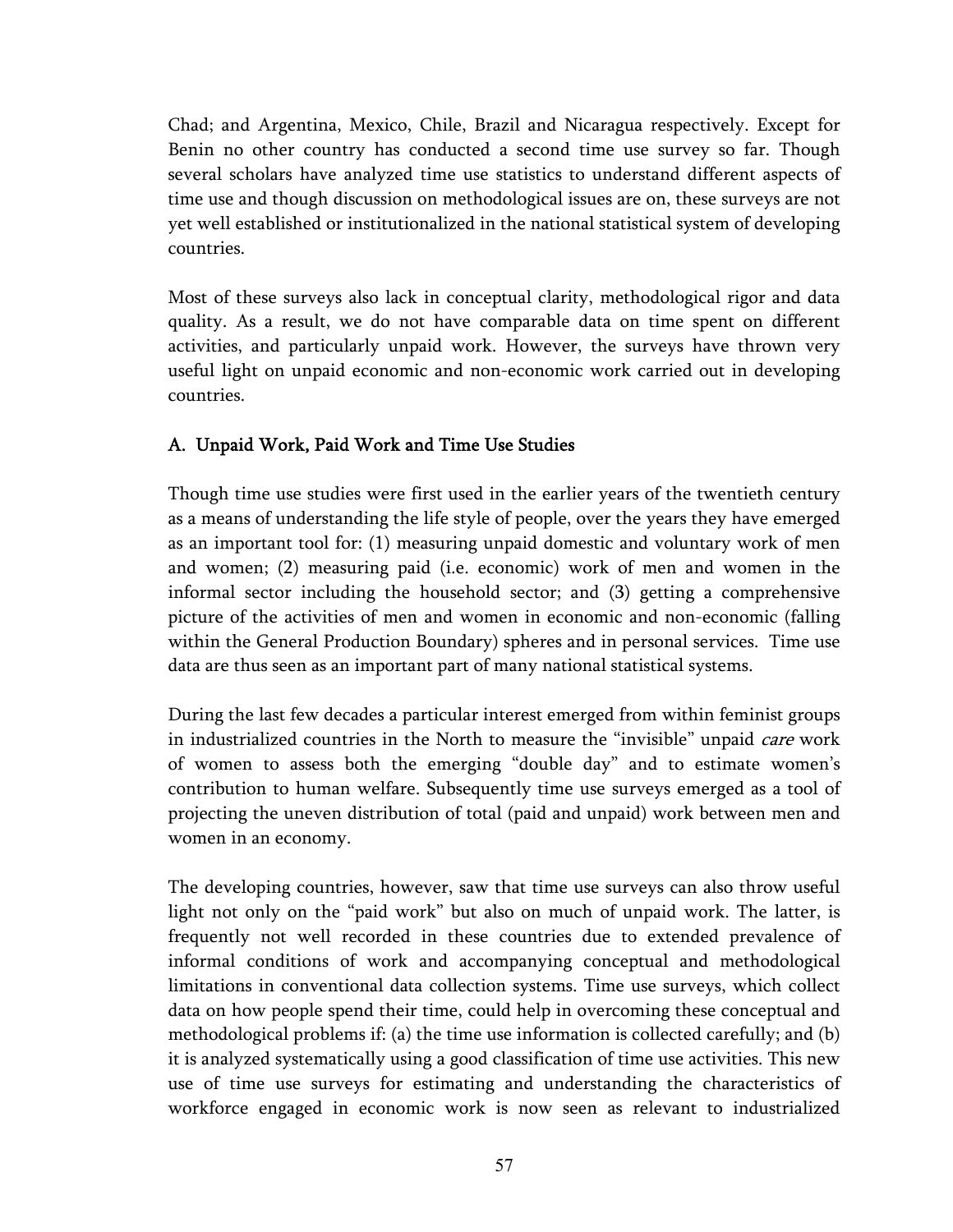Chad; and Argentina, Mexico, Chile, Brazil and Nicaragua respectively. Except for Benin no other country has conducted a second time use survey so far. Though several scholars have analyzed time use statistics to understand different aspects of time use and though discussion on methodological issues are on, these surveys are not yet well established or institutionalized in the national statistical system of developing countries.

Most of these surveys also lack in conceptual clarity, methodological rigor and data quality. As a result, we do not have comparable data on time spent on different activities, and particularly unpaid work. However, the surveys have thrown very useful light on unpaid economic and non-economic work carried out in developing countries.

## A. Unpaid Work, Paid Work and Time Use Studies

Though time use studies were first used in the earlier years of the twentieth century as a means of understanding the life style of people, over the years they have emerged as an important tool for: (1) measuring unpaid domestic and voluntary work of men and women; (2) measuring paid (i.e. economic) work of men and women in the informal sector including the household sector; and (3) getting a comprehensive picture of the activities of men and women in economic and non-economic (falling within the General Production Boundary) spheres and in personal services. Time use data are thus seen as an important part of many national statistical systems.

During the last few decades a particular interest emerged from within feminist groups in industrialized countries in the North to measure the "invisible" unpaid *care* work of women to assess both the emerging "double day" and to estimate women's contribution to human welfare. Subsequently time use surveys emerged as a tool of projecting the uneven distribution of total (paid and unpaid) work between men and women in an economy.

The developing countries, however, saw that time use surveys can also throw useful light not only on the "paid work" but also on much of unpaid work. The latter, is frequently not well recorded in these countries due to extended prevalence of informal conditions of work and accompanying conceptual and methodological limitations in conventional data collection systems. Time use surveys, which collect data on how people spend their time, could help in overcoming these conceptual and methodological problems if: (a) the time use information is collected carefully; and (b) it is analyzed systematically using a good classification of time use activities. This new use of time use surveys for estimating and understanding the characteristics of workforce engaged in economic work is now seen as relevant to industrialized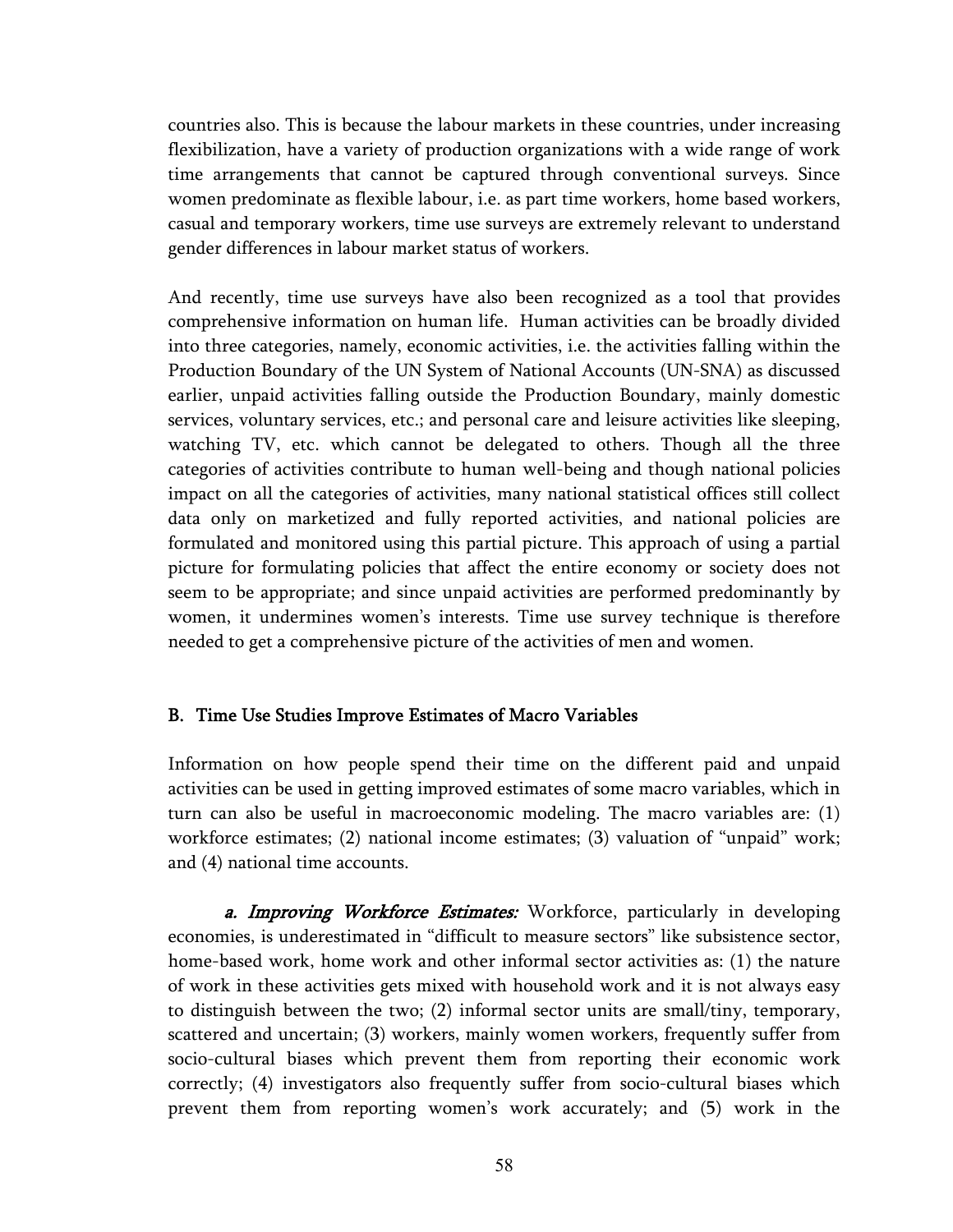countries also. This is because the labour markets in these countries, under increasing flexibilization, have a variety of production organizations with a wide range of work time arrangements that cannot be captured through conventional surveys. Since women predominate as flexible labour, i.e. as part time workers, home based workers, casual and temporary workers, time use surveys are extremely relevant to understand gender differences in labour market status of workers.

And recently, time use surveys have also been recognized as a tool that provides comprehensive information on human life. Human activities can be broadly divided into three categories, namely, economic activities, i.e. the activities falling within the Production Boundary of the UN System of National Accounts (UN-SNA) as discussed earlier, unpaid activities falling outside the Production Boundary, mainly domestic services, voluntary services, etc.; and personal care and leisure activities like sleeping, watching TV, etc. which cannot be delegated to others. Though all the three categories of activities contribute to human well-being and though national policies impact on all the categories of activities, many national statistical offices still collect data only on marketized and fully reported activities, and national policies are formulated and monitored using this partial picture. This approach of using a partial picture for formulating policies that affect the entire economy or society does not seem to be appropriate; and since unpaid activities are performed predominantly by women, it undermines women's interests. Time use survey technique is therefore needed to get a comprehensive picture of the activities of men and women.

## B. Time Use Studies Improve Estimates of Macro Variables

Information on how people spend their time on the different paid and unpaid activities can be used in getting improved estimates of some macro variables, which in turn can also be useful in macroeconomic modeling. The macro variables are: (1) workforce estimates; (2) national income estimates; (3) valuation of "unpaid" work; and (4) national time accounts.

***a. Improving Workforce Estimates:*** Workforce, particularly in developing economies, is underestimated in "difficult to measure sectors" like subsistence sector, home-based work, home work and other informal sector activities as: (1) the nature of work in these activities gets mixed with household work and it is not always easy to distinguish between the two; (2) informal sector units are small/tiny, temporary, scattered and uncertain; (3) workers, mainly women workers, frequently suffer from socio-cultural biases which prevent them from reporting their economic work correctly; (4) investigators also frequently suffer from socio-cultural biases which prevent them from reporting women's work accurately; and (5) work in the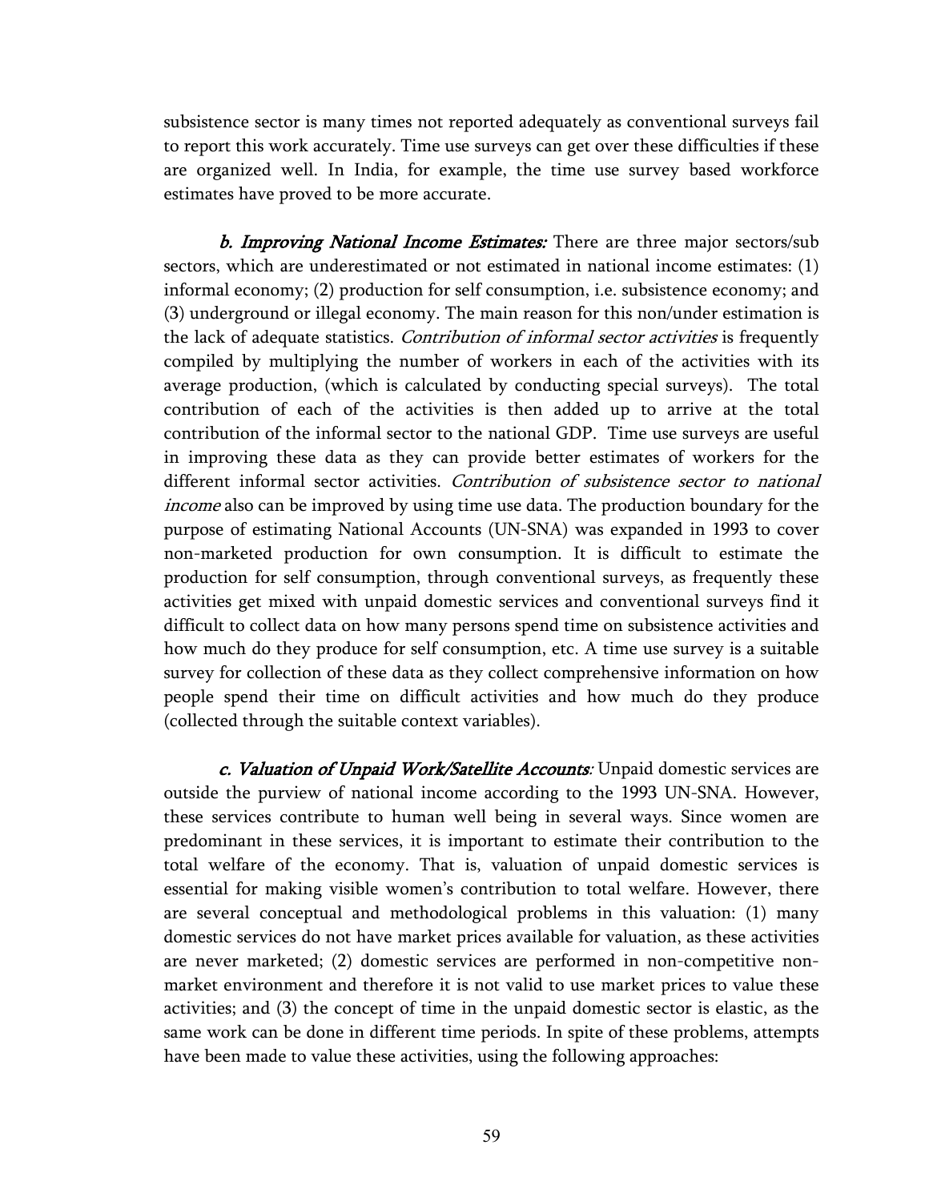subsistence sector is many times not reported adequately as conventional surveys fail to report this work accurately. Time use surveys can get over these difficulties if these are organized well. In India, for example, the time use survey based workforce estimates have proved to be more accurate.

***b. Improving National Income Estimates:*** There are three major sectors/sub sectors, which are underestimated or not estimated in national income estimates: (1) informal economy; (2) production for self consumption, i.e. subsistence economy; and (3) underground or illegal economy. The main reason for this non/under estimation is the lack of adequate statistics. *Contribution of informal sector activities* is frequently compiled by multiplying the number of workers in each of the activities with its average production, (which is calculated by conducting special surveys). The total contribution of each of the activities is then added up to arrive at the total contribution of the informal sector to the national GDP. Time use surveys are useful in improving these data as they can provide better estimates of workers for the different informal sector activities. *Contribution of subsistence sector to national income* also can be improved by using time use data. The production boundary for the purpose of estimating National Accounts (UN-SNA) was expanded in 1993 to cover non-marketed production for own consumption. It is difficult to estimate the production for self consumption, through conventional surveys, as frequently these activities get mixed with unpaid domestic services and conventional surveys find it difficult to collect data on how many persons spend time on subsistence activities and how much do they produce for self consumption, etc. A time use survey is a suitable survey for collection of these data as they collect comprehensive information on how people spend their time on difficult activities and how much do they produce (collected through the suitable context variables).

***c. Valuation of Unpaid Work/Satellite Accounts****:* Unpaid domestic services are outside the purview of national income according to the 1993 UN-SNA. However, these services contribute to human well being in several ways. Since women are predominant in these services, it is important to estimate their contribution to the total welfare of the economy. That is, valuation of unpaid domestic services is essential for making visible women's contribution to total welfare. However, there are several conceptual and methodological problems in this valuation: (1) many domestic services do not have market prices available for valuation, as these activities are never marketed; (2) domestic services are performed in non-competitive non-market environment and therefore it is not valid to use market prices to value these activities; and (3) the concept of time in the unpaid domestic sector is elastic, as the same work can be done in different time periods. In spite of these problems, attempts have been made to value these activities, using the following approaches: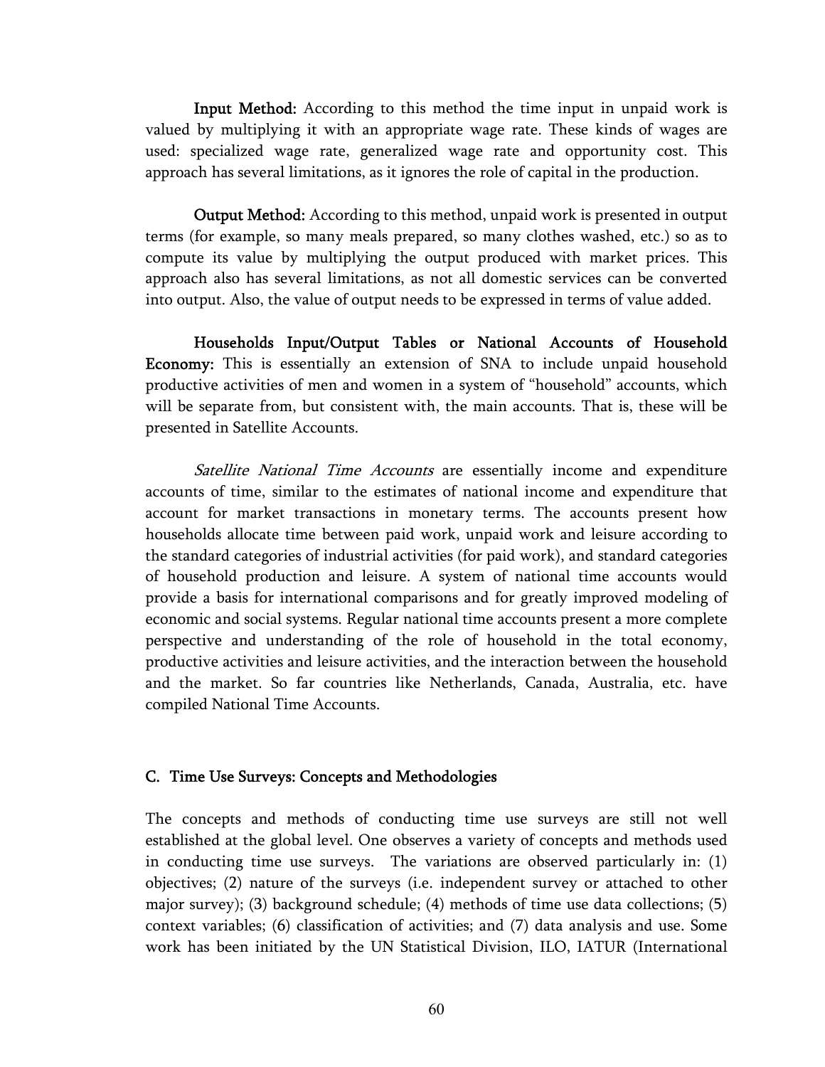**Input Method:** According to this method the time input in unpaid work is valued by multiplying it with an appropriate wage rate. These kinds of wages are used: specialized wage rate, generalized wage rate and opportunity cost. This approach has several limitations, as it ignores the role of capital in the production.

**Output Method:** According to this method, unpaid work is presented in output terms (for example, so many meals prepared, so many clothes washed, etc.) so as to compute its value by multiplying the output produced with market prices. This approach also has several limitations, as not all domestic services can be converted into output. Also, the value of output needs to be expressed in terms of value added.

**Households Input/Output Tables or National Accounts of Household Economy:** This is essentially an extension of SNA to include unpaid household productive activities of men and women in a system of "household" accounts, which will be separate from, but consistent with, the main accounts. That is, these will be presented in Satellite Accounts.

*Satellite National Time Accounts* are essentially income and expenditure accounts of time, similar to the estimates of national income and expenditure that account for market transactions in monetary terms. The accounts present how households allocate time between paid work, unpaid work and leisure according to the standard categories of industrial activities (for paid work), and standard categories of household production and leisure. A system of national time accounts would provide a basis for international comparisons and for greatly improved modeling of economic and social systems. Regular national time accounts present a more complete perspective and understanding of the role of household in the total economy, productive activities and leisure activities, and the interaction between the household and the market. So far countries like Netherlands, Canada, Australia, etc. have compiled National Time Accounts.

## C. Time Use Surveys: Concepts and Methodologies

The concepts and methods of conducting time use surveys are still not well established at the global level. One observes a variety of concepts and methods used in conducting time use surveys. The variations are observed particularly in: (1) objectives; (2) nature of the surveys (i.e. independent survey or attached to other major survey); (3) background schedule; (4) methods of time use data collections; (5) context variables; (6) classification of activities; and (7) data analysis and use. Some work has been initiated by the UN Statistical Division, ILO, IATUR (International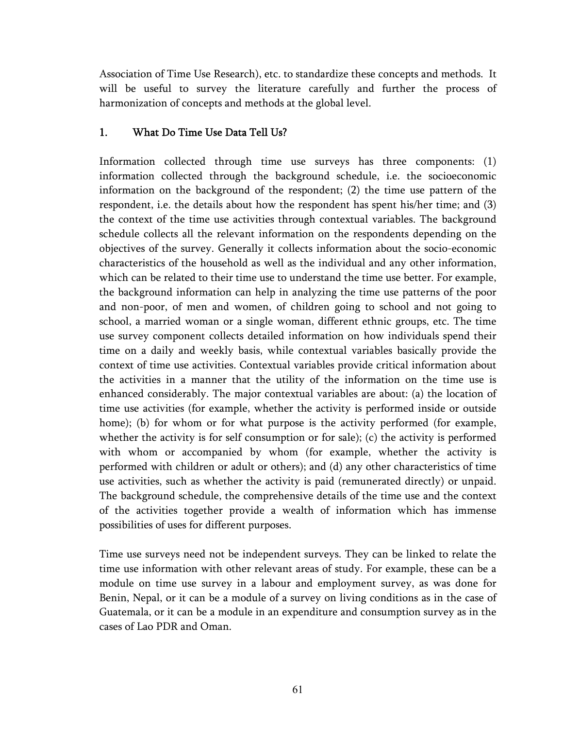Association of Time Use Research), etc. to standardize these concepts and methods. It will be useful to survey the literature carefully and further the process of harmonization of concepts and methods at the global level.

## 1. What Do Time Use Data Tell Us?

Information collected through time use surveys has three components: (1) information collected through the background schedule, i.e. the socioeconomic information on the background of the respondent; (2) the time use pattern of the respondent, i.e. the details about how the respondent has spent his/her time; and (3) the context of the time use activities through contextual variables. The background schedule collects all the relevant information on the respondents depending on the objectives of the survey. Generally it collects information about the socio-economic characteristics of the household as well as the individual and any other information, which can be related to their time use to understand the time use better. For example, the background information can help in analyzing the time use patterns of the poor and non-poor, of men and women, of children going to school and not going to school, a married woman or a single woman, different ethnic groups, etc. The time use survey component collects detailed information on how individuals spend their time on a daily and weekly basis, while contextual variables basically provide the context of time use activities. Contextual variables provide critical information about the activities in a manner that the utility of the information on the time use is enhanced considerably. The major contextual variables are about: (a) the location of time use activities (for example, whether the activity is performed inside or outside home); (b) for whom or for what purpose is the activity performed (for example, whether the activity is for self consumption or for sale); (c) the activity is performed with whom or accompanied by whom (for example, whether the activity is performed with children or adult or others); and (d) any other characteristics of time use activities, such as whether the activity is paid (remunerated directly) or unpaid. The background schedule, the comprehensive details of the time use and the context of the activities together provide a wealth of information which has immense possibilities of uses for different purposes.

Time use surveys need not be independent surveys. They can be linked to relate the time use information with other relevant areas of study. For example, these can be a module on time use survey in a labour and employment survey, as was done for Benin, Nepal, or it can be a module of a survey on living conditions as in the case of Guatemala, or it can be a module in an expenditure and consumption survey as in the cases of Lao PDR and Oman.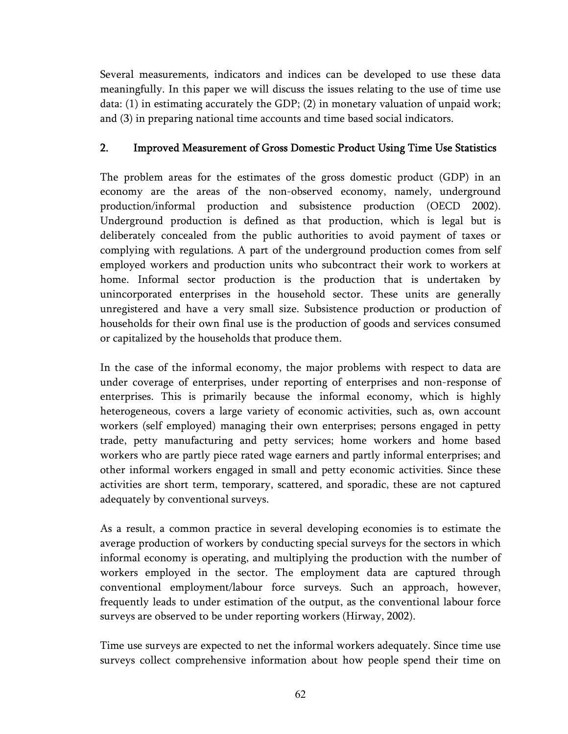Several measurements, indicators and indices can be developed to use these data meaningfully. In this paper we will discuss the issues relating to the use of time use data: (1) in estimating accurately the GDP; (2) in monetary valuation of unpaid work; and (3) in preparing national time accounts and time based social indicators.

## 2. Improved Measurement of Gross Domestic Product Using Time Use Statistics

The problem areas for the estimates of the gross domestic product (GDP) in an economy are the areas of the non-observed economy, namely, underground production/informal production and subsistence production (OECD 2002). Underground production is defined as that production, which is legal but is deliberately concealed from the public authorities to avoid payment of taxes or complying with regulations. A part of the underground production comes from self employed workers and production units who subcontract their work to workers at home. Informal sector production is the production that is undertaken by unincorporated enterprises in the household sector. These units are generally unregistered and have a very small size. Subsistence production or production of households for their own final use is the production of goods and services consumed or capitalized by the households that produce them.

In the case of the informal economy, the major problems with respect to data are under coverage of enterprises, under reporting of enterprises and non-response of enterprises. This is primarily because the informal economy, which is highly heterogeneous, covers a large variety of economic activities, such as, own account workers (self employed) managing their own enterprises; persons engaged in petty trade, petty manufacturing and petty services; home workers and home based workers who are partly piece rated wage earners and partly informal enterprises; and other informal workers engaged in small and petty economic activities. Since these activities are short term, temporary, scattered, and sporadic, these are not captured adequately by conventional surveys.

As a result, a common practice in several developing economies is to estimate the average production of workers by conducting special surveys for the sectors in which informal economy is operating, and multiplying the production with the number of workers employed in the sector. The employment data are captured through conventional employment/labour force surveys. Such an approach, however, frequently leads to under estimation of the output, as the conventional labour force surveys are observed to be under reporting workers (Hirway, 2002).

Time use surveys are expected to net the informal workers adequately. Since time use surveys collect comprehensive information about how people spend their time on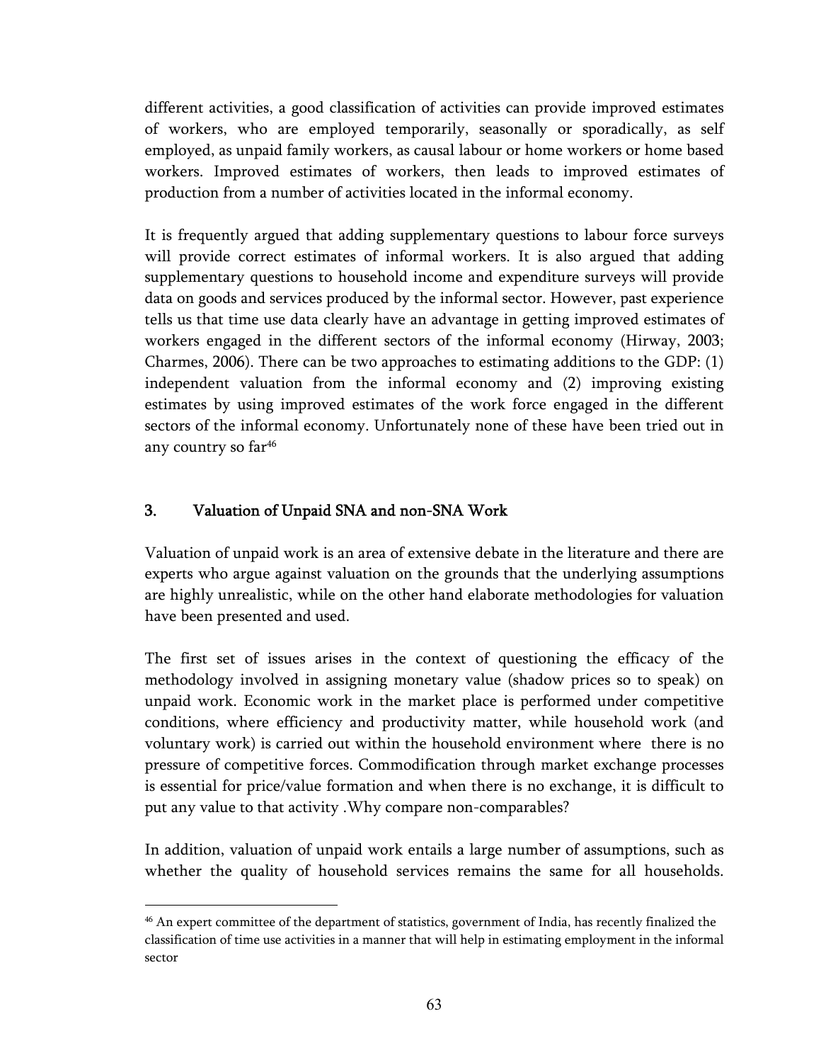different activities, a good classification of activities can provide improved estimates of workers, who are employed temporarily, seasonally or sporadically, as self employed, as unpaid family workers, as causal labour or home workers or home based workers. Improved estimates of workers, then leads to improved estimates of production from a number of activities located in the informal economy.

It is frequently argued that adding supplementary questions to labour force surveys will provide correct estimates of informal workers. It is also argued that adding supplementary questions to household income and expenditure surveys will provide data on goods and services produced by the informal sector. However, past experience tells us that time use data clearly have an advantage in getting improved estimates of workers engaged in the different sectors of the informal economy (Hirway, 2003; Charmes, 2006). There can be two approaches to estimating additions to the GDP: (1) independent valuation from the informal economy and (2) improving existing estimates by using improved estimates of the work force engaged in the different sectors of the informal economy. Unfortunately none of these have been tried out in any country so far[46]

## 3. Valuation of Unpaid SNA and non-SNA Work

Valuation of unpaid work is an area of extensive debate in the literature and there are experts who argue against valuation on the grounds that the underlying assumptions are highly unrealistic, while on the other hand elaborate methodologies for valuation have been presented and used.

The first set of issues arises in the context of questioning the efficacy of the methodology involved in assigning monetary value (shadow prices so to speak) on unpaid work. Economic work in the market place is performed under competitive conditions, where efficiency and productivity matter, while household work (and voluntary work) is carried out within the household environment where there is no pressure of competitive forces. Commodification through market exchange processes is essential for price/value formation and when there is no exchange, it is difficult to put any value to that activity .Why compare non-comparables?

In addition, valuation of unpaid work entails a large number of assumptions, such as whether the quality of household services remains the same for all households.

[46] An expert committee of the department of statistics, government of India, has recently finalized the classification of time use activities in a manner that will help in estimating employment in the informal sector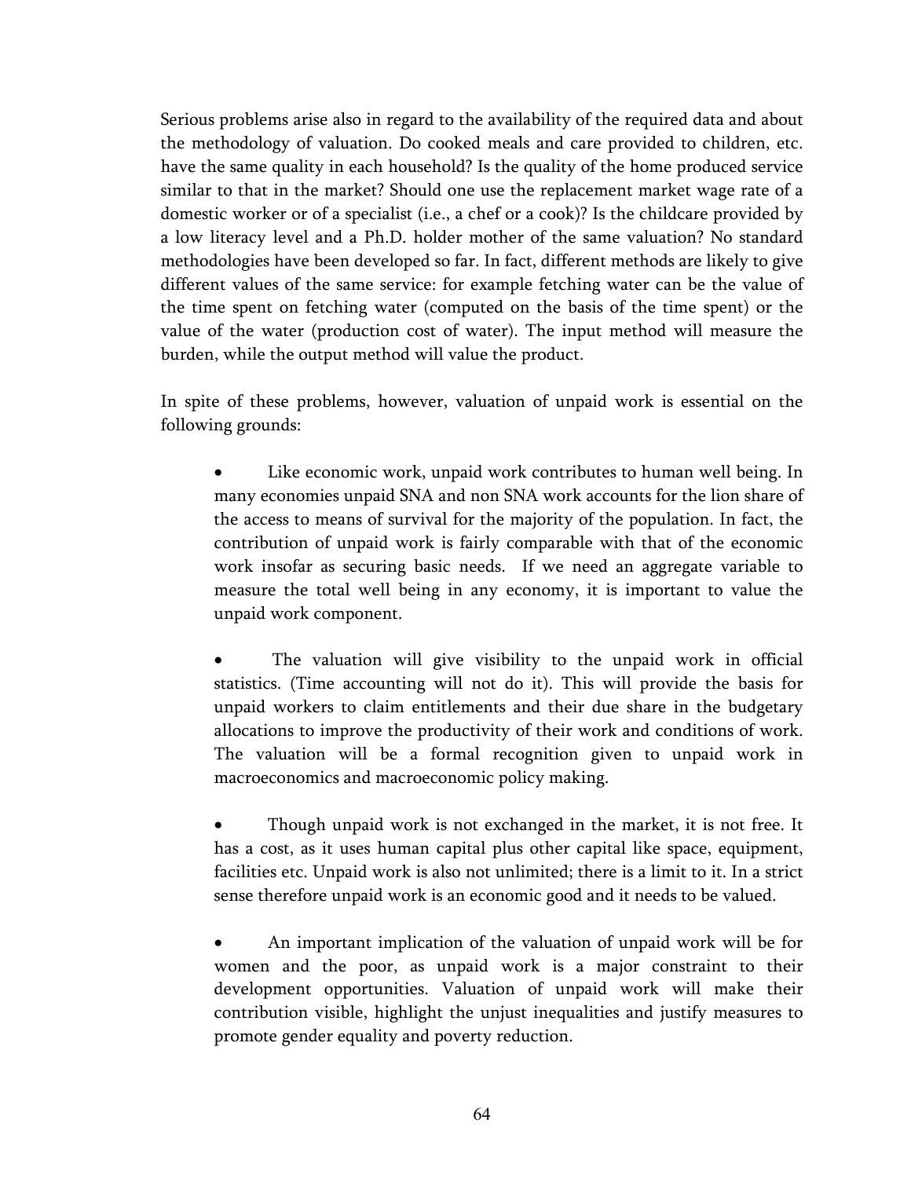Serious problems arise also in regard to the availability of the required data and about the methodology of valuation. Do cooked meals and care provided to children, etc. have the same quality in each household? Is the quality of the home produced service similar to that in the market? Should one use the replacement market wage rate of a domestic worker or of a specialist (i.e., a chef or a cook)? Is the childcare provided by a low literacy level and a Ph.D. holder mother of the same valuation? No standard methodologies have been developed so far. In fact, different methods are likely to give different values of the same service: for example fetching water can be the value of the time spent on fetching water (computed on the basis of the time spent) or the value of the water (production cost of water). The input method will measure the burden, while the output method will value the product.

In spite of these problems, however, valuation of unpaid work is essential on the following grounds:

- Like economic work, unpaid work contributes to human well being. In many economies unpaid SNA and non SNA work accounts for the lion share of the access to means of survival for the majority of the population. In fact, the contribution of unpaid work is fairly comparable with that of the economic work insofar as securing basic needs. If we need an aggregate variable to measure the total well being in any economy, it is important to value the unpaid work component.

- The valuation will give visibility to the unpaid work in official statistics. (Time accounting will not do it). This will provide the basis for unpaid workers to claim entitlements and their due share in the budgetary allocations to improve the productivity of their work and conditions of work. The valuation will be a formal recognition given to unpaid work in macroeconomics and macroeconomic policy making.

- Though unpaid work is not exchanged in the market, it is not free. It has a cost, as it uses human capital plus other capital like space, equipment, facilities etc. Unpaid work is also not unlimited; there is a limit to it. In a strict sense therefore unpaid work is an economic good and it needs to be valued.

- An important implication of the valuation of unpaid work will be for women and the poor, as unpaid work is a major constraint to their development opportunities. Valuation of unpaid work will make their contribution visible, highlight the unjust inequalities and justify measures to promote gender equality and poverty reduction.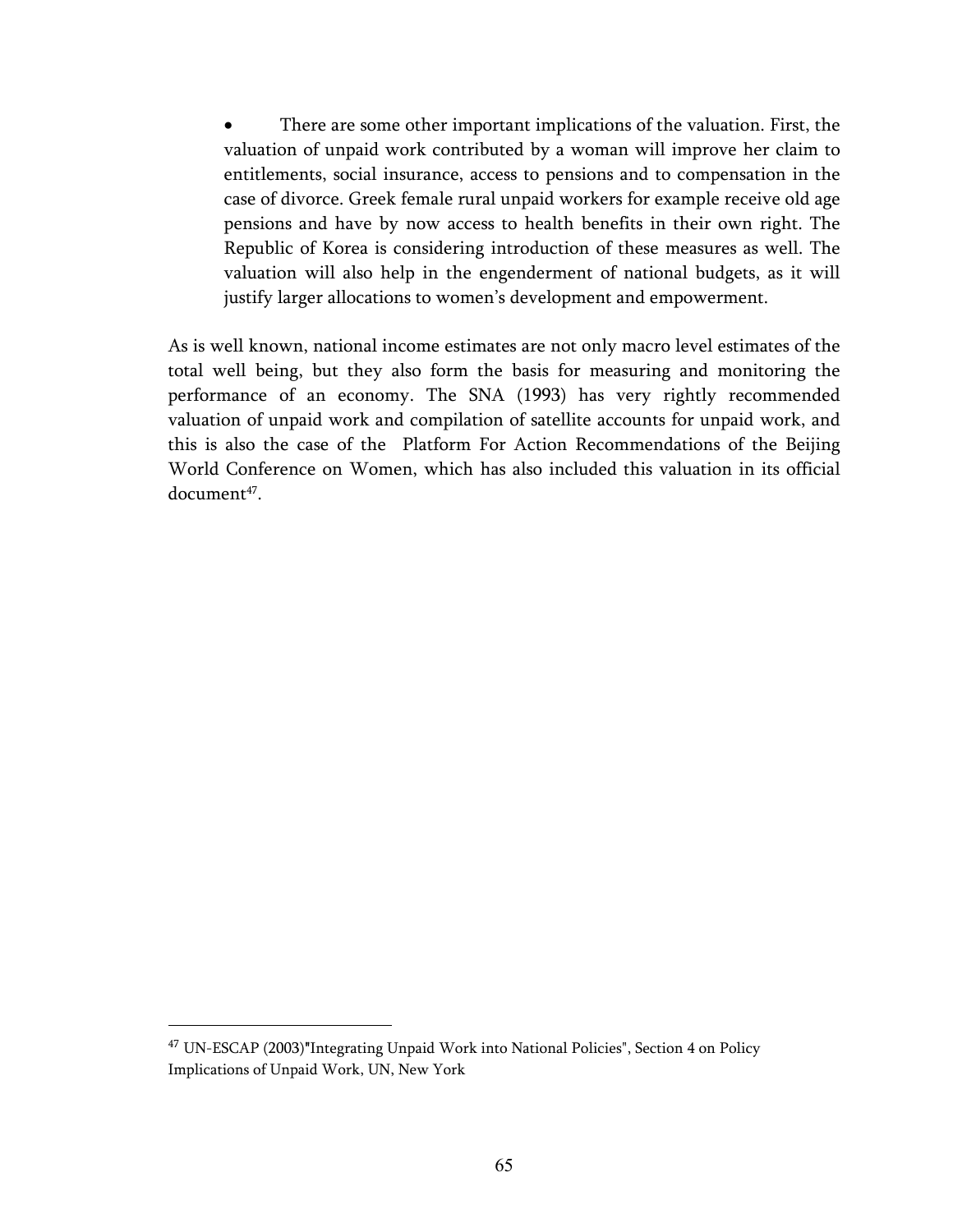- There are some other important implications of the valuation. First, the valuation of unpaid work contributed by a woman will improve her claim to entitlements, social insurance, access to pensions and to compensation in the case of divorce. Greek female rural unpaid workers for example receive old age pensions and have by now access to health benefits in their own right. The Republic of Korea is considering introduction of these measures as well. The valuation will also help in the engenderment of national budgets, as it will justify larger allocations to women's development and empowerment.

As is well known, national income estimates are not only macro level estimates of the total well being, but they also form the basis for measuring and monitoring the performance of an economy. The SNA (1993) has very rightly recommended valuation of unpaid work and compilation of satellite accounts for unpaid work, and this is also the case of the Platform For Action Recommendations of the Beijing World Conference on Women, which has also included this valuation in its official document[47].

[47] UN-ESCAP (2003)"Integrating Unpaid Work into National Policies", Section 4 on Policy Implications of Unpaid Work, UN, New York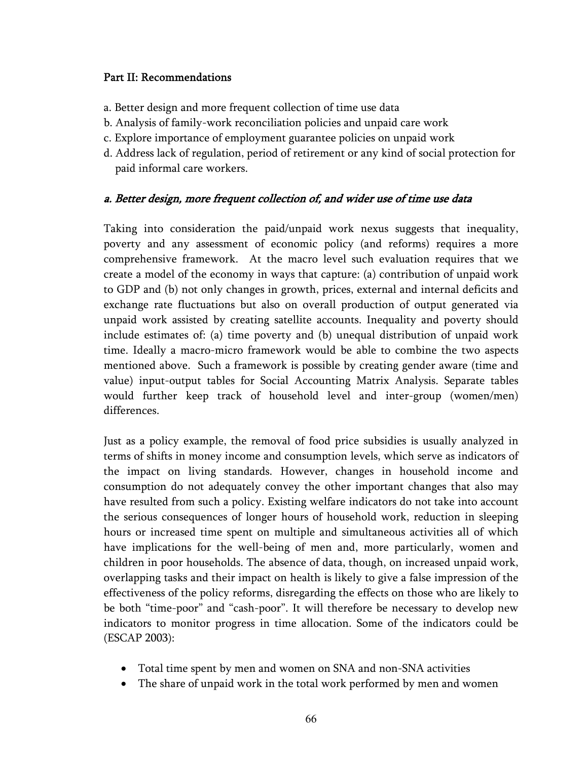## Part II: Recommendations

a. Better design and more frequent collection of time use data
b. Analysis of family-work reconciliation policies and unpaid care work
c. Explore importance of employment guarantee policies on unpaid work
d. Address lack of regulation, period of retirement or any kind of social protection for paid informal care workers.

### *a. Better design, more frequent collection of, and wider use of time use data*

Taking into consideration the paid/unpaid work nexus suggests that inequality, poverty and any assessment of economic policy (and reforms) requires a more comprehensive framework. At the macro level such evaluation requires that we create a model of the economy in ways that capture: (a) contribution of unpaid work to GDP and (b) not only changes in growth, prices, external and internal deficits and exchange rate fluctuations but also on overall production of output generated via unpaid work assisted by creating satellite accounts. Inequality and poverty should include estimates of: (a) time poverty and (b) unequal distribution of unpaid work time. Ideally a macro-micro framework would be able to combine the two aspects mentioned above. Such a framework is possible by creating gender aware (time and value) input-output tables for Social Accounting Matrix Analysis. Separate tables would further keep track of household level and inter-group (women/men) differences.

Just as a policy example, the removal of food price subsidies is usually analyzed in terms of shifts in money income and consumption levels, which serve as indicators of the impact on living standards. However, changes in household income and consumption do not adequately convey the other important changes that also may have resulted from such a policy. Existing welfare indicators do not take into account the serious consequences of longer hours of household work, reduction in sleeping hours or increased time spent on multiple and simultaneous activities all of which have implications for the well-being of men and, more particularly, women and children in poor households. The absence of data, though, on increased unpaid work, overlapping tasks and their impact on health is likely to give a false impression of the effectiveness of the policy reforms, disregarding the effects on those who are likely to be both "time-poor" and "cash-poor". It will therefore be necessary to develop new indicators to monitor progress in time allocation. Some of the indicators could be (ESCAP 2003):

- Total time spent by men and women on SNA and non-SNA activities
- The share of unpaid work in the total work performed by men and women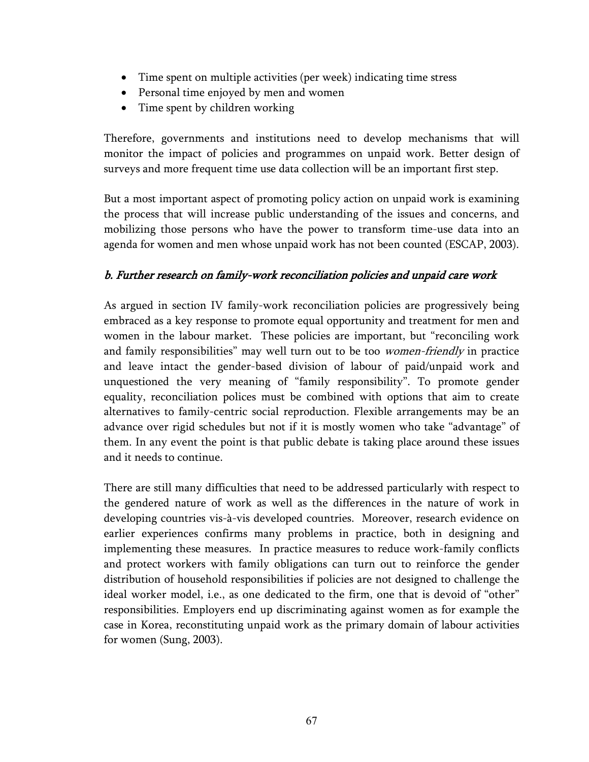- Time spent on multiple activities (per week) indicating time stress
- Personal time enjoyed by men and women
- Time spent by children working

Therefore, governments and institutions need to develop mechanisms that will monitor the impact of policies and programmes on unpaid work. Better design of surveys and more frequent time use data collection will be an important first step.

But a most important aspect of promoting policy action on unpaid work is examining the process that will increase public understanding of the issues and concerns, and mobilizing those persons who have the power to transform time-use data into an agenda for women and men whose unpaid work has not been counted (ESCAP, 2003).

### *b. Further research on family-work reconciliation policies and unpaid care work*

As argued in section IV family-work reconciliation policies are progressively being embraced as a key response to promote equal opportunity and treatment for men and women in the labour market. These policies are important, but "reconciling work and family responsibilities" may well turn out to be too *women-friendly* in practice and leave intact the gender-based division of labour of paid/unpaid work and unquestioned the very meaning of "family responsibility". To promote gender equality, reconciliation polices must be combined with options that aim to create alternatives to family-centric social reproduction. Flexible arrangements may be an advance over rigid schedules but not if it is mostly women who take "advantage" of them. In any event the point is that public debate is taking place around these issues and it needs to continue.

There are still many difficulties that need to be addressed particularly with respect to the gendered nature of work as well as the differences in the nature of work in developing countries vis-à-vis developed countries. Moreover, research evidence on earlier experiences confirms many problems in practice, both in designing and implementing these measures. In practice measures to reduce work-family conflicts and protect workers with family obligations can turn out to reinforce the gender distribution of household responsibilities if policies are not designed to challenge the ideal worker model, i.e., as one dedicated to the firm, one that is devoid of "other" responsibilities. Employers end up discriminating against women as for example the case in Korea, reconstituting unpaid work as the primary domain of labour activities for women (Sung, 2003).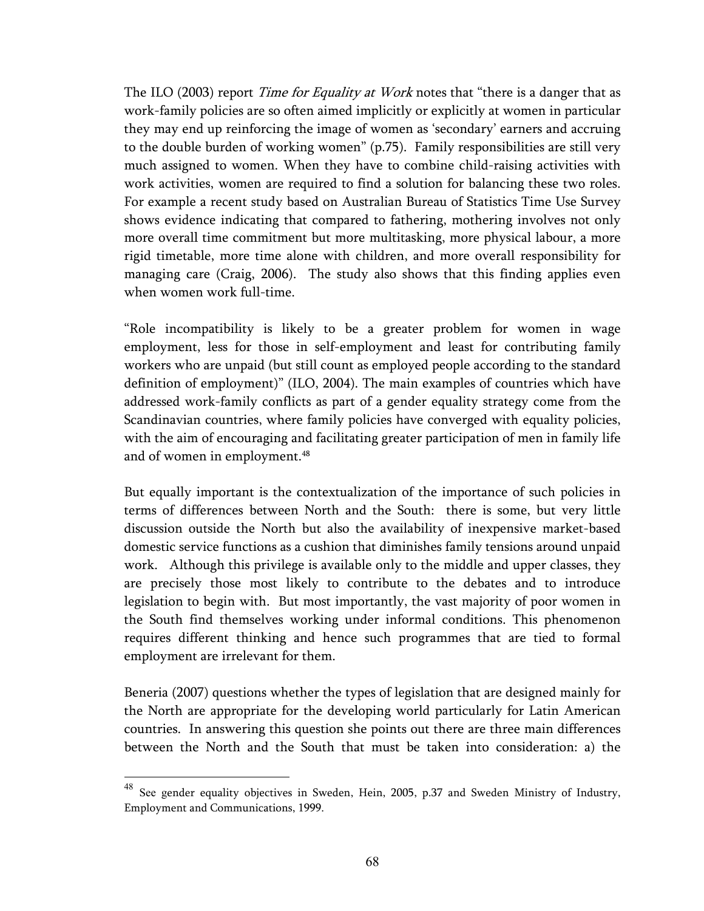The ILO (2003) report *Time for Equality at Work* notes that "there is a danger that as work-family policies are so often aimed implicitly or explicitly at women in particular they may end up reinforcing the image of women as 'secondary' earners and accruing to the double burden of working women" (p.75). Family responsibilities are still very much assigned to women. When they have to combine child-raising activities with work activities, women are required to find a solution for balancing these two roles. For example a recent study based on Australian Bureau of Statistics Time Use Survey shows evidence indicating that compared to fathering, mothering involves not only more overall time commitment but more multitasking, more physical labour, a more rigid timetable, more time alone with children, and more overall responsibility for managing care (Craig, 2006). The study also shows that this finding applies even when women work full-time.

"Role incompatibility is likely to be a greater problem for women in wage employment, less for those in self-employment and least for contributing family workers who are unpaid (but still count as employed people according to the standard definition of employment)" (ILO, 2004). The main examples of countries which have addressed work-family conflicts as part of a gender equality strategy come from the Scandinavian countries, where family policies have converged with equality policies, with the aim of encouraging and facilitating greater participation of men in family life and of women in employment.[48]

But equally important is the contextualization of the importance of such policies in terms of differences between North and the South: there is some, but very little discussion outside the North but also the availability of inexpensive market-based domestic service functions as a cushion that diminishes family tensions around unpaid work. Although this privilege is available only to the middle and upper classes, they are precisely those most likely to contribute to the debates and to introduce legislation to begin with. But most importantly, the vast majority of poor women in the South find themselves working under informal conditions. This phenomenon requires different thinking and hence such programmes that are tied to formal employment are irrelevant for them.

Beneria (2007) questions whether the types of legislation that are designed mainly for the North are appropriate for the developing world particularly for Latin American countries. In answering this question she points out there are three main differences between the North and the South that must be taken into consideration: a) the

[48] See gender equality objectives in Sweden, Hein, 2005, p.37 and Sweden Ministry of Industry, Employment and Communications, 1999.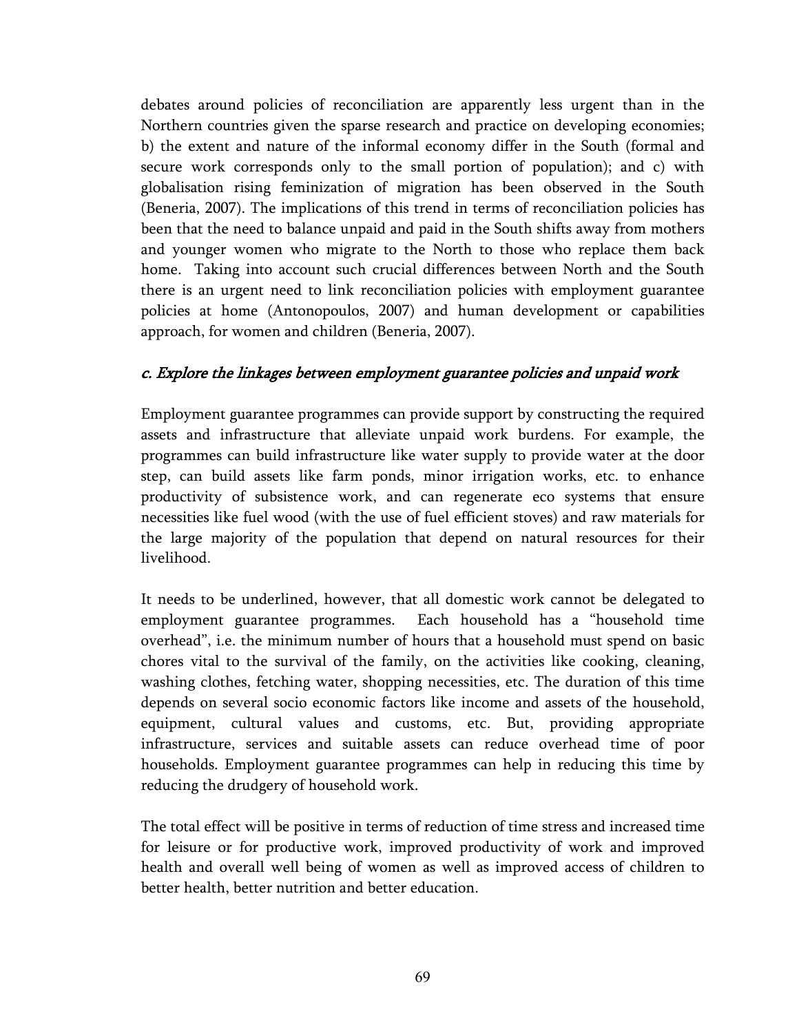debates around policies of reconciliation are apparently less urgent than in the Northern countries given the sparse research and practice on developing economies; b) the extent and nature of the informal economy differ in the South (formal and secure work corresponds only to the small portion of population); and c) with globalisation rising feminization of migration has been observed in the South (Beneria, 2007). The implications of this trend in terms of reconciliation policies has been that the need to balance unpaid and paid in the South shifts away from mothers and younger women who migrate to the North to those who replace them back home. Taking into account such crucial differences between North and the South there is an urgent need to link reconciliation policies with employment guarantee policies at home (Antonopoulos, 2007) and human development or capabilities approach, for women and children (Beneria, 2007).

### *c. Explore the linkages between employment guarantee policies and unpaid work*

Employment guarantee programmes can provide support by constructing the required assets and infrastructure that alleviate unpaid work burdens. For example, the programmes can build infrastructure like water supply to provide water at the door step, can build assets like farm ponds, minor irrigation works, etc. to enhance productivity of subsistence work, and can regenerate eco systems that ensure necessities like fuel wood (with the use of fuel efficient stoves) and raw materials for the large majority of the population that depend on natural resources for their livelihood.

It needs to be underlined, however, that all domestic work cannot be delegated to employment guarantee programmes. Each household has a "household time overhead", i.e. the minimum number of hours that a household must spend on basic chores vital to the survival of the family, on the activities like cooking, cleaning, washing clothes, fetching water, shopping necessities, etc. The duration of this time depends on several socio economic factors like income and assets of the household, equipment, cultural values and customs, etc. But, providing appropriate infrastructure, services and suitable assets can reduce overhead time of poor households. Employment guarantee programmes can help in reducing this time by reducing the drudgery of household work.

The total effect will be positive in terms of reduction of time stress and increased time for leisure or for productive work, improved productivity of work and improved health and overall well being of women as well as improved access of children to better health, better nutrition and better education.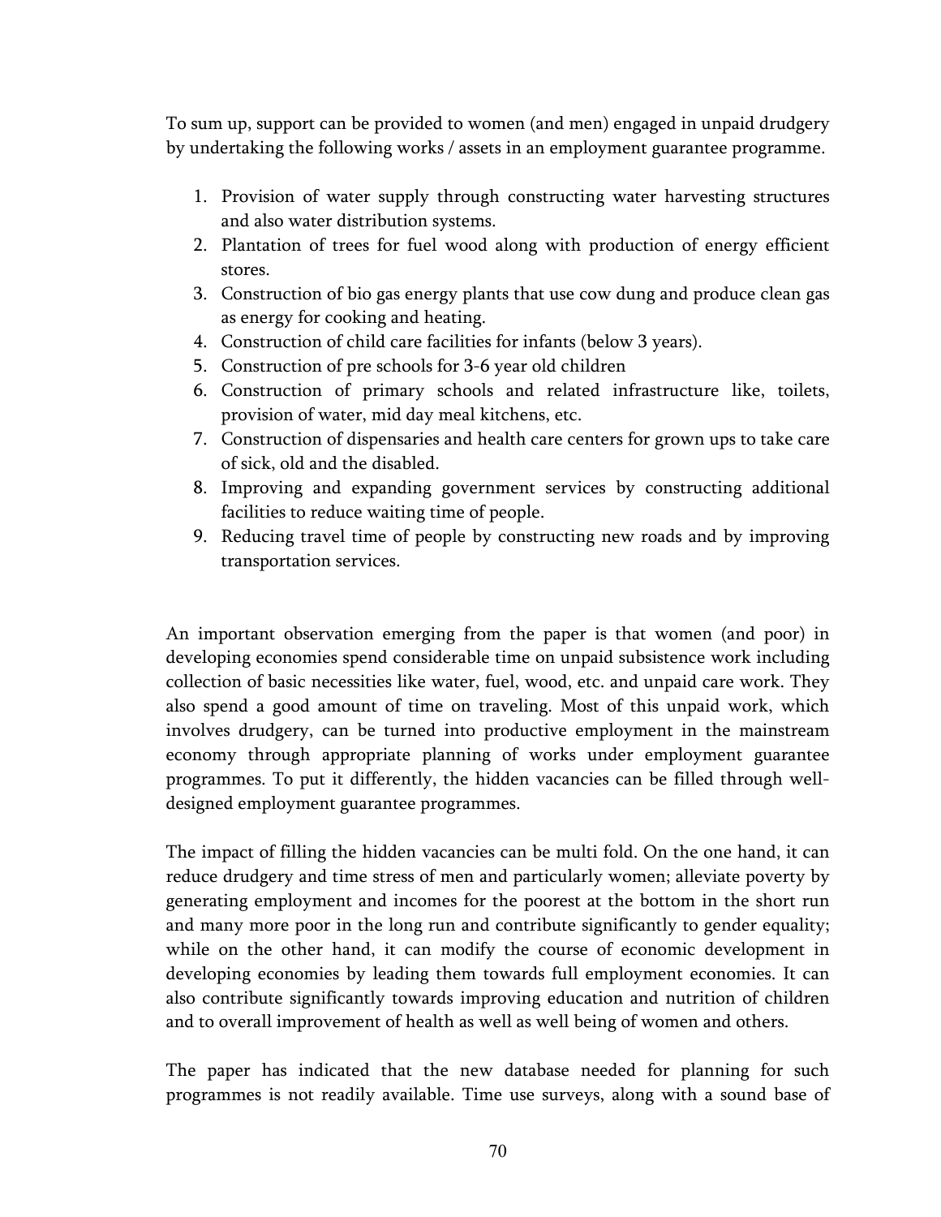To sum up, support can be provided to women (and men) engaged in unpaid drudgery by undertaking the following works / assets in an employment guarantee programme.

1. Provision of water supply through constructing water harvesting structures and also water distribution systems.
2. Plantation of trees for fuel wood along with production of energy efficient stores.
3. Construction of bio gas energy plants that use cow dung and produce clean gas as energy for cooking and heating.
4. Construction of child care facilities for infants (below 3 years).
5. Construction of pre schools for 3-6 year old children
6. Construction of primary schools and related infrastructure like, toilets, provision of water, mid day meal kitchens, etc.
7. Construction of dispensaries and health care centers for grown ups to take care of sick, old and the disabled.
8. Improving and expanding government services by constructing additional facilities to reduce waiting time of people.
9. Reducing travel time of people by constructing new roads and by improving transportation services.

An important observation emerging from the paper is that women (and poor) in developing economies spend considerable time on unpaid subsistence work including collection of basic necessities like water, fuel, wood, etc. and unpaid care work. They also spend a good amount of time on traveling. Most of this unpaid work, which involves drudgery, can be turned into productive employment in the mainstream economy through appropriate planning of works under employment guarantee programmes. To put it differently, the hidden vacancies can be filled through well-designed employment guarantee programmes.

The impact of filling the hidden vacancies can be multi fold. On the one hand, it can reduce drudgery and time stress of men and particularly women; alleviate poverty by generating employment and incomes for the poorest at the bottom in the short run and many more poor in the long run and contribute significantly to gender equality; while on the other hand, it can modify the course of economic development in developing economies by leading them towards full employment economies. It can also contribute significantly towards improving education and nutrition of children and to overall improvement of health as well as well being of women and others.

The paper has indicated that the new database needed for planning for such programmes is not readily available. Time use surveys, along with a sound base of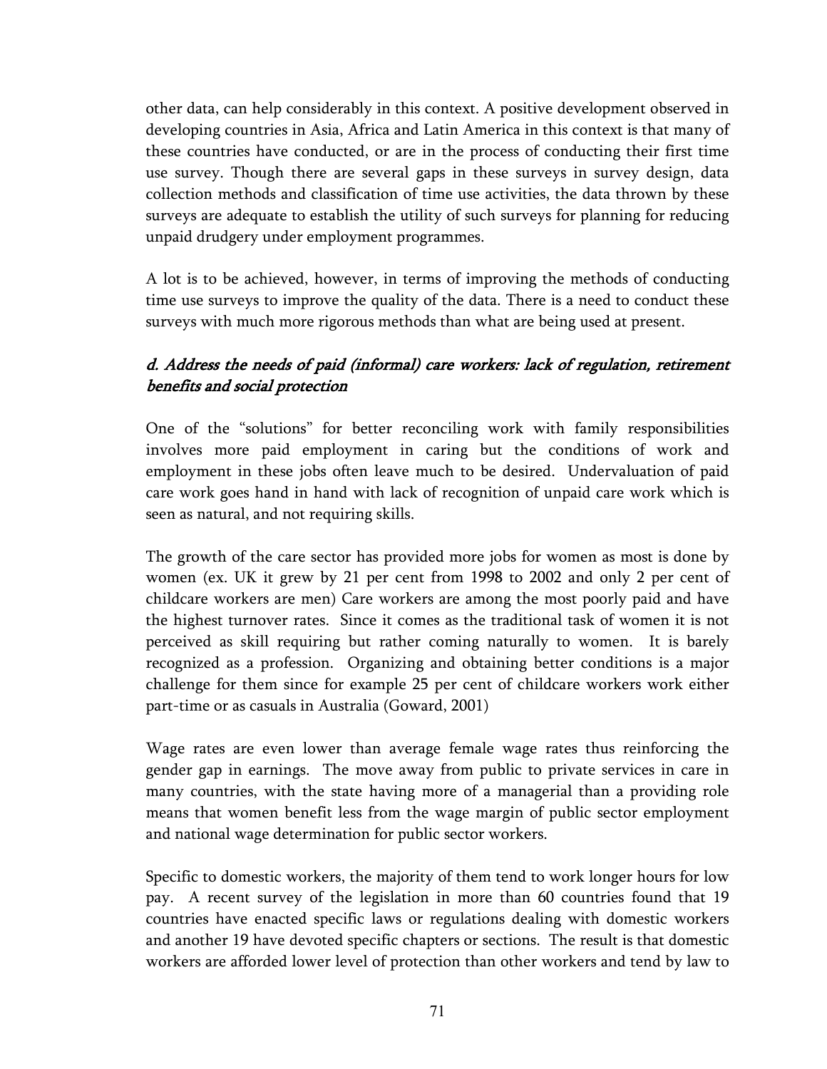other data, can help considerably in this context. A positive development observed in developing countries in Asia, Africa and Latin America in this context is that many of these countries have conducted, or are in the process of conducting their first time use survey. Though there are several gaps in these surveys in survey design, data collection methods and classification of time use activities, the data thrown by these surveys are adequate to establish the utility of such surveys for planning for reducing unpaid drudgery under employment programmes.

A lot is to be achieved, however, in terms of improving the methods of conducting time use surveys to improve the quality of the data. There is a need to conduct these surveys with much more rigorous methods than what are being used at present.

### *d. Address the needs of paid (informal) care workers: lack of regulation, retirement benefits and social protection*

One of the "solutions" for better reconciling work with family responsibilities involves more paid employment in caring but the conditions of work and employment in these jobs often leave much to be desired. Undervaluation of paid care work goes hand in hand with lack of recognition of unpaid care work which is seen as natural, and not requiring skills.

The growth of the care sector has provided more jobs for women as most is done by women (ex. UK it grew by 21 per cent from 1998 to 2002 and only 2 per cent of childcare workers are men) Care workers are among the most poorly paid and have the highest turnover rates. Since it comes as the traditional task of women it is not perceived as skill requiring but rather coming naturally to women. It is barely recognized as a profession. Organizing and obtaining better conditions is a major challenge for them since for example 25 per cent of childcare workers work either part-time or as casuals in Australia (Goward, 2001)

Wage rates are even lower than average female wage rates thus reinforcing the gender gap in earnings. The move away from public to private services in care in many countries, with the state having more of a managerial than a providing role means that women benefit less from the wage margin of public sector employment and national wage determination for public sector workers.

Specific to domestic workers, the majority of them tend to work longer hours for low pay. A recent survey of the legislation in more than 60 countries found that 19 countries have enacted specific laws or regulations dealing with domestic workers and another 19 have devoted specific chapters or sections. The result is that domestic workers are afforded lower level of protection than other workers and tend by law to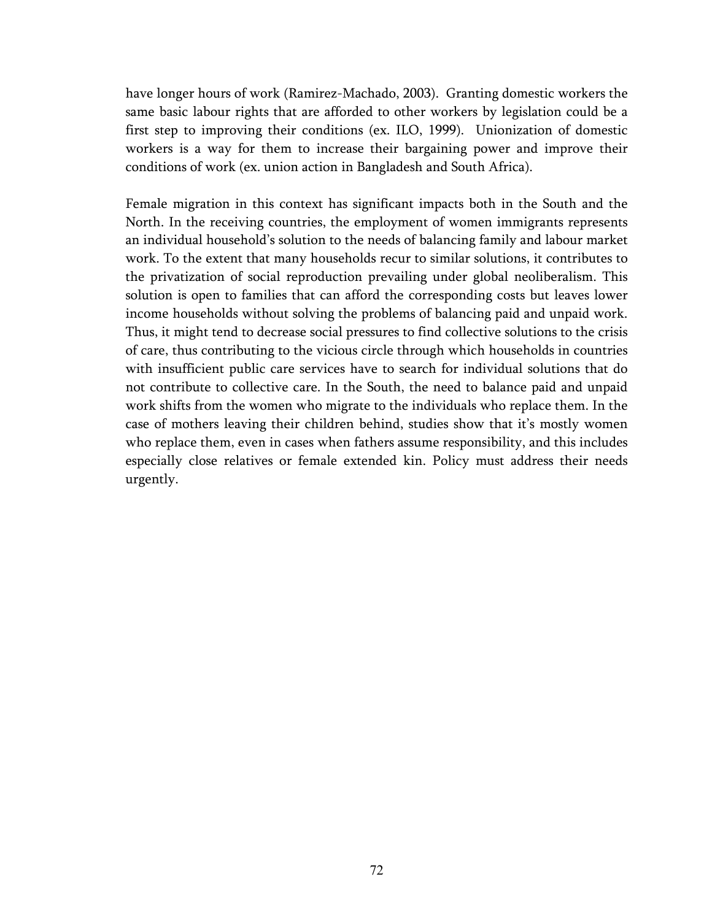have longer hours of work (Ramirez-Machado, 2003). Granting domestic workers the same basic labour rights that are afforded to other workers by legislation could be a first step to improving their conditions (ex. ILO, 1999). Unionization of domestic workers is a way for them to increase their bargaining power and improve their conditions of work (ex. union action in Bangladesh and South Africa).

Female migration in this context has significant impacts both in the South and the North. In the receiving countries, the employment of women immigrants represents an individual household's solution to the needs of balancing family and labour market work. To the extent that many households recur to similar solutions, it contributes to the privatization of social reproduction prevailing under global neoliberalism. This solution is open to families that can afford the corresponding costs but leaves lower income households without solving the problems of balancing paid and unpaid work. Thus, it might tend to decrease social pressures to find collective solutions to the crisis of care, thus contributing to the vicious circle through which households in countries with insufficient public care services have to search for individual solutions that do not contribute to collective care. In the South, the need to balance paid and unpaid work shifts from the women who migrate to the individuals who replace them. In the case of mothers leaving their children behind, studies show that it's mostly women who replace them, even in cases when fathers assume responsibility, and this includes especially close relatives or female extended kin. Policy must address their needs urgently.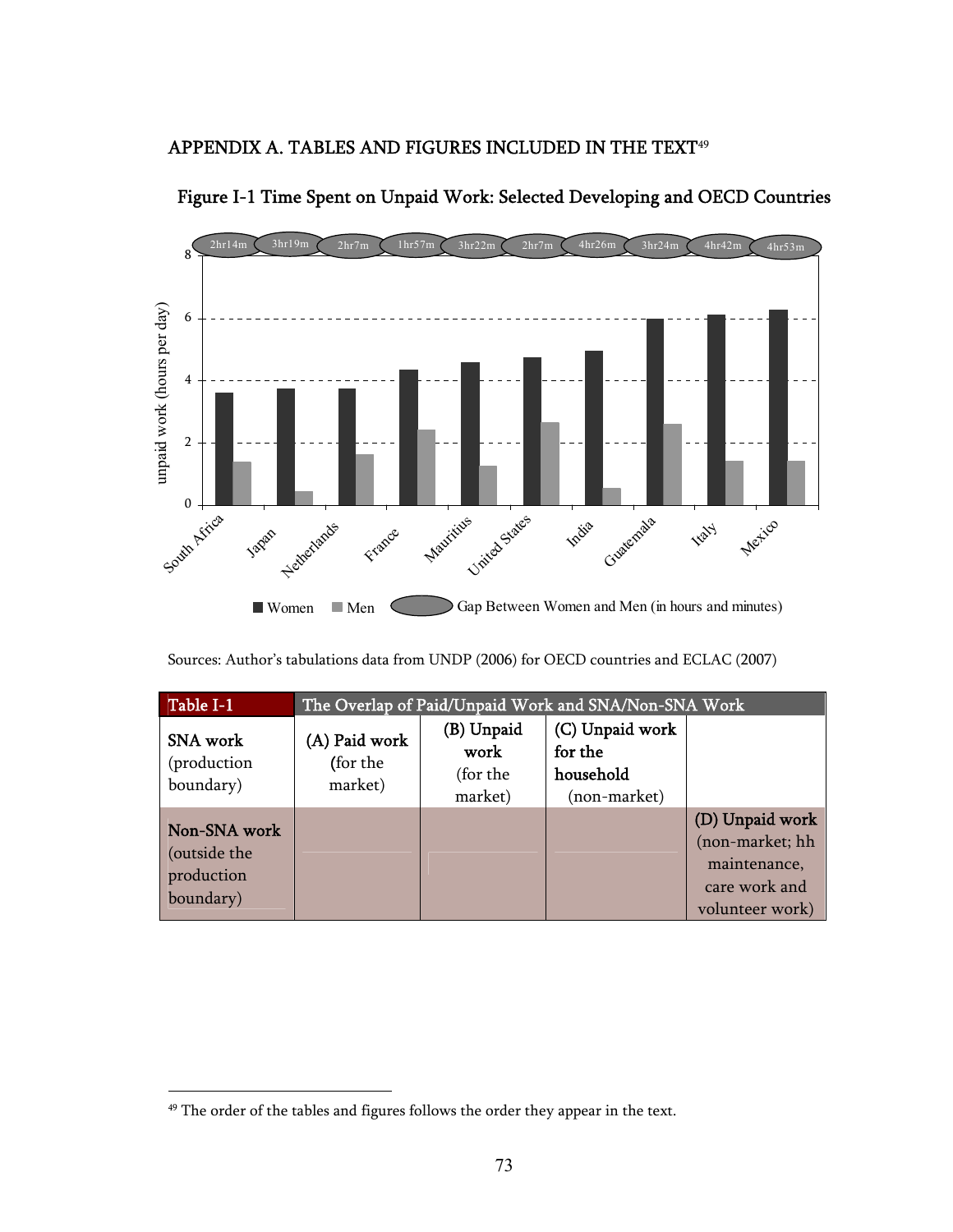## APPENDIX A. TABLES AND FIGURES INCLUDED IN THE TEXT[49]

### Figure I-1 Time Spent on Unpaid Work: Selected Developing and OECD Countries

| Country | Gap Between Women and Men (in hours and minutes) |
|---|---|
| South Africa | 2hr14m |
| Japan | 3hr19m |
| Netherlands | 2hr7m |
| France | 1hr57m |
| Mauritius | 3hr22m |
| United States | 2hr7m |
| India | 4hr26m |
| Guatemala | 3hr24m |
| Italy | 4hr42m |
| Mexico | 4hr53m |

Y-axis: unpaid work (hours per day). Legend: Women; Men; Gap Between Women and Men (in hours and minutes)

Sources: Author's tabulations data from UNDP (2006) for OECD countries and ECLAC (2007)

| Table I-1 | The Overlap of Paid/Unpaid Work and SNA/Non-SNA Work | | | |
|---|---|---|---|---|
| **SNA work** (production boundary) | **(A) Paid work** (for the market) | **(B) Unpaid work** (for the market) | **(C) Unpaid work for the household** (non-market) | |
| **Non-SNA work** (outside the production boundary) | | | | **(D) Unpaid work** (non-market; hh maintenance, care work and volunteer work) |

[49] The order of the tables and figures follows the order they appear in the text.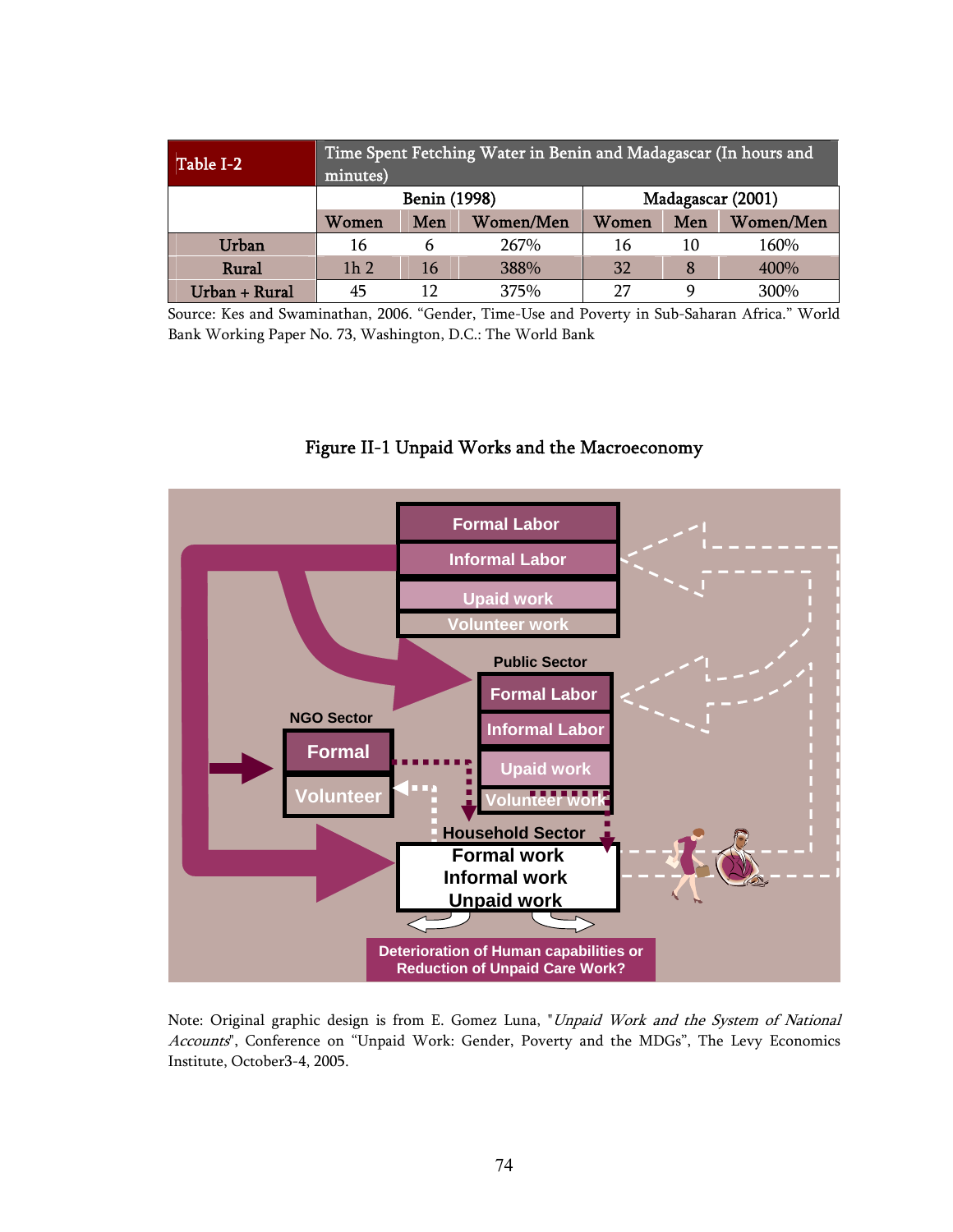| Table I-2 | Time Spent Fetching Water in Benin and Madagascar (In hours and minutes) | | | | | |
|---|---|---|---|---|---|---|
| | Benin (1998) | | | Madagascar (2001) | | |
| | Women | Men | Women/Men | Women | Men | Women/Men |
| Urban | 16 | 6 | 267% | 16 | 10 | 160% |
| Rural | 1h 2 | 16 | 388% | 32 | 8 | 400% |
| Urban + Rural | 45 | 12 | 375% | 27 | 9 | 300% |

Source: Kes and Swaminathan, 2006. "Gender, Time-Use and Poverty in Sub-Saharan Africa." World Bank Working Paper No. 73, Washington, D.C.: The World Bank

**Figure II-1 Unpaid Works and the Macroeconomy**

Note: Original graphic design is from E. Gomez Luna, "*Unpaid Work and the System of National Accounts*", Conference on "Unpaid Work: Gender, Poverty and the MDGs", The Levy Economics Institute, October3-4, 2005.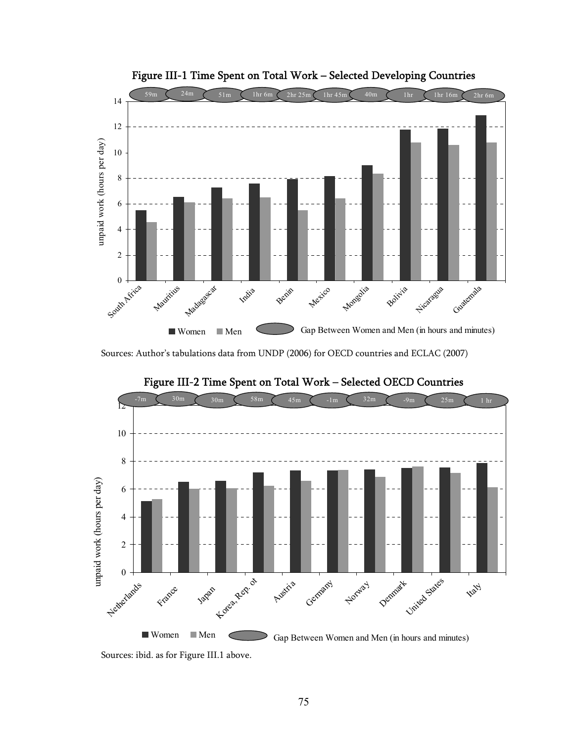**Figure III-1 Time Spent on Total Work – Selected Developing Countries**

Sources: Author's tabulations data from UNDP (2006) for OECD countries and ECLAC (2007)

**Figure III-2 Time Spent on Total Work – Selected OECD Countries**

Sources: ibid. as for Figure III.1 above.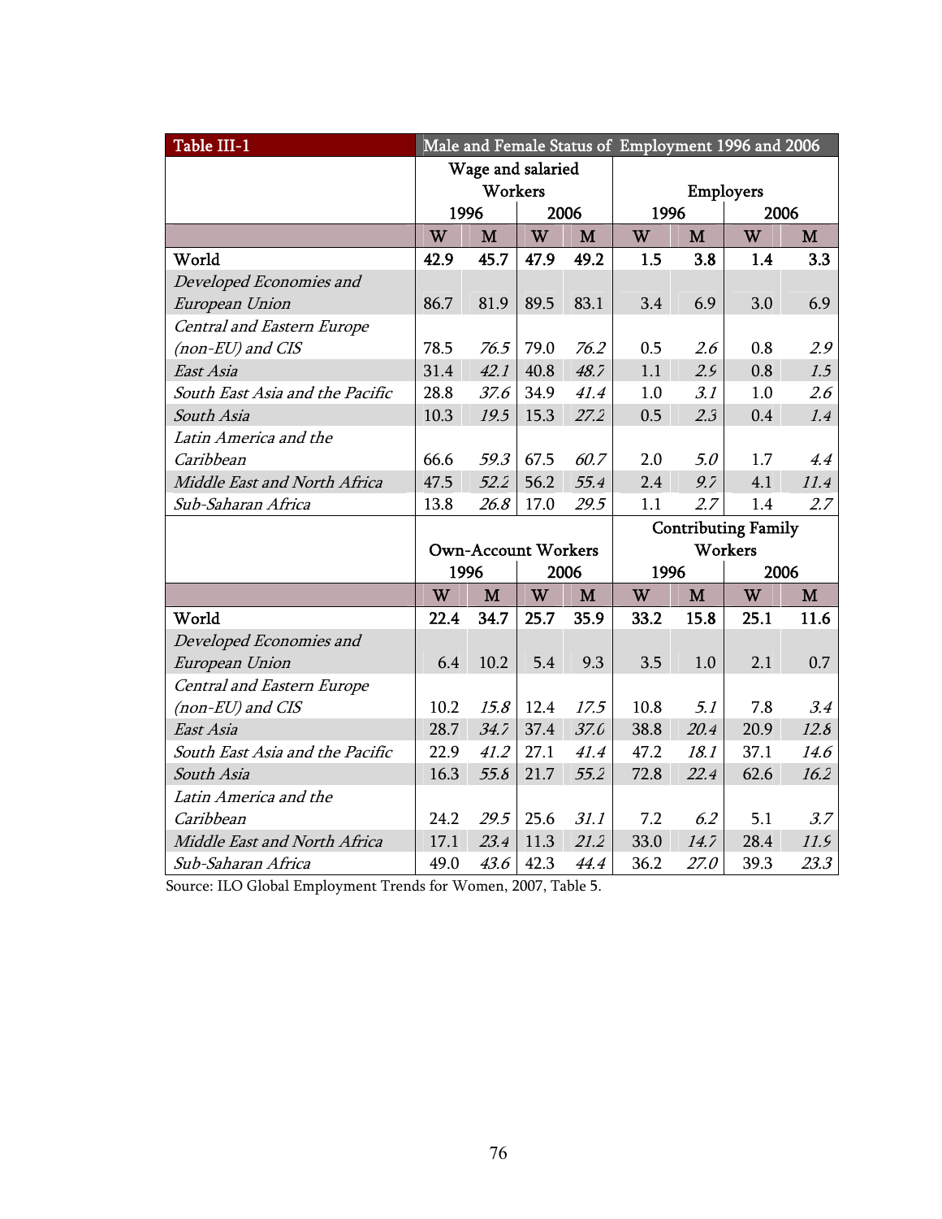| Table III-1 | Male and Female Status of Employment 1996 and 2006 | | | | | | | |
|---|---|---|---|---|---|---|---|---|
| | Wage and salaried Workers | | | | Employers | | | |
| | 1996 | | 2006 | | 1996 | | 2006 | |
| | W | M | W | M | W | M | W | M |
| **World** | **42.9** | **45.7** | **47.9** | **49.2** | **1.5** | **3.8** | **1.4** | **3.3** |
| *Developed Economies and European Union* | 86.7 | 81.9 | 89.5 | 83.1 | 3.4 | 6.9 | 3.0 | 6.9 |
| *Central and Eastern Europe (non-EU) and CIS* | 78.5 | *76.5* | 79.0 | *76.2* | 0.5 | *2.6* | 0.8 | *2.9* |
| *East Asia* | 31.4 | *42.1* | 40.8 | *48.7* | 1.1 | *2.9* | 0.8 | *1.5* |
| *South East Asia and the Pacific* | 28.8 | *37.6* | 34.9 | *41.4* | 1.0 | *3.1* | 1.0 | *2.6* |
| *South Asia* | 10.3 | *19.5* | 15.3 | *27.2* | 0.5 | *2.3* | 0.4 | *1.4* |
| *Latin America and the Caribbean* | 66.6 | *59.3* | 67.5 | *60.7* | 2.0 | *5.0* | 1.7 | *4.4* |
| *Middle East and North Africa* | 47.5 | *52.2* | 56.2 | *55.4* | 2.4 | *9.7* | 4.1 | *11.4* |
| *Sub-Saharan Africa* | 13.8 | *26.8* | 17.0 | *29.5* | 1.1 | *2.7* | 1.4 | *2.7* |
| | Own-Account Workers | | | | Contributing Family Workers | | | |
| | 1996 | | 2006 | | 1996 | | 2006 | |
| | W | M | W | M | W | M | W | M |
| **World** | **22.4** | **34.7** | **25.7** | **35.9** | **33.2** | **15.8** | **25.1** | **11.6** |
| *Developed Economies and European Union* | 6.4 | 10.2 | 5.4 | 9.3 | 3.5 | 1.0 | 2.1 | 0.7 |
| *Central and Eastern Europe (non-EU) and CIS* | 10.2 | *15.8* | 12.4 | *17.5* | 10.8 | *5.1* | 7.8 | *3.4* |
| *East Asia* | 28.7 | *34.7* | 37.4 | *37.0* | 38.8 | *20.4* | 20.9 | *12.8* |
| *South East Asia and the Pacific* | 22.9 | *41.2* | 27.1 | *41.4* | 47.2 | *18.1* | 37.1 | *14.6* |
| *South Asia* | 16.3 | *55.8* | 21.7 | *55.2* | 72.8 | *22.4* | 62.6 | *16.2* |
| *Latin America and the Caribbean* | 24.2 | *29.5* | 25.6 | *31.1* | 7.2 | *6.2* | 5.1 | *3.7* |
| *Middle East and North Africa* | 17.1 | *23.4* | 11.3 | *21.2* | 33.0 | *14.7* | 28.4 | *11.9* |
| *Sub-Saharan Africa* | 49.0 | *43.6* | 42.3 | *44.4* | 36.2 | *27.0* | 39.3 | *23.3* |

Source: ILO Global Employment Trends for Women, 2007, Table 5.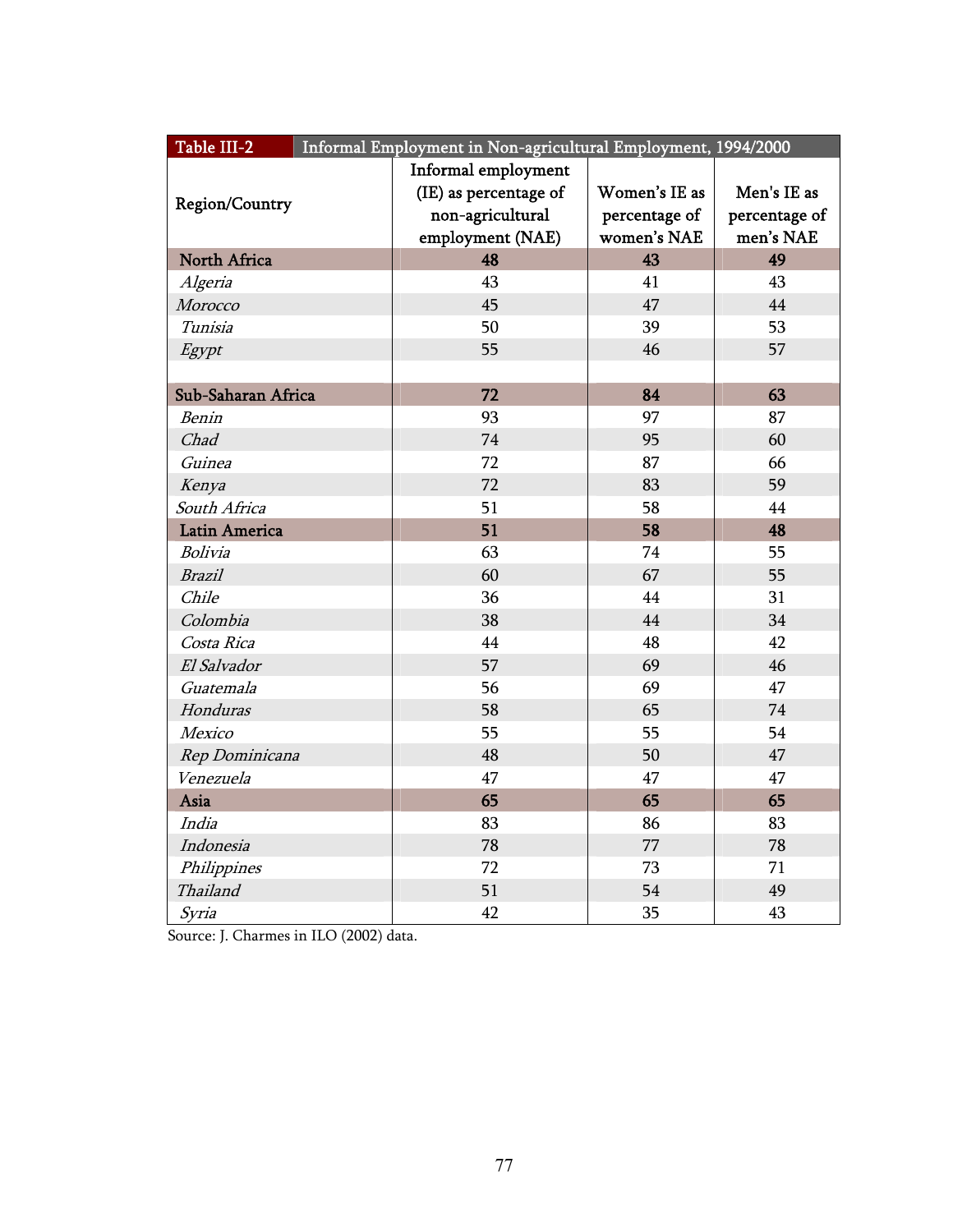| Table III-2 Informal Employment in Non-agricultural Employment, 1994/2000 | | | |
|---|---|---|---|
| Region/Country | Informal employment (IE) as percentage of non-agricultural employment (NAE) | Women's IE as percentage of women's NAE | Men's IE as percentage of men's NAE |
| **North Africa** | **48** | **43** | **49** |
| *Algeria* | 43 | 41 | 43 |
| *Morocco* | 45 | 47 | 44 |
| *Tunisia* | 50 | 39 | 53 |
| *Egypt* | 55 | 46 | 57 |
| | | | |
| **Sub-Saharan Africa** | **72** | **84** | **63** |
| *Benin* | 93 | 97 | 87 |
| *Chad* | 74 | 95 | 60 |
| *Guinea* | 72 | 87 | 66 |
| *Kenya* | 72 | 83 | 59 |
| *South Africa* | 51 | 58 | 44 |
| **Latin America** | **51** | **58** | **48** |
| *Bolivia* | 63 | 74 | 55 |
| *Brazil* | 60 | 67 | 55 |
| *Chile* | 36 | 44 | 31 |
| *Colombia* | 38 | 44 | 34 |
| *Costa Rica* | 44 | 48 | 42 |
| *El Salvador* | 57 | 69 | 46 |
| *Guatemala* | 56 | 69 | 47 |
| *Honduras* | 58 | 65 | 74 |
| *Mexico* | 55 | 55 | 54 |
| *Rep Dominicana* | 48 | 50 | 47 |
| *Venezuela* | 47 | 47 | 47 |
| **Asia** | **65** | **65** | **65** |
| *India* | 83 | 86 | 83 |
| *Indonesia* | 78 | 77 | 78 |
| *Philippines* | 72 | 73 | 71 |
| *Thailand* | 51 | 54 | 49 |
| *Syria* | 42 | 35 | 43 |

Source: J. Charmes in ILO (2002) data.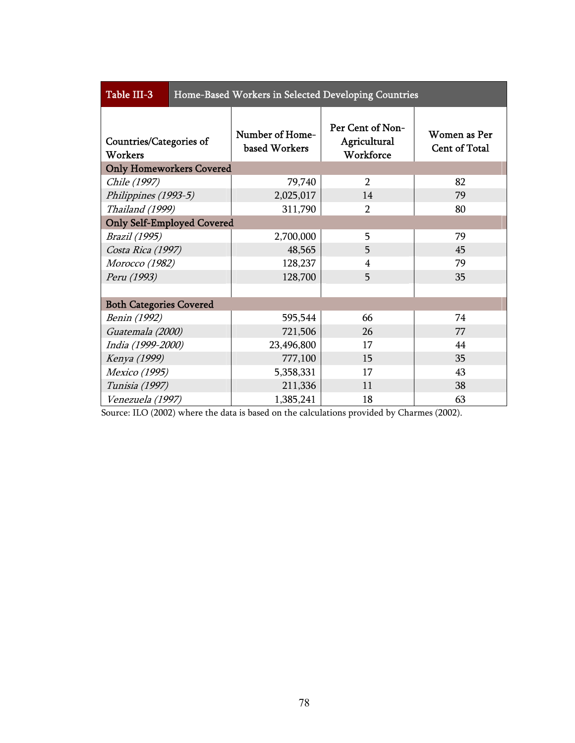**Table III-3 Home-Based Workers in Selected Developing Countries**

| Countries/Categories of Workers | Number of Home-based Workers | Per Cent of Non-Agricultural Workforce | Women as Per Cent of Total |
|---|---|---|---|
| **Only Homeworkers Covered** | | | |
| *Chile (1997)* | 79,740 | 2 | 82 |
| *Philippines (1993-5)* | 2,025,017 | 14 | 79 |
| *Thailand (1999)* | 311,790 | 2 | 80 |
| **Only Self-Employed Covered** | | | |
| *Brazil (1995)* | 2,700,000 | 5 | 79 |
| *Costa Rica (1997)* | 48,565 | 5 | 45 |
| *Morocco (1982)* | 128,237 | 4 | 79 |
| *Peru (1993)* | 128,700 | 5 | 35 |
| | | | |
| **Both Categories Covered** | | | |
| *Benin (1992)* | 595,544 | 66 | 74 |
| *Guatemala (2000)* | 721,506 | 26 | 77 |
| *India (1999-2000)* | 23,496,800 | 17 | 44 |
| *Kenya (1999)* | 777,100 | 15 | 35 |
| *Mexico (1995)* | 5,358,331 | 17 | 43 |
| *Tunisia (1997)* | 211,336 | 11 | 38 |
| *Venezuela (1997)* | 1,385,241 | 18 | 63 |

Source: ILO (2002) where the data is based on the calculations provided by Charmes (2002).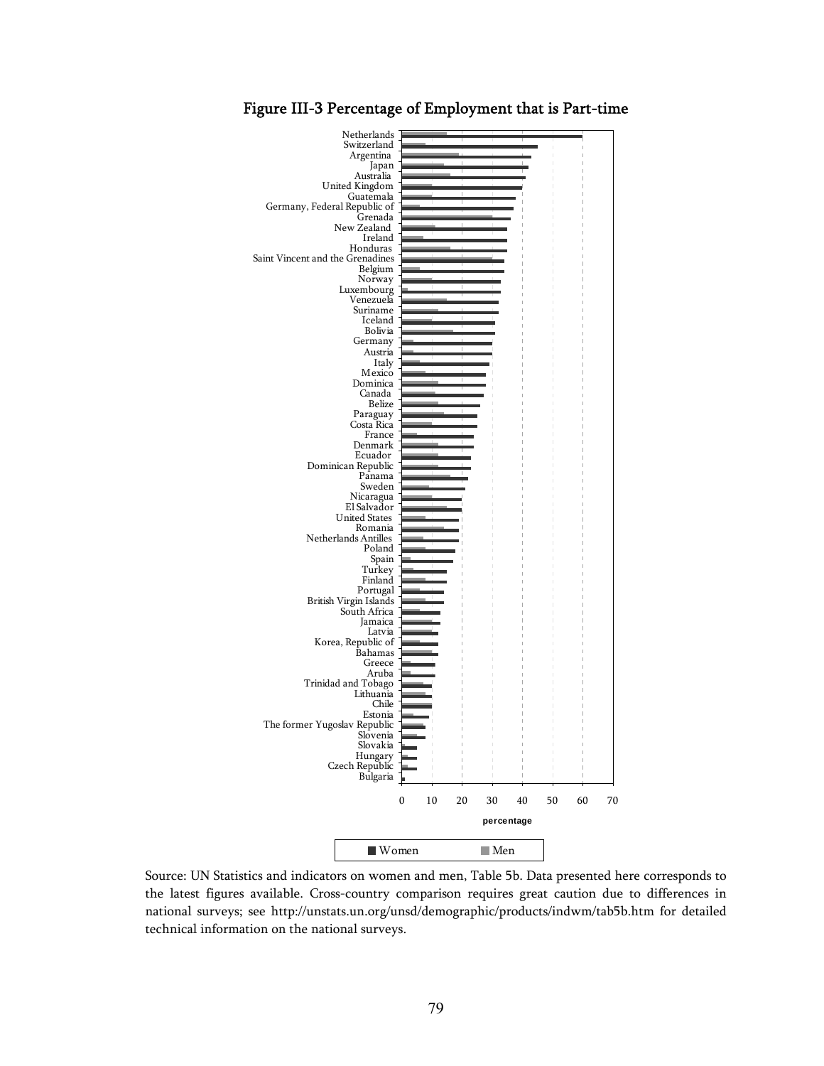## Figure III-3 Percentage of Employment that is Part-time

Netherlands
Switzerland
Argentina
Japan
Australia
United Kingdom
Guatemala
Germany, Federal Republic of
Grenada
New Zealand
Ireland
Honduras
Saint Vincent and the Grenadines
Belgium
Norway
Luxembourg
Venezuela
Suriname
Iceland
Bolivia
Germany
Austria
Italy
Mexico
Dominica
Canada
Belize
Paraguay
Costa Rica
France
Denmark
Ecuador
Dominican Republic
Panama
Sweden
Nicaragua
El Salvador
United States
Romania
Netherlands Antilles
Poland
Spain
Turkey
Finland
Portugal
British Virgin Islands
South Africa
Jamaica
Latvia
Korea, Republic of
Bahamas
Greece
Aruba
Trinidad and Tobago
Lithuania
Chile
Estonia
The former Yugoslav Republic
Slovenia
Slovakia
Hungary
Czech Republic
Bulgaria

0 10 20 30 40 50 60 70

percentage

Women Men

Source: UN Statistics and indicators on women and men, Table 5b. Data presented here corresponds to the latest figures available. Cross-country comparison requires great caution due to differences in national surveys; see http://unstats.un.org/unsd/demographic/products/indwm/tab5b.htm for detailed technical information on the national surveys.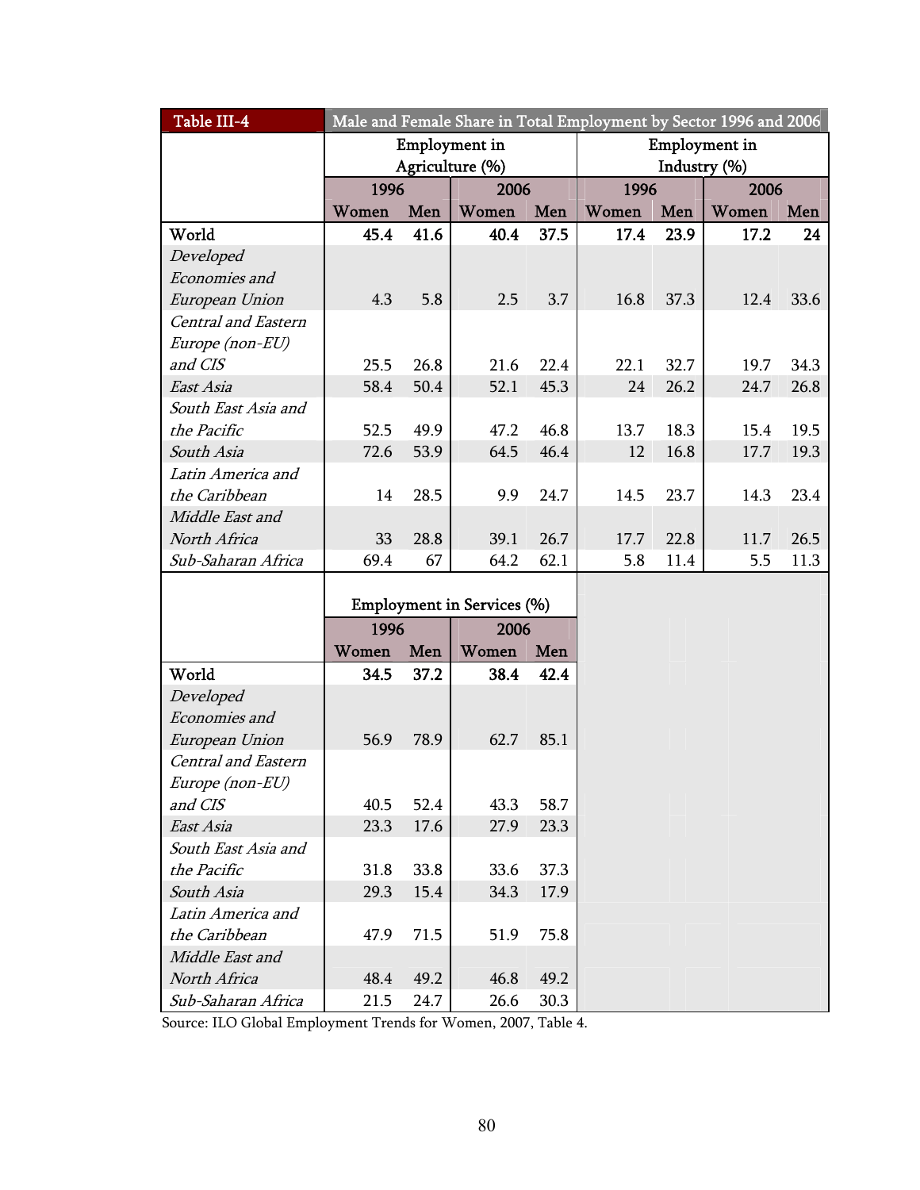Table III-4 Male and Female Share in Total Employment by Sector 1996 and 2006

| | Employment in Agriculture (%) | | | | Employment in Industry (%) | | | |
|---|---|---|---|---|---|---|---|---|
| | 1996 | | 2006 | | 1996 | | 2006 | |
| | Women | Men | Women | Men | Women | Men | Women | Men |
| **World** | **45.4** | **41.6** | **40.4** | **37.5** | **17.4** | **23.9** | **17.2** | **24** |
| *Developed Economies and European Union* | 4.3 | 5.8 | 2.5 | 3.7 | 16.8 | 37.3 | 12.4 | 33.6 |
| *Central and Eastern Europe (non-EU) and CIS* | 25.5 | 26.8 | 21.6 | 22.4 | 22.1 | 32.7 | 19.7 | 34.3 |
| *East Asia* | 58.4 | 50.4 | 52.1 | 45.3 | 24 | 26.2 | 24.7 | 26.8 |
| *South East Asia and the Pacific* | 52.5 | 49.9 | 47.2 | 46.8 | 13.7 | 18.3 | 15.4 | 19.5 |
| *South Asia* | 72.6 | 53.9 | 64.5 | 46.4 | 12 | 16.8 | 17.7 | 19.3 |
| *Latin America and the Caribbean* | 14 | 28.5 | 9.9 | 24.7 | 14.5 | 23.7 | 14.3 | 23.4 |
| *Middle East and North Africa* | 33 | 28.8 | 39.1 | 26.7 | 17.7 | 22.8 | 11.7 | 26.5 |
| *Sub-Saharan Africa* | 69.4 | 67 | 64.2 | 62.1 | 5.8 | 11.4 | 5.5 | 11.3 |

| | Employment in Services (%) | | | |
|---|---|---|---|---|
| | 1996 | | 2006 | |
| | Women | Men | Women | Men |
| **World** | **34.5** | **37.2** | **38.4** | **42.4** |
| *Developed Economies and European Union* | 56.9 | 78.9 | 62.7 | 85.1 |
| *Central and Eastern Europe (non-EU) and CIS* | 40.5 | 52.4 | 43.3 | 58.7 |
| *East Asia* | 23.3 | 17.6 | 27.9 | 23.3 |
| *South East Asia and the Pacific* | 31.8 | 33.8 | 33.6 | 37.3 |
| *South Asia* | 29.3 | 15.4 | 34.3 | 17.9 |
| *Latin America and the Caribbean* | 47.9 | 71.5 | 51.9 | 75.8 |
| *Middle East and North Africa* | 48.4 | 49.2 | 46.8 | 49.2 |
| *Sub-Saharan Africa* | 21.5 | 24.7 | 26.6 | 30.3 |

Source: ILO Global Employment Trends for Women, 2007, Table 4.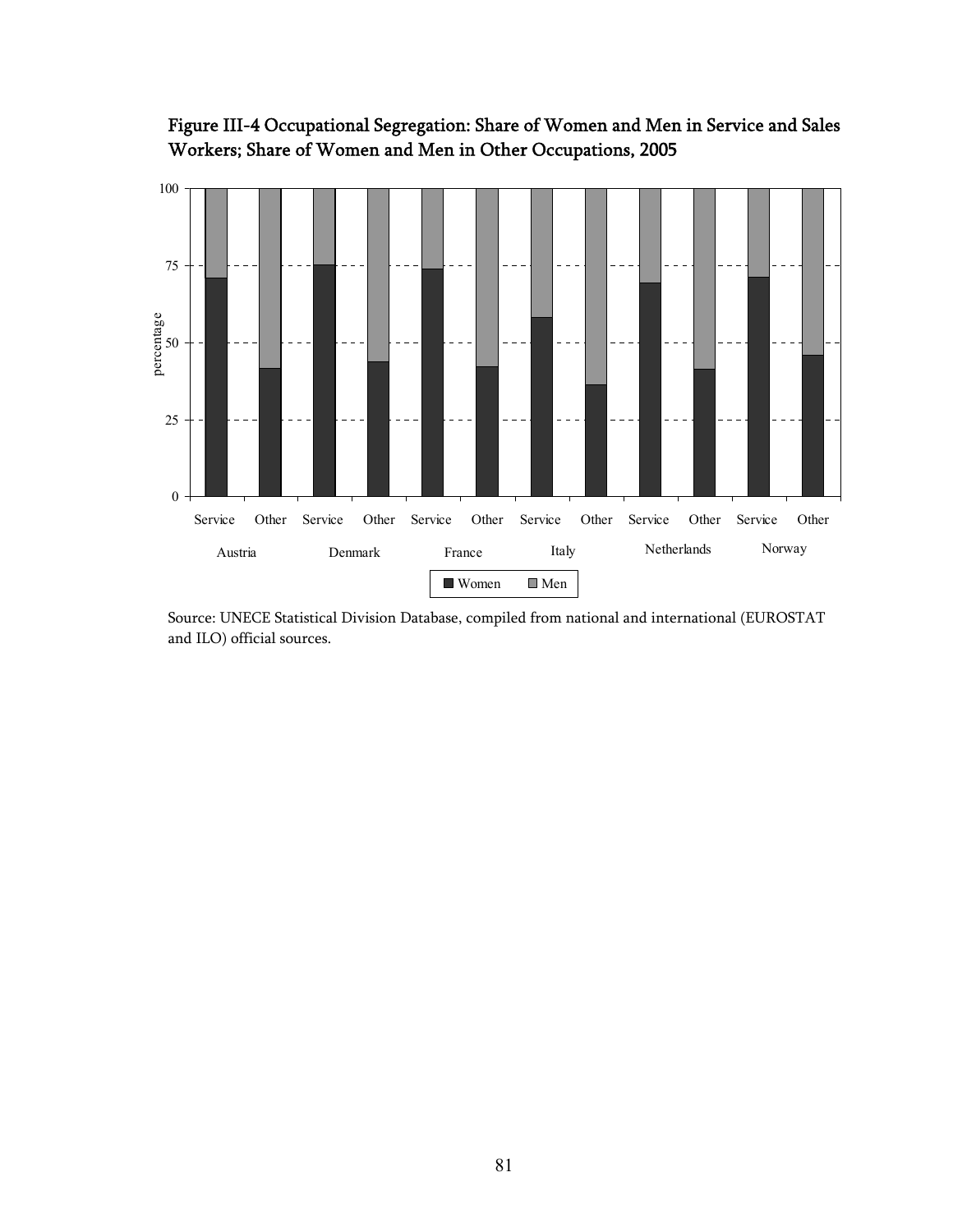**Figure III-4 Occupational Segregation: Share of Women and Men in Service and Sales Workers; Share of Women and Men in Other Occupations, 2005**

Source: UNECE Statistical Division Database, compiled from national and international (EUROSTAT and ILO) official sources.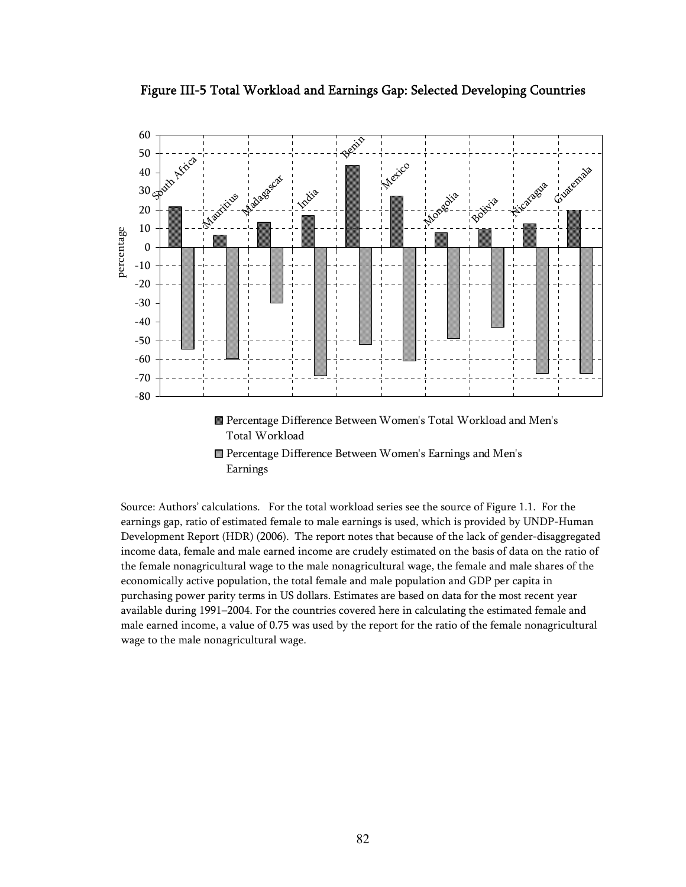## Figure III-5 Total Workload and Earnings Gap: Selected Developing Countries

Source: Authors' calculations. For the total workload series see the source of Figure 1.1. For the earnings gap, ratio of estimated female to male earnings is used, which is provided by UNDP-Human Development Report (HDR) (2006). The report notes that because of the lack of gender-disaggregated income data, female and male earned income are crudely estimated on the basis of data on the ratio of the female nonagricultural wage to the male nonagricultural wage, the female and male shares of the economically active population, the total female and male population and GDP per capita in purchasing power parity terms in US dollars. Estimates are based on data for the most recent year available during 1991–2004. For the countries covered here in calculating the estimated female and male earned income, a value of 0.75 was used by the report for the ratio of the female nonagricultural wage to the male nonagricultural wage.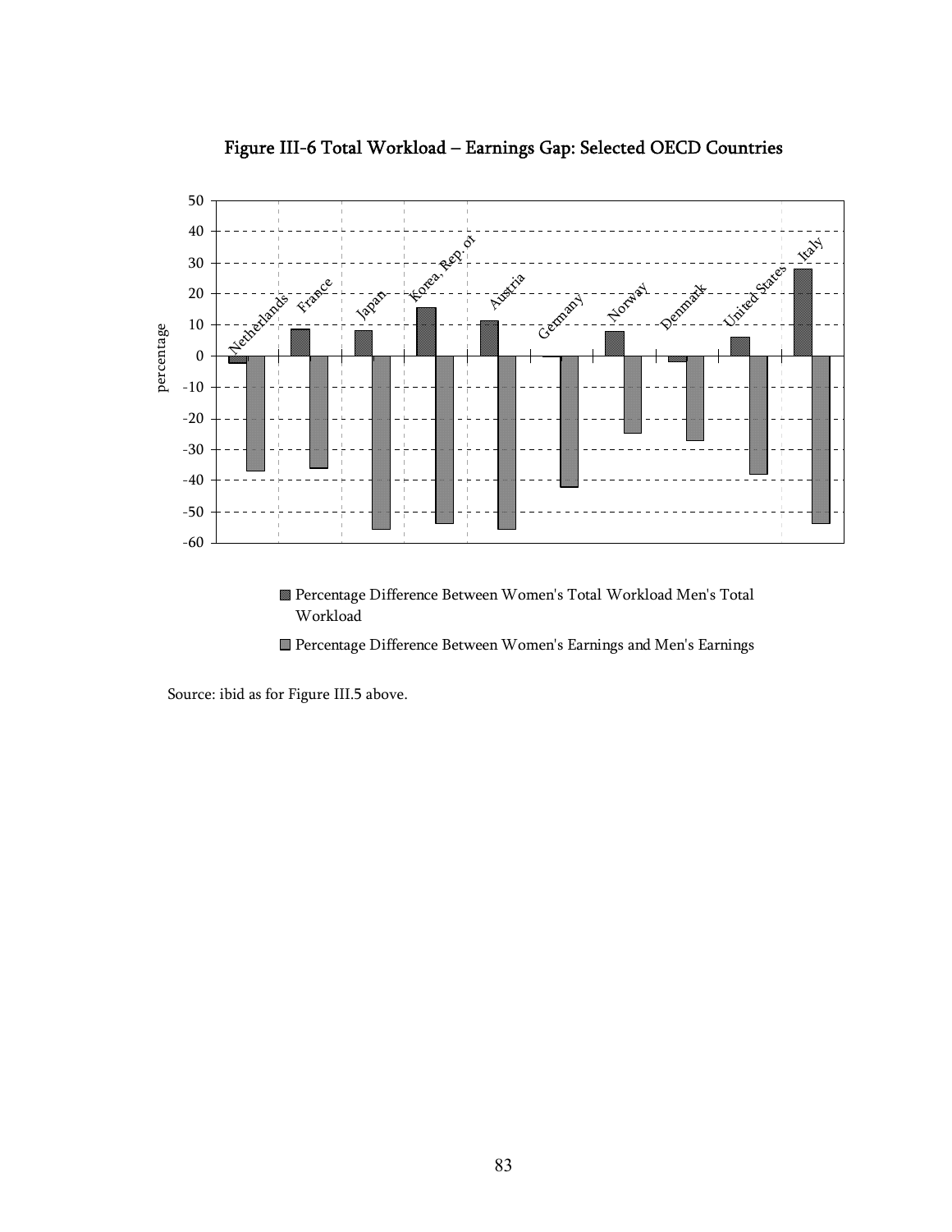**Figure III-6 Total Workload – Earnings Gap: Selected OECD Countries**

| Country | Percentage Difference Between Women's Total Workload Men's Total Workload | Percentage Difference Between Women's Earnings and Men's Earnings |
|---|---|---|
| Netherlands | -2 | -37 |
| France | 9 | -36 |
| Japan | 8 | -55 |
| Korea, Rep. of | 16 | -54 |
| Austria | 11 | -55 |
| Germany | 0 | -42 |
| Norway | 8 | -25 |
| Denmark | -2 | -27 |
| United States | 6 | -38 |
| Italy | 28 | -54 |

(Values approximate, read from bar chart; y-axis: percentage)

Source: ibid as for Figure III.5 above.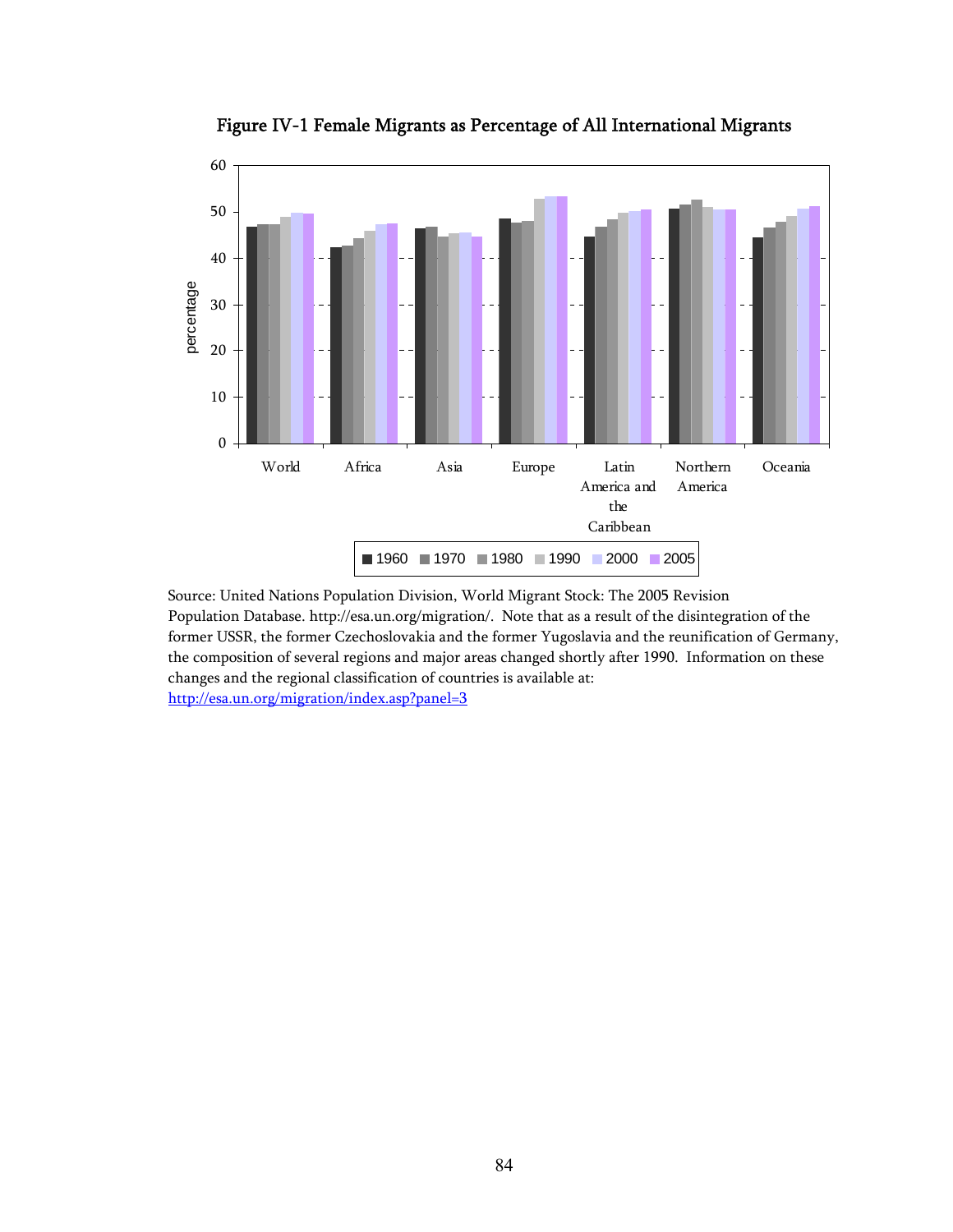**Figure IV-1 Female Migrants as Percentage of All International Migrants**

Source: United Nations Population Division, World Migrant Stock: The 2005 Revision Population Database. http://esa.un.org/migration/. Note that as a result of the disintegration of the former USSR, the former Czechoslovakia and the former Yugoslavia and the reunification of Germany, the composition of several regions and major areas changed shortly after 1990. Information on these changes and the regional classification of countries is available at: http://esa.un.org/migration/index.asp?panel=3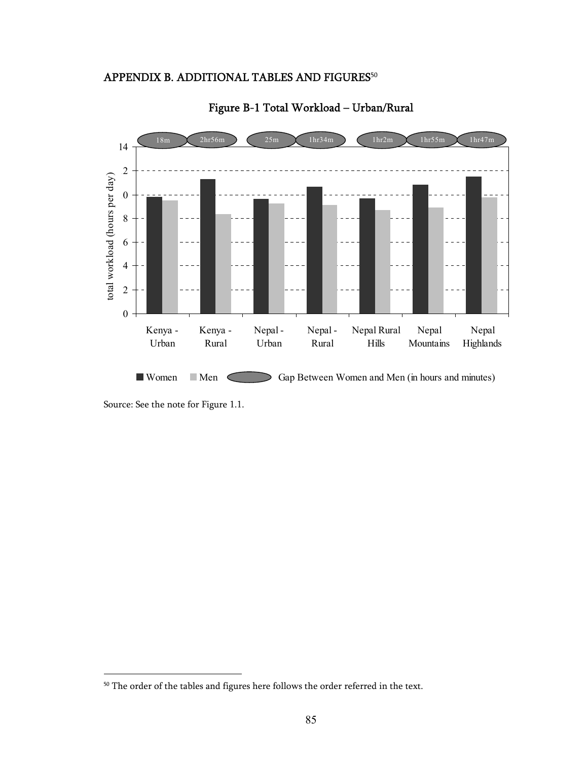## APPENDIX B. ADDITIONAL TABLES AND FIGURES[50]

### Figure B-1 Total Workload – Urban/Rural

| | Kenya - Urban | Kenya - Rural | Nepal - Urban | Nepal - Rural | Nepal Rural Hills | Nepal Mountains | Nepal Highlands |
|---|---|---|---|---|---|---|---|
| Gap Between Women and Men (in hours and minutes) | 18m | 2hr56m | 25m | 1hr34m | 1hr2m | 1hr55m | 1hr47m |

Source: See the note for Figure 1.1.

---

[50] The order of the tables and figures here follows the order referred in the text.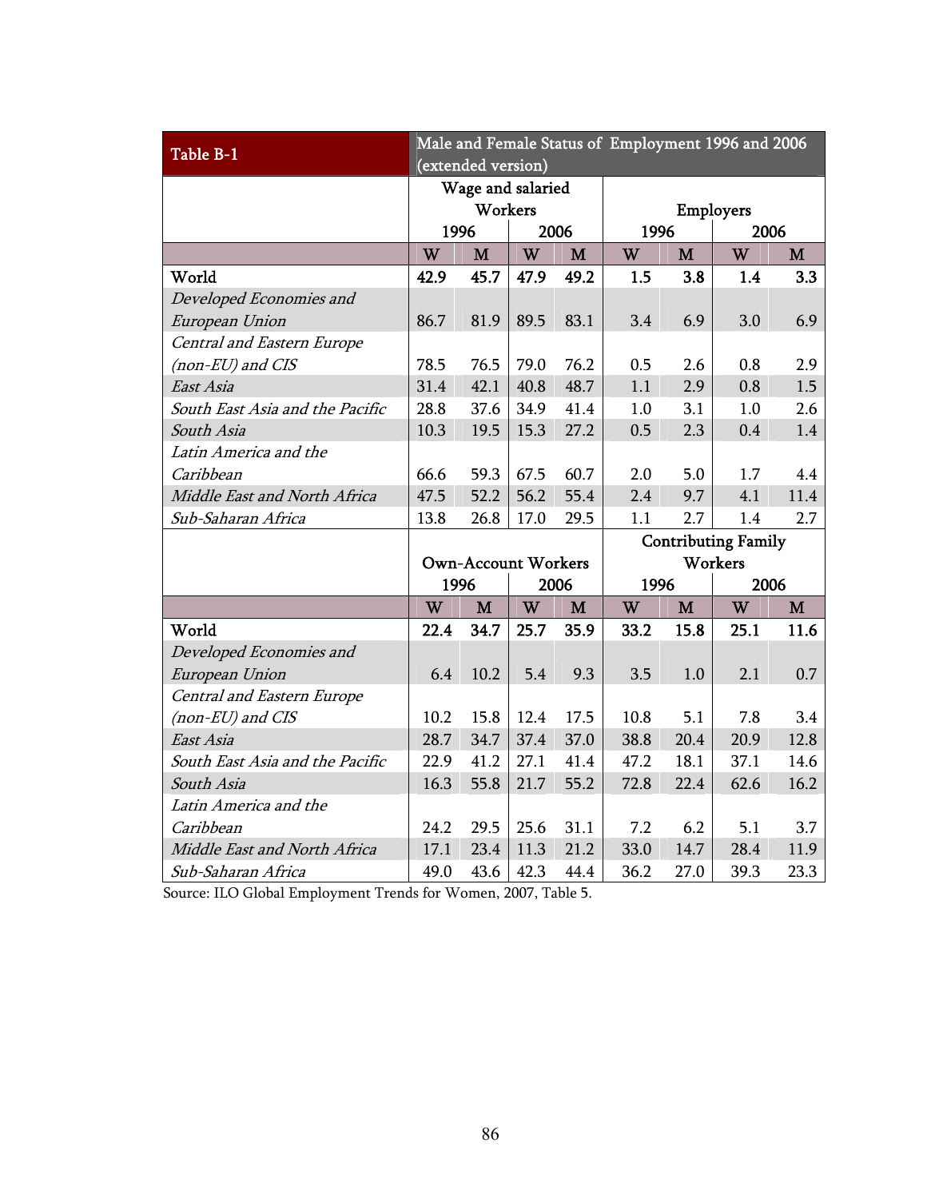| Table B-1 | Male and Female Status of Employment 1996 and 2006 (extended version) | | | | | | | |
|---|---|---|---|---|---|---|---|---|
| | Wage and salaried Workers | | | | Employers | | | |
| | 1996 | | 2006 | | 1996 | | 2006 | |
| | W | M | W | M | W | M | W | M |
| **World** | **42.9** | **45.7** | **47.9** | **49.2** | **1.5** | **3.8** | **1.4** | **3.3** |
| *Developed Economies and European Union* | 86.7 | 81.9 | 89.5 | 83.1 | 3.4 | 6.9 | 3.0 | 6.9 |
| *Central and Eastern Europe (non-EU) and CIS* | 78.5 | 76.5 | 79.0 | 76.2 | 0.5 | 2.6 | 0.8 | 2.9 |
| *East Asia* | 31.4 | 42.1 | 40.8 | 48.7 | 1.1 | 2.9 | 0.8 | 1.5 |
| *South East Asia and the Pacific* | 28.8 | 37.6 | 34.9 | 41.4 | 1.0 | 3.1 | 1.0 | 2.6 |
| *South Asia* | 10.3 | 19.5 | 15.3 | 27.2 | 0.5 | 2.3 | 0.4 | 1.4 |
| *Latin America and the Caribbean* | 66.6 | 59.3 | 67.5 | 60.7 | 2.0 | 5.0 | 1.7 | 4.4 |
| *Middle East and North Africa* | 47.5 | 52.2 | 56.2 | 55.4 | 2.4 | 9.7 | 4.1 | 11.4 |
| *Sub-Saharan Africa* | 13.8 | 26.8 | 17.0 | 29.5 | 1.1 | 2.7 | 1.4 | 2.7 |
| | Own-Account Workers | | | | Contributing Family Workers | | | |
| | 1996 | | 2006 | | 1996 | | 2006 | |
| | W | M | W | M | W | M | W | M |
| **World** | **22.4** | **34.7** | **25.7** | **35.9** | **33.2** | **15.8** | **25.1** | **11.6** |
| *Developed Economies and European Union* | 6.4 | 10.2 | 5.4 | 9.3 | 3.5 | 1.0 | 2.1 | 0.7 |
| *Central and Eastern Europe (non-EU) and CIS* | 10.2 | 15.8 | 12.4 | 17.5 | 10.8 | 5.1 | 7.8 | 3.4 |
| *East Asia* | 28.7 | 34.7 | 37.4 | 37.0 | 38.8 | 20.4 | 20.9 | 12.8 |
| *South East Asia and the Pacific* | 22.9 | 41.2 | 27.1 | 41.4 | 47.2 | 18.1 | 37.1 | 14.6 |
| *South Asia* | 16.3 | 55.8 | 21.7 | 55.2 | 72.8 | 22.4 | 62.6 | 16.2 |
| *Latin America and the Caribbean* | 24.2 | 29.5 | 25.6 | 31.1 | 7.2 | 6.2 | 5.1 | 3.7 |
| *Middle East and North Africa* | 17.1 | 23.4 | 11.3 | 21.2 | 33.0 | 14.7 | 28.4 | 11.9 |
| *Sub-Saharan Africa* | 49.0 | 43.6 | 42.3 | 44.4 | 36.2 | 27.0 | 39.3 | 23.3 |

Source: ILO Global Employment Trends for Women, 2007, Table 5.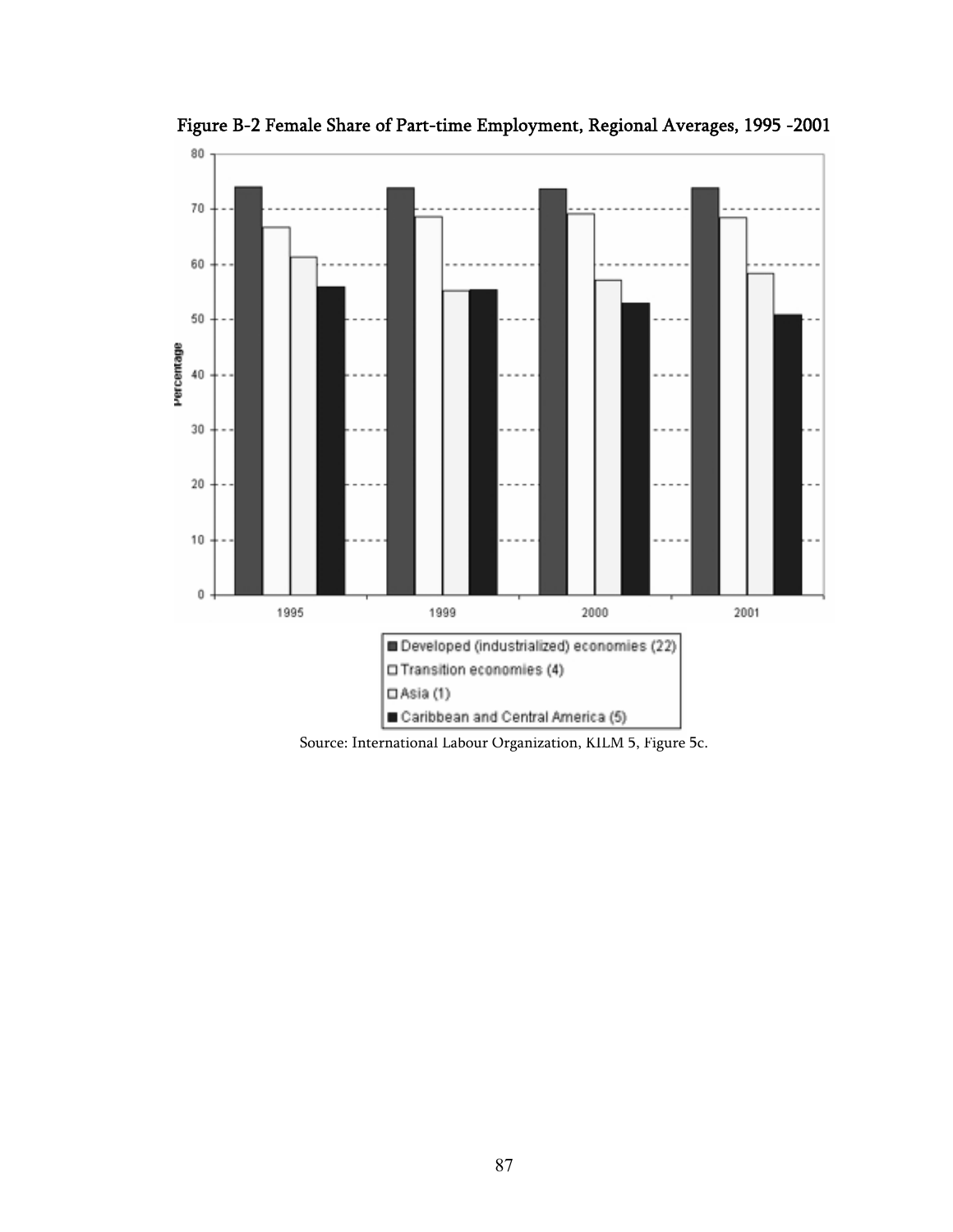Figure B-2 Female Share of Part-time Employment, Regional Averages, 1995 -2001

Source: International Labour Organization, KILM 5, Figure 5c.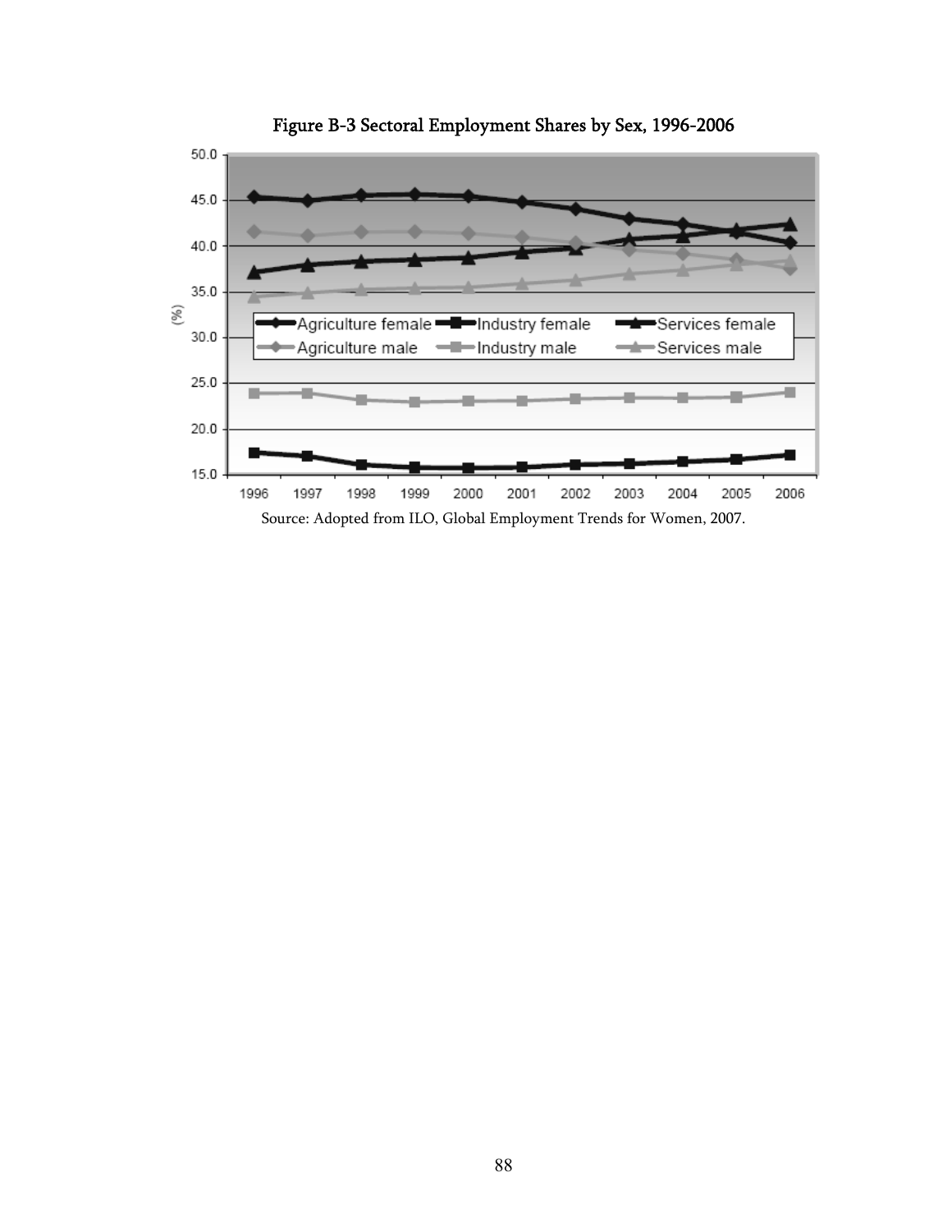**Figure B-3 Sectoral Employment Shares by Sex, 1996-2006**

Source: Adopted from ILO, Global Employment Trends for Women, 2007.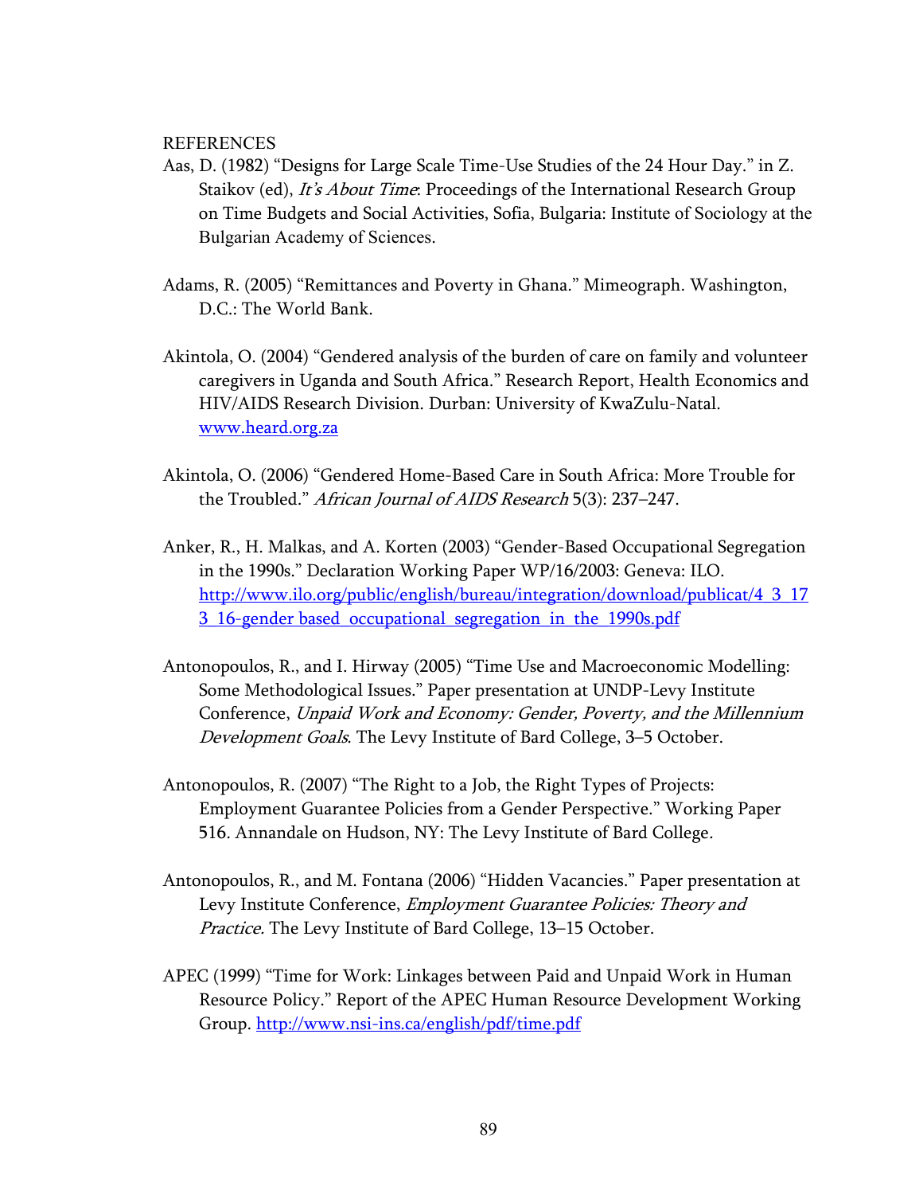REFERENCES

Aas, D. (1982) "Designs for Large Scale Time-Use Studies of the 24 Hour Day." in Z. Staikov (ed), *It's About Time*: Proceedings of the International Research Group on Time Budgets and Social Activities, Sofia, Bulgaria: Institute of Sociology at the Bulgarian Academy of Sciences.

Adams, R. (2005) "Remittances and Poverty in Ghana." Mimeograph. Washington, D.C.: The World Bank.

Akintola, O. (2004) "Gendered analysis of the burden of care on family and volunteer caregivers in Uganda and South Africa." Research Report, Health Economics and HIV/AIDS Research Division. Durban: University of KwaZulu-Natal. www.heard.org.za

Akintola, O. (2006) "Gendered Home-Based Care in South Africa: More Trouble for the Troubled." *African Journal of AIDS Research* 5(3): 237–247.

Anker, R., H. Malkas, and A. Korten (2003) "Gender-Based Occupational Segregation in the 1990s." Declaration Working Paper WP/16/2003: Geneva: ILO. http://www.ilo.org/public/english/bureau/integration/download/publicat/4_3_173_16-gender_based_occupational_segregation_in_the_1990s.pdf

Antonopoulos, R., and I. Hirway (2005) "Time Use and Macroeconomic Modelling: Some Methodological Issues." Paper presentation at UNDP-Levy Institute Conference, *Unpaid Work and Economy: Gender, Poverty, and the Millennium Development Goals*. The Levy Institute of Bard College, 3–5 October.

Antonopoulos, R. (2007) "The Right to a Job, the Right Types of Projects: Employment Guarantee Policies from a Gender Perspective." Working Paper 516. Annandale on Hudson, NY: The Levy Institute of Bard College.

Antonopoulos, R., and M. Fontana (2006) "Hidden Vacancies." Paper presentation at Levy Institute Conference, *Employment Guarantee Policies: Theory and Practice.* The Levy Institute of Bard College, 13–15 October.

APEC (1999) "Time for Work: Linkages between Paid and Unpaid Work in Human Resource Policy." Report of the APEC Human Resource Development Working Group. http://www.nsi-ins.ca/english/pdf/time.pdf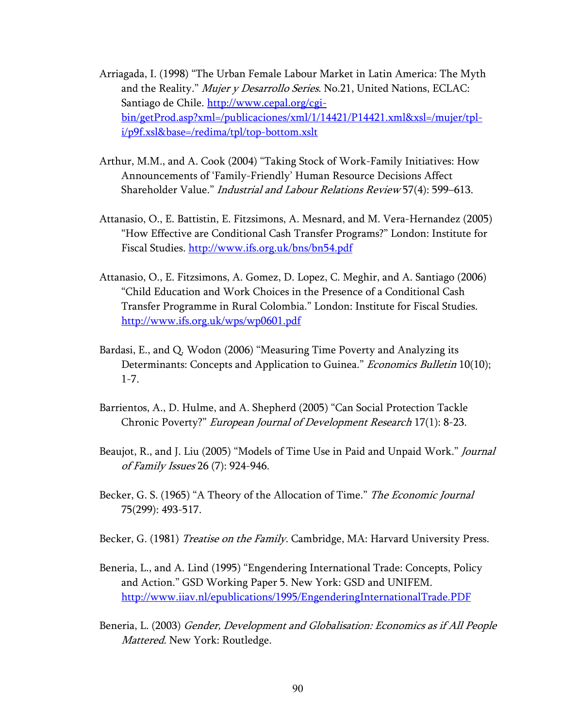Arriagada, I. (1998) "The Urban Female Labour Market in Latin America: The Myth and the Reality." *Mujer y Desarrollo Series*. No.21, United Nations, ECLAC: Santiago de Chile. http://www.cepal.org/cgi-bin/getProd.asp?xml=/publicaciones/xml/1/14421/P14421.xml&xsl=/mujer/tpl-i/p9f.xsl&base=/redima/tpl/top-bottom.xslt

Arthur, M.M., and A. Cook (2004) "Taking Stock of Work-Family Initiatives: How Announcements of 'Family-Friendly' Human Resource Decisions Affect Shareholder Value." *Industrial and Labour Relations Review* 57(4): 599–613.

Attanasio, O., E. Battistin, E. Fitzsimons, A. Mesnard, and M. Vera-Hernandez (2005) "How Effective are Conditional Cash Transfer Programs?" London: Institute for Fiscal Studies. http://www.ifs.org.uk/bns/bn54.pdf

Attanasio, O., E. Fitzsimons, A. Gomez, D. Lopez, C. Meghir, and A. Santiago (2006) "Child Education and Work Choices in the Presence of a Conditional Cash Transfer Programme in Rural Colombia." London: Institute for Fiscal Studies. http://www.ifs.org.uk/wps/wp0601.pdf

Bardasi, E., and Q. Wodon (2006) "Measuring Time Poverty and Analyzing its Determinants: Concepts and Application to Guinea." *Economics Bulletin* 10(10); 1-7.

Barrientos, A., D. Hulme, and A. Shepherd (2005) "Can Social Protection Tackle Chronic Poverty?" *European Journal of Development Research* 17(1): 8-23.

Beaujot, R., and J. Liu (2005) "Models of Time Use in Paid and Unpaid Work." *Journal of Family Issues* 26 (7): 924-946.

Becker, G. S. (1965) "A Theory of the Allocation of Time." *The Economic Journal* 75(299): 493-517.

Becker, G. (1981) *Treatise on the Family*. Cambridge, MA: Harvard University Press.

Beneria, L., and A. Lind (1995) "Engendering International Trade: Concepts, Policy and Action." GSD Working Paper 5. New York: GSD and UNIFEM. http://www.iiav.nl/epublications/1995/EngenderingInternationalTrade.PDF

Beneria, L. (2003) *Gender, Development and Globalisation: Economics as if All People Mattered*. New York: Routledge.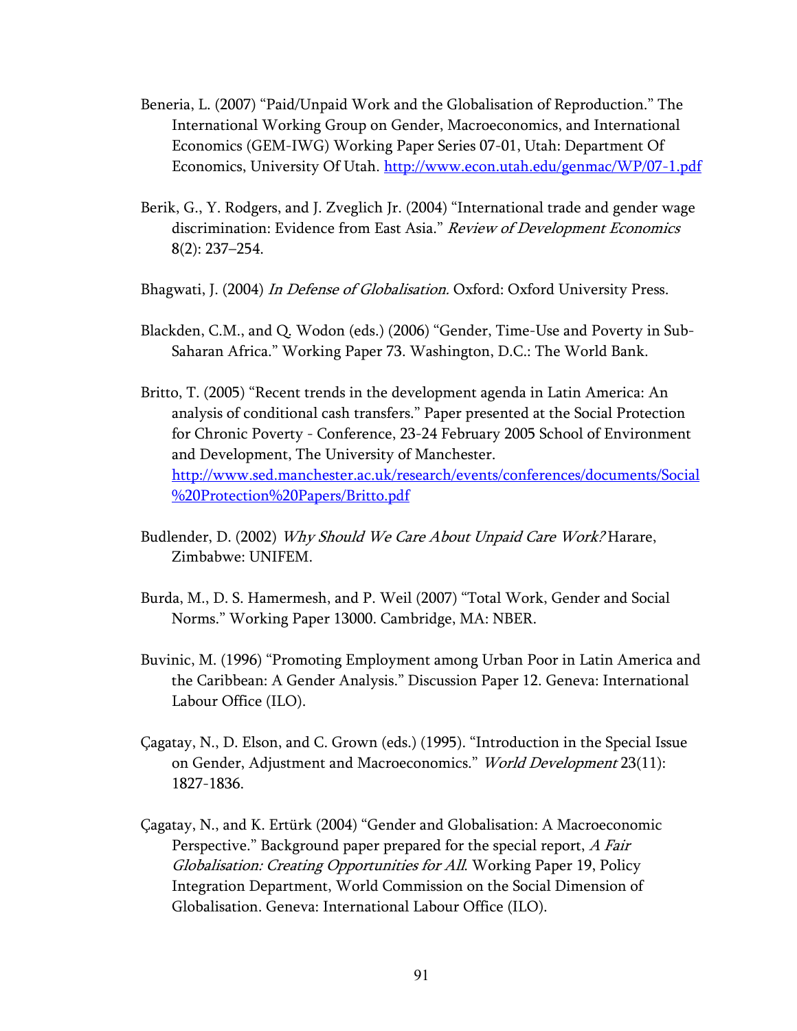Beneria, L. (2007) "Paid/Unpaid Work and the Globalisation of Reproduction." The International Working Group on Gender, Macroeconomics, and International Economics (GEM-IWG) Working Paper Series 07-01, Utah: Department Of Economics, University Of Utah. http://www.econ.utah.edu/genmac/WP/07-1.pdf

Berik, G., Y. Rodgers, and J. Zveglich Jr. (2004) "International trade and gender wage discrimination: Evidence from East Asia." *Review of Development Economics* 8(2): 237–254.

Bhagwati, J. (2004) *In Defense of Globalisation.* Oxford: Oxford University Press.

Blackden, C.M., and Q. Wodon (eds.) (2006) "Gender, Time-Use and Poverty in Sub-Saharan Africa." Working Paper 73. Washington, D.C.: The World Bank.

Britto, T. (2005) "Recent trends in the development agenda in Latin America: An analysis of conditional cash transfers." Paper presented at the Social Protection for Chronic Poverty - Conference, 23-24 February 2005 School of Environment and Development, The University of Manchester. http://www.sed.manchester.ac.uk/research/events/conferences/documents/Social%20Protection%20Papers/Britto.pdf

Budlender, D. (2002) *Why Should We Care About Unpaid Care Work?* Harare, Zimbabwe: UNIFEM.

Burda, M., D. S. Hamermesh, and P. Weil (2007) "Total Work, Gender and Social Norms." Working Paper 13000. Cambridge, MA: NBER.

Buvinic, M. (1996) "Promoting Employment among Urban Poor in Latin America and the Caribbean: A Gender Analysis." Discussion Paper 12. Geneva: International Labour Office (ILO).

Çagatay, N., D. Elson, and C. Grown (eds.) (1995). "Introduction in the Special Issue on Gender, Adjustment and Macroeconomics." *World Development* 23(11): 1827-1836.

Çagatay, N., and K. Ertürk (2004) "Gender and Globalisation: A Macroeconomic Perspective." Background paper prepared for the special report, *A Fair Globalisation: Creating Opportunities for All*. Working Paper 19, Policy Integration Department, World Commission on the Social Dimension of Globalisation. Geneva: International Labour Office (ILO).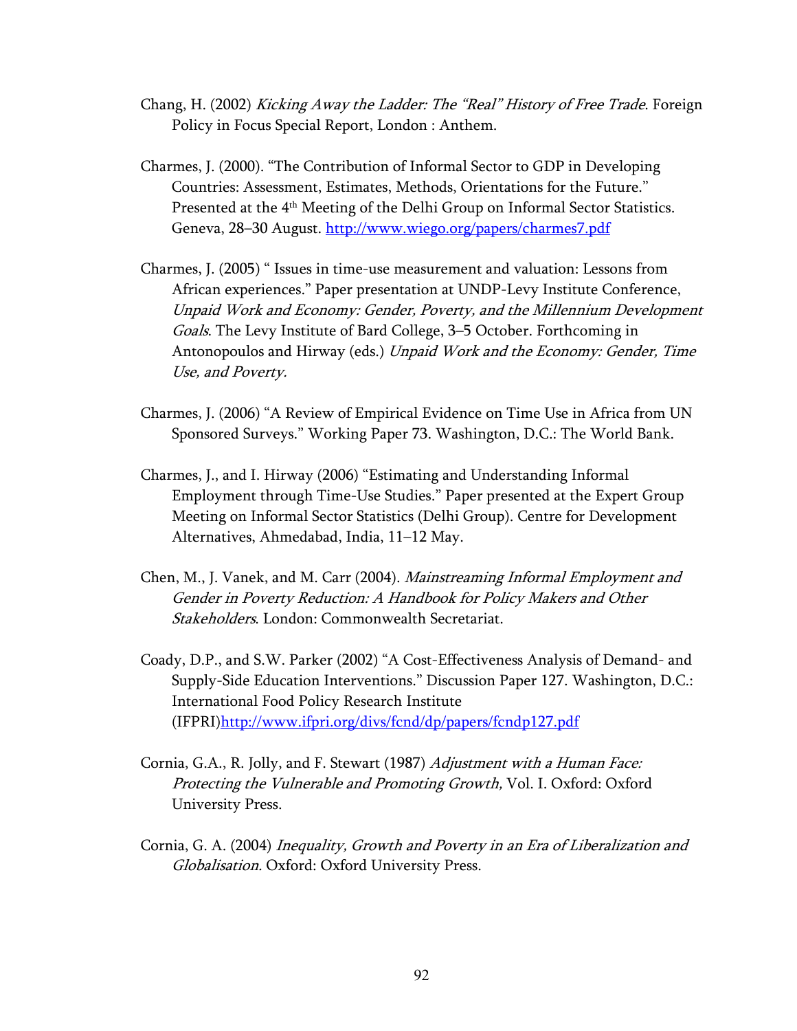Chang, H. (2002) *Kicking Away the Ladder: The "Real" History of Free Trade*. Foreign Policy in Focus Special Report, London : Anthem.

Charmes, J. (2000). "The Contribution of Informal Sector to GDP in Developing Countries: Assessment, Estimates, Methods, Orientations for the Future." Presented at the 4th Meeting of the Delhi Group on Informal Sector Statistics. Geneva, 28–30 August. http://www.wiego.org/papers/charmes7.pdf

Charmes, J. (2005) " Issues in time-use measurement and valuation: Lessons from African experiences." Paper presentation at UNDP-Levy Institute Conference, *Unpaid Work and Economy: Gender, Poverty, and the Millennium Development Goals*. The Levy Institute of Bard College, 3–5 October. Forthcoming in Antonopoulos and Hirway (eds.) *Unpaid Work and the Economy: Gender, Time Use, and Poverty.*

Charmes, J. (2006) "A Review of Empirical Evidence on Time Use in Africa from UN Sponsored Surveys." Working Paper 73. Washington, D.C.: The World Bank.

Charmes, J., and I. Hirway (2006) "Estimating and Understanding Informal Employment through Time-Use Studies." Paper presented at the Expert Group Meeting on Informal Sector Statistics (Delhi Group). Centre for Development Alternatives, Ahmedabad, India, 11–12 May.

Chen, M., J. Vanek, and M. Carr (2004). *Mainstreaming Informal Employment and Gender in Poverty Reduction: A Handbook for Policy Makers and Other Stakeholders*. London: Commonwealth Secretariat.

Coady, D.P., and S.W. Parker (2002) "A Cost-Effectiveness Analysis of Demand- and Supply-Side Education Interventions." Discussion Paper 127. Washington, D.C.: International Food Policy Research Institute (IFPRI)http://www.ifpri.org/divs/fcnd/dp/papers/fcndp127.pdf

Cornia, G.A., R. Jolly, and F. Stewart (1987) *Adjustment with a Human Face: Protecting the Vulnerable and Promoting Growth,* Vol. I. Oxford: Oxford University Press.

Cornia, G. A. (2004) *Inequality, Growth and Poverty in an Era of Liberalization and Globalisation.* Oxford: Oxford University Press.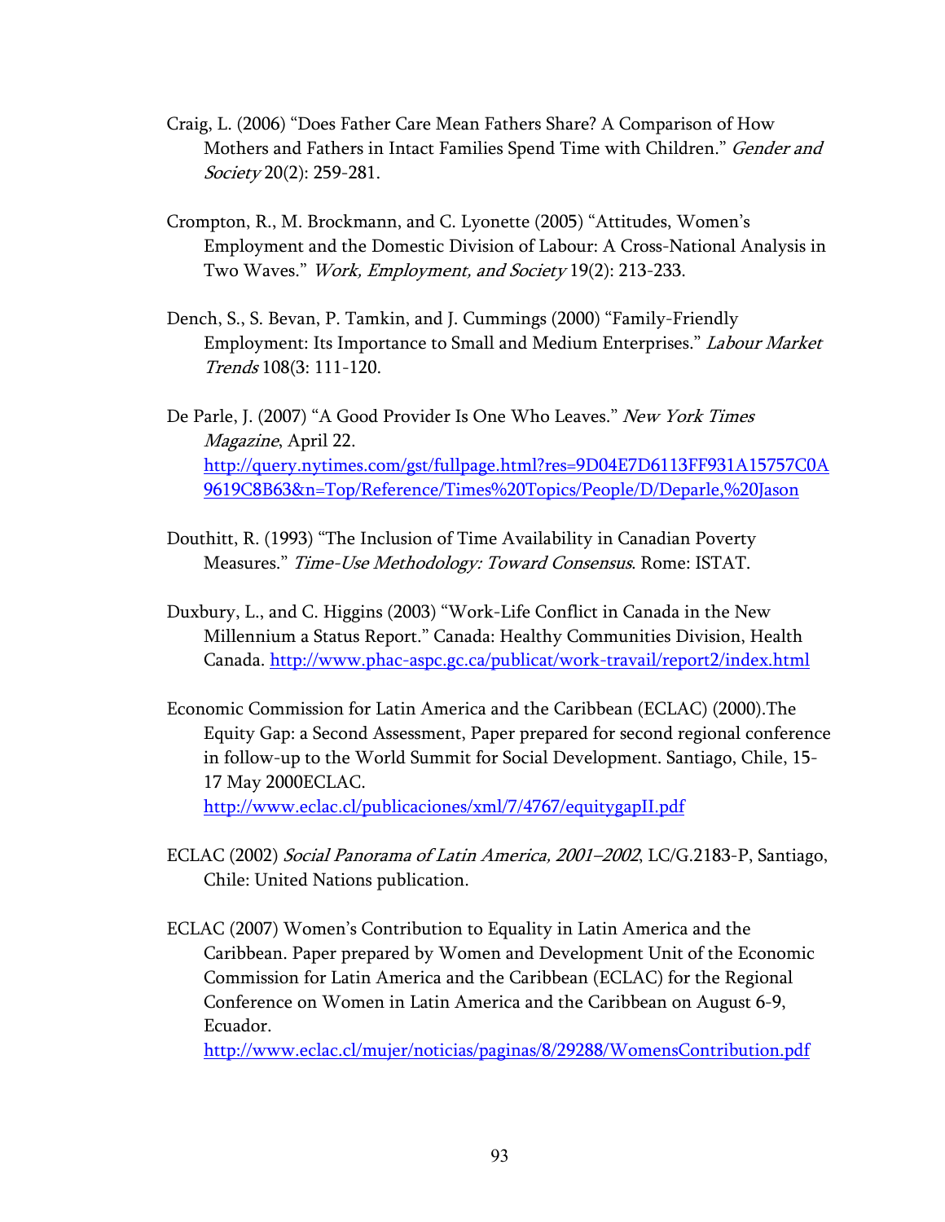Craig, L. (2006) "Does Father Care Mean Fathers Share? A Comparison of How Mothers and Fathers in Intact Families Spend Time with Children." *Gender and Society* 20(2): 259-281.

Crompton, R., M. Brockmann, and C. Lyonette (2005) "Attitudes, Women's Employment and the Domestic Division of Labour: A Cross-National Analysis in Two Waves." *Work, Employment, and Society* 19(2): 213-233.

Dench, S., S. Bevan, P. Tamkin, and J. Cummings (2000) "Family-Friendly Employment: Its Importance to Small and Medium Enterprises." *Labour Market Trends* 108(3: 111-120.

De Parle, J. (2007) "A Good Provider Is One Who Leaves." *New York Times Magazine*, April 22. http://query.nytimes.com/gst/fullpage.html?res=9D04E7D6113FF931A15757C0A9619C8B63&n=Top/Reference/Times%20Topics/People/D/Deparle,%20Jason

Douthitt, R. (1993) "The Inclusion of Time Availability in Canadian Poverty Measures." *Time-Use Methodology: Toward Consensus*. Rome: ISTAT.

Duxbury, L., and C. Higgins (2003) "Work-Life Conflict in Canada in the New Millennium a Status Report." Canada: Healthy Communities Division, Health Canada. http://www.phac-aspc.gc.ca/publicat/work-travail/report2/index.html

Economic Commission for Latin America and the Caribbean (ECLAC) (2000).The Equity Gap: a Second Assessment, Paper prepared for second regional conference in follow-up to the World Summit for Social Development. Santiago, Chile, 15-17 May 2000ECLAC. http://www.eclac.cl/publicaciones/xml/7/4767/equitygapII.pdf

ECLAC (2002) *Social Panorama of Latin America, 2001–2002*, LC/G.2183-P, Santiago, Chile: United Nations publication.

ECLAC (2007) Women's Contribution to Equality in Latin America and the Caribbean. Paper prepared by Women and Development Unit of the Economic Commission for Latin America and the Caribbean (ECLAC) for the Regional Conference on Women in Latin America and the Caribbean on August 6-9, Ecuador. http://www.eclac.cl/mujer/noticias/paginas/8/29288/WomensContribution.pdf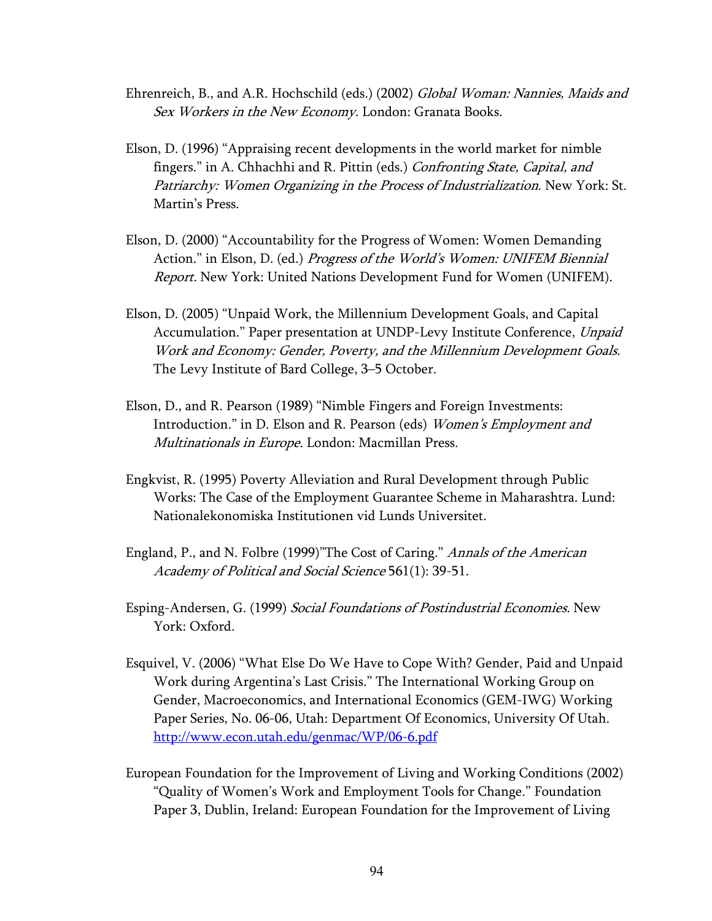Ehrenreich, B., and A.R. Hochschild (eds.) (2002) *Global Woman: Nannies, Maids and Sex Workers in the New Economy*. London: Granata Books.

Elson, D. (1996) "Appraising recent developments in the world market for nimble fingers." in A. Chhachhi and R. Pittin (eds.) *Confronting State, Capital, and Patriarchy: Women Organizing in the Process of Industrialization*. New York: St. Martin's Press.

Elson, D. (2000) "Accountability for the Progress of Women: Women Demanding Action." in Elson, D. (ed.) *Progress of the World's Women: UNIFEM Biennial Report.* New York: United Nations Development Fund for Women (UNIFEM).

Elson, D. (2005) "Unpaid Work, the Millennium Development Goals, and Capital Accumulation." Paper presentation at UNDP-Levy Institute Conference, *Unpaid Work and Economy: Gender, Poverty, and the Millennium Development Goals*. The Levy Institute of Bard College, 3–5 October.

Elson, D., and R. Pearson (1989) "Nimble Fingers and Foreign Investments: Introduction." in D. Elson and R. Pearson (eds) *Women's Employment and Multinationals in Europe*. London: Macmillan Press.

Engkvist, R. (1995) Poverty Alleviation and Rural Development through Public Works: The Case of the Employment Guarantee Scheme in Maharashtra. Lund: Nationalekonomiska Institutionen vid Lunds Universitet.

England, P., and N. Folbre (1999)"The Cost of Caring." *Annals of the American Academy of Political and Social Science* 561(1): 39-51.

Esping-Andersen, G. (1999) *Social Foundations of Postindustrial Economies.* New York: Oxford.

Esquivel, V. (2006) "What Else Do We Have to Cope With? Gender, Paid and Unpaid Work during Argentina's Last Crisis." The International Working Group on Gender, Macroeconomics, and International Economics (GEM-IWG) Working Paper Series, No. 06-06, Utah: Department Of Economics, University Of Utah. http://www.econ.utah.edu/genmac/WP/06-6.pdf

European Foundation for the Improvement of Living and Working Conditions (2002) "Quality of Women's Work and Employment Tools for Change." Foundation Paper 3, Dublin, Ireland: European Foundation for the Improvement of Living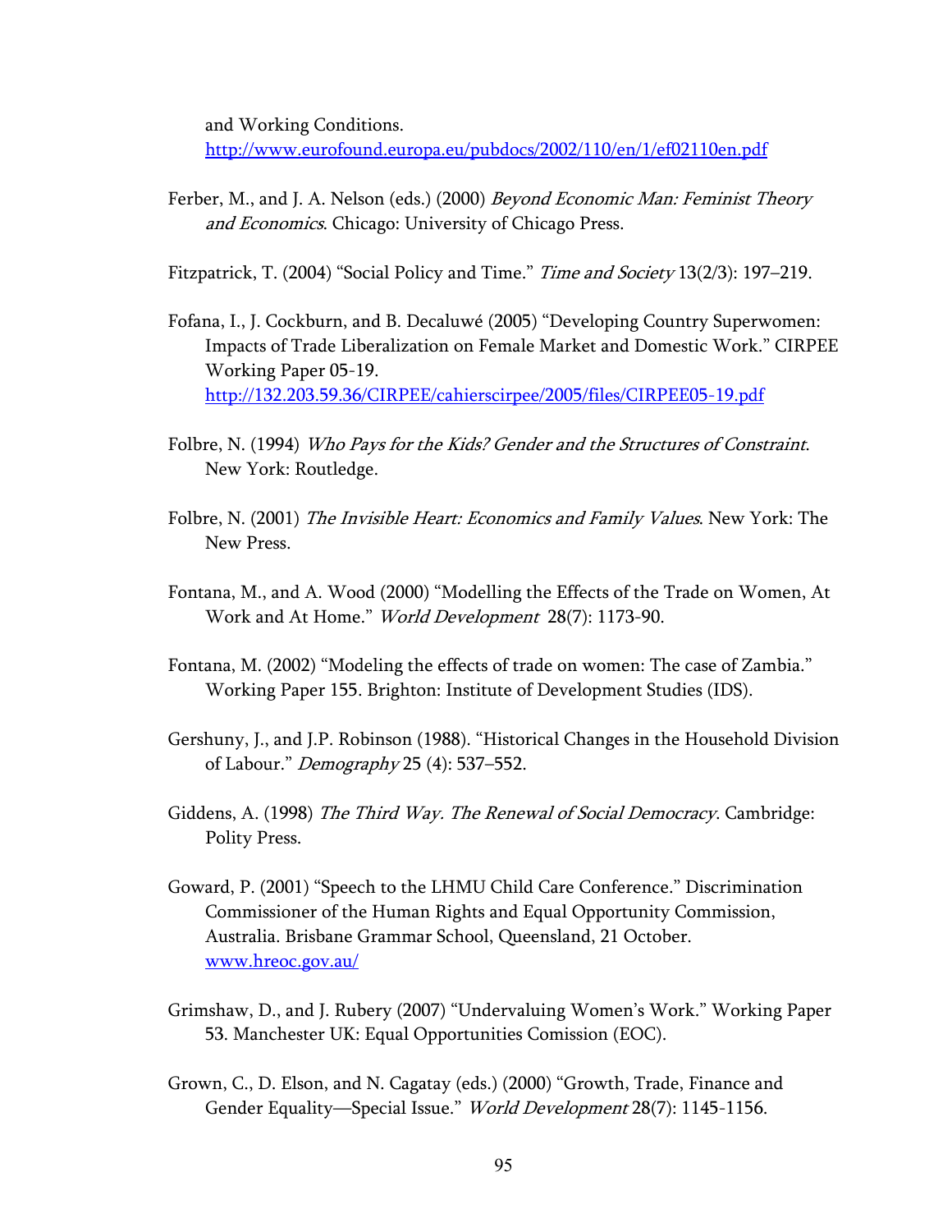and Working Conditions. http://www.eurofound.europa.eu/pubdocs/2002/110/en/1/ef02110en.pdf

Ferber, M., and J. A. Nelson (eds.) (2000) *Beyond Economic Man: Feminist Theory and Economics*. Chicago: University of Chicago Press.

Fitzpatrick, T. (2004) "Social Policy and Time." *Time and Society* 13(2/3): 197–219.

Fofana, I., J. Cockburn, and B. Decaluwé (2005) "Developing Country Superwomen: Impacts of Trade Liberalization on Female Market and Domestic Work." CIRPEE Working Paper 05-19. http://132.203.59.36/CIRPEE/cahierscirpee/2005/files/CIRPEE05-19.pdf

Folbre, N. (1994) *Who Pays for the Kids? Gender and the Structures of Constraint*. New York: Routledge.

Folbre, N. (2001) *The Invisible Heart: Economics and Family Values*. New York: The New Press.

Fontana, M., and A. Wood (2000) "Modelling the Effects of the Trade on Women, At Work and At Home." *World Development* 28(7): 1173-90.

Fontana, M. (2002) "Modeling the effects of trade on women: The case of Zambia." Working Paper 155. Brighton: Institute of Development Studies (IDS).

Gershuny, J., and J.P. Robinson (1988). "Historical Changes in the Household Division of Labour." *Demography* 25 (4): 537–552.

Giddens, A. (1998) *The Third Way. The Renewal of Social Democracy*. Cambridge: Polity Press.

Goward, P. (2001) "Speech to the LHMU Child Care Conference." Discrimination Commissioner of the Human Rights and Equal Opportunity Commission, Australia. Brisbane Grammar School, Queensland, 21 October. www.hreoc.gov.au/

Grimshaw, D., and J. Rubery (2007) "Undervaluing Women's Work." Working Paper 53. Manchester UK: Equal Opportunities Comission (EOC).

Grown, C., D. Elson, and N. Cagatay (eds.) (2000) "Growth, Trade, Finance and Gender Equality—Special Issue." *World Development* 28(7): 1145-1156.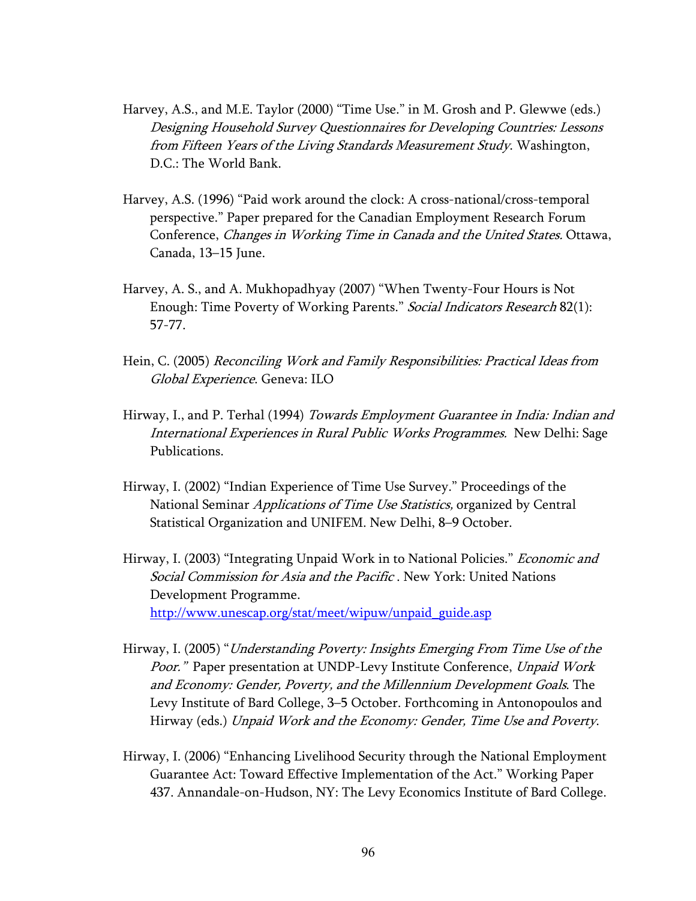Harvey, A.S., and M.E. Taylor (2000) "Time Use." in M. Grosh and P. Glewwe (eds.) *Designing Household Survey Questionnaires for Developing Countries: Lessons from Fifteen Years of the Living Standards Measurement Study*. Washington, D.C.: The World Bank.

Harvey, A.S. (1996) "Paid work around the clock: A cross-national/cross-temporal perspective." Paper prepared for the Canadian Employment Research Forum Conference, *Changes in Working Time in Canada and the United States.* Ottawa, Canada, 13–15 June.

Harvey, A. S., and A. Mukhopadhyay (2007) "When Twenty-Four Hours is Not Enough: Time Poverty of Working Parents." *Social Indicators Research* 82(1): 57-77.

Hein, C. (2005) *Reconciling Work and Family Responsibilities: Practical Ideas from Global Experience*. Geneva: ILO

Hirway, I., and P. Terhal (1994) *Towards Employment Guarantee in India: Indian and International Experiences in Rural Public Works Programmes.* New Delhi: Sage Publications.

Hirway, I. (2002) "Indian Experience of Time Use Survey." Proceedings of the National Seminar *Applications of Time Use Statistics,* organized by Central Statistical Organization and UNIFEM. New Delhi, 8–9 October.

Hirway, I. (2003) "Integrating Unpaid Work in to National Policies." *Economic and Social Commission for Asia and the Pacific* . New York: United Nations Development Programme. http://www.unescap.org/stat/meet/wipuw/unpaid_guide.asp

Hirway, I. (2005) "*Understanding Poverty: Insights Emerging From Time Use of the Poor."* Paper presentation at UNDP-Levy Institute Conference, *Unpaid Work and Economy: Gender, Poverty, and the Millennium Development Goals*. The Levy Institute of Bard College, 3–5 October. Forthcoming in Antonopoulos and Hirway (eds.) *Unpaid Work and the Economy: Gender, Time Use and Poverty*.

Hirway, I. (2006) "Enhancing Livelihood Security through the National Employment Guarantee Act: Toward Effective Implementation of the Act." Working Paper 437. Annandale-on-Hudson, NY: The Levy Economics Institute of Bard College.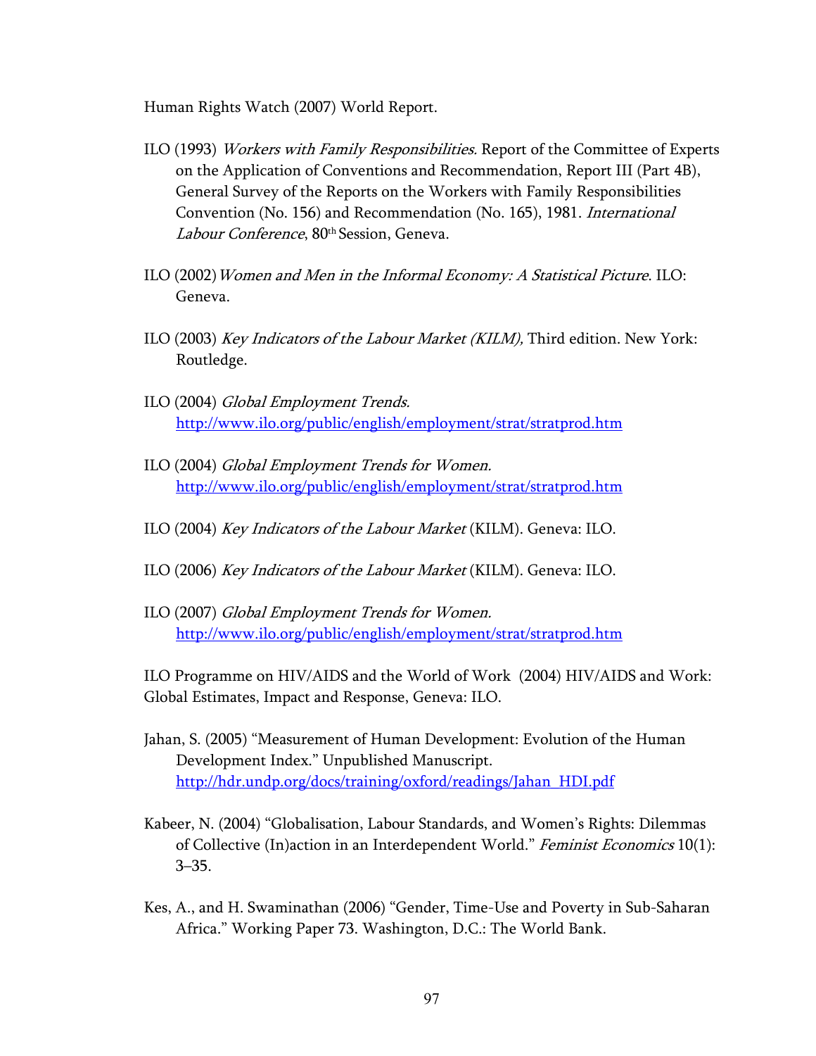Human Rights Watch (2007) World Report.

ILO (1993) *Workers with Family Responsibilities.* Report of the Committee of Experts on the Application of Conventions and Recommendation, Report III (Part 4B), General Survey of the Reports on the Workers with Family Responsibilities Convention (No. 156) and Recommendation (No. 165), 1981. *International Labour Conference*, 80th Session, Geneva.

ILO (2002) *Women and Men in the Informal Economy: A Statistical Picture*. ILO: Geneva.

ILO (2003) *Key Indicators of the Labour Market (KILM),* Third edition. New York: Routledge.

ILO (2004) *Global Employment Trends.* http://www.ilo.org/public/english/employment/strat/stratprod.htm

ILO (2004) *Global Employment Trends for Women.* http://www.ilo.org/public/english/employment/strat/stratprod.htm

ILO (2004) *Key Indicators of the Labour Market* (KILM). Geneva: ILO.

ILO (2006) *Key Indicators of the Labour Market* (KILM). Geneva: ILO.

ILO (2007) *Global Employment Trends for Women.* http://www.ilo.org/public/english/employment/strat/stratprod.htm

ILO Programme on HIV/AIDS and the World of Work (2004) HIV/AIDS and Work: Global Estimates, Impact and Response, Geneva: ILO.

Jahan, S. (2005) "Measurement of Human Development: Evolution of the Human Development Index." Unpublished Manuscript. http://hdr.undp.org/docs/training/oxford/readings/Jahan_HDI.pdf

Kabeer, N. (2004) "Globalisation, Labour Standards, and Women's Rights: Dilemmas of Collective (In)action in an Interdependent World." *Feminist Economics* 10(1): 3–35.

Kes, A., and H. Swaminathan (2006) "Gender, Time-Use and Poverty in Sub-Saharan Africa." Working Paper 73. Washington, D.C.: The World Bank.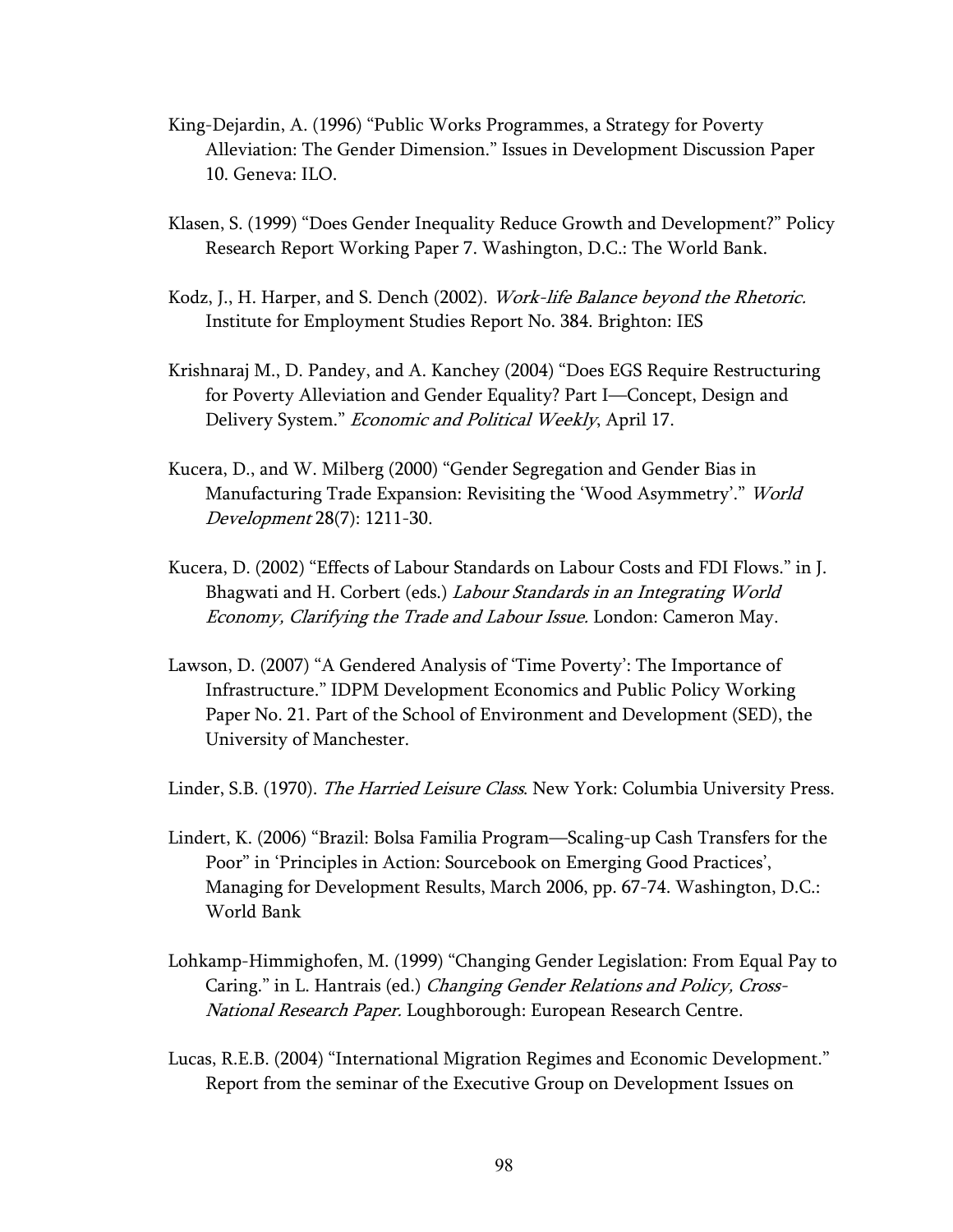King-Dejardin, A. (1996) “Public Works Programmes, a Strategy for Poverty Alleviation: The Gender Dimension.” Issues in Development Discussion Paper 10. Geneva: ILO.

Klasen, S. (1999) “Does Gender Inequality Reduce Growth and Development?” Policy Research Report Working Paper 7. Washington, D.C.: The World Bank.

Kodz, J., H. Harper, and S. Dench (2002). *Work-life Balance beyond the Rhetoric.* Institute for Employment Studies Report No. 384. Brighton: IES

Krishnaraj M., D. Pandey, and A. Kanchey (2004) “Does EGS Require Restructuring for Poverty Alleviation and Gender Equality? Part I—Concept, Design and Delivery System.” *Economic and Political Weekly*, April 17.

Kucera, D., and W. Milberg (2000) “Gender Segregation and Gender Bias in Manufacturing Trade Expansion: Revisiting the ‘Wood Asymmetry’.” *World Development* 28(7): 1211-30.

Kucera, D. (2002) “Effects of Labour Standards on Labour Costs and FDI Flows.” in J. Bhagwati and H. Corbert (eds.) *Labour Standards in an Integrating World Economy, Clarifying the Trade and Labour Issue.* London: Cameron May.

Lawson, D. (2007) “A Gendered Analysis of ‘Time Poverty’: The Importance of Infrastructure.” IDPM Development Economics and Public Policy Working Paper No. 21. Part of the School of Environment and Development (SED), the University of Manchester.

Linder, S.B. (1970). *The Harried Leisure Class*. New York: Columbia University Press.

Lindert, K. (2006) “Brazil: Bolsa Familia Program—Scaling-up Cash Transfers for the Poor” in ‘Principles in Action: Sourcebook on Emerging Good Practices’, Managing for Development Results, March 2006, pp. 67-74. Washington, D.C.: World Bank

Lohkamp-Himmighofen, M. (1999) “Changing Gender Legislation: From Equal Pay to Caring.” in L. Hantrais (ed.) *Changing Gender Relations and Policy, Cross-National Research Paper.* Loughborough: European Research Centre.

Lucas, R.E.B. (2004) “International Migration Regimes and Economic Development.” Report from the seminar of the Executive Group on Development Issues on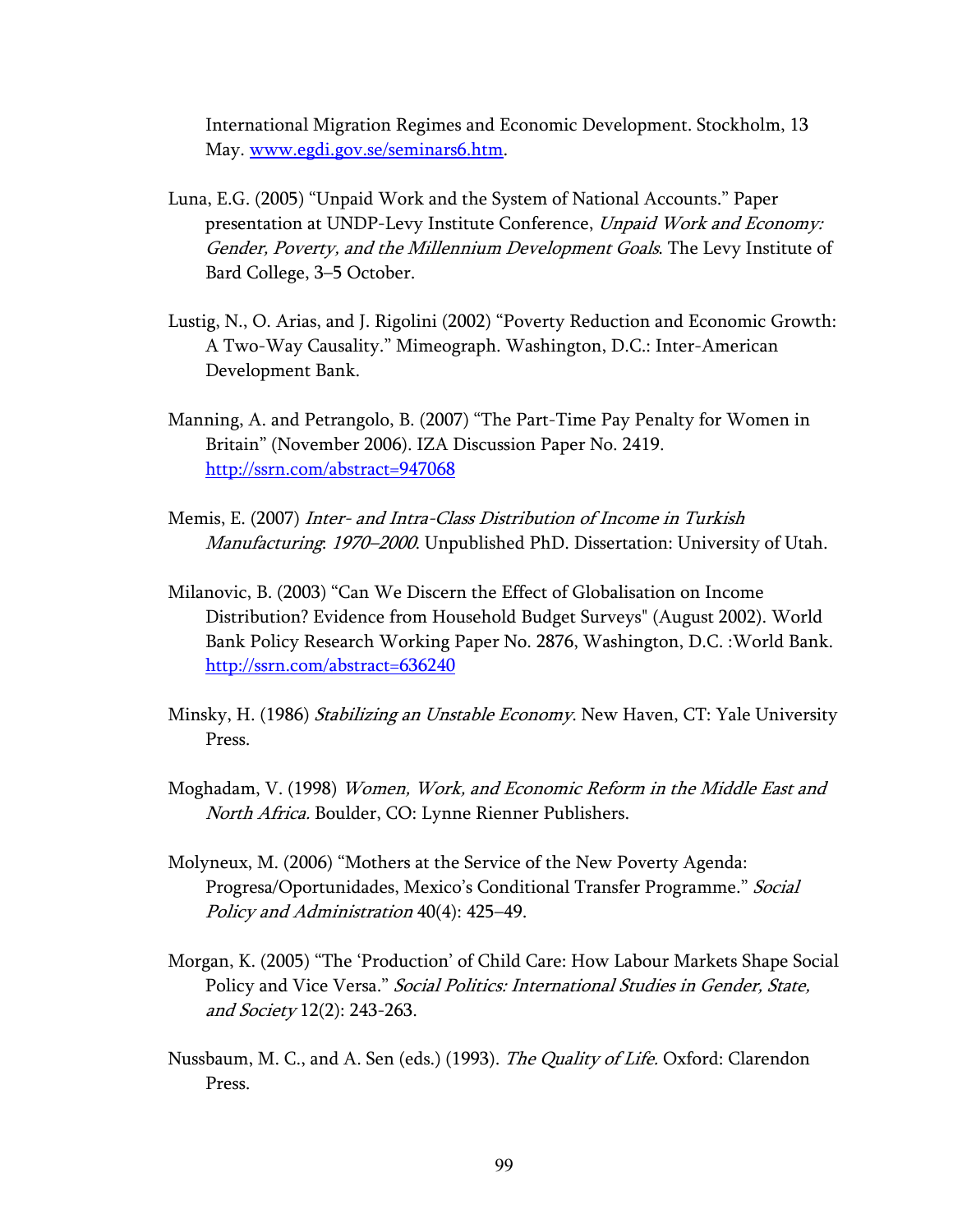International Migration Regimes and Economic Development. Stockholm, 13 May. www.egdi.gov.se/seminars6.htm.

Luna, E.G. (2005) "Unpaid Work and the System of National Accounts." Paper presentation at UNDP-Levy Institute Conference, *Unpaid Work and Economy: Gender, Poverty, and the Millennium Development Goals*. The Levy Institute of Bard College, 3–5 October.

Lustig, N., O. Arias, and J. Rigolini (2002) "Poverty Reduction and Economic Growth: A Two-Way Causality." Mimeograph. Washington, D.C.: Inter-American Development Bank.

Manning, A. and Petrangolo, B. (2007) "The Part-Time Pay Penalty for Women in Britain" (November 2006). IZA Discussion Paper No. 2419. http://ssrn.com/abstract=947068

Memis, E. (2007) *Inter- and Intra-Class Distribution of Income in Turkish Manufacturing*: *1970–2000*. Unpublished PhD. Dissertation: University of Utah.

Milanovic, B. (2003) "Can We Discern the Effect of Globalisation on Income Distribution? Evidence from Household Budget Surveys" (August 2002). World Bank Policy Research Working Paper No. 2876, Washington, D.C. :World Bank. http://ssrn.com/abstract=636240

Minsky, H. (1986) *Stabilizing an Unstable Economy*. New Haven, CT: Yale University Press.

Moghadam, V. (1998) *Women, Work, and Economic Reform in the Middle East and North Africa.* Boulder, CO: Lynne Rienner Publishers.

Molyneux, M. (2006) "Mothers at the Service of the New Poverty Agenda: Progresa/Oportunidades, Mexico's Conditional Transfer Programme." *Social Policy and Administration* 40(4): 425–49.

Morgan, K. (2005) "The 'Production' of Child Care: How Labour Markets Shape Social Policy and Vice Versa." *Social Politics: International Studies in Gender, State, and Society* 12(2): 243-263.

Nussbaum, M. C., and A. Sen (eds.) (1993). *The Quality of Life*. Oxford: Clarendon Press.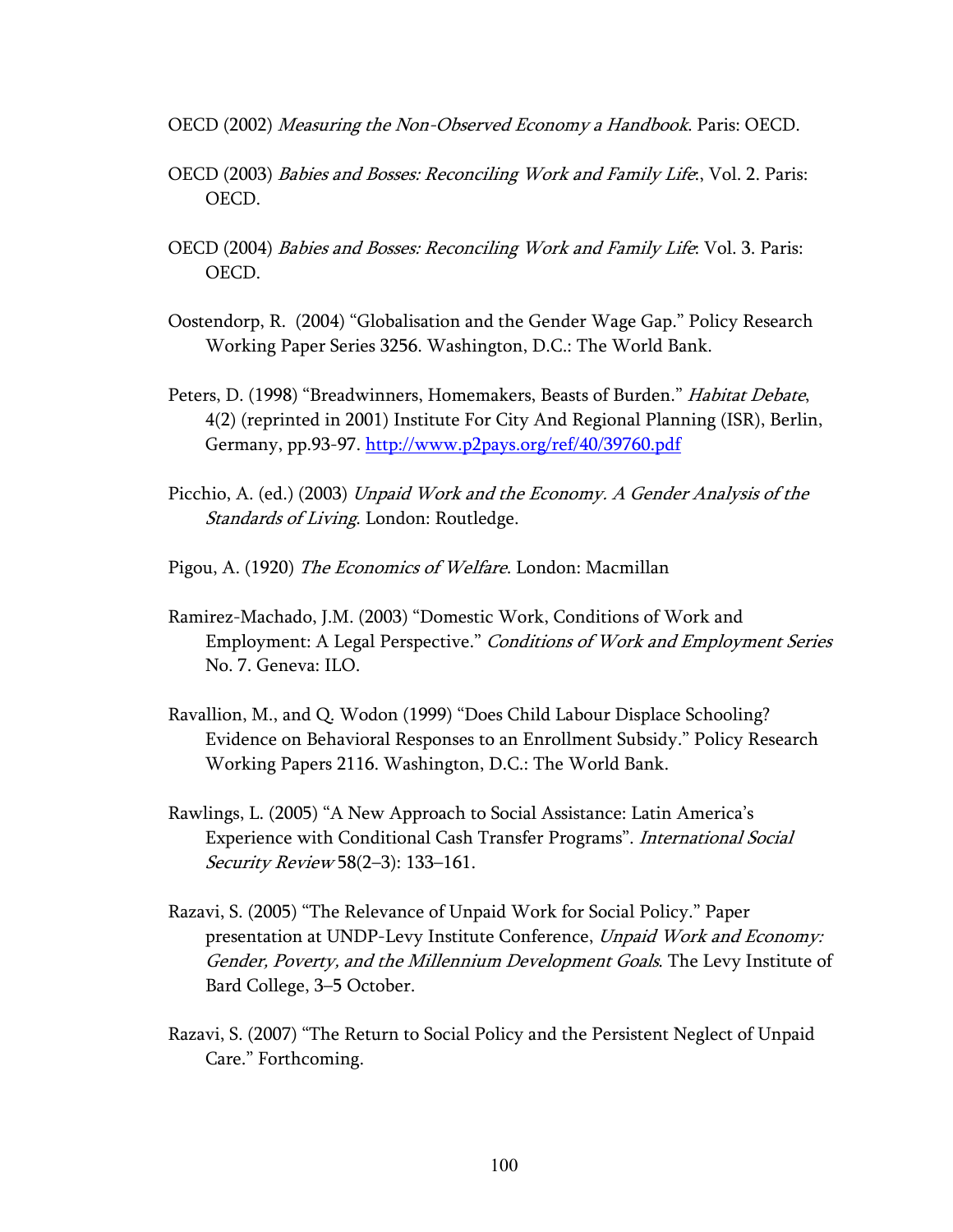OECD (2002) *Measuring the Non-Observed Economy a Handbook*. Paris: OECD.

OECD (2003) *Babies and Bosses: Reconciling Work and Family Life:*, Vol. 2. Paris: OECD.

OECD (2004) *Babies and Bosses: Reconciling Work and Family Life*: Vol. 3. Paris: OECD.

Oostendorp, R. (2004) "Globalisation and the Gender Wage Gap." Policy Research Working Paper Series 3256. Washington, D.C.: The World Bank.

Peters, D. (1998) "Breadwinners, Homemakers, Beasts of Burden." *Habitat Debate*, 4(2) (reprinted in 2001) Institute For City And Regional Planning (ISR), Berlin, Germany, pp.93-97. http://www.p2pays.org/ref/40/39760.pdf

Picchio, A. (ed.) (2003) *Unpaid Work and the Economy. A Gender Analysis of the Standards of Living*. London: Routledge.

Pigou, A. (1920) *The Economics of Welfare*. London: Macmillan

Ramirez-Machado, J.M. (2003) "Domestic Work, Conditions of Work and Employment: A Legal Perspective." *Conditions of Work and Employment Series* No. 7. Geneva: ILO.

Ravallion, M., and Q. Wodon (1999) "Does Child Labour Displace Schooling? Evidence on Behavioral Responses to an Enrollment Subsidy." Policy Research Working Papers 2116. Washington, D.C.: The World Bank.

Rawlings, L. (2005) "A New Approach to Social Assistance: Latin America's Experience with Conditional Cash Transfer Programs". *International Social Security Review* 58(2–3): 133–161.

Razavi, S. (2005) "The Relevance of Unpaid Work for Social Policy." Paper presentation at UNDP-Levy Institute Conference, *Unpaid Work and Economy: Gender, Poverty, and the Millennium Development Goals*. The Levy Institute of Bard College, 3–5 October.

Razavi, S. (2007) "The Return to Social Policy and the Persistent Neglect of Unpaid Care." Forthcoming.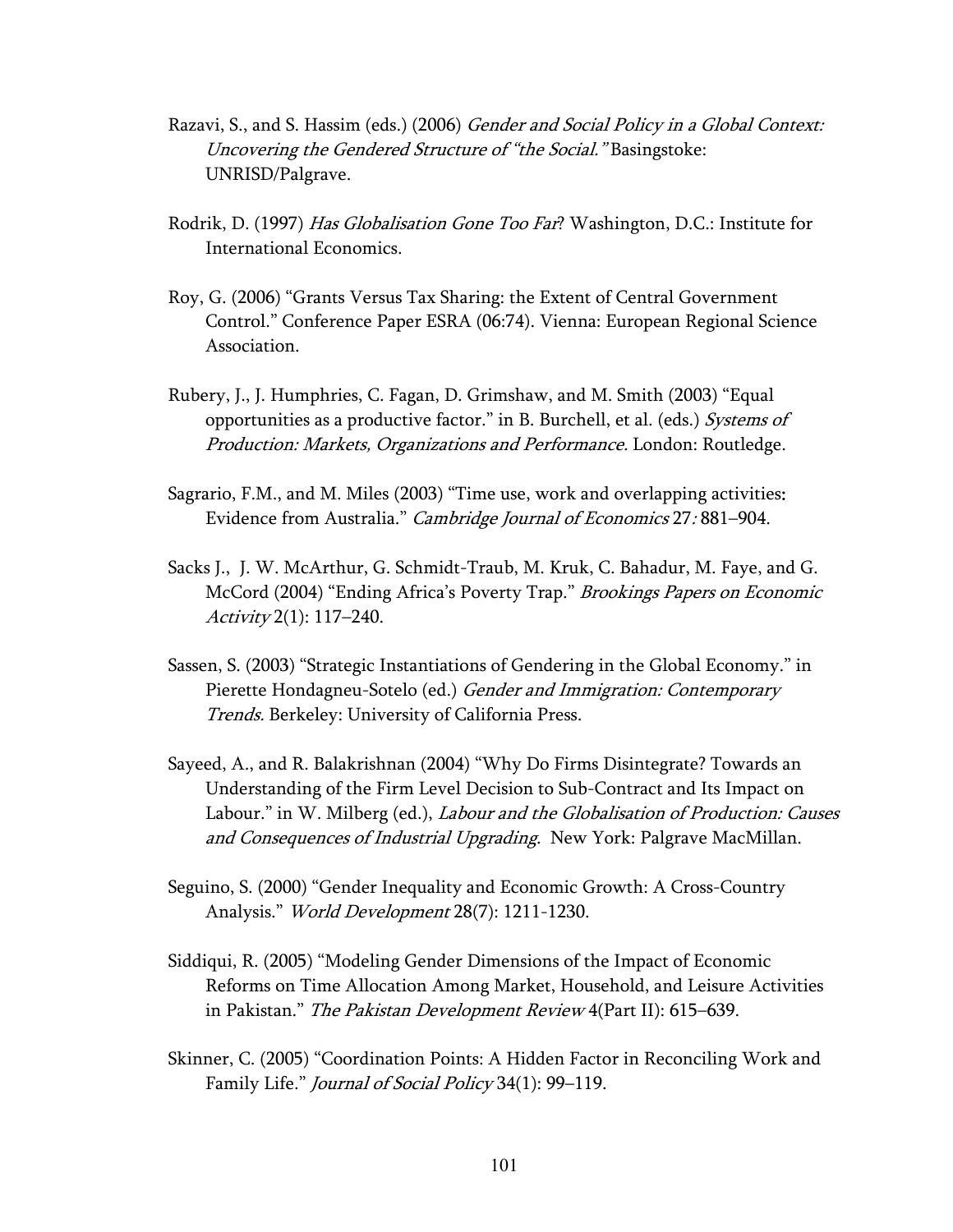Razavi, S., and S. Hassim (eds.) (2006) *Gender and Social Policy in a Global Context: Uncovering the Gendered Structure of "the Social."* Basingstoke: UNRISD/Palgrave.

Rodrik, D. (1997) *Has Globalisation Gone Too Far*? Washington, D.C.: Institute for International Economics.

Roy, G. (2006) "Grants Versus Tax Sharing: the Extent of Central Government Control." Conference Paper ESRA (06:74). Vienna: European Regional Science Association.

Rubery, J., J. Humphries, C. Fagan, D. Grimshaw, and M. Smith (2003) "Equal opportunities as a productive factor." in B. Burchell, et al. (eds.) *Systems of Production: Markets, Organizations and Performance*. London: Routledge.

Sagrario, F.M., and M. Miles (2003) "Time use, work and overlapping activities: Evidence from Australia." *Cambridge Journal of Economics* 27*:* 881–904.

Sacks J., J. W. McArthur, G. Schmidt-Traub, M. Kruk, C. Bahadur, M. Faye, and G. McCord (2004) "Ending Africa's Poverty Trap." *Brookings Papers on Economic Activity* 2(1): 117–240.

Sassen, S. (2003) "Strategic Instantiations of Gendering in the Global Economy." in Pierette Hondagneu-Sotelo (ed.) *Gender and Immigration: Contemporary Trends.* Berkeley: University of California Press.

Sayeed, A., and R. Balakrishnan (2004) "Why Do Firms Disintegrate? Towards an Understanding of the Firm Level Decision to Sub-Contract and Its Impact on Labour." in W. Milberg (ed.), *Labour and the Globalisation of Production: Causes and Consequences of Industrial Upgrading*. New York: Palgrave MacMillan.

Seguino, S. (2000) "Gender Inequality and Economic Growth: A Cross-Country Analysis." *World Development* 28(7): 1211-1230.

Siddiqui, R. (2005) "Modeling Gender Dimensions of the Impact of Economic Reforms on Time Allocation Among Market, Household, and Leisure Activities in Pakistan." *The Pakistan Development Review* 4(Part II): 615–639.

Skinner, C. (2005) "Coordination Points: A Hidden Factor in Reconciling Work and Family Life." *Journal of Social Policy* 34(1): 99–119.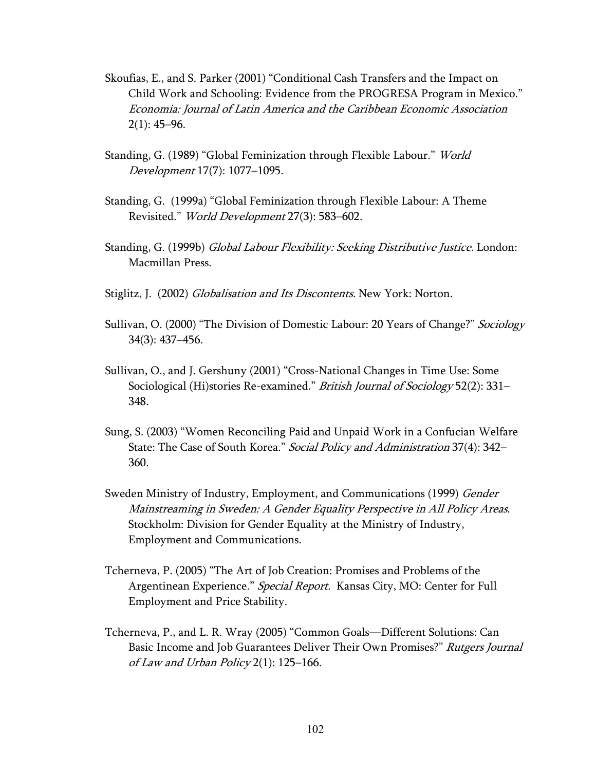Skoufias, E., and S. Parker (2001) "Conditional Cash Transfers and the Impact on Child Work and Schooling: Evidence from the PROGRESA Program in Mexico." *Economia: Journal of Latin America and the Caribbean Economic Association* 2(1): 45–96.

Standing, G. (1989) "Global Feminization through Flexible Labour." *World Development* 17(7): 1077–1095.

Standing, G. (1999a) "Global Feminization through Flexible Labour: A Theme Revisited." *World Development* 27(3): 583–602.

Standing, G. (1999b) *Global Labour Flexibility: Seeking Distributive Justice.* London: Macmillan Press.

Stiglitz, J. (2002) *Globalisation and Its Discontents.* New York: Norton.

Sullivan, O. (2000) "The Division of Domestic Labour: 20 Years of Change?" *Sociology* 34(3): 437–456.

Sullivan, O., and J. Gershuny (2001) "Cross-National Changes in Time Use: Some Sociological (Hi)stories Re-examined." *British Journal of Sociology* 52(2): 331–348.

Sung, S. (2003) "Women Reconciling Paid and Unpaid Work in a Confucian Welfare State: The Case of South Korea." *Social Policy and Administration* 37(4): 342–360.

Sweden Ministry of Industry, Employment, and Communications (1999) *Gender Mainstreaming in Sweden: A Gender Equality Perspective in All Policy Areas*. Stockholm: Division for Gender Equality at the Ministry of Industry, Employment and Communications.

Tcherneva, P. (2005) "The Art of Job Creation: Promises and Problems of the Argentinean Experience." *Special Report.* Kansas City, MO: Center for Full Employment and Price Stability.

Tcherneva, P., and L. R. Wray (2005) "Common Goals—Different Solutions: Can Basic Income and Job Guarantees Deliver Their Own Promises?" *Rutgers Journal of Law and Urban Policy* 2(1): 125–166.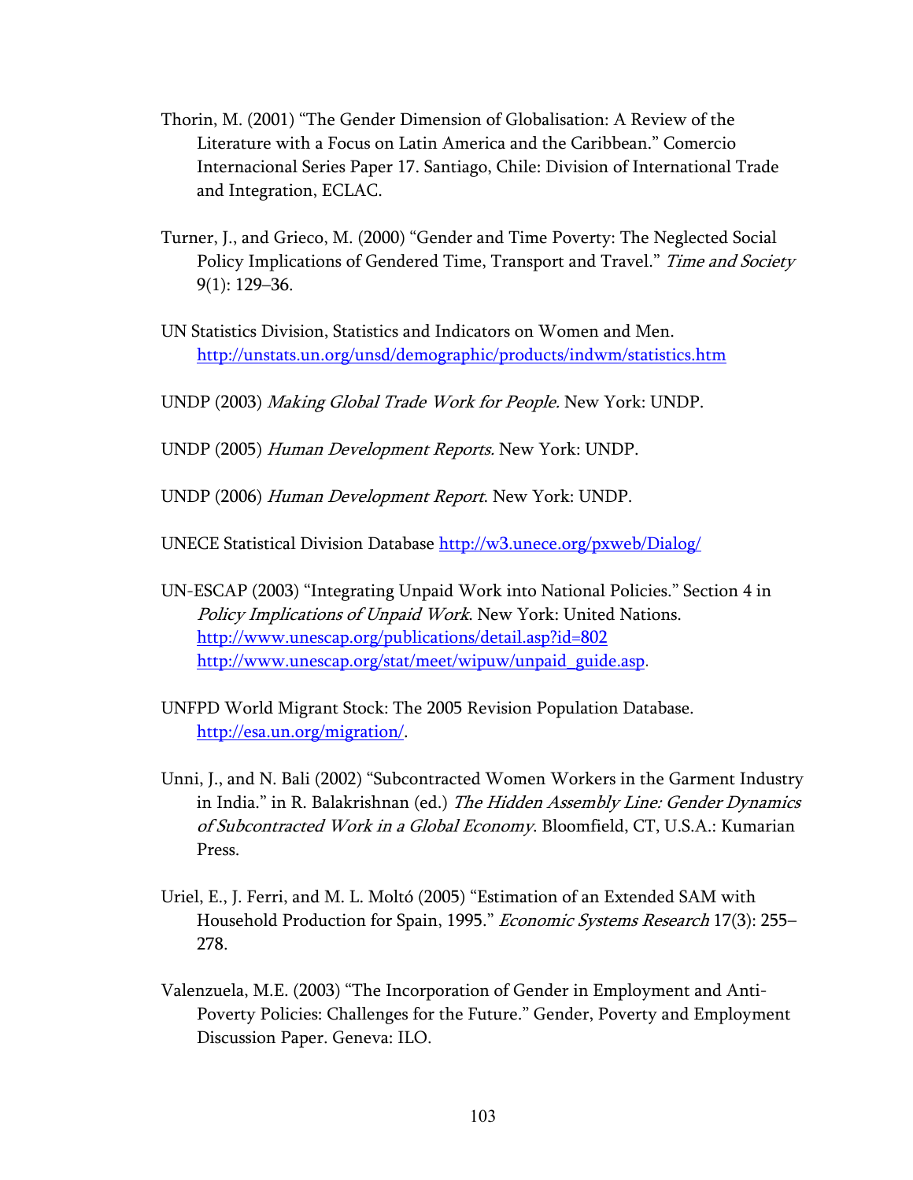Thorin, M. (2001) "The Gender Dimension of Globalisation: A Review of the Literature with a Focus on Latin America and the Caribbean." Comercio Internacional Series Paper 17. Santiago, Chile: Division of International Trade and Integration, ECLAC.

Turner, J., and Grieco, M. (2000) "Gender and Time Poverty: The Neglected Social Policy Implications of Gendered Time, Transport and Travel." *Time and Society* 9(1): 129–36.

UN Statistics Division, Statistics and Indicators on Women and Men. http://unstats.un.org/unsd/demographic/products/indwm/statistics.htm

UNDP (2003) *Making Global Trade Work for People.* New York: UNDP.

UNDP (2005) *Human Development Reports.* New York: UNDP.

UNDP (2006) *Human Development Report*. New York: UNDP.

UNECE Statistical Division Database http://w3.unece.org/pxweb/Dialog/

UN-ESCAP (2003) "Integrating Unpaid Work into National Policies." Section 4 in *Policy Implications of Unpaid Work*. New York: United Nations. http://www.unescap.org/publications/detail.asp?id=802 http://www.unescap.org/stat/meet/wipuw/unpaid_guide.asp.

UNFPD World Migrant Stock: The 2005 Revision Population Database. http://esa.un.org/migration/.

Unni, J., and N. Bali (2002) "Subcontracted Women Workers in the Garment Industry in India." in R. Balakrishnan (ed.) *The Hidden Assembly Line: Gender Dynamics of Subcontracted Work in a Global Economy*. Bloomfield, CT, U.S.A.: Kumarian Press.

Uriel, E., J. Ferri, and M. L. Moltó (2005) "Estimation of an Extended SAM with Household Production for Spain, 1995." *Economic Systems Research* 17(3): 255–278.

Valenzuela, M.E. (2003) "The Incorporation of Gender in Employment and Anti-Poverty Policies: Challenges for the Future." Gender, Poverty and Employment Discussion Paper. Geneva: ILO.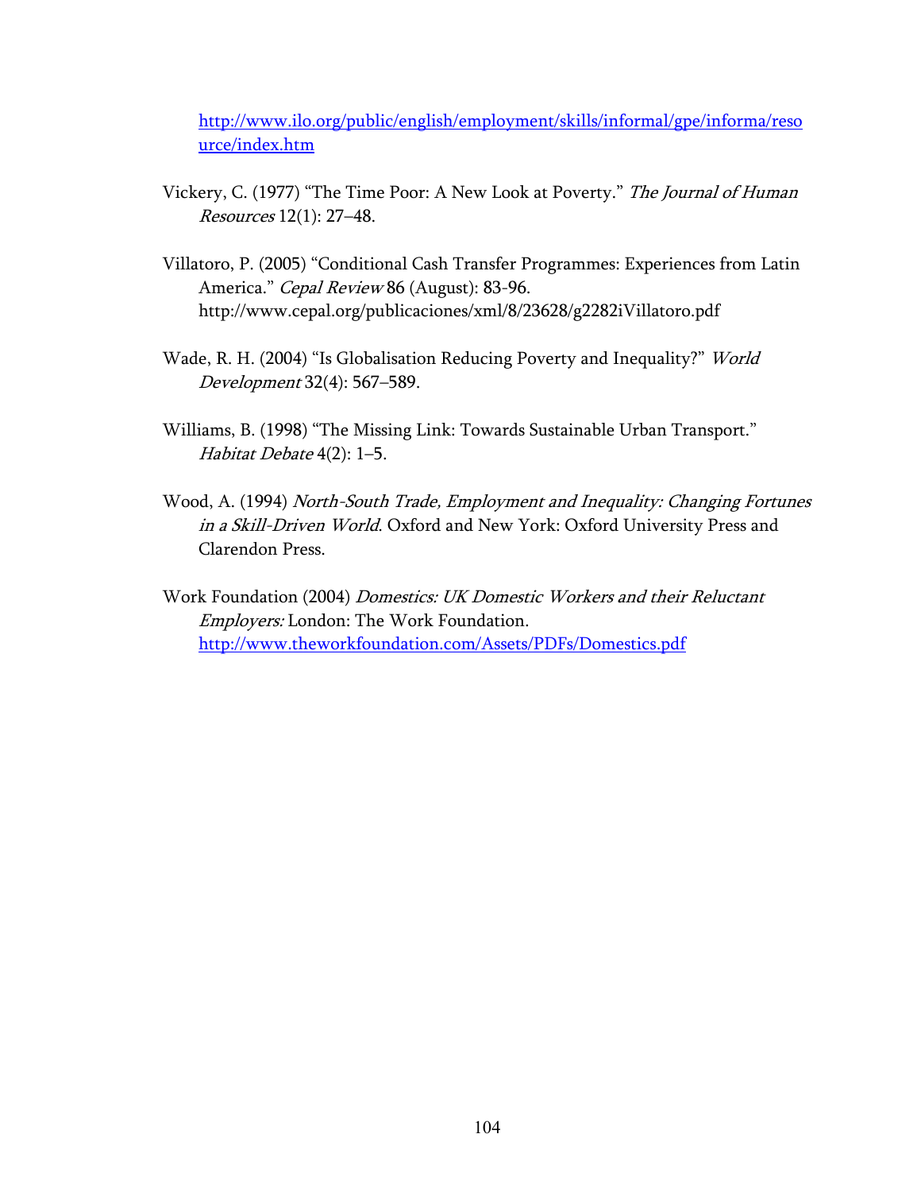http://www.ilo.org/public/english/employment/skills/informal/gpe/informa/resource/index.htm

Vickery, C. (1977) "The Time Poor: A New Look at Poverty." *The Journal of Human Resources* 12(1): 27–48.

Villatoro, P. (2005) "Conditional Cash Transfer Programmes: Experiences from Latin America." *Cepal Review* 86 (August): 83-96. http://www.cepal.org/publicaciones/xml/8/23628/g2282iVillatoro.pdf

Wade, R. H. (2004) "Is Globalisation Reducing Poverty and Inequality?" *World Development* 32(4): 567–589.

Williams, B. (1998) "The Missing Link: Towards Sustainable Urban Transport." *Habitat Debate* 4(2): 1–5.

Wood, A. (1994) *North-South Trade, Employment and Inequality: Changing Fortunes in a Skill-Driven World*. Oxford and New York: Oxford University Press and Clarendon Press.

Work Foundation (2004) *Domestics: UK Domestic Workers and their Reluctant Employers:* London: The Work Foundation. http://www.theworkfoundation.com/Assets/PDFs/Domestics.pdf